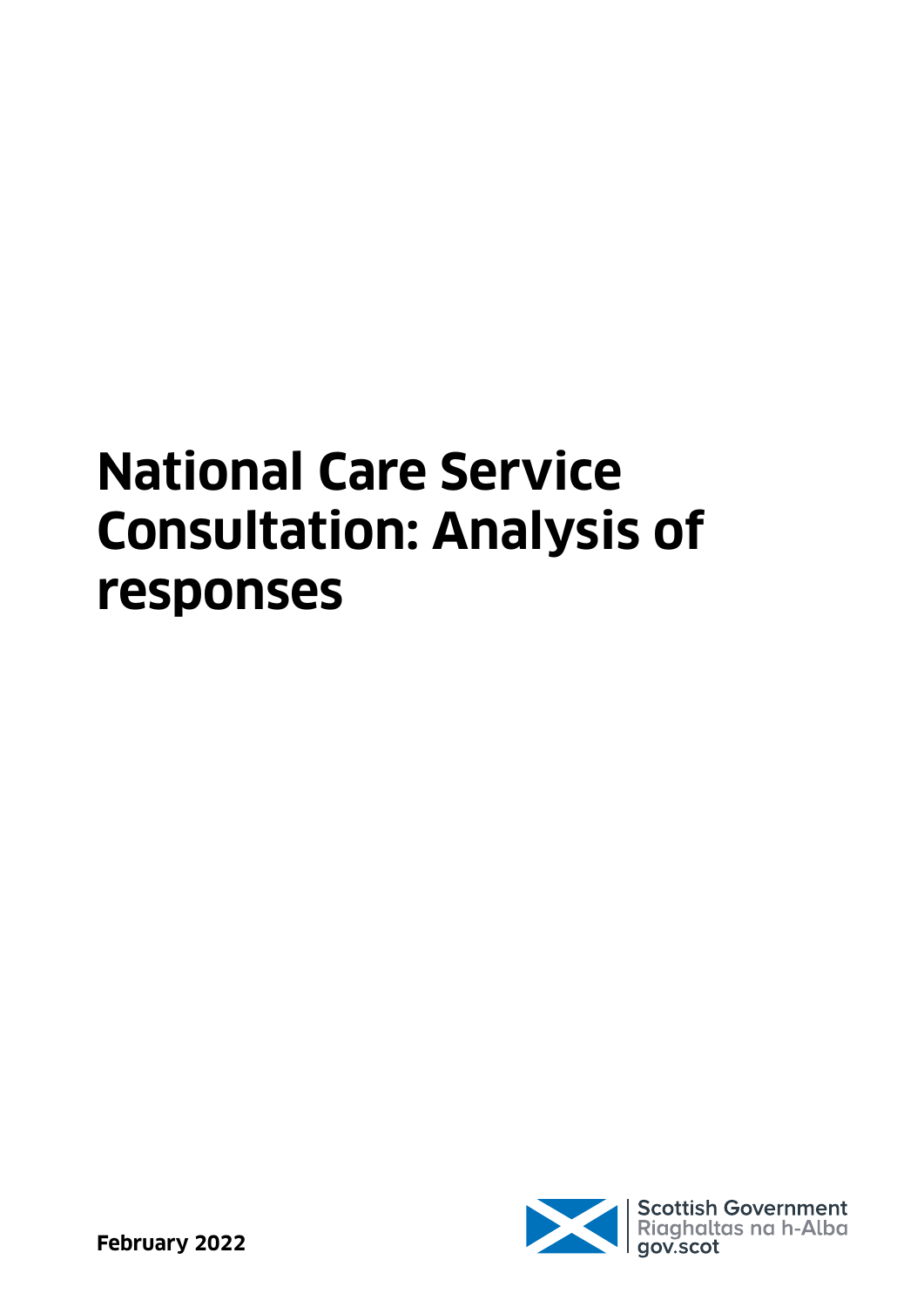# National Care Service Consultation: Analysis of responses

**February 2022**

Scottish Government
Riaghaltas na h-Alba
gov.scot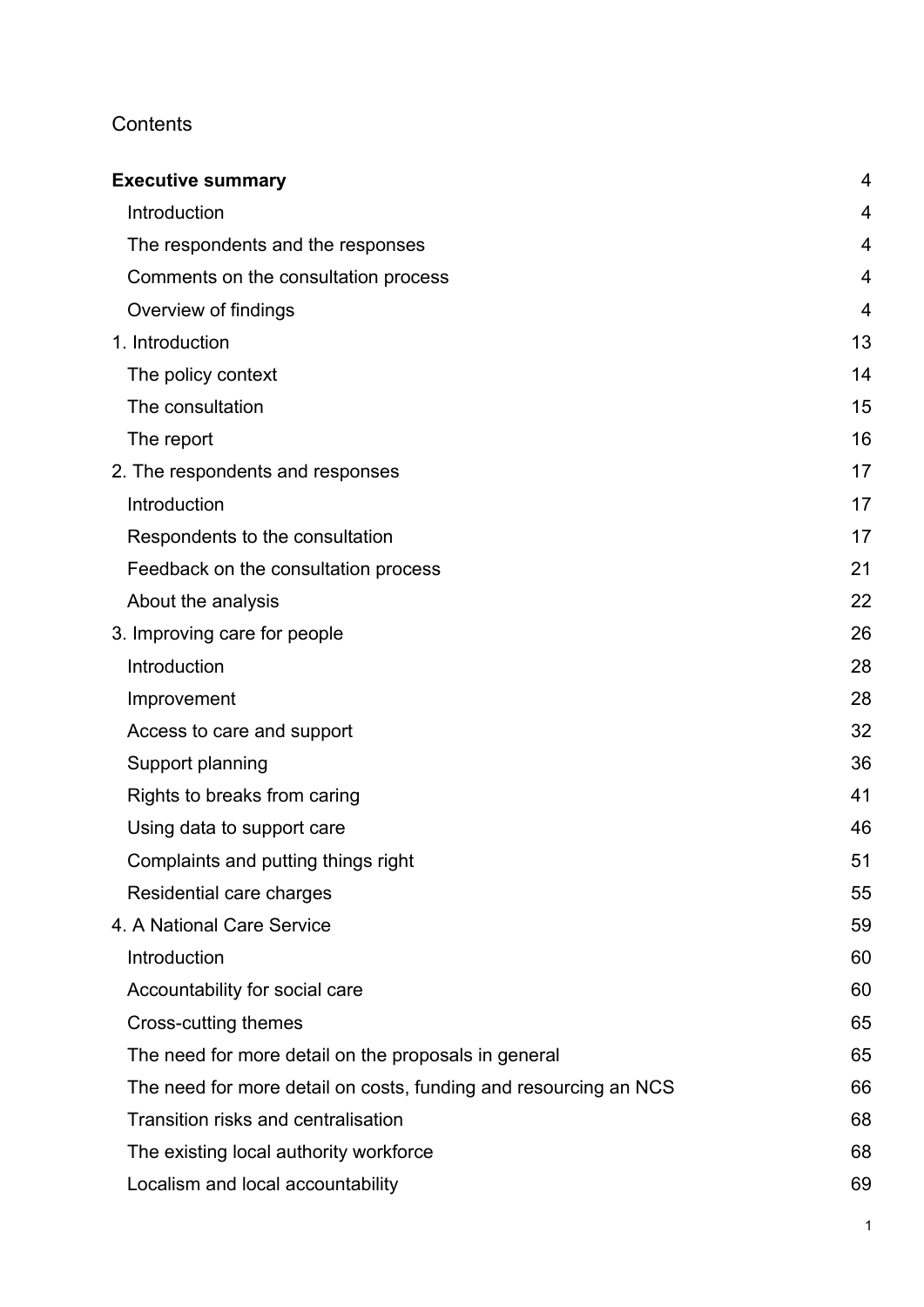# Contents

| | |
|---|---|
| **Executive summary** | 4 |
| Introduction | 4 |
| The respondents and the responses | 4 |
| Comments on the consultation process | 4 |
| Overview of findings | 4 |
| 1. Introduction | 13 |
| The policy context | 14 |
| The consultation | 15 |
| The report | 16 |
| 2. The respondents and responses | 17 |
| Introduction | 17 |
| Respondents to the consultation | 17 |
| Feedback on the consultation process | 21 |
| About the analysis | 22 |
| 3. Improving care for people | 26 |
| Introduction | 28 |
| Improvement | 28 |
| Access to care and support | 32 |
| Support planning | 36 |
| Rights to breaks from caring | 41 |
| Using data to support care | 46 |
| Complaints and putting things right | 51 |
| Residential care charges | 55 |
| 4. A National Care Service | 59 |
| Introduction | 60 |
| Accountability for social care | 60 |
| Cross-cutting themes | 65 |
| The need for more detail on the proposals in general | 65 |
| The need for more detail on costs, funding and resourcing an NCS | 66 |
| Transition risks and centralisation | 68 |
| The existing local authority workforce | 68 |
| Localism and local accountability | 69 |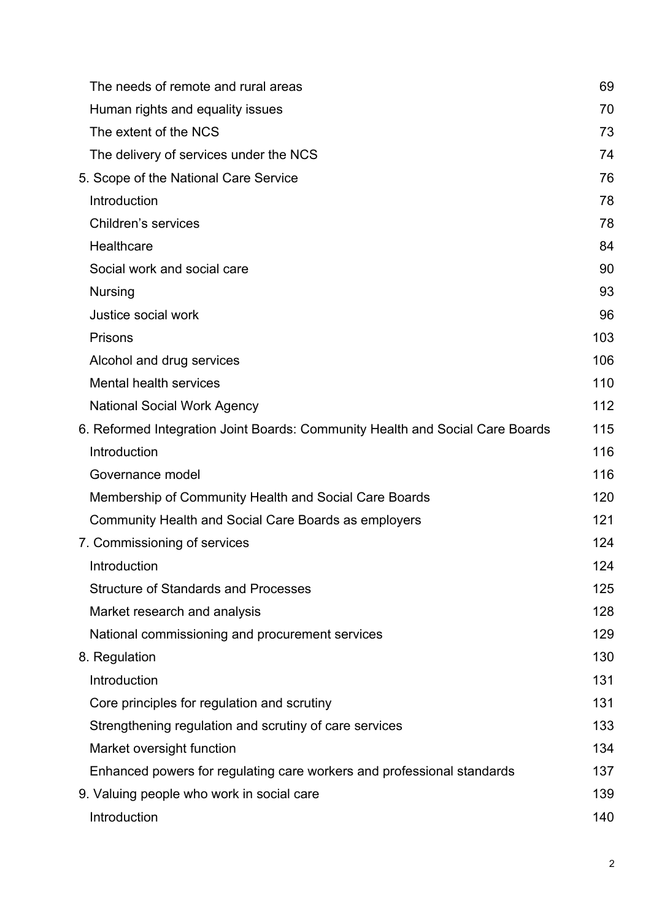| | |
|---|---|
| The needs of remote and rural areas | 69 |
| Human rights and equality issues | 70 |
| The extent of the NCS | 73 |
| The delivery of services under the NCS | 74 |
| 5. Scope of the National Care Service | 76 |
| Introduction | 78 |
| Children's services | 78 |
| Healthcare | 84 |
| Social work and social care | 90 |
| Nursing | 93 |
| Justice social work | 96 |
| Prisons | 103 |
| Alcohol and drug services | 106 |
| Mental health services | 110 |
| National Social Work Agency | 112 |
| 6. Reformed Integration Joint Boards: Community Health and Social Care Boards | 115 |
| Introduction | 116 |
| Governance model | 116 |
| Membership of Community Health and Social Care Boards | 120 |
| Community Health and Social Care Boards as employers | 121 |
| 7. Commissioning of services | 124 |
| Introduction | 124 |
| Structure of Standards and Processes | 125 |
| Market research and analysis | 128 |
| National commissioning and procurement services | 129 |
| 8. Regulation | 130 |
| Introduction | 131 |
| Core principles for regulation and scrutiny | 131 |
| Strengthening regulation and scrutiny of care services | 133 |
| Market oversight function | 134 |
| Enhanced powers for regulating care workers and professional standards | 137 |
| 9. Valuing people who work in social care | 139 |
| Introduction | 140 |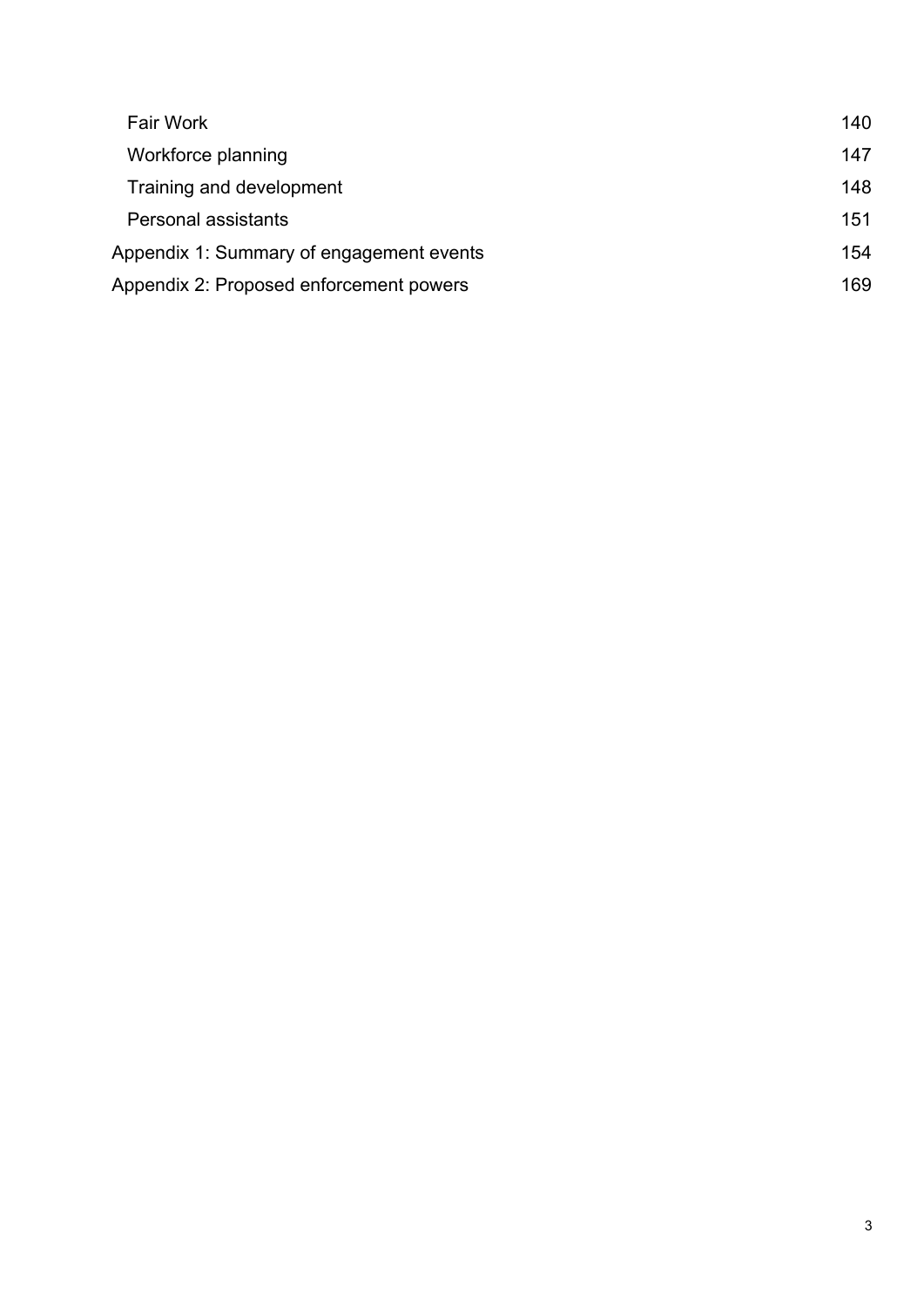| | |
|---|---|
| Fair Work | 140 |
| Workforce planning | 147 |
| Training and development | 148 |
| Personal assistants | 151 |
| Appendix 1: Summary of engagement events | 154 |
| Appendix 2: Proposed enforcement powers | 169 |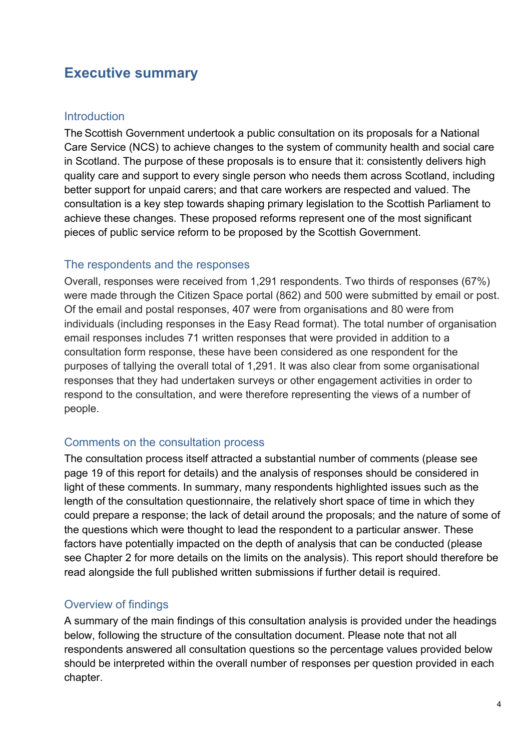# Executive summary

## Introduction

The Scottish Government undertook a public consultation on its proposals for a National Care Service (NCS) to achieve changes to the system of community health and social care in Scotland. The purpose of these proposals is to ensure that it: consistently delivers high quality care and support to every single person who needs them across Scotland, including better support for unpaid carers; and that care workers are respected and valued. The consultation is a key step towards shaping primary legislation to the Scottish Parliament to achieve these changes. These proposed reforms represent one of the most significant pieces of public service reform to be proposed by the Scottish Government.

## The respondents and the responses

Overall, responses were received from 1,291 respondents. Two thirds of responses (67%) were made through the Citizen Space portal (862) and 500 were submitted by email or post. Of the email and postal responses, 407 were from organisations and 80 were from individuals (including responses in the Easy Read format). The total number of organisation email responses includes 71 written responses that were provided in addition to a consultation form response, these have been considered as one respondent for the purposes of tallying the overall total of 1,291. It was also clear from some organisational responses that they had undertaken surveys or other engagement activities in order to respond to the consultation, and were therefore representing the views of a number of people.

## Comments on the consultation process

The consultation process itself attracted a substantial number of comments (please see page 19 of this report for details) and the analysis of responses should be considered in light of these comments. In summary, many respondents highlighted issues such as the length of the consultation questionnaire, the relatively short space of time in which they could prepare a response; the lack of detail around the proposals; and the nature of some of the questions which were thought to lead the respondent to a particular answer. These factors have potentially impacted on the depth of analysis that can be conducted (please see Chapter 2 for more details on the limits on the analysis). This report should therefore be read alongside the full published written submissions if further detail is required.

## Overview of findings

A summary of the main findings of this consultation analysis is provided under the headings below, following the structure of the consultation document. Please note that not all respondents answered all consultation questions so the percentage values provided below should be interpreted within the overall number of responses per question provided in each chapter.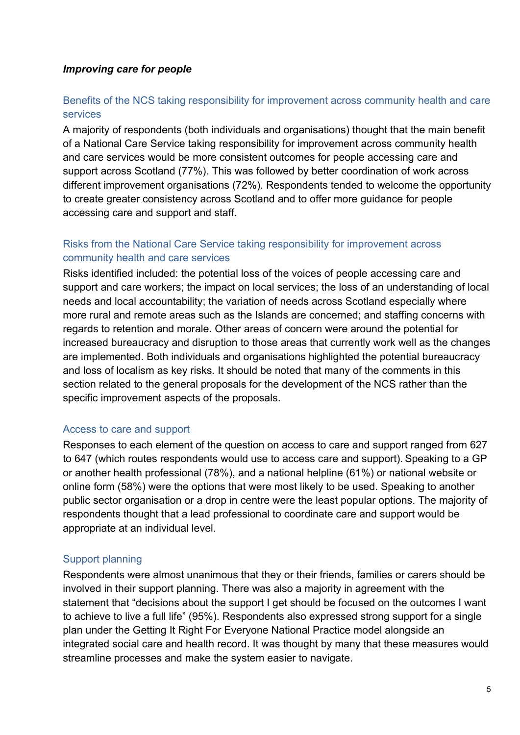***Improving care for people***

### Benefits of the NCS taking responsibility for improvement across community health and care services

A majority of respondents (both individuals and organisations) thought that the main benefit of a National Care Service taking responsibility for improvement across community health and care services would be more consistent outcomes for people accessing care and support across Scotland (77%). This was followed by better coordination of work across different improvement organisations (72%). Respondents tended to welcome the opportunity to create greater consistency across Scotland and to offer more guidance for people accessing care and support and staff.

### Risks from the National Care Service taking responsibility for improvement across community health and care services

Risks identified included: the potential loss of the voices of people accessing care and support and care workers; the impact on local services; the loss of an understanding of local needs and local accountability; the variation of needs across Scotland especially where more rural and remote areas such as the Islands are concerned; and staffing concerns with regards to retention and morale. Other areas of concern were around the potential for increased bureaucracy and disruption to those areas that currently work well as the changes are implemented. Both individuals and organisations highlighted the potential bureaucracy and loss of localism as key risks. It should be noted that many of the comments in this section related to the general proposals for the development of the NCS rather than the specific improvement aspects of the proposals.

### Access to care and support

Responses to each element of the question on access to care and support ranged from 627 to 647 (which routes respondents would use to access care and support). Speaking to a GP or another health professional (78%), and a national helpline (61%) or national website or online form (58%) were the options that were most likely to be used. Speaking to another public sector organisation or a drop in centre were the least popular options. The majority of respondents thought that a lead professional to coordinate care and support would be appropriate at an individual level.

### Support planning

Respondents were almost unanimous that they or their friends, families or carers should be involved in their support planning. There was also a majority in agreement with the statement that "decisions about the support I get should be focused on the outcomes I want to achieve to live a full life" (95%). Respondents also expressed strong support for a single plan under the Getting It Right For Everyone National Practice model alongside an integrated social care and health record. It was thought by many that these measures would streamline processes and make the system easier to navigate.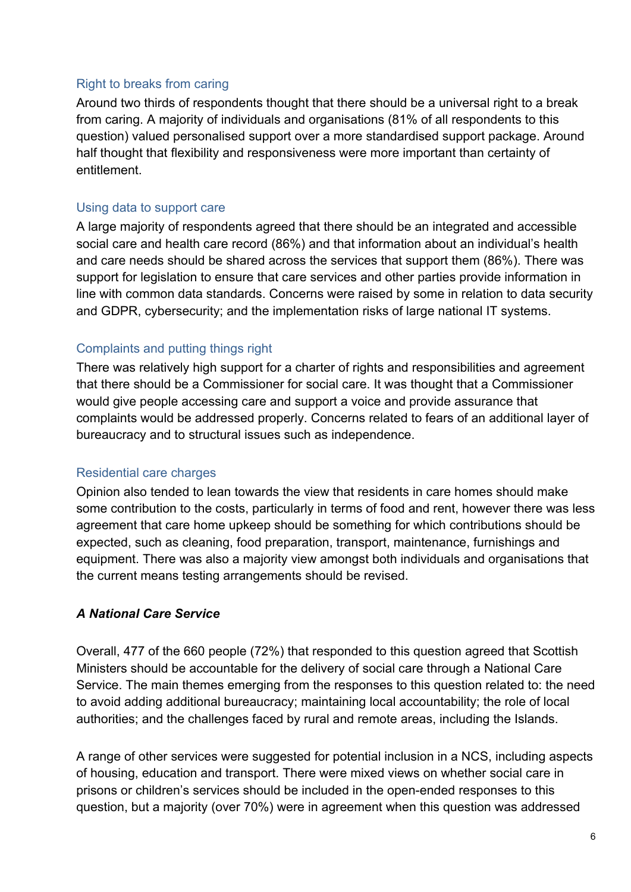### Right to breaks from caring

Around two thirds of respondents thought that there should be a universal right to a break from caring. A majority of individuals and organisations (81% of all respondents to this question) valued personalised support over a more standardised support package. Around half thought that flexibility and responsiveness were more important than certainty of entitlement.

### Using data to support care

A large majority of respondents agreed that there should be an integrated and accessible social care and health care record (86%) and that information about an individual's health and care needs should be shared across the services that support them (86%). There was support for legislation to ensure that care services and other parties provide information in line with common data standards. Concerns were raised by some in relation to data security and GDPR, cybersecurity; and the implementation risks of large national IT systems.

### Complaints and putting things right

There was relatively high support for a charter of rights and responsibilities and agreement that there should be a Commissioner for social care. It was thought that a Commissioner would give people accessing care and support a voice and provide assurance that complaints would be addressed properly. Concerns related to fears of an additional layer of bureaucracy and to structural issues such as independence.

### Residential care charges

Opinion also tended to lean towards the view that residents in care homes should make some contribution to the costs, particularly in terms of food and rent, however there was less agreement that care home upkeep should be something for which contributions should be expected, such as cleaning, food preparation, transport, maintenance, furnishings and equipment. There was also a majority view amongst both individuals and organisations that the current means testing arrangements should be revised.

***A National Care Service***

Overall, 477 of the 660 people (72%) that responded to this question agreed that Scottish Ministers should be accountable for the delivery of social care through a National Care Service. The main themes emerging from the responses to this question related to: the need to avoid adding additional bureaucracy; maintaining local accountability; the role of local authorities; and the challenges faced by rural and remote areas, including the Islands.

A range of other services were suggested for potential inclusion in a NCS, including aspects of housing, education and transport. There were mixed views on whether social care in prisons or children's services should be included in the open-ended responses to this question, but a majority (over 70%) were in agreement when this question was addressed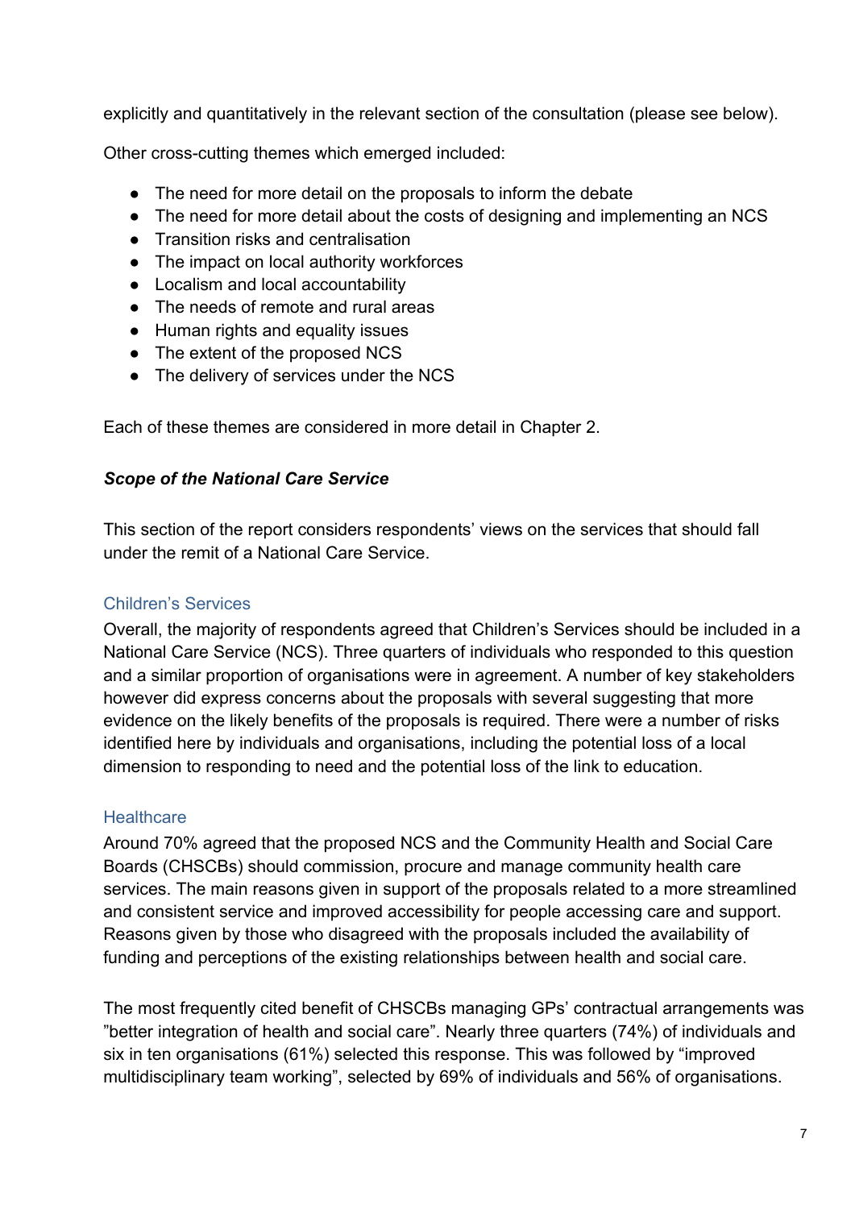explicitly and quantitatively in the relevant section of the consultation (please see below).

Other cross-cutting themes which emerged included:

- The need for more detail on the proposals to inform the debate
- The need for more detail about the costs of designing and implementing an NCS
- Transition risks and centralisation
- The impact on local authority workforces
- Localism and local accountability
- The needs of remote and rural areas
- Human rights and equality issues
- The extent of the proposed NCS
- The delivery of services under the NCS

Each of these themes are considered in more detail in Chapter 2.

***Scope of the National Care Service***

This section of the report considers respondents' views on the services that should fall under the remit of a National Care Service.

### Children's Services

Overall, the majority of respondents agreed that Children's Services should be included in a National Care Service (NCS). Three quarters of individuals who responded to this question and a similar proportion of organisations were in agreement. A number of key stakeholders however did express concerns about the proposals with several suggesting that more evidence on the likely benefits of the proposals is required. There were a number of risks identified here by individuals and organisations, including the potential loss of a local dimension to responding to need and the potential loss of the link to education.

### Healthcare

Around 70% agreed that the proposed NCS and the Community Health and Social Care Boards (CHSCBs) should commission, procure and manage community health care services. The main reasons given in support of the proposals related to a more streamlined and consistent service and improved accessibility for people accessing care and support. Reasons given by those who disagreed with the proposals included the availability of funding and perceptions of the existing relationships between health and social care.

The most frequently cited benefit of CHSCBs managing GPs' contractual arrangements was "better integration of health and social care". Nearly three quarters (74%) of individuals and six in ten organisations (61%) selected this response. This was followed by "improved multidisciplinary team working", selected by 69% of individuals and 56% of organisations.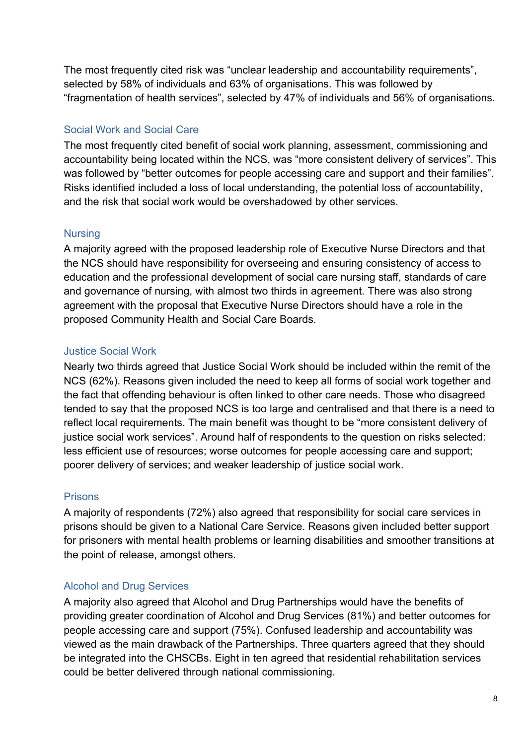The most frequently cited risk was "unclear leadership and accountability requirements", selected by 58% of individuals and 63% of organisations. This was followed by "fragmentation of health services", selected by 47% of individuals and 56% of organisations.

### Social Work and Social Care

The most frequently cited benefit of social work planning, assessment, commissioning and accountability being located within the NCS, was "more consistent delivery of services". This was followed by "better outcomes for people accessing care and support and their families". Risks identified included a loss of local understanding, the potential loss of accountability, and the risk that social work would be overshadowed by other services.

### Nursing

A majority agreed with the proposed leadership role of Executive Nurse Directors and that the NCS should have responsibility for overseeing and ensuring consistency of access to education and the professional development of social care nursing staff, standards of care and governance of nursing, with almost two thirds in agreement. There was also strong agreement with the proposal that Executive Nurse Directors should have a role in the proposed Community Health and Social Care Boards.

### Justice Social Work

Nearly two thirds agreed that Justice Social Work should be included within the remit of the NCS (62%). Reasons given included the need to keep all forms of social work together and the fact that offending behaviour is often linked to other care needs. Those who disagreed tended to say that the proposed NCS is too large and centralised and that there is a need to reflect local requirements. The main benefit was thought to be "more consistent delivery of justice social work services". Around half of respondents to the question on risks selected: less efficient use of resources; worse outcomes for people accessing care and support; poorer delivery of services; and weaker leadership of justice social work.

### Prisons

A majority of respondents (72%) also agreed that responsibility for social care services in prisons should be given to a National Care Service. Reasons given included better support for prisoners with mental health problems or learning disabilities and smoother transitions at the point of release, amongst others.

### Alcohol and Drug Services

A majority also agreed that Alcohol and Drug Partnerships would have the benefits of providing greater coordination of Alcohol and Drug Services (81%) and better outcomes for people accessing care and support (75%). Confused leadership and accountability was viewed as the main drawback of the Partnerships. Three quarters agreed that they should be integrated into the CHSCBs. Eight in ten agreed that residential rehabilitation services could be better delivered through national commissioning.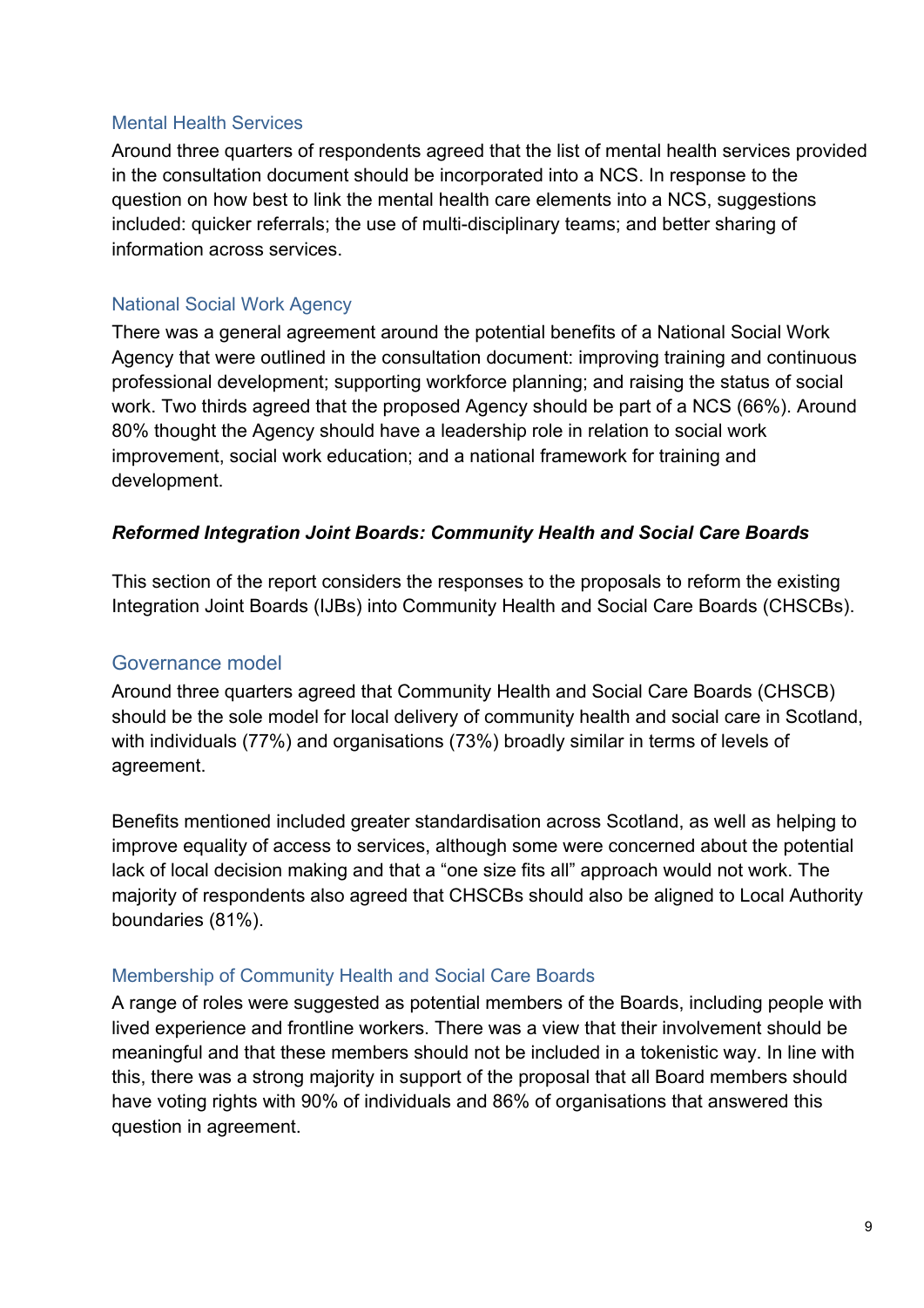### Mental Health Services

Around three quarters of respondents agreed that the list of mental health services provided in the consultation document should be incorporated into a NCS. In response to the question on how best to link the mental health care elements into a NCS, suggestions included: quicker referrals; the use of multi-disciplinary teams; and better sharing of information across services.

### National Social Work Agency

There was a general agreement around the potential benefits of a National Social Work Agency that were outlined in the consultation document: improving training and continuous professional development; supporting workforce planning; and raising the status of social work. Two thirds agreed that the proposed Agency should be part of a NCS (66%). Around 80% thought the Agency should have a leadership role in relation to social work improvement, social work education; and a national framework for training and development.

## ***Reformed Integration Joint Boards: Community Health and Social Care Boards***

This section of the report considers the responses to the proposals to reform the existing Integration Joint Boards (IJBs) into Community Health and Social Care Boards (CHSCBs).

### Governance model

Around three quarters agreed that Community Health and Social Care Boards (CHSCB) should be the sole model for local delivery of community health and social care in Scotland, with individuals (77%) and organisations (73%) broadly similar in terms of levels of agreement.

Benefits mentioned included greater standardisation across Scotland, as well as helping to improve equality of access to services, although some were concerned about the potential lack of local decision making and that a “one size fits all” approach would not work. The majority of respondents also agreed that CHSCBs should also be aligned to Local Authority boundaries (81%).

### Membership of Community Health and Social Care Boards

A range of roles were suggested as potential members of the Boards, including people with lived experience and frontline workers. There was a view that their involvement should be meaningful and that these members should not be included in a tokenistic way. In line with this, there was a strong majority in support of the proposal that all Board members should have voting rights with 90% of individuals and 86% of organisations that answered this question in agreement.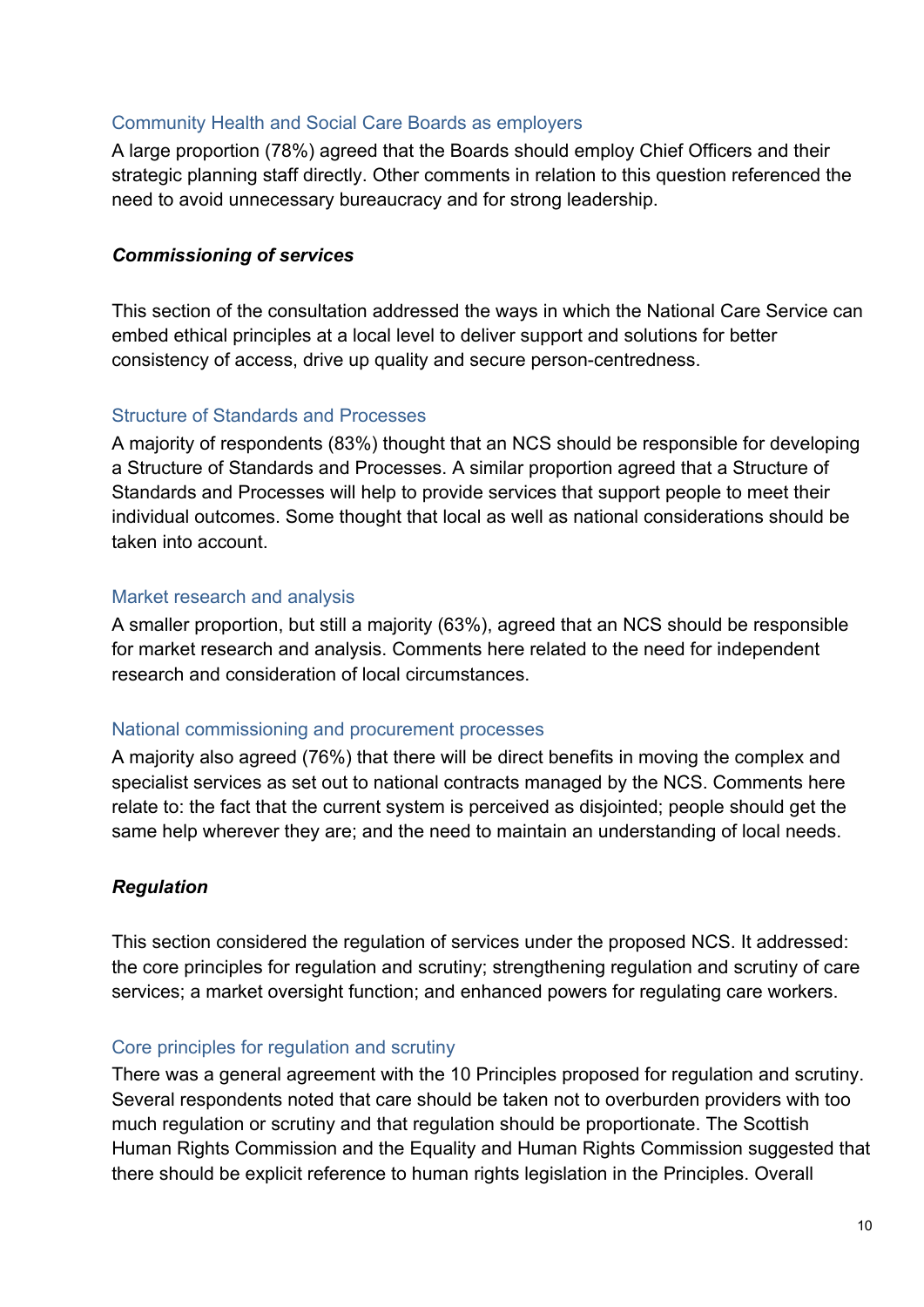#### Community Health and Social Care Boards as employers

A large proportion (78%) agreed that the Boards should employ Chief Officers and their strategic planning staff directly. Other comments in relation to this question referenced the need to avoid unnecessary bureaucracy and for strong leadership.

### ***Commissioning of services***

This section of the consultation addressed the ways in which the National Care Service can embed ethical principles at a local level to deliver support and solutions for better consistency of access, drive up quality and secure person-centredness.

#### Structure of Standards and Processes

A majority of respondents (83%) thought that an NCS should be responsible for developing a Structure of Standards and Processes. A similar proportion agreed that a Structure of Standards and Processes will help to provide services that support people to meet their individual outcomes. Some thought that local as well as national considerations should be taken into account.

#### Market research and analysis

A smaller proportion, but still a majority (63%), agreed that an NCS should be responsible for market research and analysis. Comments here related to the need for independent research and consideration of local circumstances.

#### National commissioning and procurement processes

A majority also agreed (76%) that there will be direct benefits in moving the complex and specialist services as set out to national contracts managed by the NCS. Comments here relate to: the fact that the current system is perceived as disjointed; people should get the same help wherever they are; and the need to maintain an understanding of local needs.

### ***Regulation***

This section considered the regulation of services under the proposed NCS. It addressed: the core principles for regulation and scrutiny; strengthening regulation and scrutiny of care services; a market oversight function; and enhanced powers for regulating care workers.

#### Core principles for regulation and scrutiny

There was a general agreement with the 10 Principles proposed for regulation and scrutiny. Several respondents noted that care should be taken not to overburden providers with too much regulation or scrutiny and that regulation should be proportionate. The Scottish Human Rights Commission and the Equality and Human Rights Commission suggested that there should be explicit reference to human rights legislation in the Principles. Overall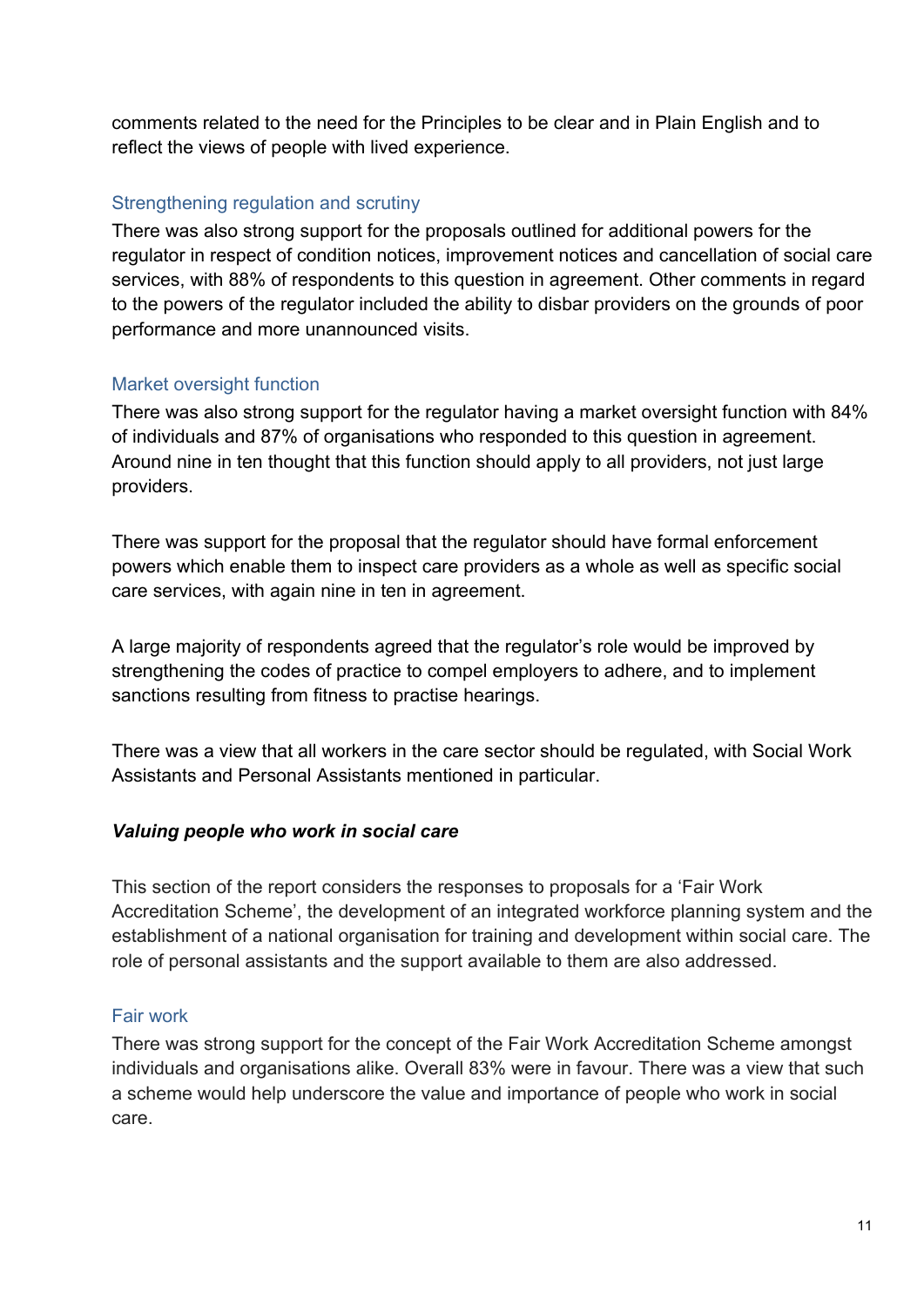comments related to the need for the Principles to be clear and in Plain English and to reflect the views of people with lived experience.

### Strengthening regulation and scrutiny

There was also strong support for the proposals outlined for additional powers for the regulator in respect of condition notices, improvement notices and cancellation of social care services, with 88% of respondents to this question in agreement. Other comments in regard to the powers of the regulator included the ability to disbar providers on the grounds of poor performance and more unannounced visits.

### Market oversight function

There was also strong support for the regulator having a market oversight function with 84% of individuals and 87% of organisations who responded to this question in agreement. Around nine in ten thought that this function should apply to all providers, not just large providers.

There was support for the proposal that the regulator should have formal enforcement powers which enable them to inspect care providers as a whole as well as specific social care services, with again nine in ten in agreement.

A large majority of respondents agreed that the regulator's role would be improved by strengthening the codes of practice to compel employers to adhere, and to implement sanctions resulting from fitness to practise hearings.

There was a view that all workers in the care sector should be regulated, with Social Work Assistants and Personal Assistants mentioned in particular.

## *Valuing people who work in social care*

This section of the report considers the responses to proposals for a 'Fair Work Accreditation Scheme', the development of an integrated workforce planning system and the establishment of a national organisation for training and development within social care. The role of personal assistants and the support available to them are also addressed.

### Fair work

There was strong support for the concept of the Fair Work Accreditation Scheme amongst individuals and organisations alike. Overall 83% were in favour. There was a view that such a scheme would help underscore the value and importance of people who work in social care.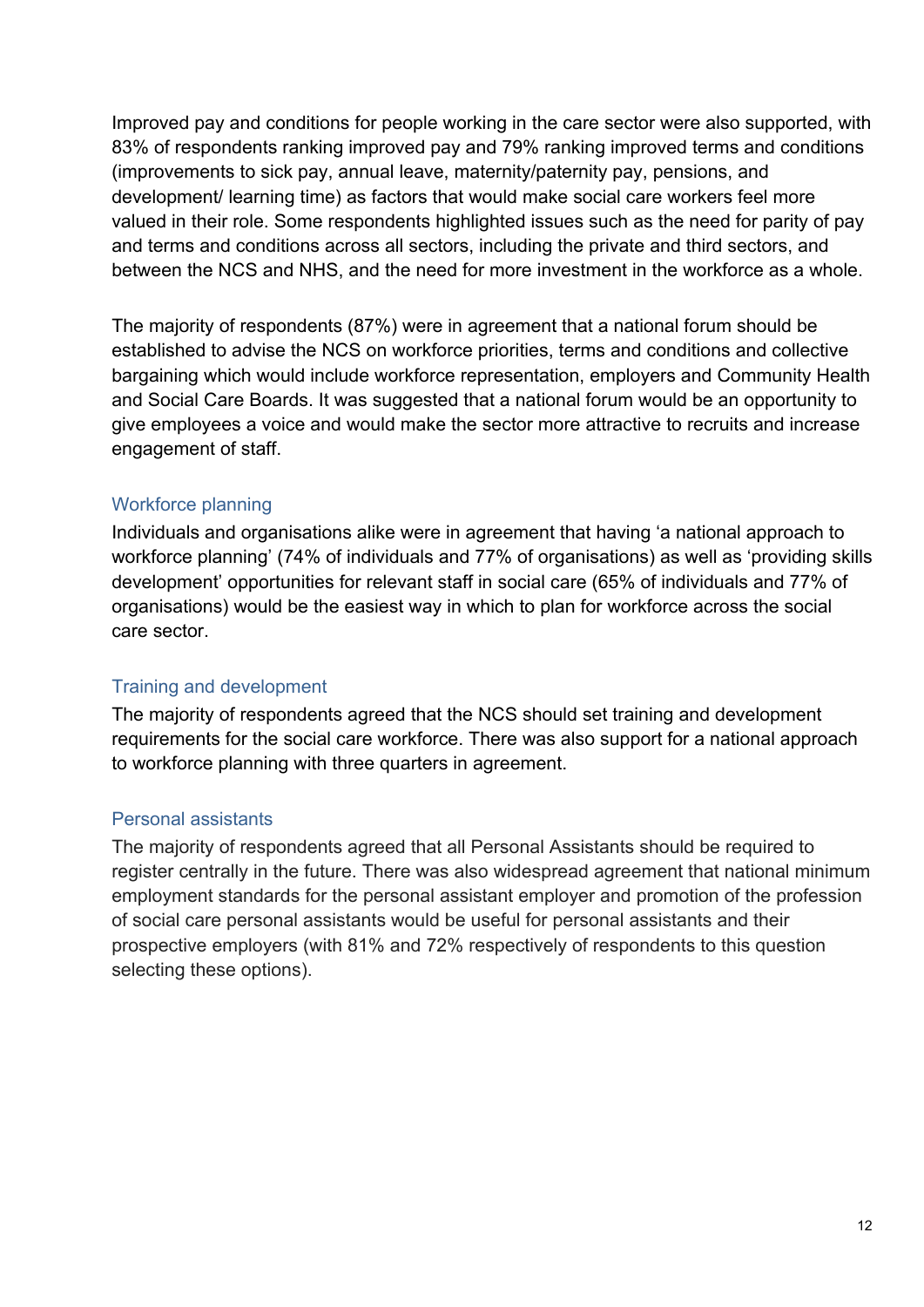Improved pay and conditions for people working in the care sector were also supported, with 83% of respondents ranking improved pay and 79% ranking improved terms and conditions (improvements to sick pay, annual leave, maternity/paternity pay, pensions, and development/ learning time) as factors that would make social care workers feel more valued in their role. Some respondents highlighted issues such as the need for parity of pay and terms and conditions across all sectors, including the private and third sectors, and between the NCS and NHS, and the need for more investment in the workforce as a whole.

The majority of respondents (87%) were in agreement that a national forum should be established to advise the NCS on workforce priorities, terms and conditions and collective bargaining which would include workforce representation, employers and Community Health and Social Care Boards. It was suggested that a national forum would be an opportunity to give employees a voice and would make the sector more attractive to recruits and increase engagement of staff.

### Workforce planning

Individuals and organisations alike were in agreement that having 'a national approach to workforce planning' (74% of individuals and 77% of organisations) as well as 'providing skills development' opportunities for relevant staff in social care (65% of individuals and 77% of organisations) would be the easiest way in which to plan for workforce across the social care sector.

### Training and development

The majority of respondents agreed that the NCS should set training and development requirements for the social care workforce. There was also support for a national approach to workforce planning with three quarters in agreement.

### Personal assistants

The majority of respondents agreed that all Personal Assistants should be required to register centrally in the future. There was also widespread agreement that national minimum employment standards for the personal assistant employer and promotion of the profession of social care personal assistants would be useful for personal assistants and their prospective employers (with 81% and 72% respectively of respondents to this question selecting these options).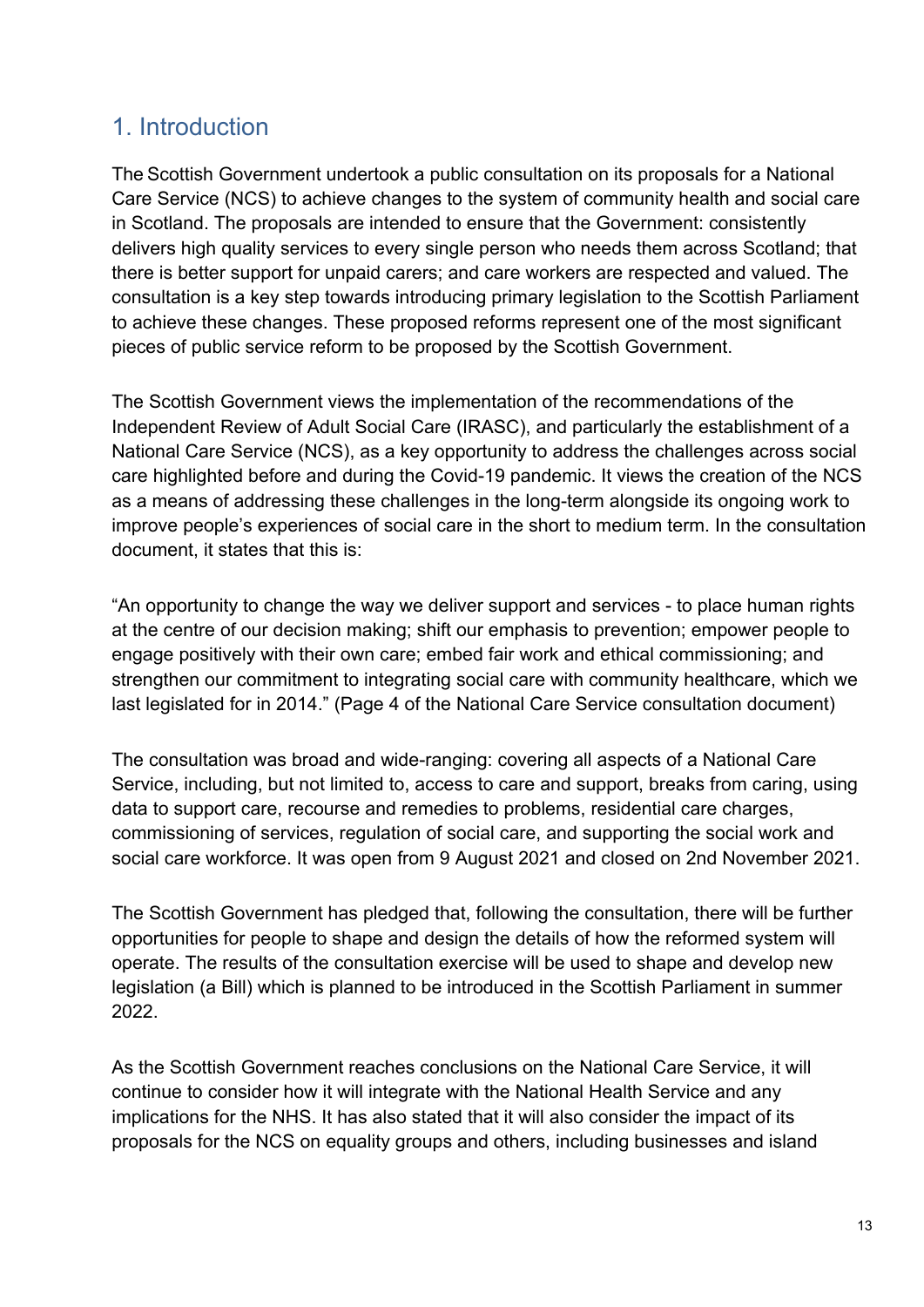## 1. Introduction

The Scottish Government undertook a public consultation on its proposals for a National Care Service (NCS) to achieve changes to the system of community health and social care in Scotland. The proposals are intended to ensure that the Government: consistently delivers high quality services to every single person who needs them across Scotland; that there is better support for unpaid carers; and care workers are respected and valued. The consultation is a key step towards introducing primary legislation to the Scottish Parliament to achieve these changes. These proposed reforms represent one of the most significant pieces of public service reform to be proposed by the Scottish Government.

The Scottish Government views the implementation of the recommendations of the Independent Review of Adult Social Care (IRASC), and particularly the establishment of a National Care Service (NCS), as a key opportunity to address the challenges across social care highlighted before and during the Covid-19 pandemic. It views the creation of the NCS as a means of addressing these challenges in the long-term alongside its ongoing work to improve people's experiences of social care in the short to medium term. In the consultation document, it states that this is:

"An opportunity to change the way we deliver support and services - to place human rights at the centre of our decision making; shift our emphasis to prevention; empower people to engage positively with their own care; embed fair work and ethical commissioning; and strengthen our commitment to integrating social care with community healthcare, which we last legislated for in 2014." (Page 4 of the National Care Service consultation document)

The consultation was broad and wide-ranging: covering all aspects of a National Care Service, including, but not limited to, access to care and support, breaks from caring, using data to support care, recourse and remedies to problems, residential care charges, commissioning of services, regulation of social care, and supporting the social work and social care workforce. It was open from 9 August 2021 and closed on 2nd November 2021.

The Scottish Government has pledged that, following the consultation, there will be further opportunities for people to shape and design the details of how the reformed system will operate. The results of the consultation exercise will be used to shape and develop new legislation (a Bill) which is planned to be introduced in the Scottish Parliament in summer 2022.

As the Scottish Government reaches conclusions on the National Care Service, it will continue to consider how it will integrate with the National Health Service and any implications for the NHS. It has also stated that it will also consider the impact of its proposals for the NCS on equality groups and others, including businesses and island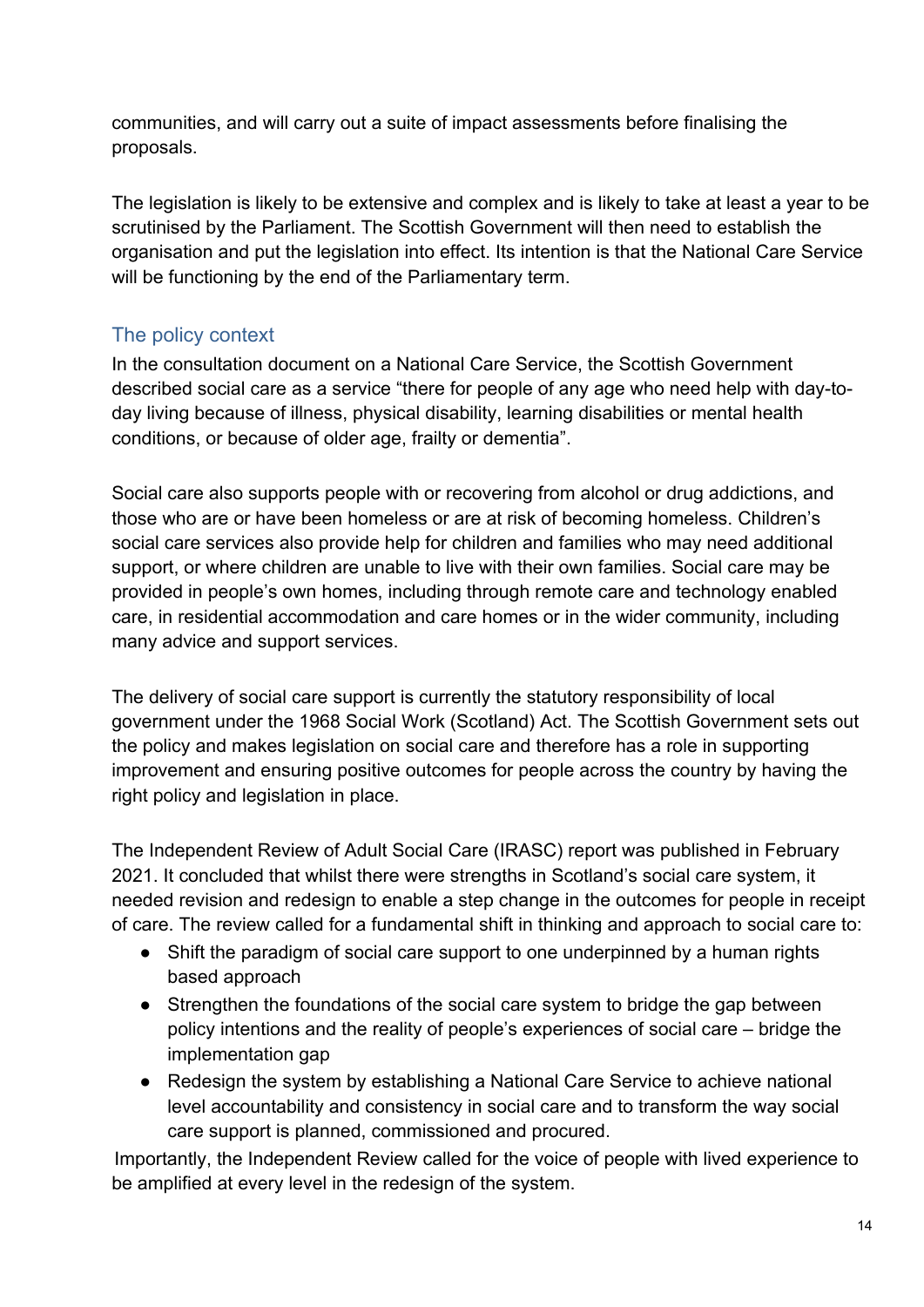communities, and will carry out a suite of impact assessments before finalising the proposals.

The legislation is likely to be extensive and complex and is likely to take at least a year to be scrutinised by the Parliament. The Scottish Government will then need to establish the organisation and put the legislation into effect. Its intention is that the National Care Service will be functioning by the end of the Parliamentary term.

## The policy context

In the consultation document on a National Care Service, the Scottish Government described social care as a service "there for people of any age who need help with day-to-day living because of illness, physical disability, learning disabilities or mental health conditions, or because of older age, frailty or dementia".

Social care also supports people with or recovering from alcohol or drug addictions, and those who are or have been homeless or are at risk of becoming homeless. Children's social care services also provide help for children and families who may need additional support, or where children are unable to live with their own families. Social care may be provided in people's own homes, including through remote care and technology enabled care, in residential accommodation and care homes or in the wider community, including many advice and support services.

The delivery of social care support is currently the statutory responsibility of local government under the 1968 Social Work (Scotland) Act. The Scottish Government sets out the policy and makes legislation on social care and therefore has a role in supporting improvement and ensuring positive outcomes for people across the country by having the right policy and legislation in place.

The Independent Review of Adult Social Care (IRASC) report was published in February 2021. It concluded that whilst there were strengths in Scotland's social care system, it needed revision and redesign to enable a step change in the outcomes for people in receipt of care. The review called for a fundamental shift in thinking and approach to social care to:

- Shift the paradigm of social care support to one underpinned by a human rights based approach
- Strengthen the foundations of the social care system to bridge the gap between policy intentions and the reality of people's experiences of social care – bridge the implementation gap
- Redesign the system by establishing a National Care Service to achieve national level accountability and consistency in social care and to transform the way social care support is planned, commissioned and procured.

Importantly, the Independent Review called for the voice of people with lived experience to be amplified at every level in the redesign of the system.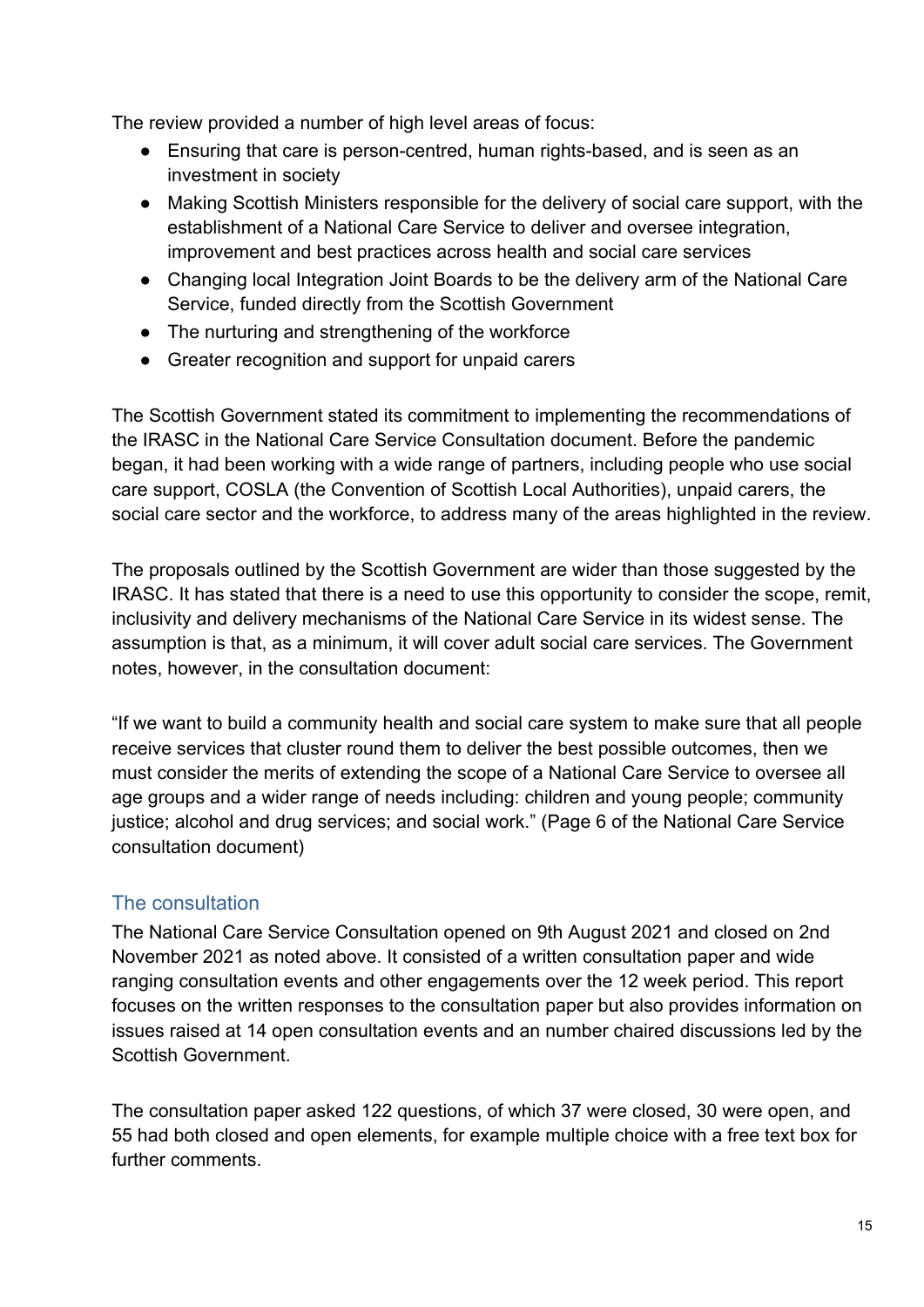The review provided a number of high level areas of focus:

- Ensuring that care is person-centred, human rights-based, and is seen as an investment in society
- Making Scottish Ministers responsible for the delivery of social care support, with the establishment of a National Care Service to deliver and oversee integration, improvement and best practices across health and social care services
- Changing local Integration Joint Boards to be the delivery arm of the National Care Service, funded directly from the Scottish Government
- The nurturing and strengthening of the workforce
- Greater recognition and support for unpaid carers

The Scottish Government stated its commitment to implementing the recommendations of the IRASC in the National Care Service Consultation document. Before the pandemic began, it had been working with a wide range of partners, including people who use social care support, COSLA (the Convention of Scottish Local Authorities), unpaid carers, the social care sector and the workforce, to address many of the areas highlighted in the review.

The proposals outlined by the Scottish Government are wider than those suggested by the IRASC. It has stated that there is a need to use this opportunity to consider the scope, remit, inclusivity and delivery mechanisms of the National Care Service in its widest sense. The assumption is that, as a minimum, it will cover adult social care services. The Government notes, however, in the consultation document:

"If we want to build a community health and social care system to make sure that all people receive services that cluster round them to deliver the best possible outcomes, then we must consider the merits of extending the scope of a National Care Service to oversee all age groups and a wider range of needs including: children and young people; community justice; alcohol and drug services; and social work." (Page 6 of the National Care Service consultation document)

## The consultation

The National Care Service Consultation opened on 9th August 2021 and closed on 2nd November 2021 as noted above. It consisted of a written consultation paper and wide ranging consultation events and other engagements over the 12 week period. This report focuses on the written responses to the consultation paper but also provides information on issues raised at 14 open consultation events and an number chaired discussions led by the Scottish Government.

The consultation paper asked 122 questions, of which 37 were closed, 30 were open, and 55 had both closed and open elements, for example multiple choice with a free text box for further comments.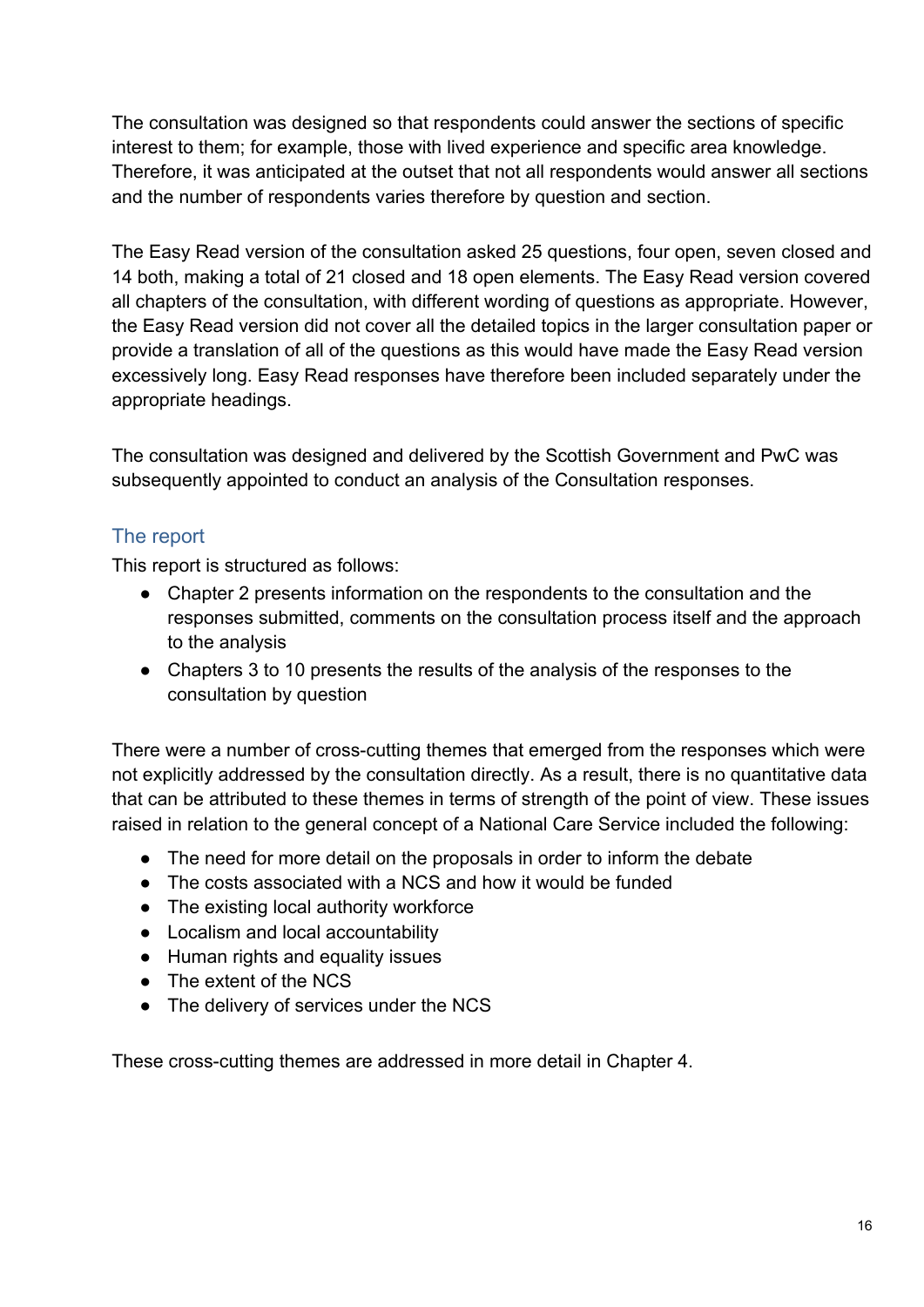The consultation was designed so that respondents could answer the sections of specific interest to them; for example, those with lived experience and specific area knowledge. Therefore, it was anticipated at the outset that not all respondents would answer all sections and the number of respondents varies therefore by question and section.

The Easy Read version of the consultation asked 25 questions, four open, seven closed and 14 both, making a total of 21 closed and 18 open elements. The Easy Read version covered all chapters of the consultation, with different wording of questions as appropriate. However, the Easy Read version did not cover all the detailed topics in the larger consultation paper or provide a translation of all of the questions as this would have made the Easy Read version excessively long. Easy Read responses have therefore been included separately under the appropriate headings.

The consultation was designed and delivered by the Scottish Government and PwC was subsequently appointed to conduct an analysis of the Consultation responses.

## The report

This report is structured as follows:

- Chapter 2 presents information on the respondents to the consultation and the responses submitted, comments on the consultation process itself and the approach to the analysis
- Chapters 3 to 10 presents the results of the analysis of the responses to the consultation by question

There were a number of cross-cutting themes that emerged from the responses which were not explicitly addressed by the consultation directly. As a result, there is no quantitative data that can be attributed to these themes in terms of strength of the point of view. These issues raised in relation to the general concept of a National Care Service included the following:

- The need for more detail on the proposals in order to inform the debate
- The costs associated with a NCS and how it would be funded
- The existing local authority workforce
- Localism and local accountability
- Human rights and equality issues
- The extent of the NCS
- The delivery of services under the NCS

These cross-cutting themes are addressed in more detail in Chapter 4.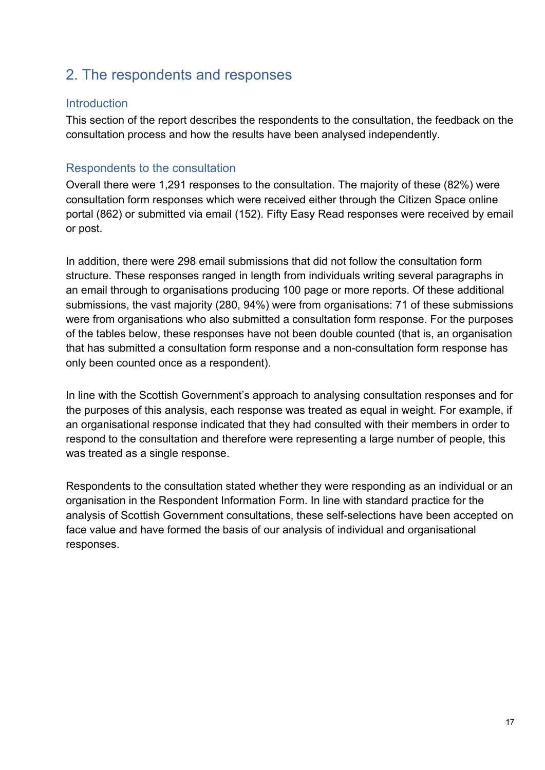## 2. The respondents and responses

### Introduction

This section of the report describes the respondents to the consultation, the feedback on the consultation process and how the results have been analysed independently.

### Respondents to the consultation

Overall there were 1,291 responses to the consultation. The majority of these (82%) were consultation form responses which were received either through the Citizen Space online portal (862) or submitted via email (152). Fifty Easy Read responses were received by email or post.

In addition, there were 298 email submissions that did not follow the consultation form structure. These responses ranged in length from individuals writing several paragraphs in an email through to organisations producing 100 page or more reports. Of these additional submissions, the vast majority (280, 94%) were from organisations: 71 of these submissions were from organisations who also submitted a consultation form response. For the purposes of the tables below, these responses have not been double counted (that is, an organisation that has submitted a consultation form response and a non-consultation form response has only been counted once as a respondent).

In line with the Scottish Government's approach to analysing consultation responses and for the purposes of this analysis, each response was treated as equal in weight. For example, if an organisational response indicated that they had consulted with their members in order to respond to the consultation and therefore were representing a large number of people, this was treated as a single response.

Respondents to the consultation stated whether they were responding as an individual or an organisation in the Respondent Information Form. In line with standard practice for the analysis of Scottish Government consultations, these self-selections have been accepted on face value and have formed the basis of our analysis of individual and organisational responses.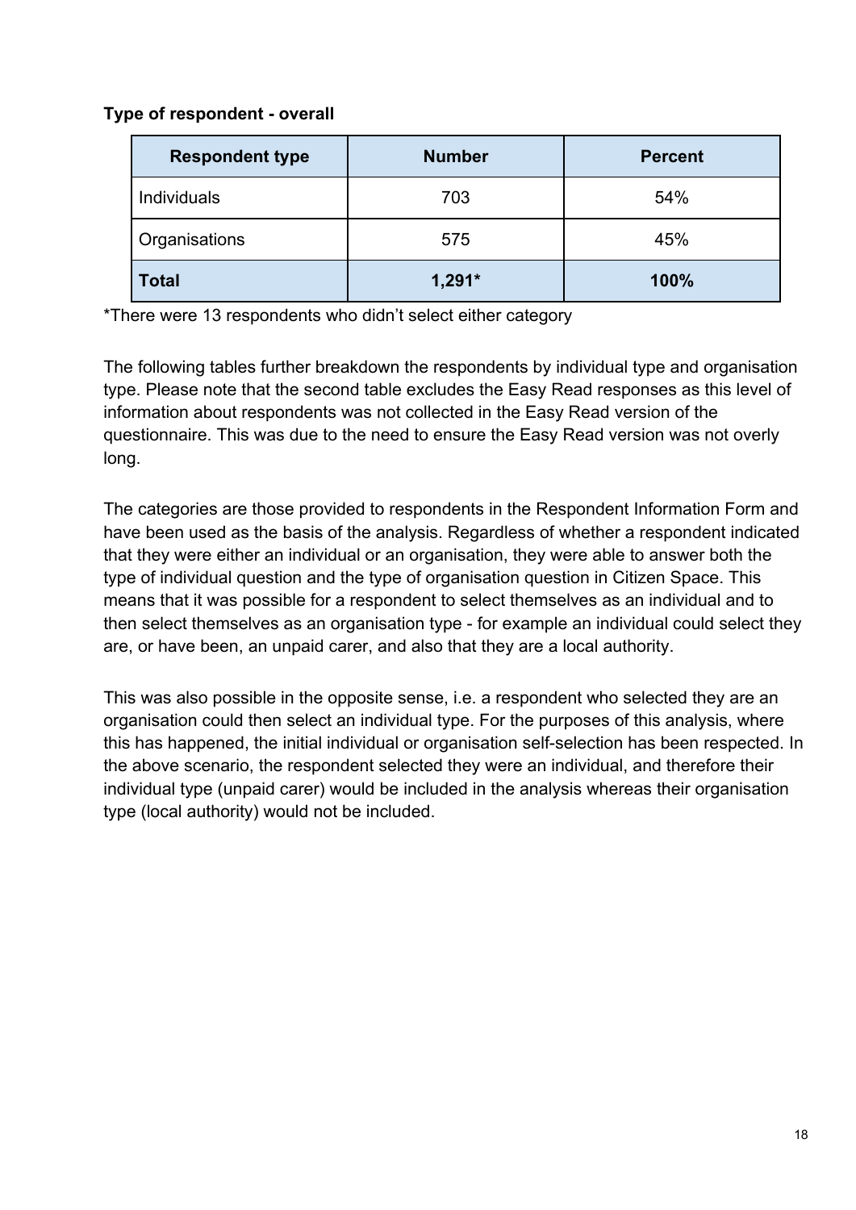**Type of respondent - overall**

| Respondent type | Number | Percent |
|---|---|---|
| Individuals | 703 | 54% |
| Organisations | 575 | 45% |
| **Total** | **1,291*** | **100%** |

*There were 13 respondents who didn't select either category

The following tables further breakdown the respondents by individual type and organisation type. Please note that the second table excludes the Easy Read responses as this level of information about respondents was not collected in the Easy Read version of the questionnaire. This was due to the need to ensure the Easy Read version was not overly long.

The categories are those provided to respondents in the Respondent Information Form and have been used as the basis of the analysis. Regardless of whether a respondent indicated that they were either an individual or an organisation, they were able to answer both the type of individual question and the type of organisation question in Citizen Space. This means that it was possible for a respondent to select themselves as an individual and to then select themselves as an organisation type - for example an individual could select they are, or have been, an unpaid carer, and also that they are a local authority.

This was also possible in the opposite sense, i.e. a respondent who selected they are an organisation could then select an individual type. For the purposes of this analysis, where this has happened, the initial individual or organisation self-selection has been respected. In the above scenario, the respondent selected they were an individual, and therefore their individual type (unpaid carer) would be included in the analysis whereas their organisation type (local authority) would not be included.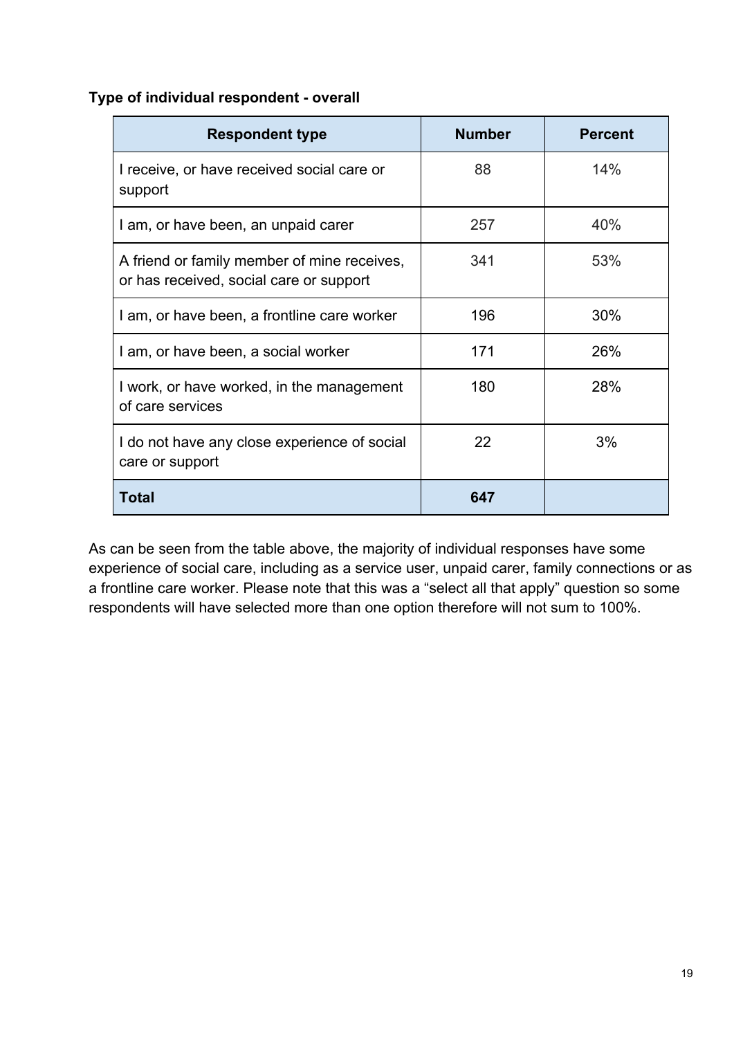**Type of individual respondent - overall**

| Respondent type | Number | Percent |
|---|---|---|
| I receive, or have received social care or support | 88 | 14% |
| I am, or have been, an unpaid carer | 257 | 40% |
| A friend or family member of mine receives, or has received, social care or support | 341 | 53% |
| I am, or have been, a frontline care worker | 196 | 30% |
| I am, or have been, a social worker | 171 | 26% |
| I work, or have worked, in the management of care services | 180 | 28% |
| I do not have any close experience of social care or support | 22 | 3% |
| **Total** | **647** | |

As can be seen from the table above, the majority of individual responses have some experience of social care, including as a service user, unpaid carer, family connections or as a frontline care worker. Please note that this was a "select all that apply" question so some respondents will have selected more than one option therefore will not sum to 100%.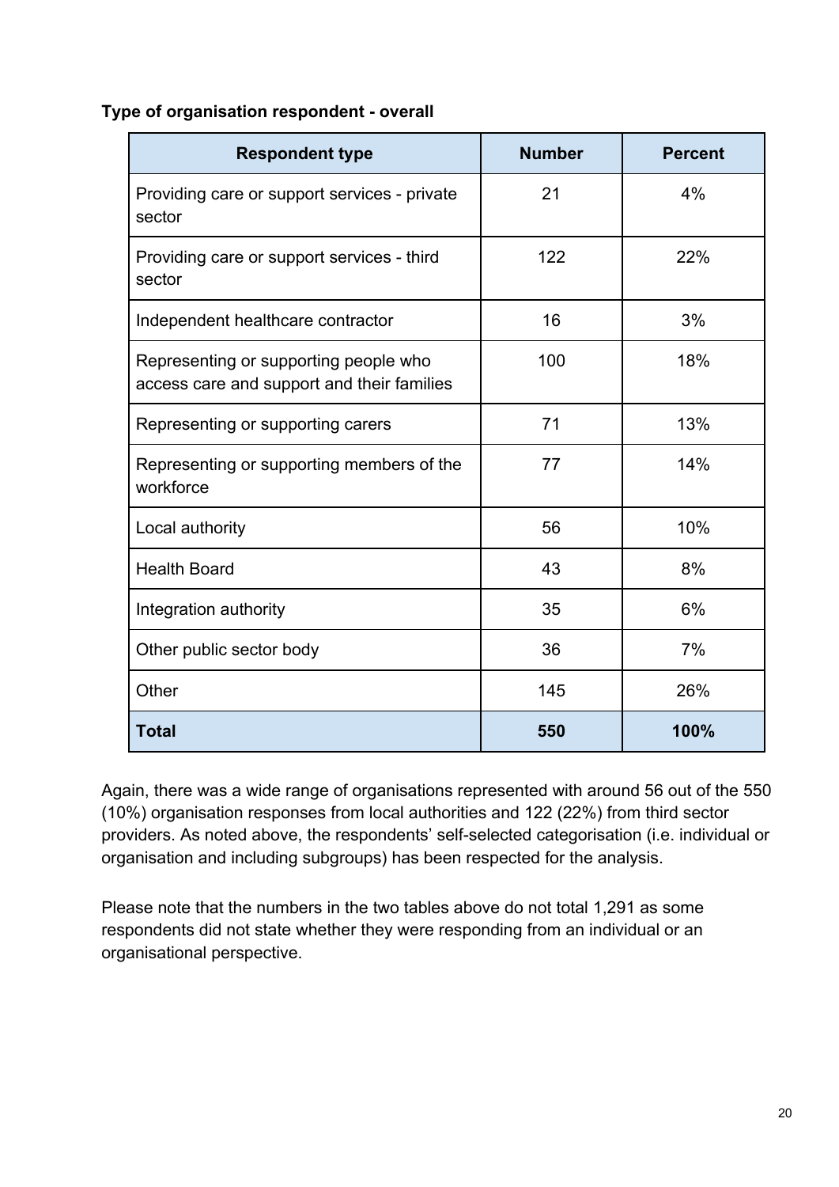**Type of organisation respondent - overall**

| Respondent type | Number | Percent |
|---|---|---|
| Providing care or support services - private sector | 21 | 4% |
| Providing care or support services - third sector | 122 | 22% |
| Independent healthcare contractor | 16 | 3% |
| Representing or supporting people who access care and support and their families | 100 | 18% |
| Representing or supporting carers | 71 | 13% |
| Representing or supporting members of the workforce | 77 | 14% |
| Local authority | 56 | 10% |
| Health Board | 43 | 8% |
| Integration authority | 35 | 6% |
| Other public sector body | 36 | 7% |
| Other | 145 | 26% |
| **Total** | **550** | **100%** |

Again, there was a wide range of organisations represented with around 56 out of the 550 (10%) organisation responses from local authorities and 122 (22%) from third sector providers. As noted above, the respondents' self-selected categorisation (i.e. individual or organisation and including subgroups) has been respected for the analysis.

Please note that the numbers in the two tables above do not total 1,291 as some respondents did not state whether they were responding from an individual or an organisational perspective.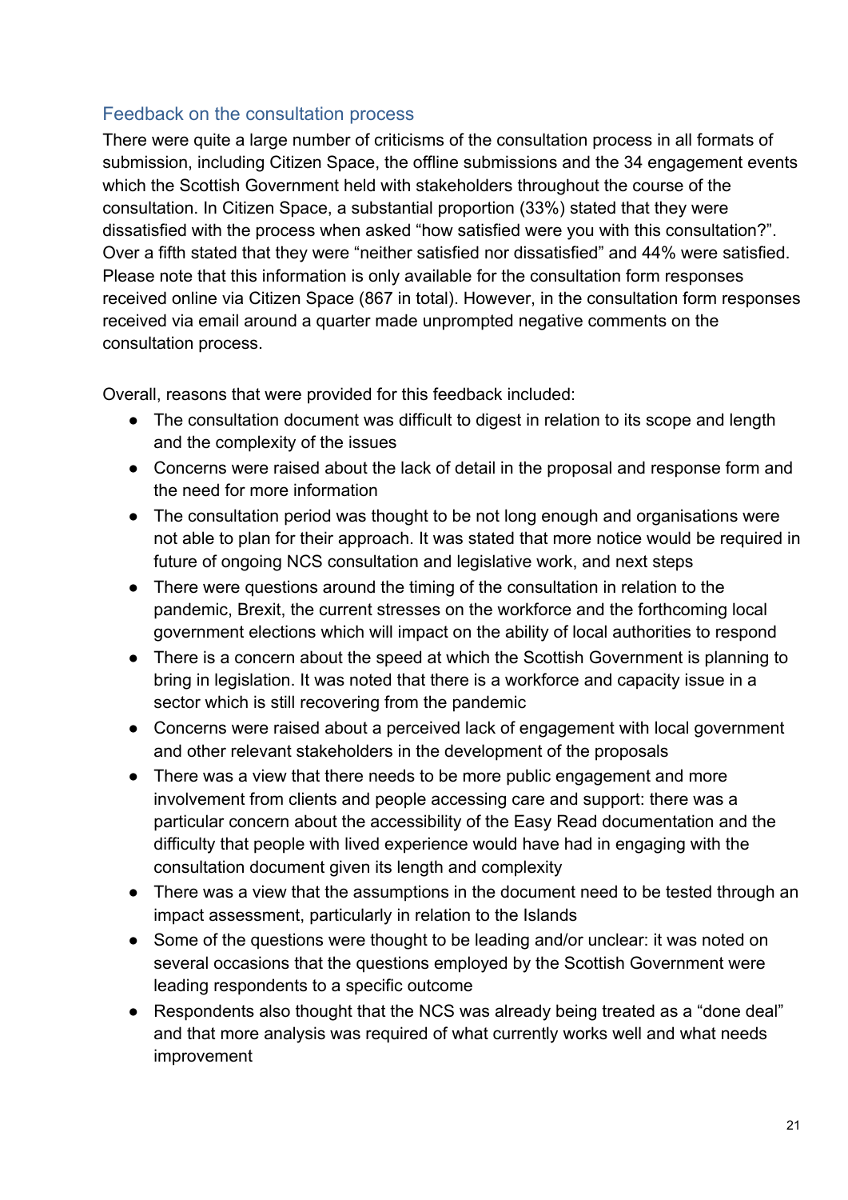## Feedback on the consultation process

There were quite a large number of criticisms of the consultation process in all formats of submission, including Citizen Space, the offline submissions and the 34 engagement events which the Scottish Government held with stakeholders throughout the course of the consultation. In Citizen Space, a substantial proportion (33%) stated that they were dissatisfied with the process when asked "how satisfied were you with this consultation?". Over a fifth stated that they were "neither satisfied nor dissatisfied" and 44% were satisfied. Please note that this information is only available for the consultation form responses received online via Citizen Space (867 in total). However, in the consultation form responses received via email around a quarter made unprompted negative comments on the consultation process.

Overall, reasons that were provided for this feedback included:

- The consultation document was difficult to digest in relation to its scope and length and the complexity of the issues
- Concerns were raised about the lack of detail in the proposal and response form and the need for more information
- The consultation period was thought to be not long enough and organisations were not able to plan for their approach. It was stated that more notice would be required in future of ongoing NCS consultation and legislative work, and next steps
- There were questions around the timing of the consultation in relation to the pandemic, Brexit, the current stresses on the workforce and the forthcoming local government elections which will impact on the ability of local authorities to respond
- There is a concern about the speed at which the Scottish Government is planning to bring in legislation. It was noted that there is a workforce and capacity issue in a sector which is still recovering from the pandemic
- Concerns were raised about a perceived lack of engagement with local government and other relevant stakeholders in the development of the proposals
- There was a view that there needs to be more public engagement and more involvement from clients and people accessing care and support: there was a particular concern about the accessibility of the Easy Read documentation and the difficulty that people with lived experience would have had in engaging with the consultation document given its length and complexity
- There was a view that the assumptions in the document need to be tested through an impact assessment, particularly in relation to the Islands
- Some of the questions were thought to be leading and/or unclear: it was noted on several occasions that the questions employed by the Scottish Government were leading respondents to a specific outcome
- Respondents also thought that the NCS was already being treated as a "done deal" and that more analysis was required of what currently works well and what needs improvement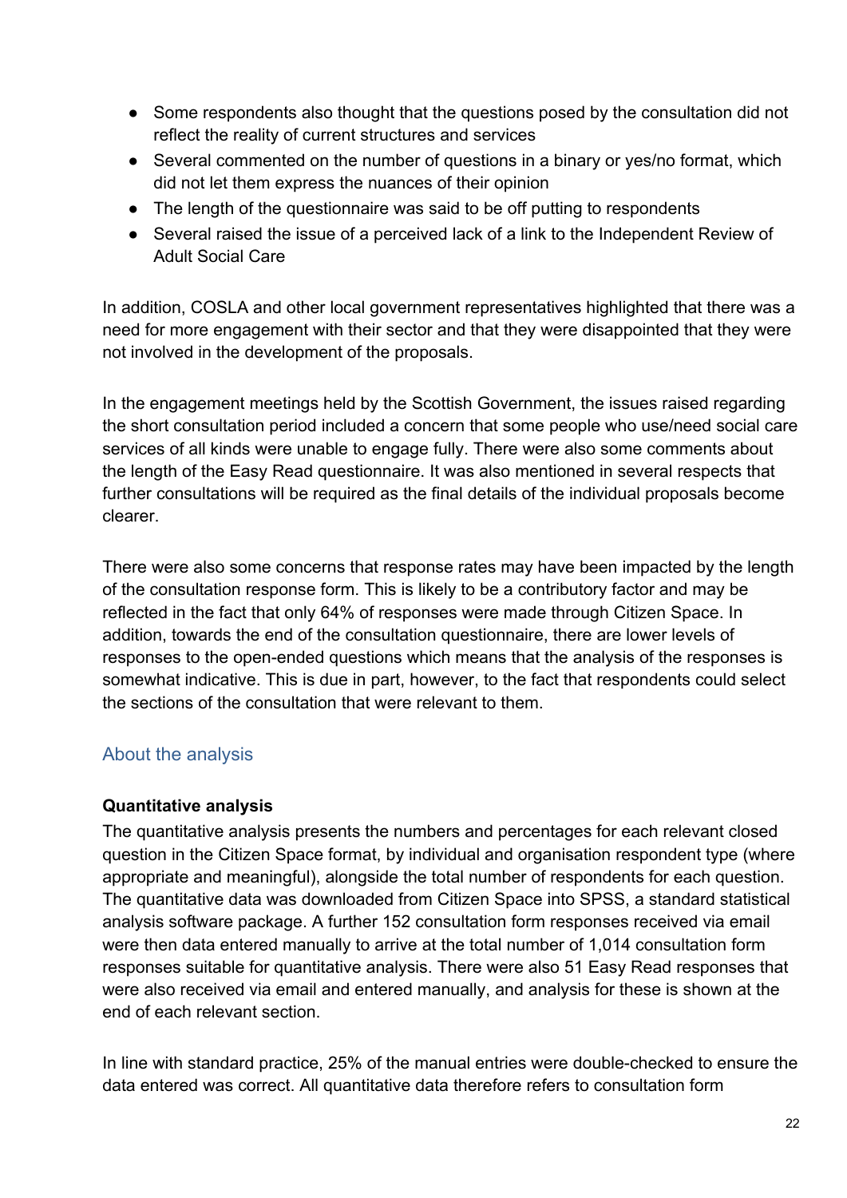- Some respondents also thought that the questions posed by the consultation did not reflect the reality of current structures and services
- Several commented on the number of questions in a binary or yes/no format, which did not let them express the nuances of their opinion
- The length of the questionnaire was said to be off putting to respondents
- Several raised the issue of a perceived lack of a link to the Independent Review of Adult Social Care

In addition, COSLA and other local government representatives highlighted that there was a need for more engagement with their sector and that they were disappointed that they were not involved in the development of the proposals.

In the engagement meetings held by the Scottish Government, the issues raised regarding the short consultation period included a concern that some people who use/need social care services of all kinds were unable to engage fully. There were also some comments about the length of the Easy Read questionnaire. It was also mentioned in several respects that further consultations will be required as the final details of the individual proposals become clearer.

There were also some concerns that response rates may have been impacted by the length of the consultation response form. This is likely to be a contributory factor and may be reflected in the fact that only 64% of responses were made through Citizen Space. In addition, towards the end of the consultation questionnaire, there are lower levels of responses to the open-ended questions which means that the analysis of the responses is somewhat indicative. This is due in part, however, to the fact that respondents could select the sections of the consultation that were relevant to them.

## About the analysis

**Quantitative analysis**

The quantitative analysis presents the numbers and percentages for each relevant closed question in the Citizen Space format, by individual and organisation respondent type (where appropriate and meaningful), alongside the total number of respondents for each question. The quantitative data was downloaded from Citizen Space into SPSS, a standard statistical analysis software package. A further 152 consultation form responses received via email were then data entered manually to arrive at the total number of 1,014 consultation form responses suitable for quantitative analysis. There were also 51 Easy Read responses that were also received via email and entered manually, and analysis for these is shown at the end of each relevant section.

In line with standard practice, 25% of the manual entries were double-checked to ensure the data entered was correct. All quantitative data therefore refers to consultation form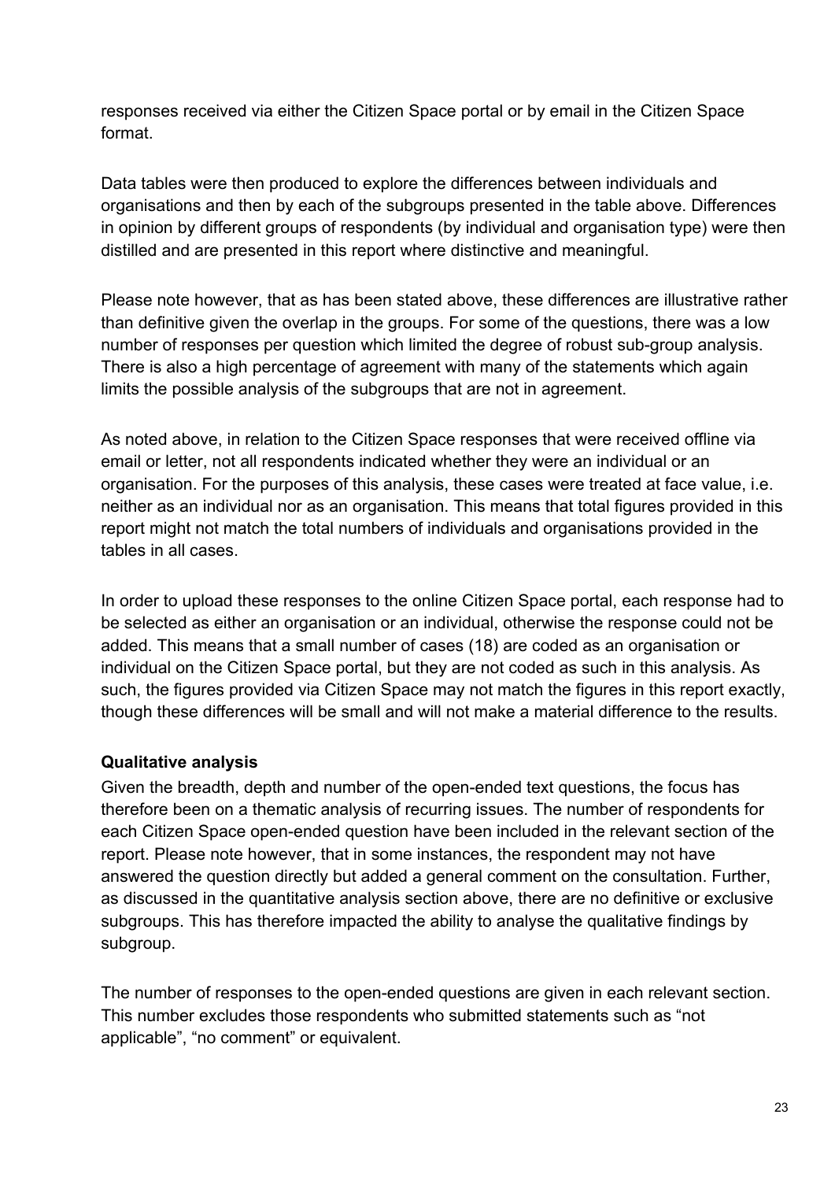responses received via either the Citizen Space portal or by email in the Citizen Space format.

Data tables were then produced to explore the differences between individuals and organisations and then by each of the subgroups presented in the table above. Differences in opinion by different groups of respondents (by individual and organisation type) were then distilled and are presented in this report where distinctive and meaningful.

Please note however, that as has been stated above, these differences are illustrative rather than definitive given the overlap in the groups. For some of the questions, there was a low number of responses per question which limited the degree of robust sub-group analysis. There is also a high percentage of agreement with many of the statements which again limits the possible analysis of the subgroups that are not in agreement.

As noted above, in relation to the Citizen Space responses that were received offline via email or letter, not all respondents indicated whether they were an individual or an organisation. For the purposes of this analysis, these cases were treated at face value, i.e. neither as an individual nor as an organisation. This means that total figures provided in this report might not match the total numbers of individuals and organisations provided in the tables in all cases.

In order to upload these responses to the online Citizen Space portal, each response had to be selected as either an organisation or an individual, otherwise the response could not be added. This means that a small number of cases (18) are coded as an organisation or individual on the Citizen Space portal, but they are not coded as such in this analysis. As such, the figures provided via Citizen Space may not match the figures in this report exactly, though these differences will be small and will not make a material difference to the results.

**Qualitative analysis**

Given the breadth, depth and number of the open-ended text questions, the focus has therefore been on a thematic analysis of recurring issues. The number of respondents for each Citizen Space open-ended question have been included in the relevant section of the report. Please note however, that in some instances, the respondent may not have answered the question directly but added a general comment on the consultation. Further, as discussed in the quantitative analysis section above, there are no definitive or exclusive subgroups. This has therefore impacted the ability to analyse the qualitative findings by subgroup.

The number of responses to the open-ended questions are given in each relevant section. This number excludes those respondents who submitted statements such as “not applicable”, “no comment” or equivalent.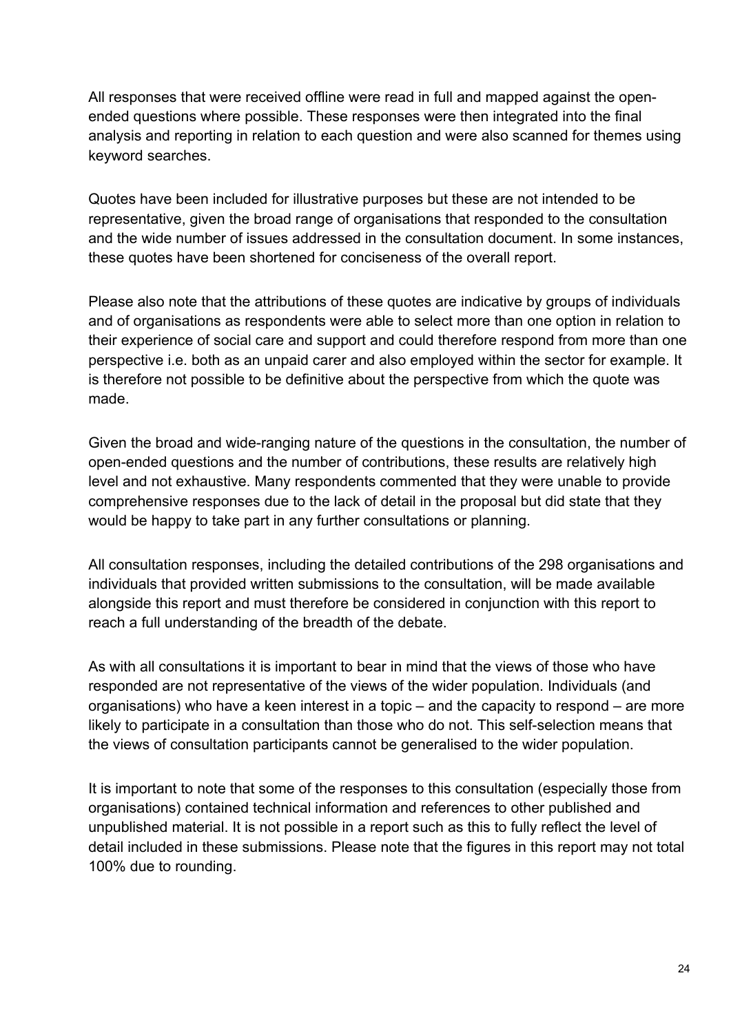All responses that were received offline were read in full and mapped against the open-ended questions where possible. These responses were then integrated into the final analysis and reporting in relation to each question and were also scanned for themes using keyword searches.

Quotes have been included for illustrative purposes but these are not intended to be representative, given the broad range of organisations that responded to the consultation and the wide number of issues addressed in the consultation document. In some instances, these quotes have been shortened for conciseness of the overall report.

Please also note that the attributions of these quotes are indicative by groups of individuals and of organisations as respondents were able to select more than one option in relation to their experience of social care and support and could therefore respond from more than one perspective i.e. both as an unpaid carer and also employed within the sector for example. It is therefore not possible to be definitive about the perspective from which the quote was made.

Given the broad and wide-ranging nature of the questions in the consultation, the number of open-ended questions and the number of contributions, these results are relatively high level and not exhaustive. Many respondents commented that they were unable to provide comprehensive responses due to the lack of detail in the proposal but did state that they would be happy to take part in any further consultations or planning.

All consultation responses, including the detailed contributions of the 298 organisations and individuals that provided written submissions to the consultation, will be made available alongside this report and must therefore be considered in conjunction with this report to reach a full understanding of the breadth of the debate.

As with all consultations it is important to bear in mind that the views of those who have responded are not representative of the views of the wider population. Individuals (and organisations) who have a keen interest in a topic – and the capacity to respond – are more likely to participate in a consultation than those who do not. This self-selection means that the views of consultation participants cannot be generalised to the wider population.

It is important to note that some of the responses to this consultation (especially those from organisations) contained technical information and references to other published and unpublished material. It is not possible in a report such as this to fully reflect the level of detail included in these submissions. Please note that the figures in this report may not total 100% due to rounding.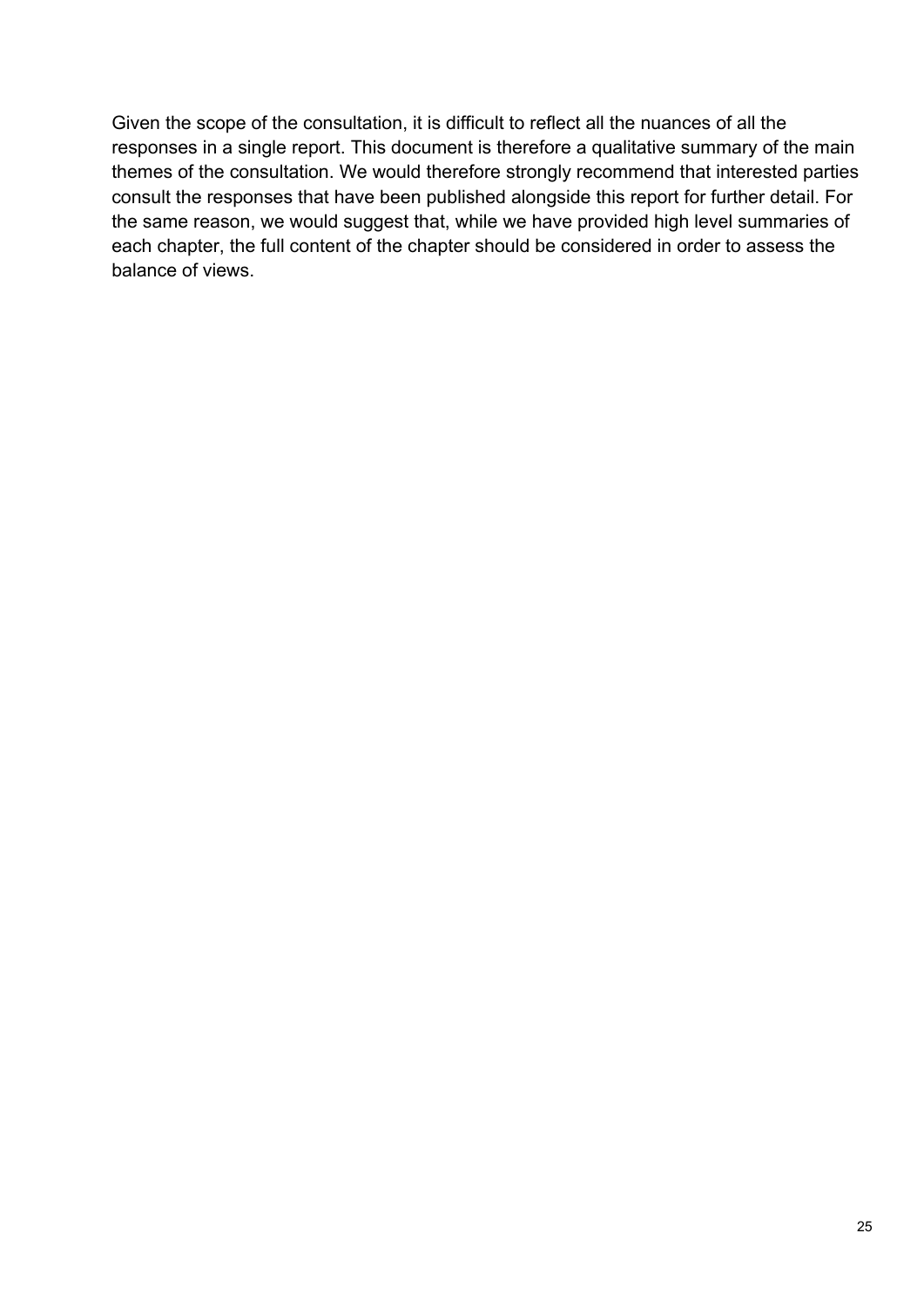Given the scope of the consultation, it is difficult to reflect all the nuances of all the responses in a single report. This document is therefore a qualitative summary of the main themes of the consultation. We would therefore strongly recommend that interested parties consult the responses that have been published alongside this report for further detail. For the same reason, we would suggest that, while we have provided high level summaries of each chapter, the full content of the chapter should be considered in order to assess the balance of views.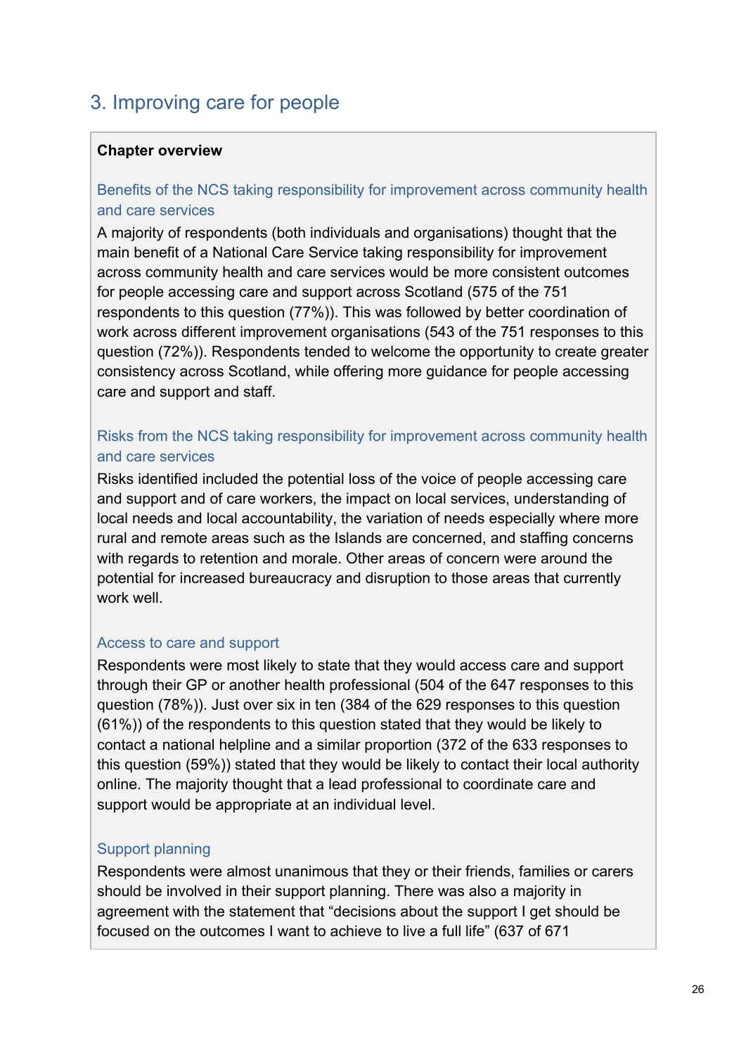## 3. Improving care for people

**Chapter overview**

### Benefits of the NCS taking responsibility for improvement across community health and care services

A majority of respondents (both individuals and organisations) thought that the main benefit of a National Care Service taking responsibility for improvement across community health and care services would be more consistent outcomes for people accessing care and support across Scotland (575 of the 751 respondents to this question (77%)). This was followed by better coordination of work across different improvement organisations (543 of the 751 responses to this question (72%)). Respondents tended to welcome the opportunity to create greater consistency across Scotland, while offering more guidance for people accessing care and support and staff.

### Risks from the NCS taking responsibility for improvement across community health and care services

Risks identified included the potential loss of the voice of people accessing care and support and of care workers, the impact on local services, understanding of local needs and local accountability, the variation of needs especially where more rural and remote areas such as the Islands are concerned, and staffing concerns with regards to retention and morale. Other areas of concern were around the potential for increased bureaucracy and disruption to those areas that currently work well.

### Access to care and support

Respondents were most likely to state that they would access care and support through their GP or another health professional (504 of the 647 responses to this question (78%)). Just over six in ten (384 of the 629 responses to this question (61%)) of the respondents to this question stated that they would be likely to contact a national helpline and a similar proportion (372 of the 633 responses to this question (59%)) stated that they would be likely to contact their local authority online. The majority thought that a lead professional to coordinate care and support would be appropriate at an individual level.

### Support planning

Respondents were almost unanimous that they or their friends, families or carers should be involved in their support planning. There was also a majority in agreement with the statement that "decisions about the support I get should be focused on the outcomes I want to achieve to live a full life" (637 of 671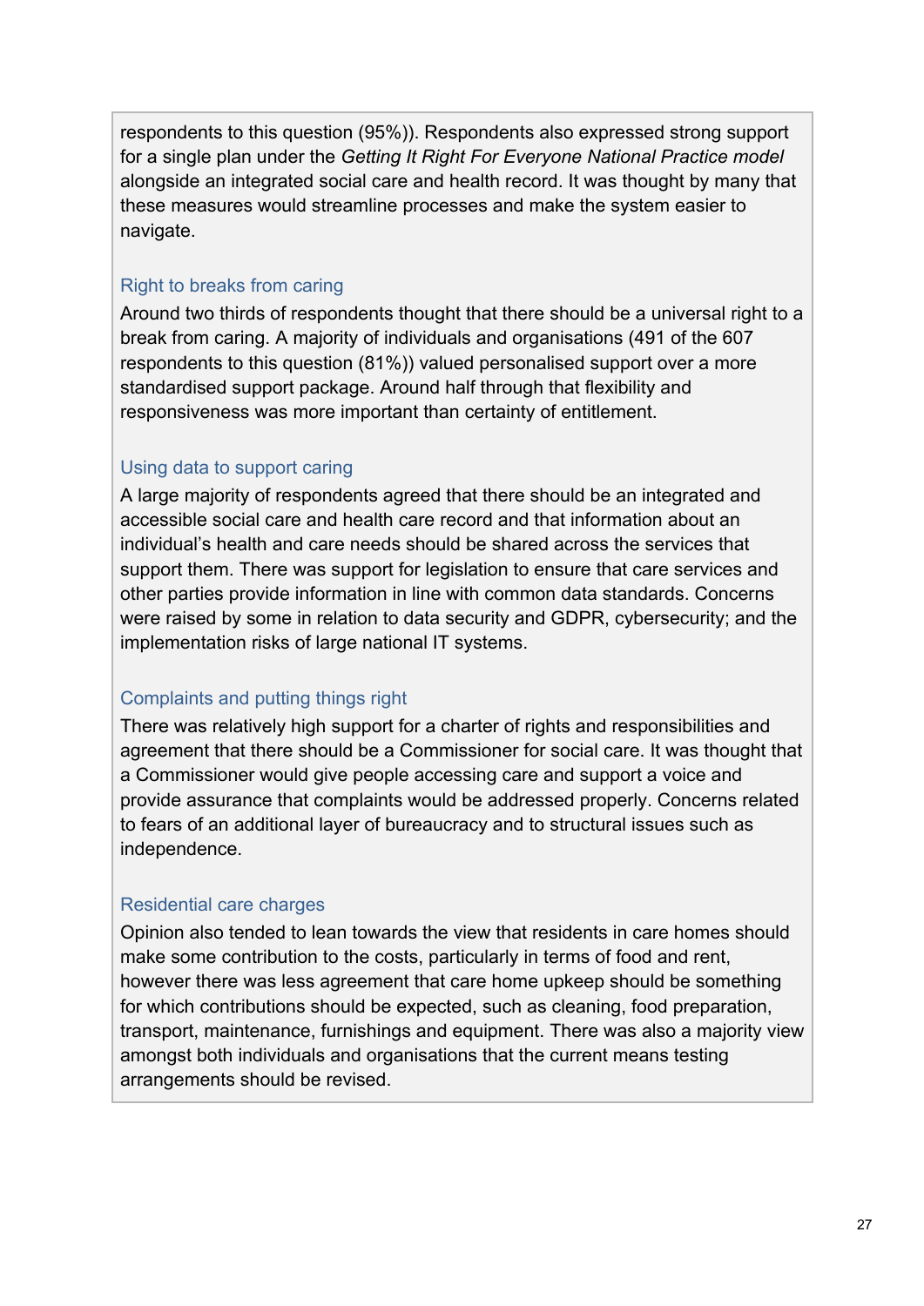respondents to this question (95%)). Respondents also expressed strong support for a single plan under the *Getting It Right For Everyone National Practice model* alongside an integrated social care and health record. It was thought by many that these measures would streamline processes and make the system easier to navigate.

### Right to breaks from caring

Around two thirds of respondents thought that there should be a universal right to a break from caring. A majority of individuals and organisations (491 of the 607 respondents to this question (81%)) valued personalised support over a more standardised support package. Around half through that flexibility and responsiveness was more important than certainty of entitlement.

### Using data to support caring

A large majority of respondents agreed that there should be an integrated and accessible social care and health care record and that information about an individual's health and care needs should be shared across the services that support them. There was support for legislation to ensure that care services and other parties provide information in line with common data standards. Concerns were raised by some in relation to data security and GDPR, cybersecurity; and the implementation risks of large national IT systems.

### Complaints and putting things right

There was relatively high support for a charter of rights and responsibilities and agreement that there should be a Commissioner for social care. It was thought that a Commissioner would give people accessing care and support a voice and provide assurance that complaints would be addressed properly. Concerns related to fears of an additional layer of bureaucracy and to structural issues such as independence.

### Residential care charges

Opinion also tended to lean towards the view that residents in care homes should make some contribution to the costs, particularly in terms of food and rent, however there was less agreement that care home upkeep should be something for which contributions should be expected, such as cleaning, food preparation, transport, maintenance, furnishings and equipment. There was also a majority view amongst both individuals and organisations that the current means testing arrangements should be revised.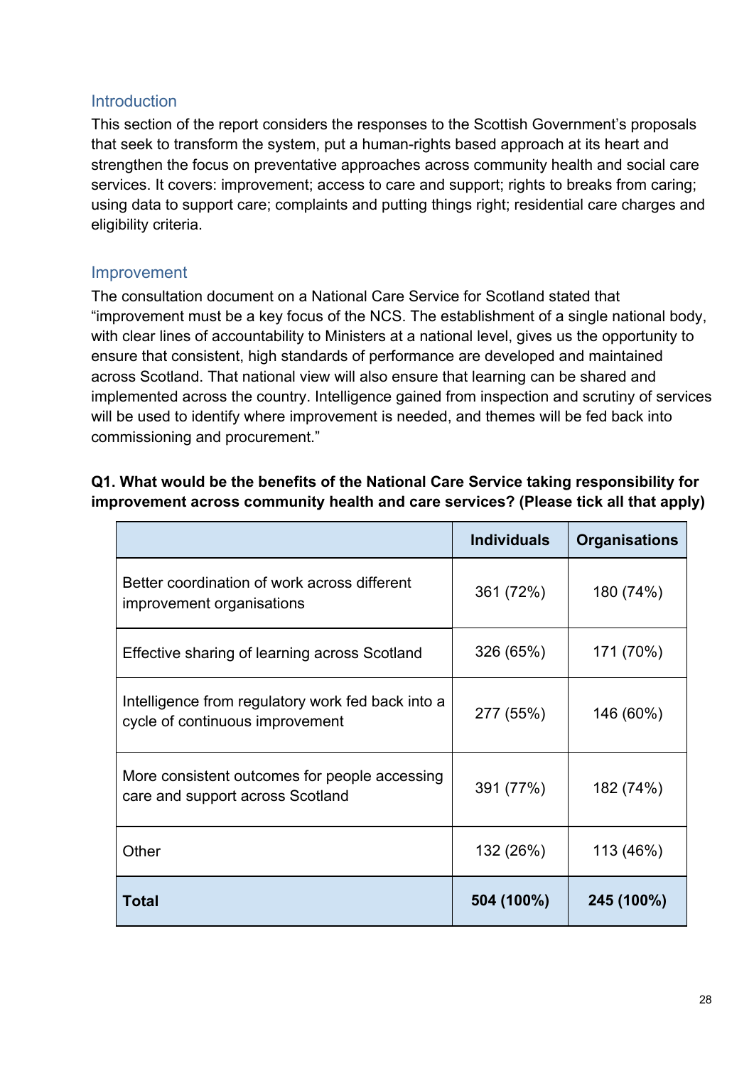## Introduction

This section of the report considers the responses to the Scottish Government's proposals that seek to transform the system, put a human-rights based approach at its heart and strengthen the focus on preventative approaches across community health and social care services. It covers: improvement; access to care and support; rights to breaks from caring; using data to support care; complaints and putting things right; residential care charges and eligibility criteria.

## Improvement

The consultation document on a National Care Service for Scotland stated that "improvement must be a key focus of the NCS. The establishment of a single national body, with clear lines of accountability to Ministers at a national level, gives us the opportunity to ensure that consistent, high standards of performance are developed and maintained across Scotland. That national view will also ensure that learning can be shared and implemented across the country. Intelligence gained from inspection and scrutiny of services will be used to identify where improvement is needed, and themes will be fed back into commissioning and procurement."

**Q1. What would be the benefits of the National Care Service taking responsibility for improvement across community health and care services? (Please tick all that apply)**

| | Individuals | Organisations |
|---|---|---|
| Better coordination of work across different improvement organisations | 361 (72%) | 180 (74%) |
| Effective sharing of learning across Scotland | 326 (65%) | 171 (70%) |
| Intelligence from regulatory work fed back into a cycle of continuous improvement | 277 (55%) | 146 (60%) |
| More consistent outcomes for people accessing care and support across Scotland | 391 (77%) | 182 (74%) |
| Other | 132 (26%) | 113 (46%) |
| **Total** | **504 (100%)** | **245 (100%)** |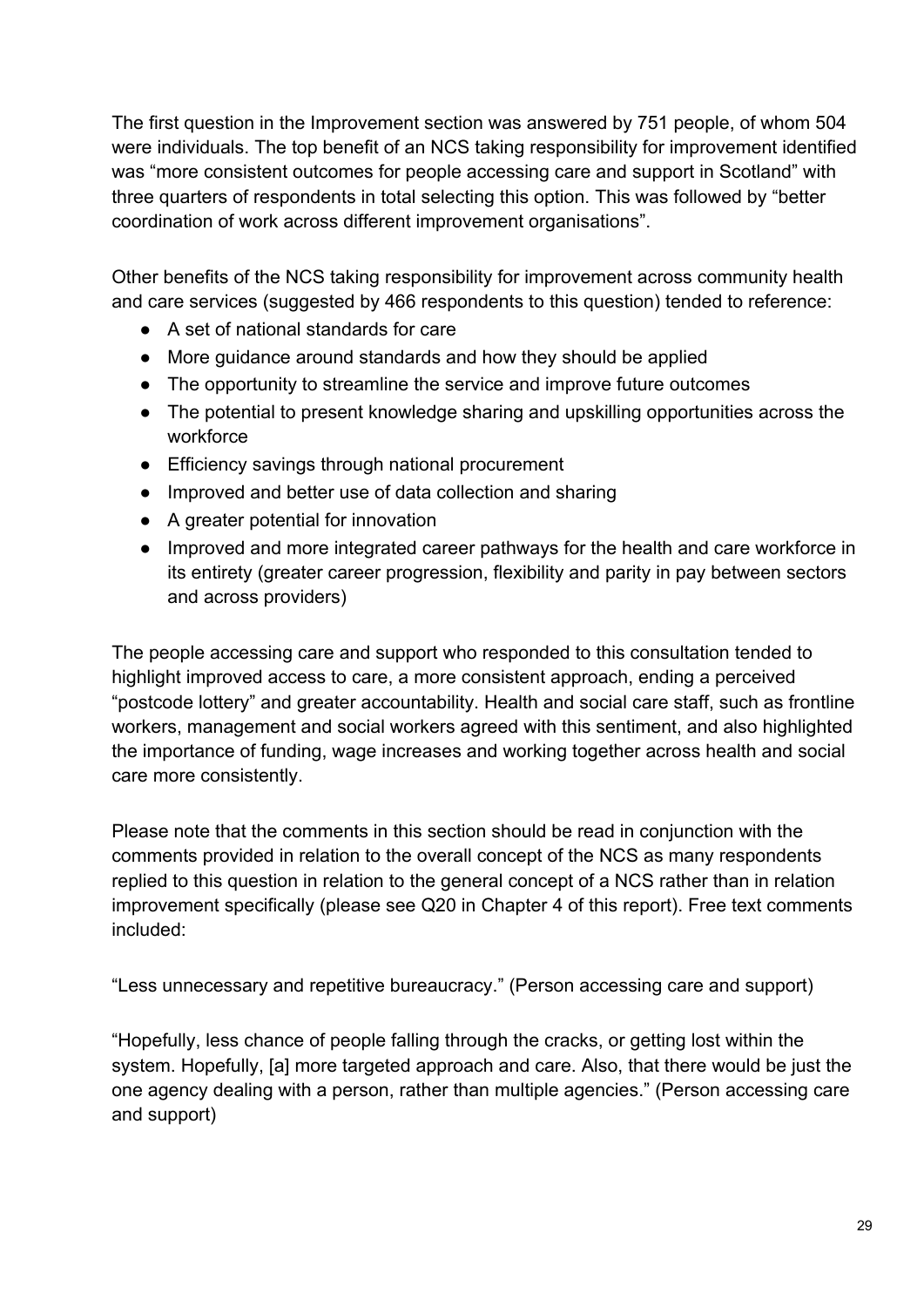The first question in the Improvement section was answered by 751 people, of whom 504 were individuals. The top benefit of an NCS taking responsibility for improvement identified was “more consistent outcomes for people accessing care and support in Scotland” with three quarters of respondents in total selecting this option. This was followed by “better coordination of work across different improvement organisations”.

Other benefits of the NCS taking responsibility for improvement across community health and care services (suggested by 466 respondents to this question) tended to reference:

- A set of national standards for care
- More guidance around standards and how they should be applied
- The opportunity to streamline the service and improve future outcomes
- The potential to present knowledge sharing and upskilling opportunities across the workforce
- Efficiency savings through national procurement
- Improved and better use of data collection and sharing
- A greater potential for innovation
- Improved and more integrated career pathways for the health and care workforce in its entirety (greater career progression, flexibility and parity in pay between sectors and across providers)

The people accessing care and support who responded to this consultation tended to highlight improved access to care, a more consistent approach, ending a perceived “postcode lottery” and greater accountability. Health and social care staff, such as frontline workers, management and social workers agreed with this sentiment, and also highlighted the importance of funding, wage increases and working together across health and social care more consistently.

Please note that the comments in this section should be read in conjunction with the comments provided in relation to the overall concept of the NCS as many respondents replied to this question in relation to the general concept of a NCS rather than in relation improvement specifically (please see Q20 in Chapter 4 of this report). Free text comments included:

“Less unnecessary and repetitive bureaucracy.” (Person accessing care and support)

“Hopefully, less chance of people falling through the cracks, or getting lost within the system. Hopefully, [a] more targeted approach and care. Also, that there would be just the one agency dealing with a person, rather than multiple agencies.” (Person accessing care and support)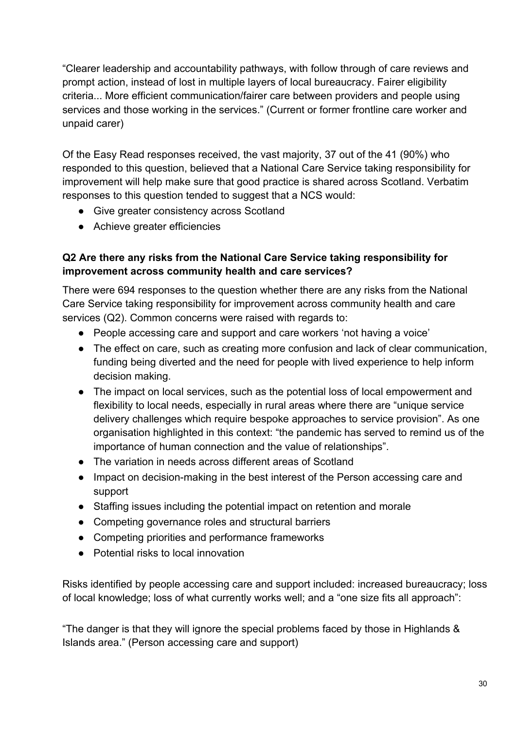“Clearer leadership and accountability pathways, with follow through of care reviews and prompt action, instead of lost in multiple layers of local bureaucracy. Fairer eligibility criteria... More efficient communication/fairer care between providers and people using services and those working in the services.” (Current or former frontline care worker and unpaid carer)

Of the Easy Read responses received, the vast majority, 37 out of the 41 (90%) who responded to this question, believed that a National Care Service taking responsibility for improvement will help make sure that good practice is shared across Scotland. Verbatim responses to this question tended to suggest that a NCS would:

- Give greater consistency across Scotland
- Achieve greater efficiencies

**Q2 Are there any risks from the National Care Service taking responsibility for improvement across community health and care services?**

There were 694 responses to the question whether there are any risks from the National Care Service taking responsibility for improvement across community health and care services (Q2). Common concerns were raised with regards to:

- People accessing care and support and care workers ‘not having a voice’
- The effect on care, such as creating more confusion and lack of clear communication, funding being diverted and the need for people with lived experience to help inform decision making.
- The impact on local services, such as the potential loss of local empowerment and flexibility to local needs, especially in rural areas where there are “unique service delivery challenges which require bespoke approaches to service provision”. As one organisation highlighted in this context: “the pandemic has served to remind us of the importance of human connection and the value of relationships”.
- The variation in needs across different areas of Scotland
- Impact on decision-making in the best interest of the Person accessing care and support
- Staffing issues including the potential impact on retention and morale
- Competing governance roles and structural barriers
- Competing priorities and performance frameworks
- Potential risks to local innovation

Risks identified by people accessing care and support included: increased bureaucracy; loss of local knowledge; loss of what currently works well; and a “one size fits all approach”:

“The danger is that they will ignore the special problems faced by those in Highlands & Islands area.” (Person accessing care and support)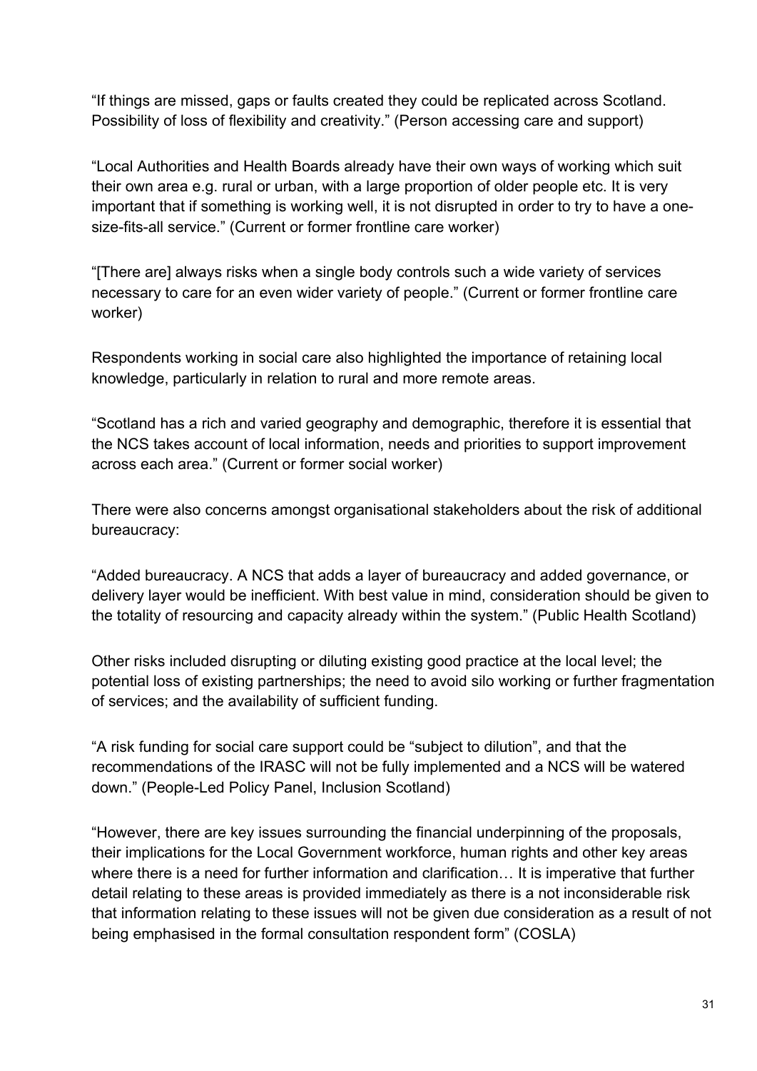"If things are missed, gaps or faults created they could be replicated across Scotland. Possibility of loss of flexibility and creativity." (Person accessing care and support)

"Local Authorities and Health Boards already have their own ways of working which suit their own area e.g. rural or urban, with a large proportion of older people etc. It is very important that if something is working well, it is not disrupted in order to try to have a one-size-fits-all service." (Current or former frontline care worker)

"[There are] always risks when a single body controls such a wide variety of services necessary to care for an even wider variety of people." (Current or former frontline care worker)

Respondents working in social care also highlighted the importance of retaining local knowledge, particularly in relation to rural and more remote areas.

"Scotland has a rich and varied geography and demographic, therefore it is essential that the NCS takes account of local information, needs and priorities to support improvement across each area." (Current or former social worker)

There were also concerns amongst organisational stakeholders about the risk of additional bureaucracy:

"Added bureaucracy. A NCS that adds a layer of bureaucracy and added governance, or delivery layer would be inefficient. With best value in mind, consideration should be given to the totality of resourcing and capacity already within the system." (Public Health Scotland)

Other risks included disrupting or diluting existing good practice at the local level; the potential loss of existing partnerships; the need to avoid silo working or further fragmentation of services; and the availability of sufficient funding.

"A risk funding for social care support could be "subject to dilution", and that the recommendations of the IRASC will not be fully implemented and a NCS will be watered down." (People-Led Policy Panel, Inclusion Scotland)

"However, there are key issues surrounding the financial underpinning of the proposals, their implications for the Local Government workforce, human rights and other key areas where there is a need for further information and clarification… It is imperative that further detail relating to these areas is provided immediately as there is a not inconsiderable risk that information relating to these issues will not be given due consideration as a result of not being emphasised in the formal consultation respondent form" (COSLA)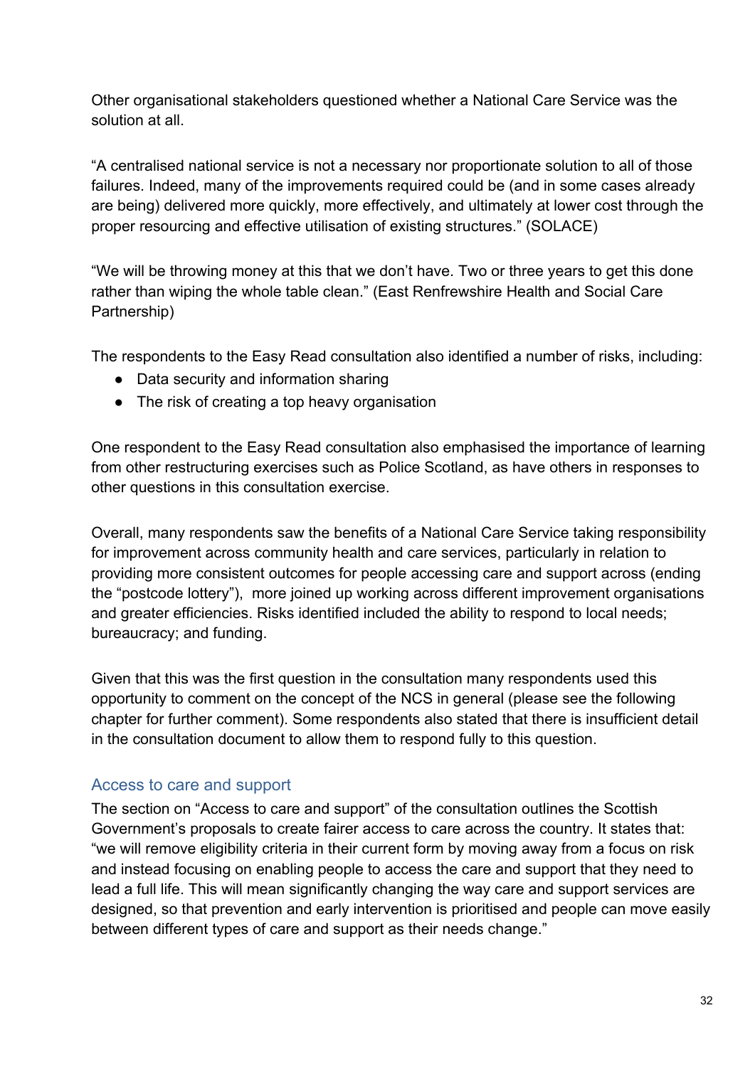Other organisational stakeholders questioned whether a National Care Service was the solution at all.

“A centralised national service is not a necessary nor proportionate solution to all of those failures. Indeed, many of the improvements required could be (and in some cases already are being) delivered more quickly, more effectively, and ultimately at lower cost through the proper resourcing and effective utilisation of existing structures.” (SOLACE)

“We will be throwing money at this that we don’t have. Two or three years to get this done rather than wiping the whole table clean.” (East Renfrewshire Health and Social Care Partnership)

The respondents to the Easy Read consultation also identified a number of risks, including:

- Data security and information sharing
- The risk of creating a top heavy organisation

One respondent to the Easy Read consultation also emphasised the importance of learning from other restructuring exercises such as Police Scotland, as have others in responses to other questions in this consultation exercise.

Overall, many respondents saw the benefits of a National Care Service taking responsibility for improvement across community health and care services, particularly in relation to providing more consistent outcomes for people accessing care and support across (ending the “postcode lottery”), more joined up working across different improvement organisations and greater efficiencies. Risks identified included the ability to respond to local needs; bureaucracy; and funding.

Given that this was the first question in the consultation many respondents used this opportunity to comment on the concept of the NCS in general (please see the following chapter for further comment). Some respondents also stated that there is insufficient detail in the consultation document to allow them to respond fully to this question.

## Access to care and support

The section on “Access to care and support” of the consultation outlines the Scottish Government’s proposals to create fairer access to care across the country. It states that: “we will remove eligibility criteria in their current form by moving away from a focus on risk and instead focusing on enabling people to access the care and support that they need to lead a full life. This will mean significantly changing the way care and support services are designed, so that prevention and early intervention is prioritised and people can move easily between different types of care and support as their needs change.”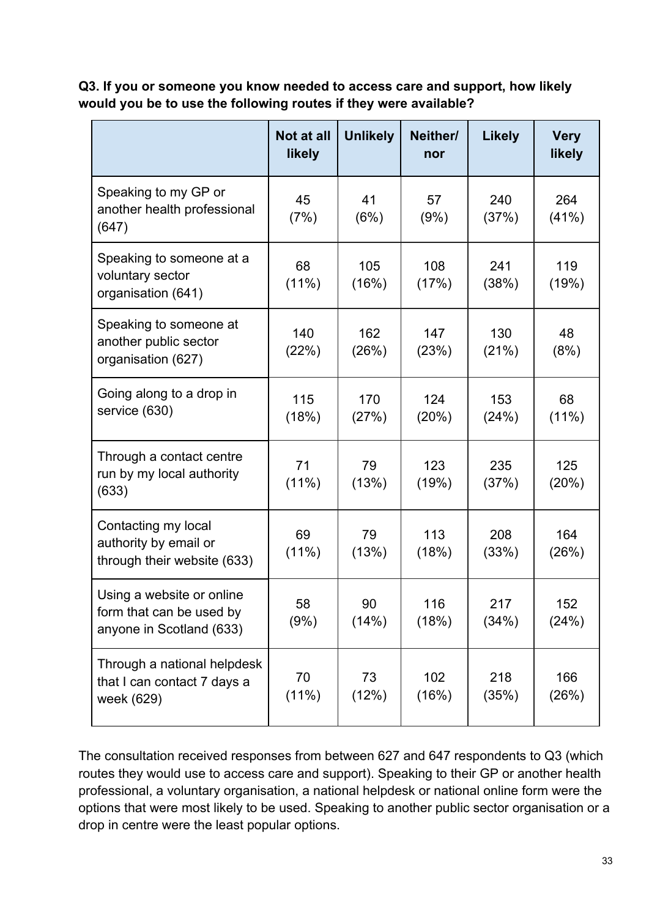**Q3. If you or someone you know needed to access care and support, how likely would you be to use the following routes if they were available?**

| | Not at all likely | Unlikely | Neither/ nor | Likely | Very likely |
|---|---|---|---|---|---|
| Speaking to my GP or another health professional (647) | 45 (7%) | 41 (6%) | 57 (9%) | 240 (37%) | 264 (41%) |
| Speaking to someone at a voluntary sector organisation (641) | 68 (11%) | 105 (16%) | 108 (17%) | 241 (38%) | 119 (19%) |
| Speaking to someone at another public sector organisation (627) | 140 (22%) | 162 (26%) | 147 (23%) | 130 (21%) | 48 (8%) |
| Going along to a drop in service (630) | 115 (18%) | 170 (27%) | 124 (20%) | 153 (24%) | 68 (11%) |
| Through a contact centre run by my local authority (633) | 71 (11%) | 79 (13%) | 123 (19%) | 235 (37%) | 125 (20%) |
| Contacting my local authority by email or through their website (633) | 69 (11%) | 79 (13%) | 113 (18%) | 208 (33%) | 164 (26%) |
| Using a website or online form that can be used by anyone in Scotland (633) | 58 (9%) | 90 (14%) | 116 (18%) | 217 (34%) | 152 (24%) |
| Through a national helpdesk that I can contact 7 days a week (629) | 70 (11%) | 73 (12%) | 102 (16%) | 218 (35%) | 166 (26%) |

The consultation received responses from between 627 and 647 respondents to Q3 (which routes they would use to access care and support). Speaking to their GP or another health professional, a voluntary organisation, a national helpdesk or national online form were the options that were most likely to be used. Speaking to another public sector organisation or a drop in centre were the least popular options.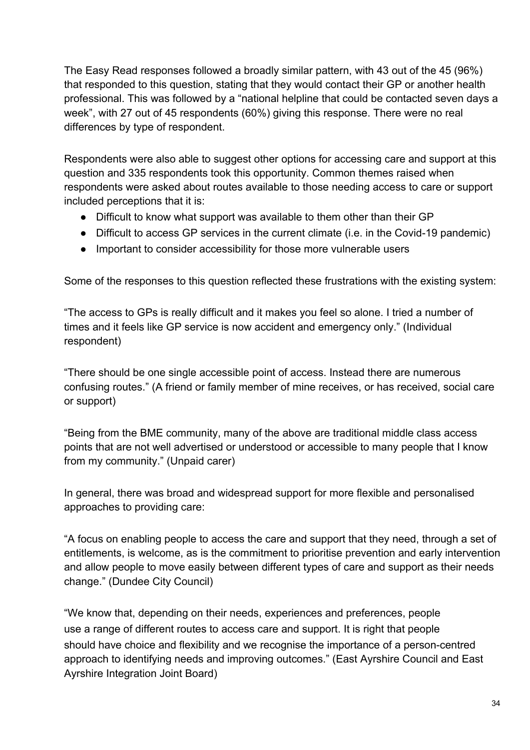The Easy Read responses followed a broadly similar pattern, with 43 out of the 45 (96%) that responded to this question, stating that they would contact their GP or another health professional. This was followed by a "national helpline that could be contacted seven days a week", with 27 out of 45 respondents (60%) giving this response. There were no real differences by type of respondent.

Respondents were also able to suggest other options for accessing care and support at this question and 335 respondents took this opportunity. Common themes raised when respondents were asked about routes available to those needing access to care or support included perceptions that it is:

- Difficult to know what support was available to them other than their GP
- Difficult to access GP services in the current climate (i.e. in the Covid-19 pandemic)
- Important to consider accessibility for those more vulnerable users

Some of the responses to this question reflected these frustrations with the existing system:

"The access to GPs is really difficult and it makes you feel so alone. I tried a number of times and it feels like GP service is now accident and emergency only." (Individual respondent)

"There should be one single accessible point of access. Instead there are numerous confusing routes." (A friend or family member of mine receives, or has received, social care or support)

"Being from the BME community, many of the above are traditional middle class access points that are not well advertised or understood or accessible to many people that I know from my community." (Unpaid carer)

In general, there was broad and widespread support for more flexible and personalised approaches to providing care:

"A focus on enabling people to access the care and support that they need, through a set of entitlements, is welcome, as is the commitment to prioritise prevention and early intervention and allow people to move easily between different types of care and support as their needs change." (Dundee City Council)

"We know that, depending on their needs, experiences and preferences, people use a range of different routes to access care and support. It is right that people should have choice and flexibility and we recognise the importance of a person-centred approach to identifying needs and improving outcomes." (East Ayrshire Council and East Ayrshire Integration Joint Board)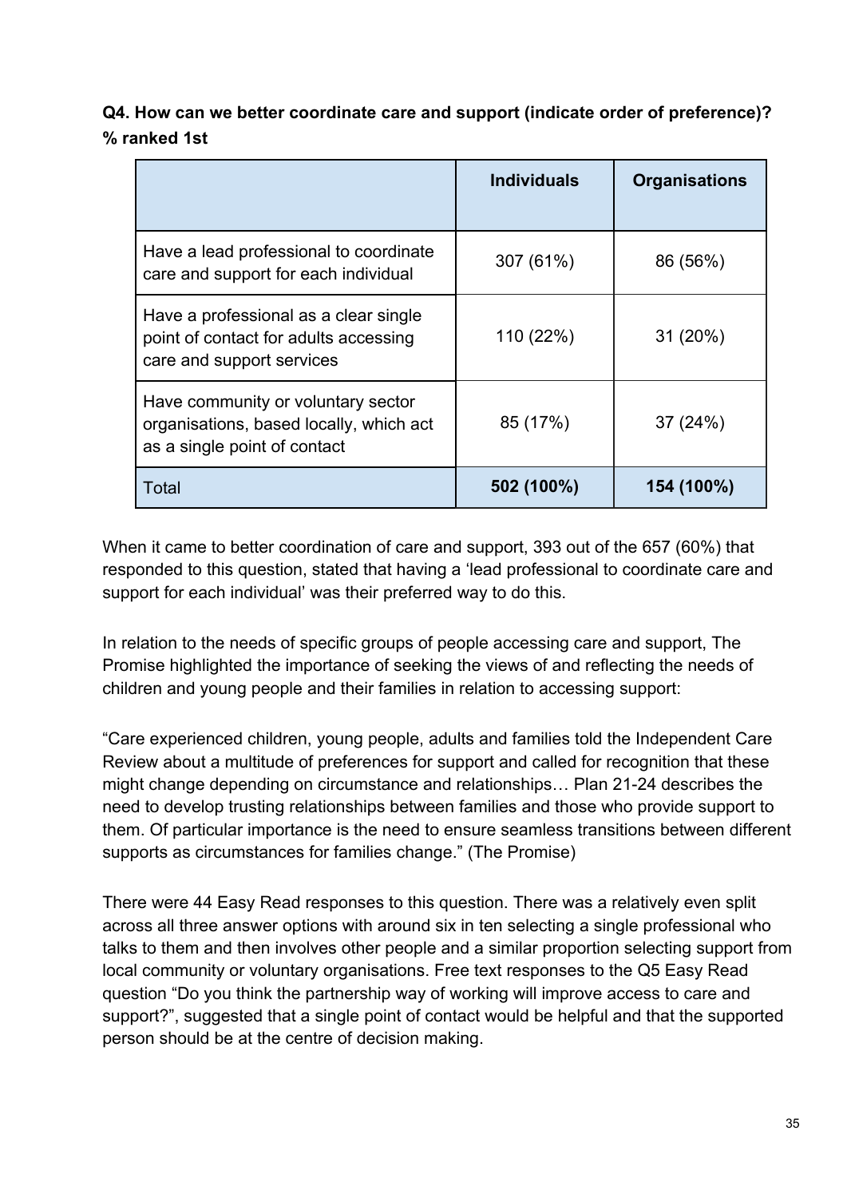**Q4. How can we better coordinate care and support (indicate order of preference)? % ranked 1st**

| | Individuals | Organisations |
|---|---|---|
| Have a lead professional to coordinate care and support for each individual | 307 (61%) | 86 (56%) |
| Have a professional as a clear single point of contact for adults accessing care and support services | 110 (22%) | 31 (20%) |
| Have community or voluntary sector organisations, based locally, which act as a single point of contact | 85 (17%) | 37 (24%) |
| Total | **502 (100%)** | **154 (100%)** |

When it came to better coordination of care and support, 393 out of the 657 (60%) that responded to this question, stated that having a 'lead professional to coordinate care and support for each individual' was their preferred way to do this.

In relation to the needs of specific groups of people accessing care and support, The Promise highlighted the importance of seeking the views of and reflecting the needs of children and young people and their families in relation to accessing support:

"Care experienced children, young people, adults and families told the Independent Care Review about a multitude of preferences for support and called for recognition that these might change depending on circumstance and relationships… Plan 21-24 describes the need to develop trusting relationships between families and those who provide support to them. Of particular importance is the need to ensure seamless transitions between different supports as circumstances for families change." (The Promise)

There were 44 Easy Read responses to this question. There was a relatively even split across all three answer options with around six in ten selecting a single professional who talks to them and then involves other people and a similar proportion selecting support from local community or voluntary organisations. Free text responses to the Q5 Easy Read question "Do you think the partnership way of working will improve access to care and support?", suggested that a single point of contact would be helpful and that the supported person should be at the centre of decision making.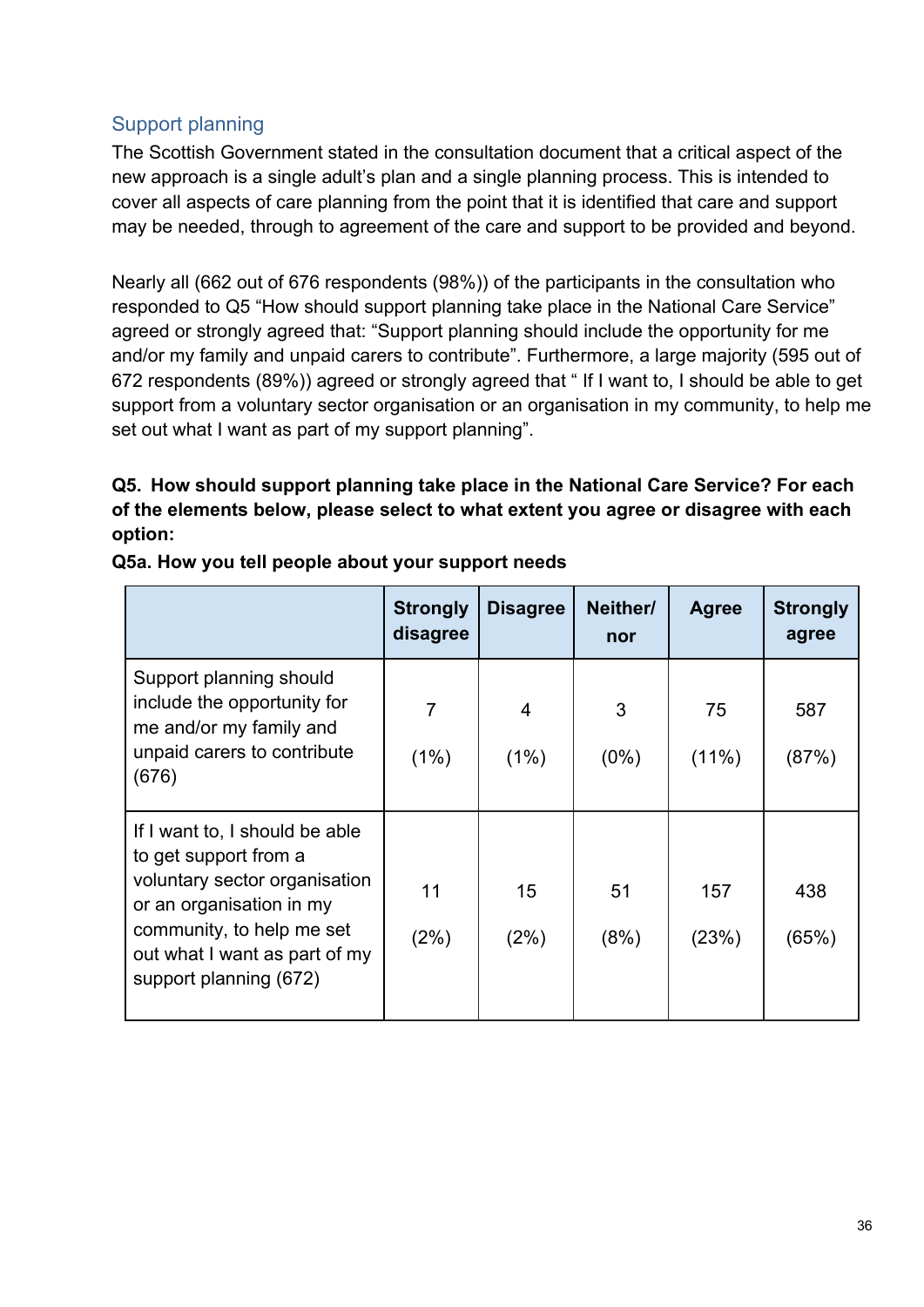## Support planning

The Scottish Government stated in the consultation document that a critical aspect of the new approach is a single adult's plan and a single planning process. This is intended to cover all aspects of care planning from the point that it is identified that care and support may be needed, through to agreement of the care and support to be provided and beyond.

Nearly all (662 out of 676 respondents (98%)) of the participants in the consultation who responded to Q5 "How should support planning take place in the National Care Service" agreed or strongly agreed that: "Support planning should include the opportunity for me and/or my family and unpaid carers to contribute". Furthermore, a large majority (595 out of 672 respondents (89%)) agreed or strongly agreed that " If I want to, I should be able to get support from a voluntary sector organisation or an organisation in my community, to help me set out what I want as part of my support planning".

**Q5. How should support planning take place in the National Care Service? For each of the elements below, please select to what extent you agree or disagree with each option:**

**Q5a. How you tell people about your support needs**

| | Strongly disagree | Disagree | Neither/ nor | Agree | Strongly agree |
|---|---|---|---|---|---|
| Support planning should include the opportunity for me and/or my family and unpaid carers to contribute (676) | 7 (1%) | 4 (1%) | 3 (0%) | 75 (11%) | 587 (87%) |
| If I want to, I should be able to get support from a voluntary sector organisation or an organisation in my community, to help me set out what I want as part of my support planning (672) | 11 (2%) | 15 (2%) | 51 (8%) | 157 (23%) | 438 (65%) |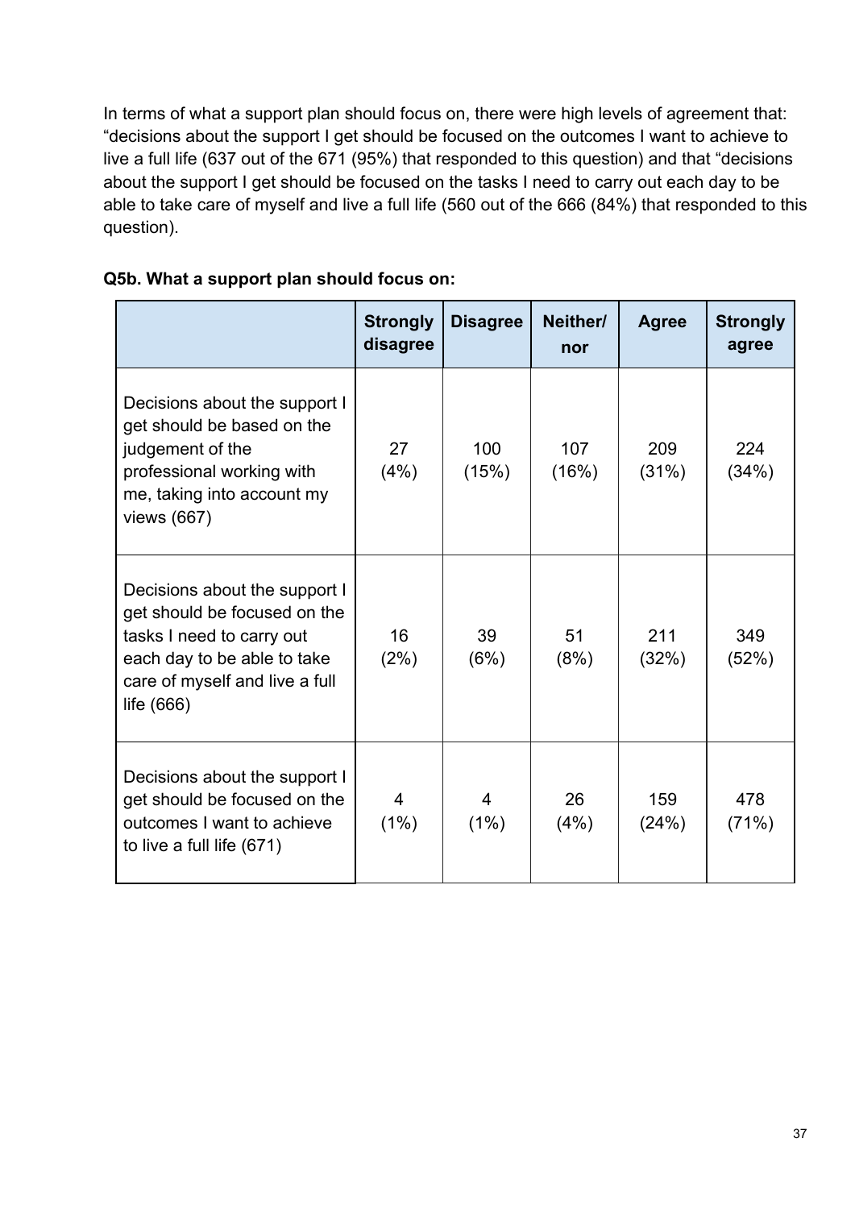In terms of what a support plan should focus on, there were high levels of agreement that: "decisions about the support I get should be focused on the outcomes I want to achieve to live a full life (637 out of the 671 (95%) that responded to this question) and that "decisions about the support I get should be focused on the tasks I need to carry out each day to be able to take care of myself and live a full life (560 out of the 666 (84%) that responded to this question).

**Q5b. What a support plan should focus on:**

| | Strongly disagree | Disagree | Neither/ nor | Agree | Strongly agree |
|---|---|---|---|---|---|
| Decisions about the support I get should be based on the judgement of the professional working with me, taking into account my views (667) | 27 (4%) | 100 (15%) | 107 (16%) | 209 (31%) | 224 (34%) |
| Decisions about the support I get should be focused on the tasks I need to carry out each day to be able to take care of myself and live a full life (666) | 16 (2%) | 39 (6%) | 51 (8%) | 211 (32%) | 349 (52%) |
| Decisions about the support I get should be focused on the outcomes I want to achieve to live a full life (671) | 4 (1%) | 4 (1%) | 26 (4%) | 159 (24%) | 478 (71%) |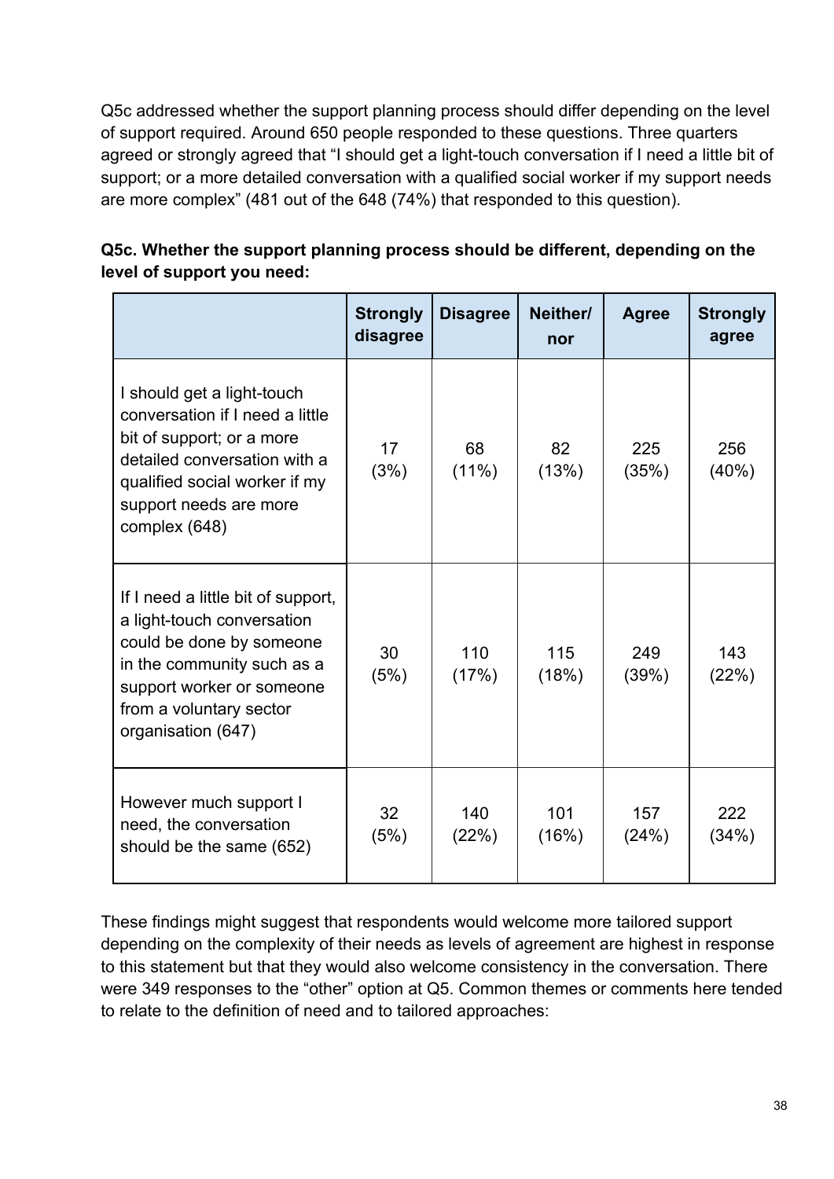Q5c addressed whether the support planning process should differ depending on the level of support required. Around 650 people responded to these questions. Three quarters agreed or strongly agreed that "I should get a light-touch conversation if I need a little bit of support; or a more detailed conversation with a qualified social worker if my support needs are more complex" (481 out of the 648 (74%) that responded to this question).

**Q5c. Whether the support planning process should be different, depending on the level of support you need:**

| | Strongly disagree | Disagree | Neither/ nor | Agree | Strongly agree |
|---|---|---|---|---|---|
| I should get a light-touch conversation if I need a little bit of support; or a more detailed conversation with a qualified social worker if my support needs are more complex (648) | 17 (3%) | 68 (11%) | 82 (13%) | 225 (35%) | 256 (40%) |
| If I need a little bit of support, a light-touch conversation could be done by someone in the community such as a support worker or someone from a voluntary sector organisation (647) | 30 (5%) | 110 (17%) | 115 (18%) | 249 (39%) | 143 (22%) |
| However much support I need, the conversation should be the same (652) | 32 (5%) | 140 (22%) | 101 (16%) | 157 (24%) | 222 (34%) |

These findings might suggest that respondents would welcome more tailored support depending on the complexity of their needs as levels of agreement are highest in response to this statement but that they would also welcome consistency in the conversation. There were 349 responses to the "other" option at Q5. Common themes or comments here tended to relate to the definition of need and to tailored approaches: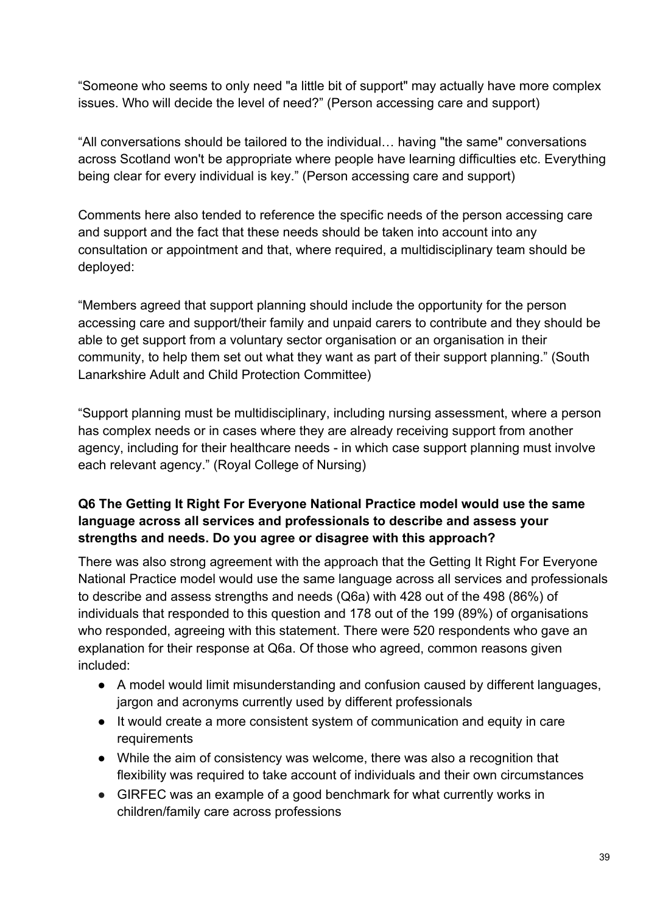"Someone who seems to only need "a little bit of support" may actually have more complex issues. Who will decide the level of need?" (Person accessing care and support)

"All conversations should be tailored to the individual… having "the same" conversations across Scotland won't be appropriate where people have learning difficulties etc. Everything being clear for every individual is key." (Person accessing care and support)

Comments here also tended to reference the specific needs of the person accessing care and support and the fact that these needs should be taken into account into any consultation or appointment and that, where required, a multidisciplinary team should be deployed:

"Members agreed that support planning should include the opportunity for the person accessing care and support/their family and unpaid carers to contribute and they should be able to get support from a voluntary sector organisation or an organisation in their community, to help them set out what they want as part of their support planning." (South Lanarkshire Adult and Child Protection Committee)

"Support planning must be multidisciplinary, including nursing assessment, where a person has complex needs or in cases where they are already receiving support from another agency, including for their healthcare needs - in which case support planning must involve each relevant agency." (Royal College of Nursing)

### Q6 The Getting It Right For Everyone National Practice model would use the same language across all services and professionals to describe and assess your strengths and needs. Do you agree or disagree with this approach?

There was also strong agreement with the approach that the Getting It Right For Everyone National Practice model would use the same language across all services and professionals to describe and assess strengths and needs (Q6a) with 428 out of the 498 (86%) of individuals that responded to this question and 178 out of the 199 (89%) of organisations who responded, agreeing with this statement. There were 520 respondents who gave an explanation for their response at Q6a. Of those who agreed, common reasons given included:

- A model would limit misunderstanding and confusion caused by different languages, jargon and acronyms currently used by different professionals
- It would create a more consistent system of communication and equity in care requirements
- While the aim of consistency was welcome, there was also a recognition that flexibility was required to take account of individuals and their own circumstances
- GIRFEC was an example of a good benchmark for what currently works in children/family care across professions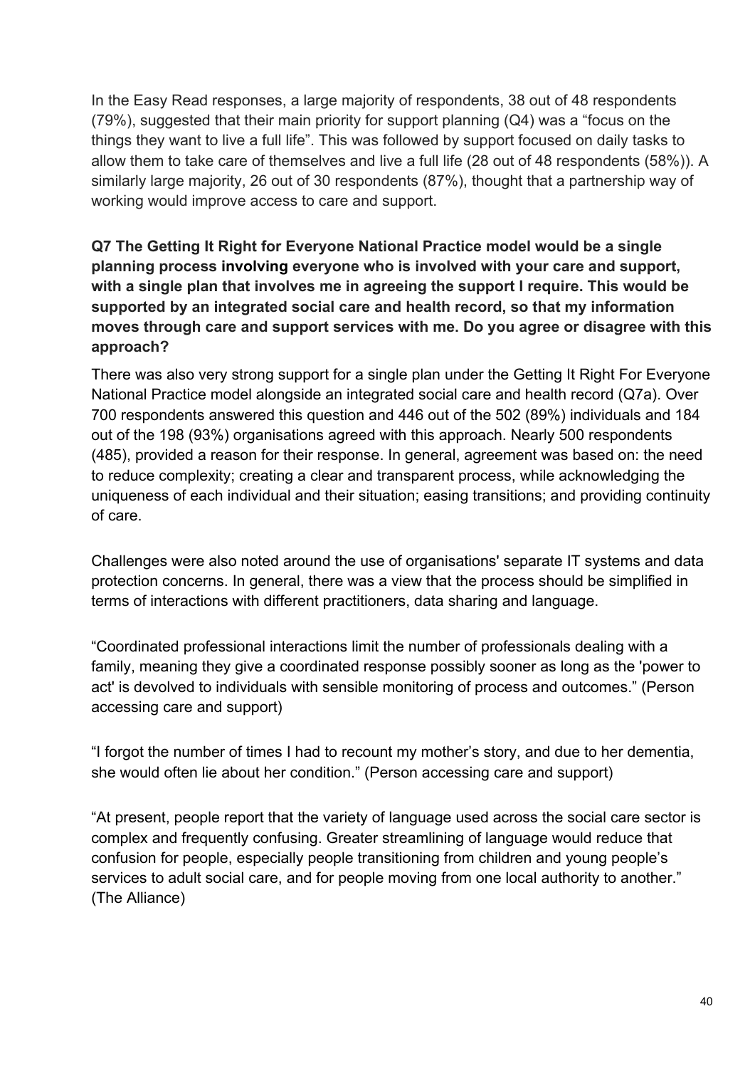In the Easy Read responses, a large majority of respondents, 38 out of 48 respondents (79%), suggested that their main priority for support planning (Q4) was a "focus on the things they want to live a full life". This was followed by support focused on daily tasks to allow them to take care of themselves and live a full life (28 out of 48 respondents (58%)). A similarly large majority, 26 out of 30 respondents (87%), thought that a partnership way of working would improve access to care and support.

**Q7 The Getting It Right for Everyone National Practice model would be a single planning process involving everyone who is involved with your care and support, with a single plan that involves me in agreeing the support I require. This would be supported by an integrated social care and health record, so that my information moves through care and support services with me. Do you agree or disagree with this approach?**

There was also very strong support for a single plan under the Getting It Right For Everyone National Practice model alongside an integrated social care and health record (Q7a). Over 700 respondents answered this question and 446 out of the 502 (89%) individuals and 184 out of the 198 (93%) organisations agreed with this approach. Nearly 500 respondents (485), provided a reason for their response. In general, agreement was based on: the need to reduce complexity; creating a clear and transparent process, while acknowledging the uniqueness of each individual and their situation; easing transitions; and providing continuity of care.

Challenges were also noted around the use of organisations' separate IT systems and data protection concerns. In general, there was a view that the process should be simplified in terms of interactions with different practitioners, data sharing and language.

"Coordinated professional interactions limit the number of professionals dealing with a family, meaning they give a coordinated response possibly sooner as long as the 'power to act' is devolved to individuals with sensible monitoring of process and outcomes." (Person accessing care and support)

"I forgot the number of times I had to recount my mother's story, and due to her dementia, she would often lie about her condition." (Person accessing care and support)

"At present, people report that the variety of language used across the social care sector is complex and frequently confusing. Greater streamlining of language would reduce that confusion for people, especially people transitioning from children and young people's services to adult social care, and for people moving from one local authority to another." (The Alliance)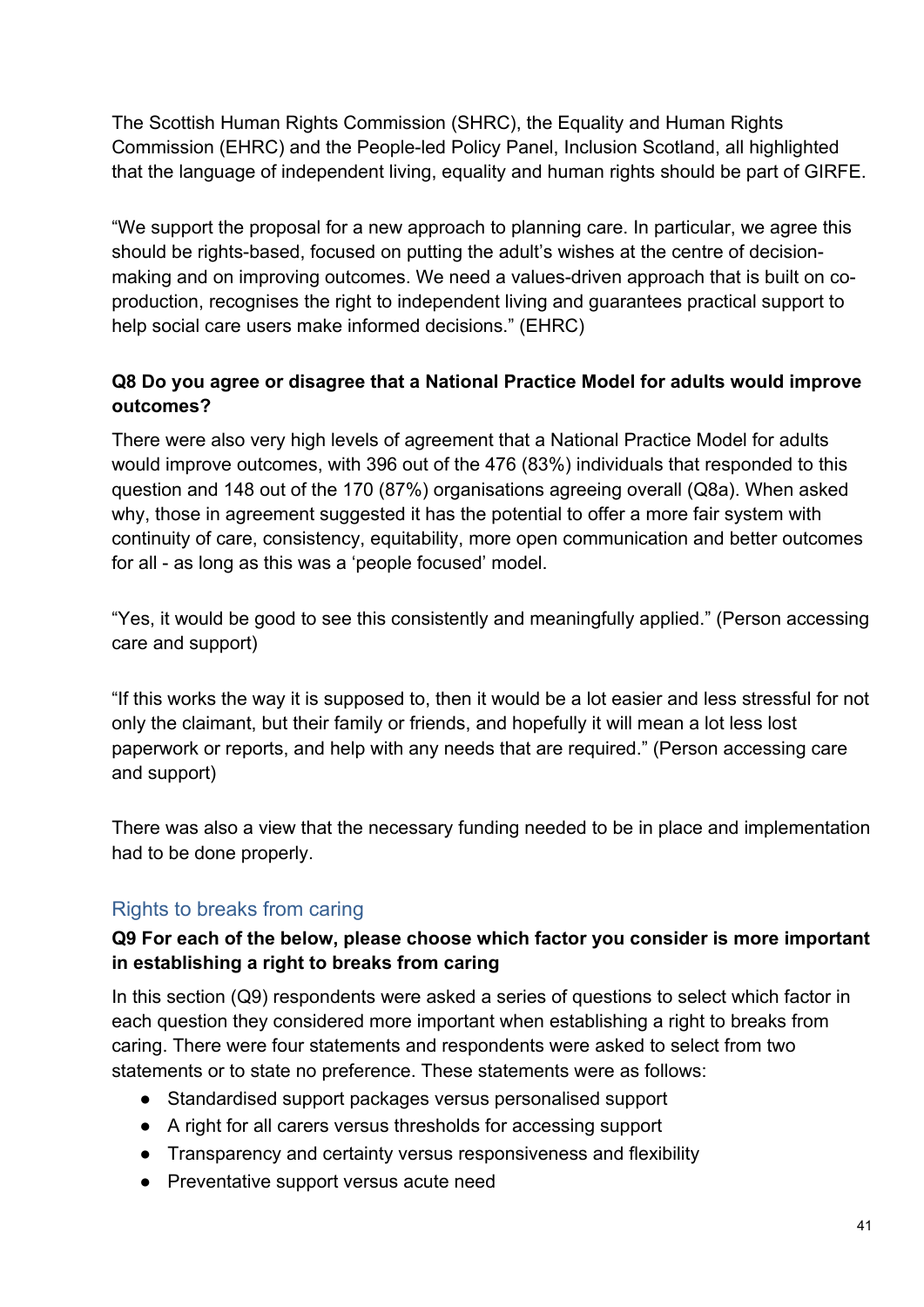The Scottish Human Rights Commission (SHRC), the Equality and Human Rights Commission (EHRC) and the People-led Policy Panel, Inclusion Scotland, all highlighted that the language of independent living, equality and human rights should be part of GIRFE.

"We support the proposal for a new approach to planning care. In particular, we agree this should be rights-based, focused on putting the adult's wishes at the centre of decision-making and on improving outcomes. We need a values-driven approach that is built on co-production, recognises the right to independent living and guarantees practical support to help social care users make informed decisions." (EHRC)

**Q8 Do you agree or disagree that a National Practice Model for adults would improve outcomes?**

There were also very high levels of agreement that a National Practice Model for adults would improve outcomes, with 396 out of the 476 (83%) individuals that responded to this question and 148 out of the 170 (87%) organisations agreeing overall (Q8a). When asked why, those in agreement suggested it has the potential to offer a more fair system with continuity of care, consistency, equitability, more open communication and better outcomes for all - as long as this was a 'people focused' model.

"Yes, it would be good to see this consistently and meaningfully applied." (Person accessing care and support)

"If this works the way it is supposed to, then it would be a lot easier and less stressful for not only the claimant, but their family or friends, and hopefully it will mean a lot less lost paperwork or reports, and help with any needs that are required." (Person accessing care and support)

There was also a view that the necessary funding needed to be in place and implementation had to be done properly.

## Rights to breaks from caring

**Q9 For each of the below, please choose which factor you consider is more important in establishing a right to breaks from caring**

In this section (Q9) respondents were asked a series of questions to select which factor in each question they considered more important when establishing a right to breaks from caring. There were four statements and respondents were asked to select from two statements or to state no preference. These statements were as follows:

- Standardised support packages versus personalised support
- A right for all carers versus thresholds for accessing support
- Transparency and certainty versus responsiveness and flexibility
- Preventative support versus acute need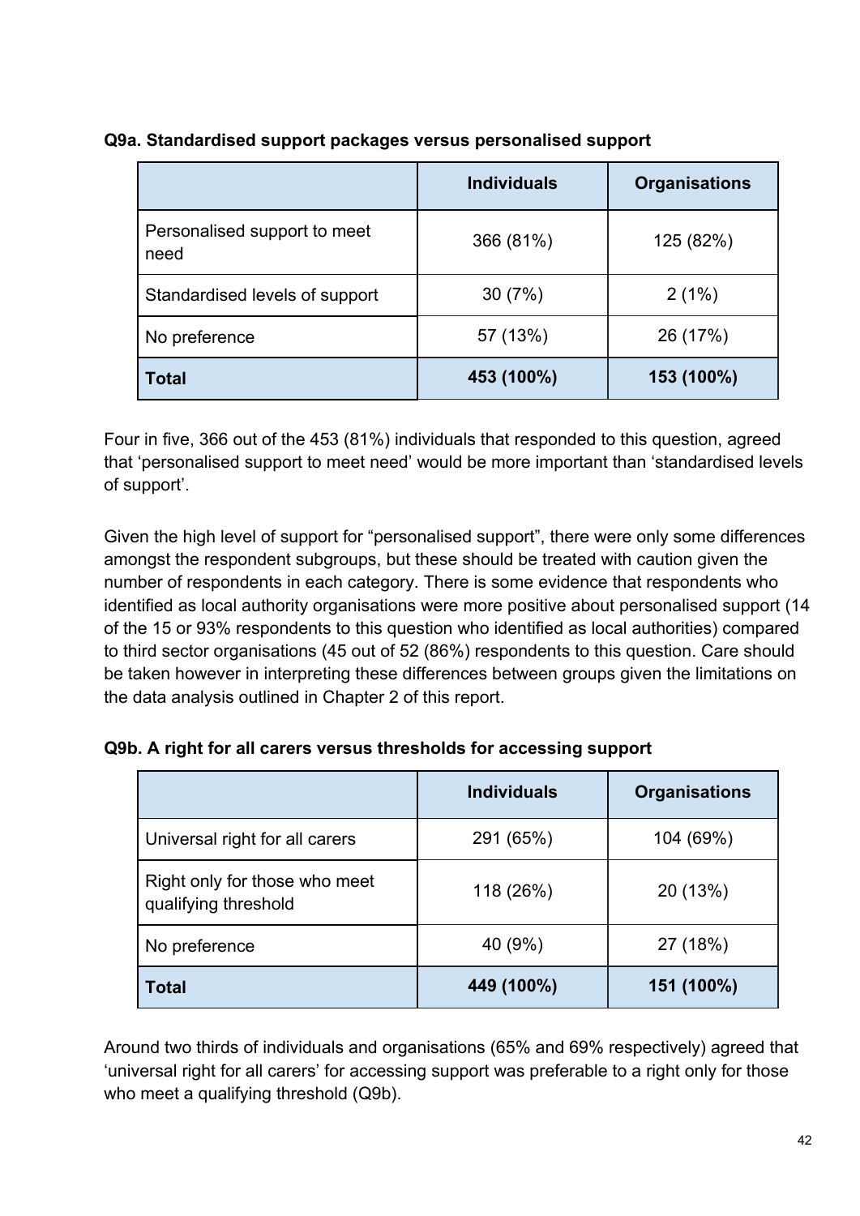**Q9a. Standardised support packages versus personalised support**

| | **Individuals** | **Organisations** |
|---|---|---|
| Personalised support to meet need | 366 (81%) | 125 (82%) |
| Standardised levels of support | 30 (7%) | 2 (1%) |
| No preference | 57 (13%) | 26 (17%) |
| **Total** | **453 (100%)** | **153 (100%)** |

Four in five, 366 out of the 453 (81%) individuals that responded to this question, agreed that 'personalised support to meet need' would be more important than 'standardised levels of support'.

Given the high level of support for "personalised support", there were only some differences amongst the respondent subgroups, but these should be treated with caution given the number of respondents in each category. There is some evidence that respondents who identified as local authority organisations were more positive about personalised support (14 of the 15 or 93% respondents to this question who identified as local authorities) compared to third sector organisations (45 out of 52 (86%) respondents to this question. Care should be taken however in interpreting these differences between groups given the limitations on the data analysis outlined in Chapter 2 of this report.

**Q9b. A right for all carers versus thresholds for accessing support**

| | **Individuals** | **Organisations** |
|---|---|---|
| Universal right for all carers | 291 (65%) | 104 (69%) |
| Right only for those who meet qualifying threshold | 118 (26%) | 20 (13%) |
| No preference | 40 (9%) | 27 (18%) |
| **Total** | **449 (100%)** | **151 (100%)** |

Around two thirds of individuals and organisations (65% and 69% respectively) agreed that 'universal right for all carers' for accessing support was preferable to a right only for those who meet a qualifying threshold (Q9b).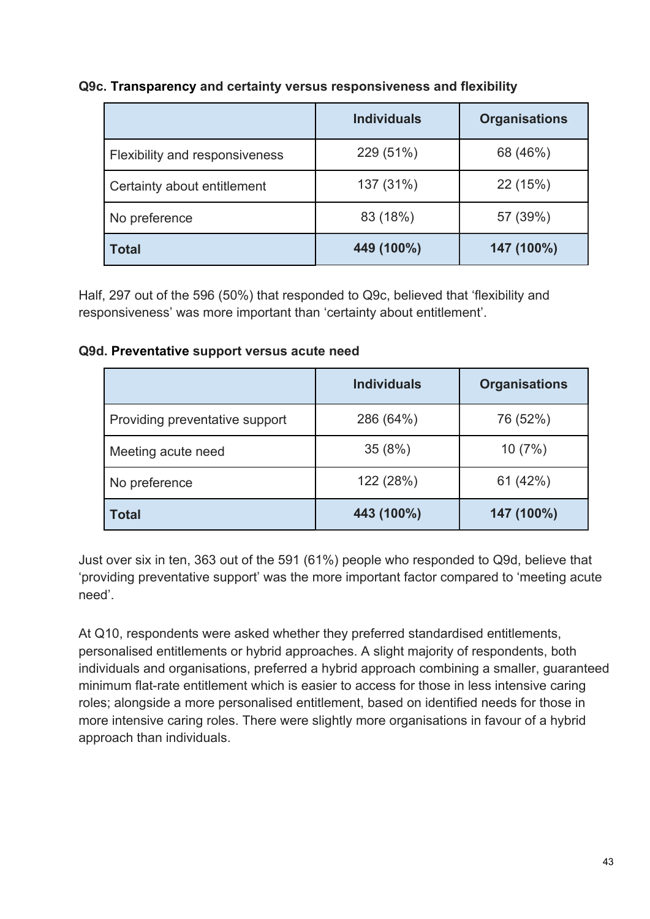**Q9c. Transparency and certainty versus responsiveness and flexibility**

| | Individuals | Organisations |
|---|---|---|
| Flexibility and responsiveness | 229 (51%) | 68 (46%) |
| Certainty about entitlement | 137 (31%) | 22 (15%) |
| No preference | 83 (18%) | 57 (39%) |
| **Total** | **449 (100%)** | **147 (100%)** |

Half, 297 out of the 596 (50%) that responded to Q9c, believed that 'flexibility and responsiveness' was more important than 'certainty about entitlement'.

**Q9d. Preventative support versus acute need**

| | Individuals | Organisations |
|---|---|---|
| Providing preventative support | 286 (64%) | 76 (52%) |
| Meeting acute need | 35 (8%) | 10 (7%) |
| No preference | 122 (28%) | 61 (42%) |
| **Total** | **443 (100%)** | **147 (100%)** |

Just over six in ten, 363 out of the 591 (61%) people who responded to Q9d, believe that 'providing preventative support' was the more important factor compared to 'meeting acute need'.

At Q10, respondents were asked whether they preferred standardised entitlements, personalised entitlements or hybrid approaches. A slight majority of respondents, both individuals and organisations, preferred a hybrid approach combining a smaller, guaranteed minimum flat-rate entitlement which is easier to access for those in less intensive caring roles; alongside a more personalised entitlement, based on identified needs for those in more intensive caring roles. There were slightly more organisations in favour of a hybrid approach than individuals.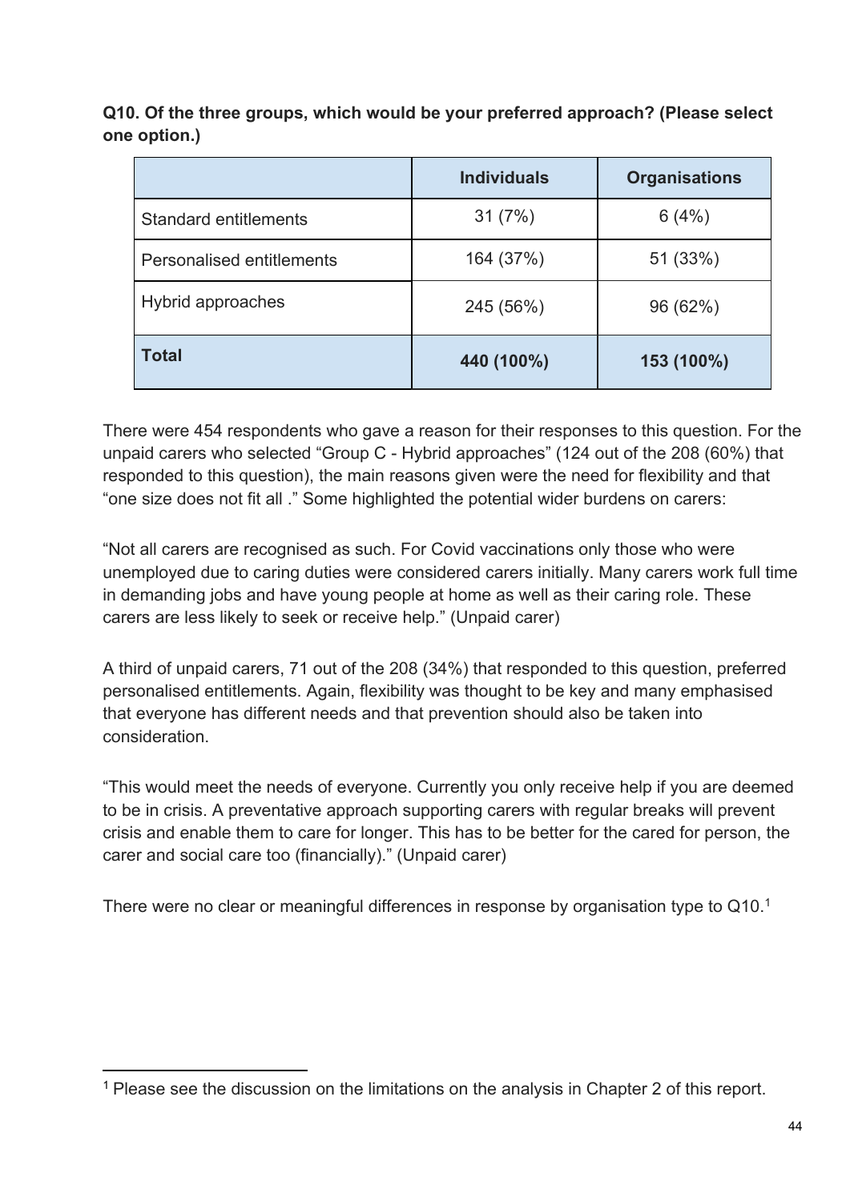**Q10. Of the three groups, which would be your preferred approach? (Please select one option.)**

| | Individuals | Organisations |
|---|---|---|
| Standard entitlements | 31 (7%) | 6 (4%) |
| Personalised entitlements | 164 (37%) | 51 (33%) |
| Hybrid approaches | 245 (56%) | 96 (62%) |
| **Total** | **440 (100%)** | **153 (100%)** |

There were 454 respondents who gave a reason for their responses to this question. For the unpaid carers who selected "Group C - Hybrid approaches" (124 out of the 208 (60%) that responded to this question), the main reasons given were the need for flexibility and that "one size does not fit all ." Some highlighted the potential wider burdens on carers:

"Not all carers are recognised as such. For Covid vaccinations only those who were unemployed due to caring duties were considered carers initially. Many carers work full time in demanding jobs and have young people at home as well as their caring role. These carers are less likely to seek or receive help." (Unpaid carer)

A third of unpaid carers, 71 out of the 208 (34%) that responded to this question, preferred personalised entitlements. Again, flexibility was thought to be key and many emphasised that everyone has different needs and that prevention should also be taken into consideration.

"This would meet the needs of everyone. Currently you only receive help if you are deemed to be in crisis. A preventative approach supporting carers with regular breaks will prevent crisis and enable them to care for longer. This has to be better for the cared for person, the carer and social care too (financially)." (Unpaid carer)

There were no clear or meaningful differences in response by organisation type to Q10.[1]

[1] Please see the discussion on the limitations on the analysis in Chapter 2 of this report.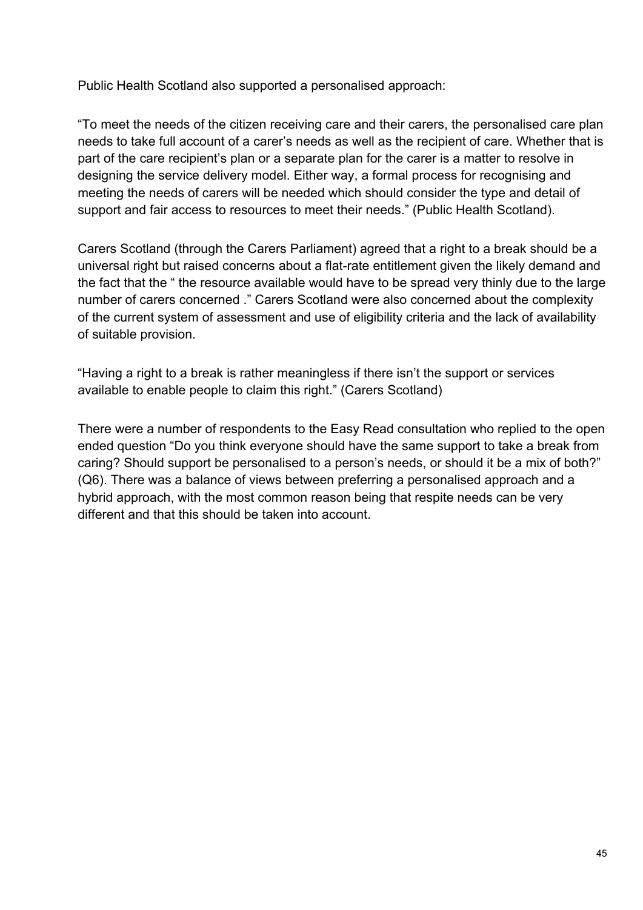Public Health Scotland also supported a personalised approach:

"To meet the needs of the citizen receiving care and their carers, the personalised care plan needs to take full account of a carer's needs as well as the recipient of care. Whether that is part of the care recipient's plan or a separate plan for the carer is a matter to resolve in designing the service delivery model. Either way, a formal process for recognising and meeting the needs of carers will be needed which should consider the type and detail of support and fair access to resources to meet their needs." (Public Health Scotland).

Carers Scotland (through the Carers Parliament) agreed that a right to a break should be a universal right but raised concerns about a flat-rate entitlement given the likely demand and the fact that the " the resource available would have to be spread very thinly due to the large number of carers concerned ." Carers Scotland were also concerned about the complexity of the current system of assessment and use of eligibility criteria and the lack of availability of suitable provision.

"Having a right to a break is rather meaningless if there isn't the support or services available to enable people to claim this right." (Carers Scotland)

There were a number of respondents to the Easy Read consultation who replied to the open ended question "Do you think everyone should have the same support to take a break from caring? Should support be personalised to a person's needs, or should it be a mix of both?" (Q6). There was a balance of views between preferring a personalised approach and a hybrid approach, with the most common reason being that respite needs can be very different and that this should be taken into account.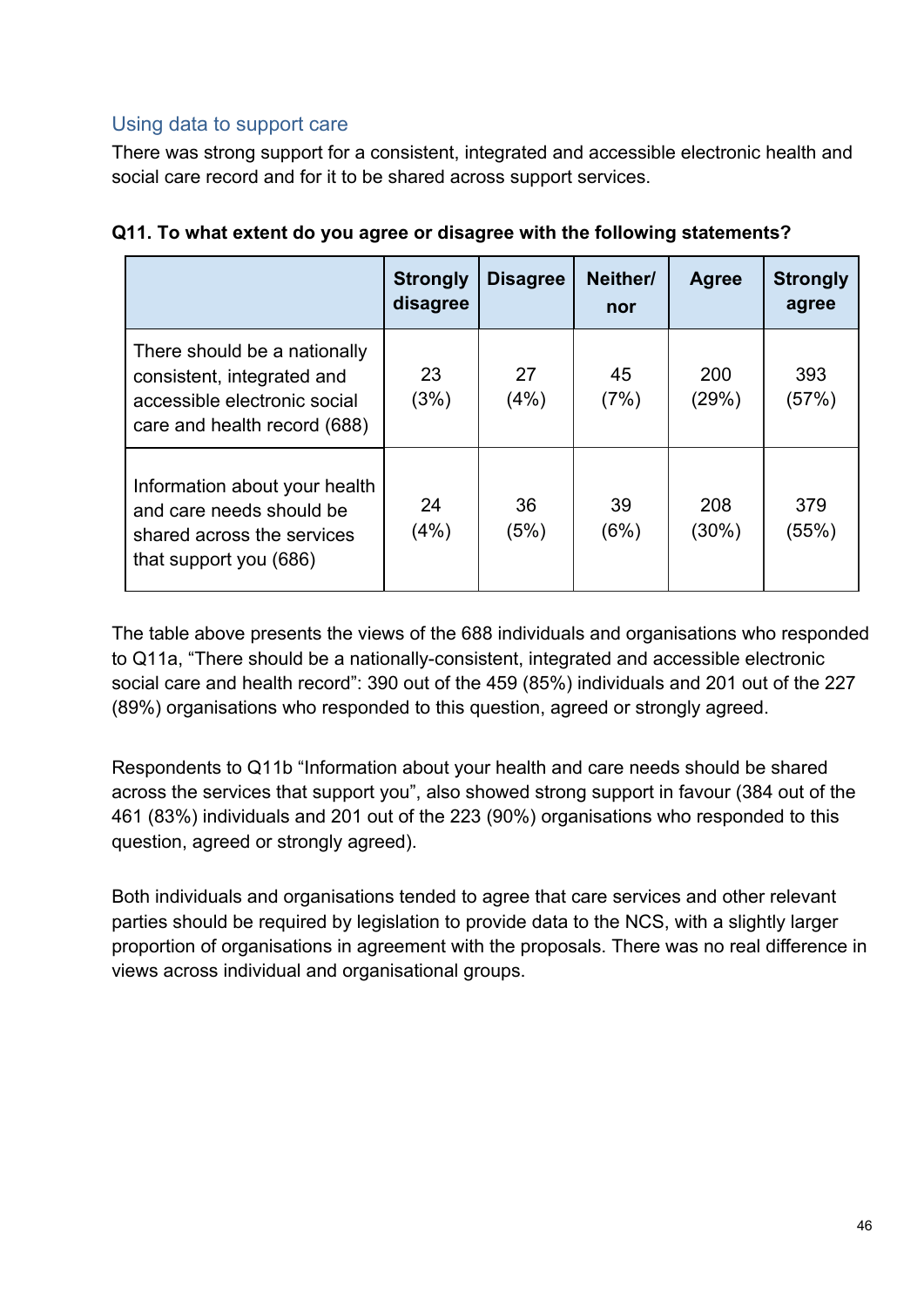## Using data to support care

There was strong support for a consistent, integrated and accessible electronic health and social care record and for it to be shared across support services.

**Q11. To what extent do you agree or disagree with the following statements?**

| | Strongly disagree | Disagree | Neither/ nor | Agree | Strongly agree |
|---|---|---|---|---|---|
| There should be a nationally consistent, integrated and accessible electronic social care and health record (688) | 23 (3%) | 27 (4%) | 45 (7%) | 200 (29%) | 393 (57%) |
| Information about your health and care needs should be shared across the services that support you (686) | 24 (4%) | 36 (5%) | 39 (6%) | 208 (30%) | 379 (55%) |

The table above presents the views of the 688 individuals and organisations who responded to Q11a, "There should be a nationally-consistent, integrated and accessible electronic social care and health record": 390 out of the 459 (85%) individuals and 201 out of the 227 (89%) organisations who responded to this question, agreed or strongly agreed.

Respondents to Q11b "Information about your health and care needs should be shared across the services that support you", also showed strong support in favour (384 out of the 461 (83%) individuals and 201 out of the 223 (90%) organisations who responded to this question, agreed or strongly agreed).

Both individuals and organisations tended to agree that care services and other relevant parties should be required by legislation to provide data to the NCS, with a slightly larger proportion of organisations in agreement with the proposals. There was no real difference in views across individual and organisational groups.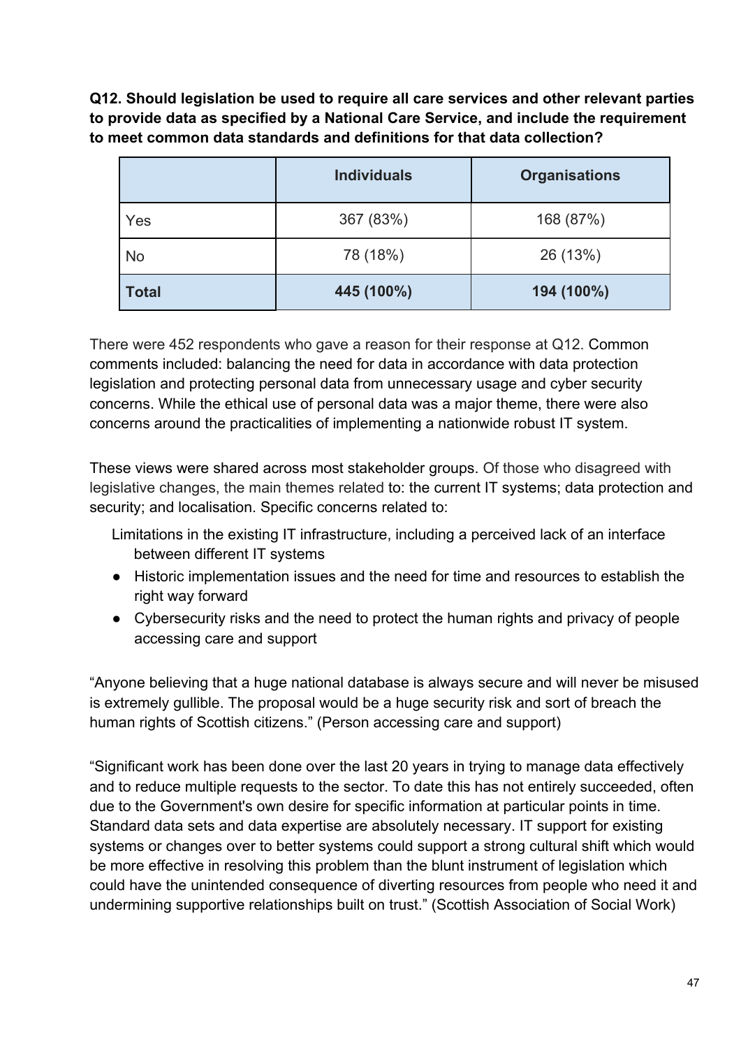**Q12. Should legislation be used to require all care services and other relevant parties to provide data as specified by a National Care Service, and include the requirement to meet common data standards and definitions for that data collection?**

| | Individuals | Organisations |
|---|---|---|
| Yes | 367 (83%) | 168 (87%) |
| No | 78 (18%) | 26 (13%) |
| **Total** | **445 (100%)** | **194 (100%)** |

There were 452 respondents who gave a reason for their response at Q12. Common comments included: balancing the need for data in accordance with data protection legislation and protecting personal data from unnecessary usage and cyber security concerns. While the ethical use of personal data was a major theme, there were also concerns around the practicalities of implementing a nationwide robust IT system.

These views were shared across most stakeholder groups. Of those who disagreed with legislative changes, the main themes related to: the current IT systems; data protection and security; and localisation. Specific concerns related to:

- Limitations in the existing IT infrastructure, including a perceived lack of an interface between different IT systems
- Historic implementation issues and the need for time and resources to establish the right way forward
- Cybersecurity risks and the need to protect the human rights and privacy of people accessing care and support

"Anyone believing that a huge national database is always secure and will never be misused is extremely gullible. The proposal would be a huge security risk and sort of breach the human rights of Scottish citizens." (Person accessing care and support)

"Significant work has been done over the last 20 years in trying to manage data effectively and to reduce multiple requests to the sector. To date this has not entirely succeeded, often due to the Government's own desire for specific information at particular points in time. Standard data sets and data expertise are absolutely necessary. IT support for existing systems or changes over to better systems could support a strong cultural shift which would be more effective in resolving this problem than the blunt instrument of legislation which could have the unintended consequence of diverting resources from people who need it and undermining supportive relationships built on trust." (Scottish Association of Social Work)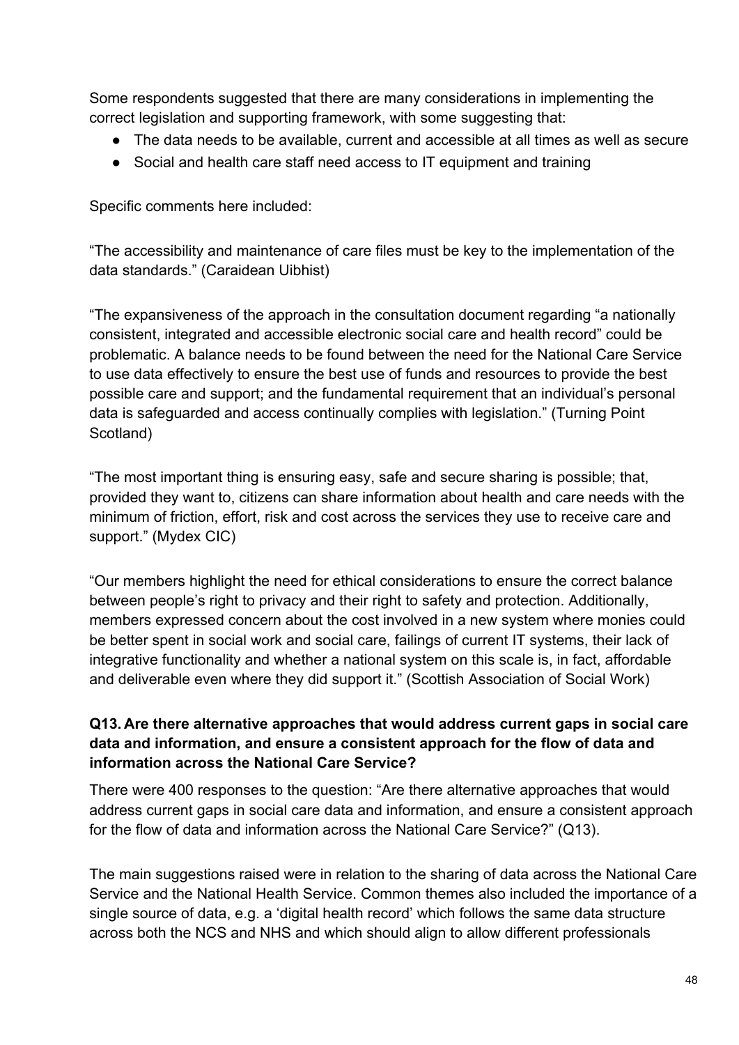Some respondents suggested that there are many considerations in implementing the correct legislation and supporting framework, with some suggesting that:

- The data needs to be available, current and accessible at all times as well as secure
- Social and health care staff need access to IT equipment and training

Specific comments here included:

"The accessibility and maintenance of care files must be key to the implementation of the data standards." (Caraidean Uibhist)

"The expansiveness of the approach in the consultation document regarding "a nationally consistent, integrated and accessible electronic social care and health record" could be problematic. A balance needs to be found between the need for the National Care Service to use data effectively to ensure the best use of funds and resources to provide the best possible care and support; and the fundamental requirement that an individual's personal data is safeguarded and access continually complies with legislation." (Turning Point Scotland)

"The most important thing is ensuring easy, safe and secure sharing is possible; that, provided they want to, citizens can share information about health and care needs with the minimum of friction, effort, risk and cost across the services they use to receive care and support." (Mydex CIC)

"Our members highlight the need for ethical considerations to ensure the correct balance between people's right to privacy and their right to safety and protection. Additionally, members expressed concern about the cost involved in a new system where monies could be better spent in social work and social care, failings of current IT systems, their lack of integrative functionality and whether a national system on this scale is, in fact, affordable and deliverable even where they did support it." (Scottish Association of Social Work)

### Q13. Are there alternative approaches that would address current gaps in social care data and information, and ensure a consistent approach for the flow of data and information across the National Care Service?

There were 400 responses to the question: "Are there alternative approaches that would address current gaps in social care data and information, and ensure a consistent approach for the flow of data and information across the National Care Service?" (Q13).

The main suggestions raised were in relation to the sharing of data across the National Care Service and the National Health Service. Common themes also included the importance of a single source of data, e.g. a 'digital health record' which follows the same data structure across both the NCS and NHS and which should align to allow different professionals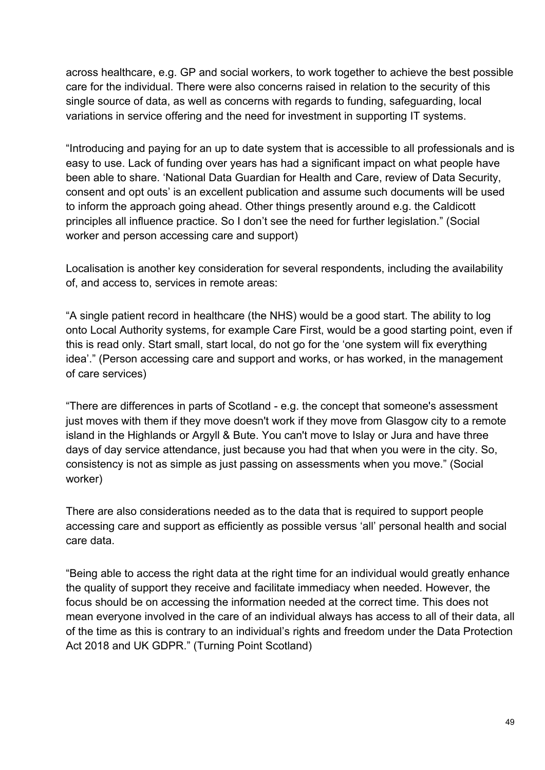across healthcare, e.g. GP and social workers, to work together to achieve the best possible care for the individual. There were also concerns raised in relation to the security of this single source of data, as well as concerns with regards to funding, safeguarding, local variations in service offering and the need for investment in supporting IT systems.

"Introducing and paying for an up to date system that is accessible to all professionals and is easy to use. Lack of funding over years has had a significant impact on what people have been able to share. 'National Data Guardian for Health and Care, review of Data Security, consent and opt outs' is an excellent publication and assume such documents will be used to inform the approach going ahead. Other things presently around e.g. the Caldicott principles all influence practice. So I don't see the need for further legislation." (Social worker and person accessing care and support)

Localisation is another key consideration for several respondents, including the availability of, and access to, services in remote areas:

"A single patient record in healthcare (the NHS) would be a good start. The ability to log onto Local Authority systems, for example Care First, would be a good starting point, even if this is read only. Start small, start local, do not go for the 'one system will fix everything idea'." (Person accessing care and support and works, or has worked, in the management of care services)

"There are differences in parts of Scotland - e.g. the concept that someone's assessment just moves with them if they move doesn't work if they move from Glasgow city to a remote island in the Highlands or Argyll & Bute. You can't move to Islay or Jura and have three days of day service attendance, just because you had that when you were in the city. So, consistency is not as simple as just passing on assessments when you move." (Social worker)

There are also considerations needed as to the data that is required to support people accessing care and support as efficiently as possible versus 'all' personal health and social care data.

"Being able to access the right data at the right time for an individual would greatly enhance the quality of support they receive and facilitate immediacy when needed. However, the focus should be on accessing the information needed at the correct time. This does not mean everyone involved in the care of an individual always has access to all of their data, all of the time as this is contrary to an individual's rights and freedom under the Data Protection Act 2018 and UK GDPR." (Turning Point Scotland)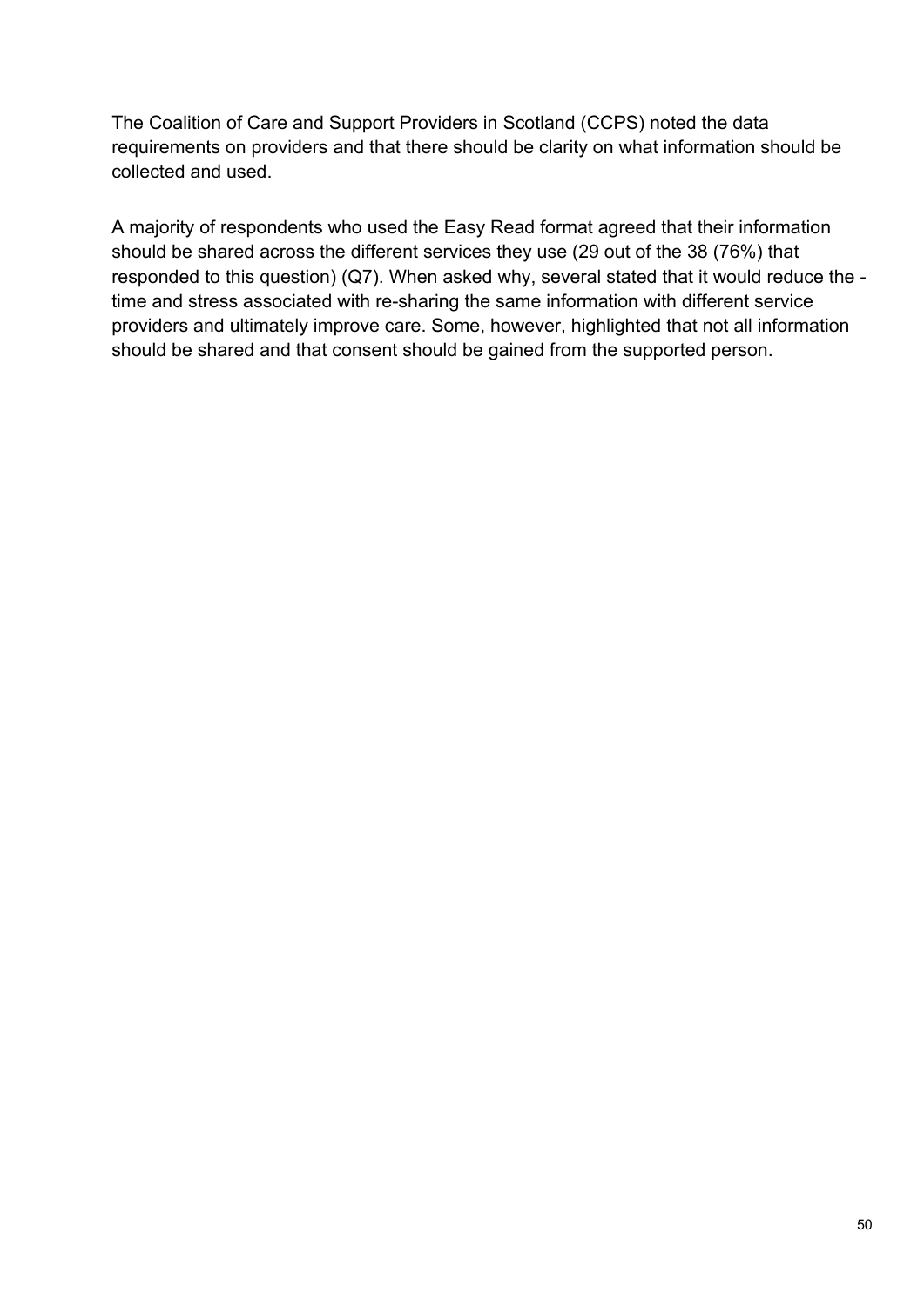The Coalition of Care and Support Providers in Scotland (CCPS) noted the data requirements on providers and that there should be clarity on what information should be collected and used.

A majority of respondents who used the Easy Read format agreed that their information should be shared across the different services they use (29 out of the 38 (76%) that responded to this question) (Q7). When asked why, several stated that it would reduce the - time and stress associated with re-sharing the same information with different service providers and ultimately improve care. Some, however, highlighted that not all information should be shared and that consent should be gained from the supported person.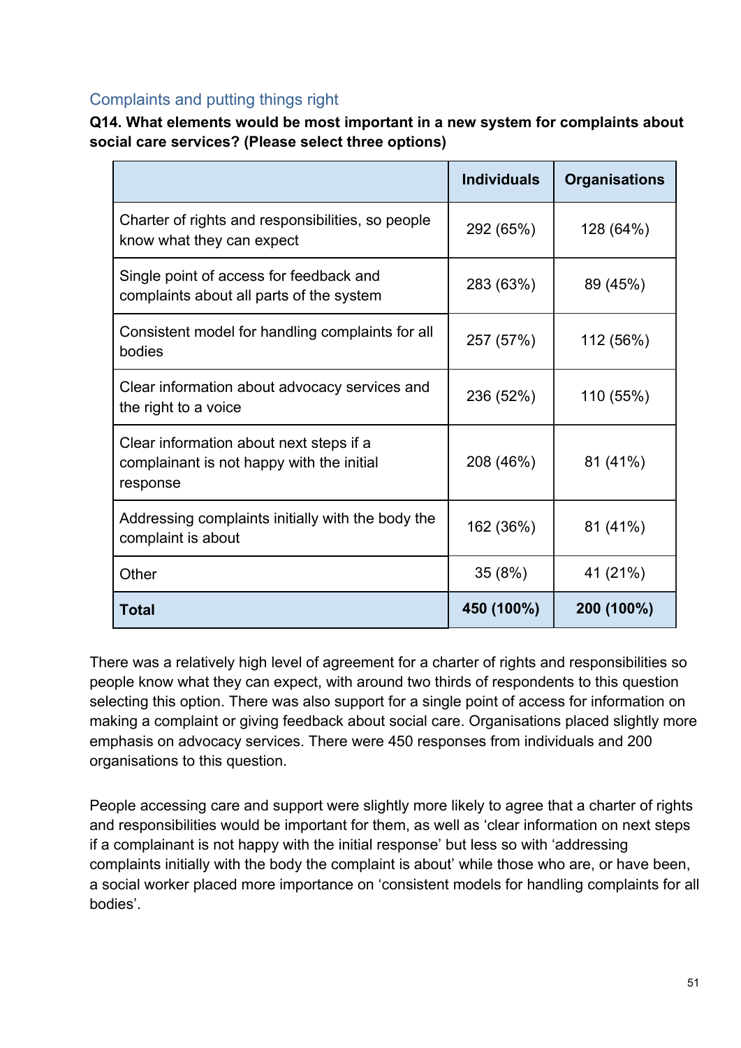## Complaints and putting things right

**Q14. What elements would be most important in a new system for complaints about social care services? (Please select three options)**

| | Individuals | Organisations |
|---|---|---|
| Charter of rights and responsibilities, so people know what they can expect | 292 (65%) | 128 (64%) |
| Single point of access for feedback and complaints about all parts of the system | 283 (63%) | 89 (45%) |
| Consistent model for handling complaints for all bodies | 257 (57%) | 112 (56%) |
| Clear information about advocacy services and the right to a voice | 236 (52%) | 110 (55%) |
| Clear information about next steps if a complainant is not happy with the initial response | 208 (46%) | 81 (41%) |
| Addressing complaints initially with the body the complaint is about | 162 (36%) | 81 (41%) |
| Other | 35 (8%) | 41 (21%) |
| **Total** | **450 (100%)** | **200 (100%)** |

There was a relatively high level of agreement for a charter of rights and responsibilities so people know what they can expect, with around two thirds of respondents to this question selecting this option. There was also support for a single point of access for information on making a complaint or giving feedback about social care. Organisations placed slightly more emphasis on advocacy services. There were 450 responses from individuals and 200 organisations to this question.

People accessing care and support were slightly more likely to agree that a charter of rights and responsibilities would be important for them, as well as 'clear information on next steps if a complainant is not happy with the initial response' but less so with 'addressing complaints initially with the body the complaint is about' while those who are, or have been, a social worker placed more importance on 'consistent models for handling complaints for all bodies'.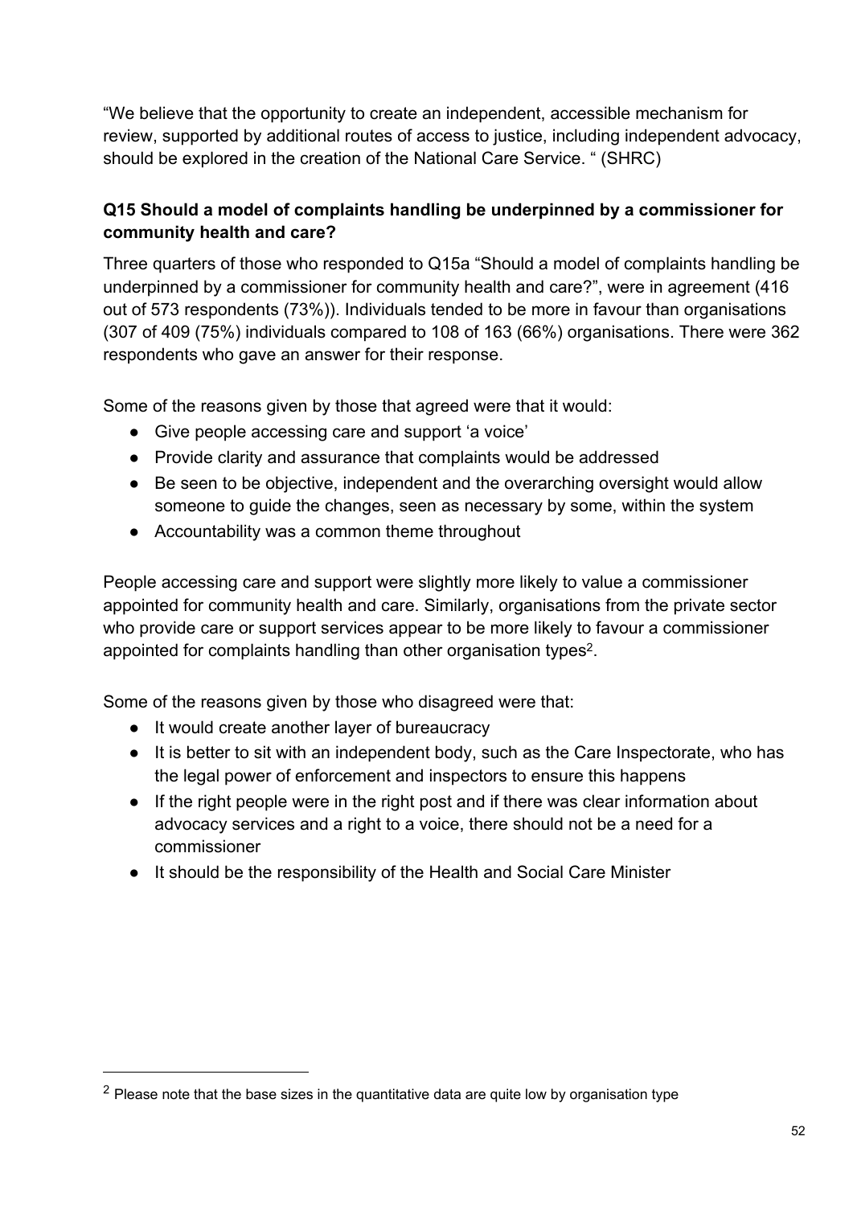"We believe that the opportunity to create an independent, accessible mechanism for review, supported by additional routes of access to justice, including independent advocacy, should be explored in the creation of the National Care Service. " (SHRC)

### Q15 Should a model of complaints handling be underpinned by a commissioner for community health and care?

Three quarters of those who responded to Q15a "Should a model of complaints handling be underpinned by a commissioner for community health and care?", were in agreement (416 out of 573 respondents (73%)). Individuals tended to be more in favour than organisations (307 of 409 (75%) individuals compared to 108 of 163 (66%) organisations. There were 362 respondents who gave an answer for their response.

Some of the reasons given by those that agreed were that it would:

- Give people accessing care and support 'a voice'
- Provide clarity and assurance that complaints would be addressed
- Be seen to be objective, independent and the overarching oversight would allow someone to guide the changes, seen as necessary by some, within the system
- Accountability was a common theme throughout

People accessing care and support were slightly more likely to value a commissioner appointed for community health and care. Similarly, organisations from the private sector who provide care or support services appear to be more likely to favour a commissioner appointed for complaints handling than other organisation types[2].

Some of the reasons given by those who disagreed were that:

- It would create another layer of bureaucracy
- It is better to sit with an independent body, such as the Care Inspectorate, who has the legal power of enforcement and inspectors to ensure this happens
- If the right people were in the right post and if there was clear information about advocacy services and a right to a voice, there should not be a need for a commissioner
- It should be the responsibility of the Health and Social Care Minister

[2] Please note that the base sizes in the quantitative data are quite low by organisation type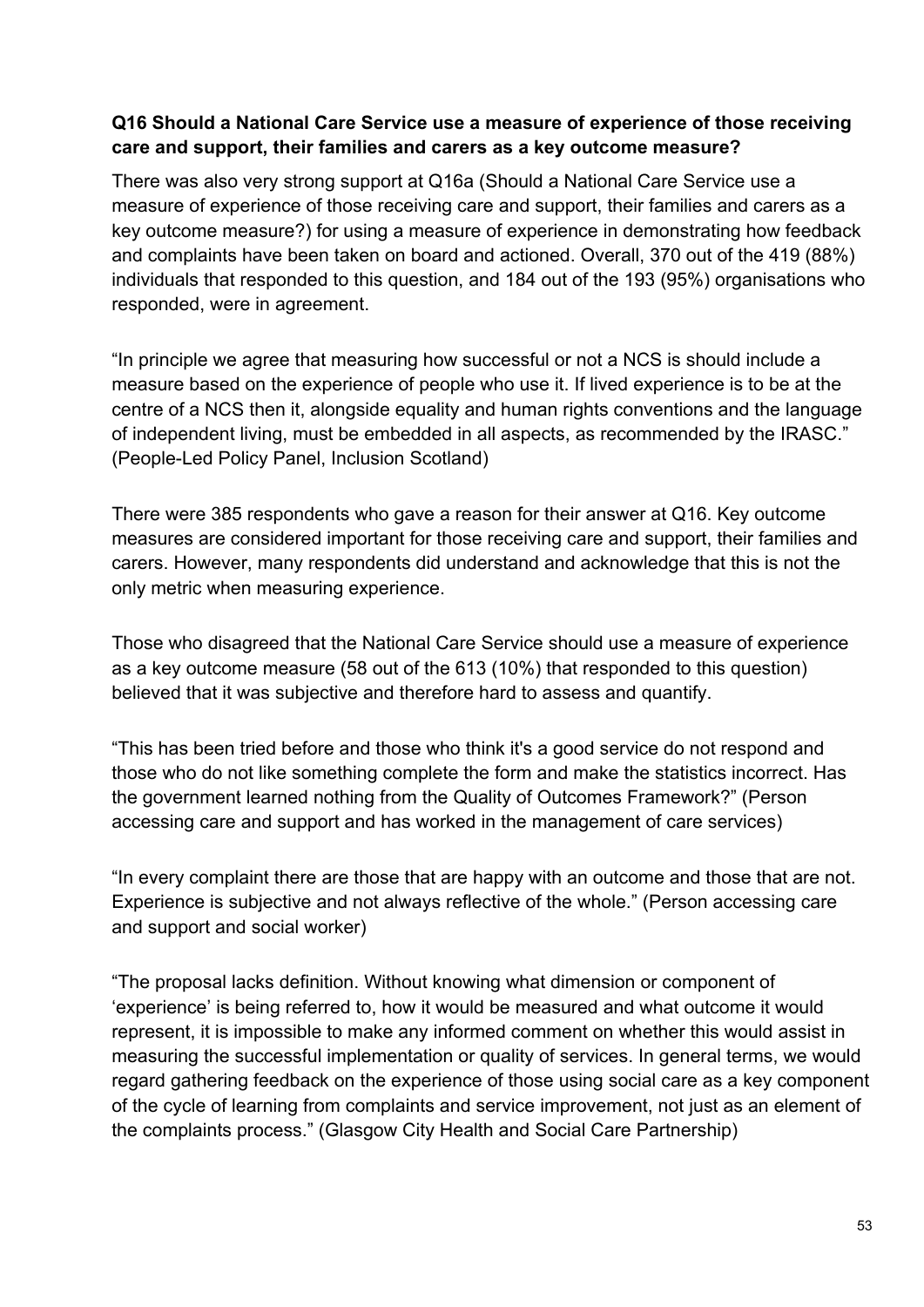**Q16 Should a National Care Service use a measure of experience of those receiving care and support, their families and carers as a key outcome measure?**

There was also very strong support at Q16a (Should a National Care Service use a measure of experience of those receiving care and support, their families and carers as a key outcome measure?) for using a measure of experience in demonstrating how feedback and complaints have been taken on board and actioned. Overall, 370 out of the 419 (88%) individuals that responded to this question, and 184 out of the 193 (95%) organisations who responded, were in agreement.

"In principle we agree that measuring how successful or not a NCS is should include a measure based on the experience of people who use it. If lived experience is to be at the centre of a NCS then it, alongside equality and human rights conventions and the language of independent living, must be embedded in all aspects, as recommended by the IRASC." (People-Led Policy Panel, Inclusion Scotland)

There were 385 respondents who gave a reason for their answer at Q16. Key outcome measures are considered important for those receiving care and support, their families and carers. However, many respondents did understand and acknowledge that this is not the only metric when measuring experience.

Those who disagreed that the National Care Service should use a measure of experience as a key outcome measure (58 out of the 613 (10%) that responded to this question) believed that it was subjective and therefore hard to assess and quantify.

"This has been tried before and those who think it's a good service do not respond and those who do not like something complete the form and make the statistics incorrect. Has the government learned nothing from the Quality of Outcomes Framework?" (Person accessing care and support and has worked in the management of care services)

"In every complaint there are those that are happy with an outcome and those that are not. Experience is subjective and not always reflective of the whole." (Person accessing care and support and social worker)

"The proposal lacks definition. Without knowing what dimension or component of 'experience' is being referred to, how it would be measured and what outcome it would represent, it is impossible to make any informed comment on whether this would assist in measuring the successful implementation or quality of services. In general terms, we would regard gathering feedback on the experience of those using social care as a key component of the cycle of learning from complaints and service improvement, not just as an element of the complaints process." (Glasgow City Health and Social Care Partnership)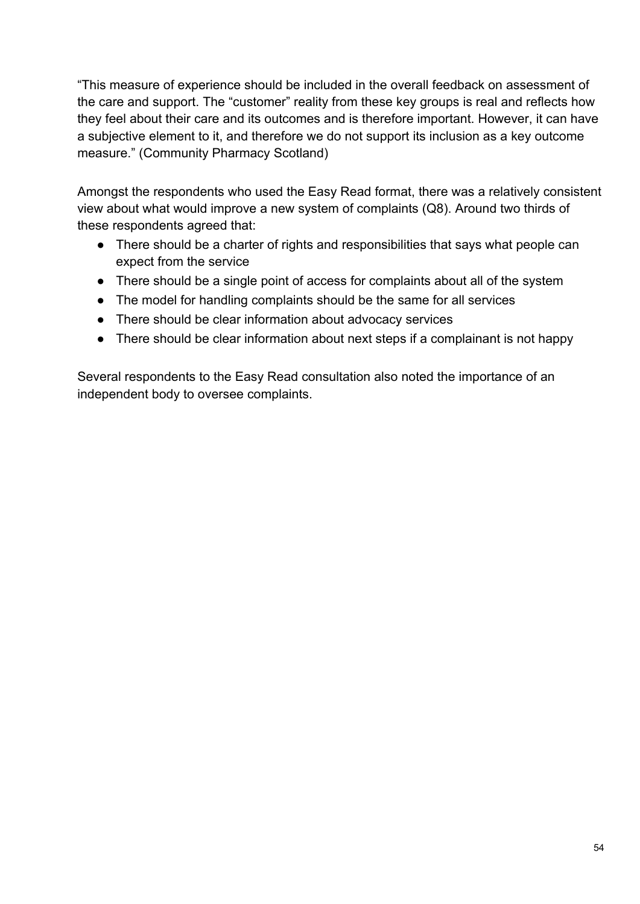"This measure of experience should be included in the overall feedback on assessment of the care and support. The "customer" reality from these key groups is real and reflects how they feel about their care and its outcomes and is therefore important. However, it can have a subjective element to it, and therefore we do not support its inclusion as a key outcome measure." (Community Pharmacy Scotland)

Amongst the respondents who used the Easy Read format, there was a relatively consistent view about what would improve a new system of complaints (Q8). Around two thirds of these respondents agreed that:

- There should be a charter of rights and responsibilities that says what people can expect from the service
- There should be a single point of access for complaints about all of the system
- The model for handling complaints should be the same for all services
- There should be clear information about advocacy services
- There should be clear information about next steps if a complainant is not happy

Several respondents to the Easy Read consultation also noted the importance of an independent body to oversee complaints.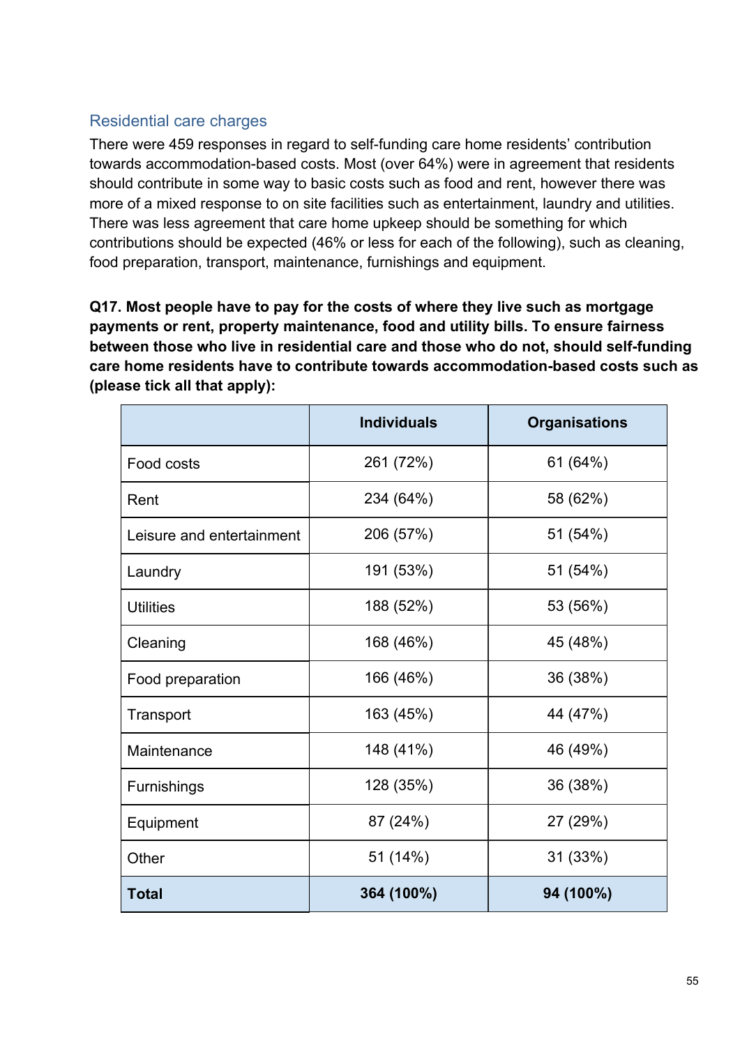## Residential care charges

There were 459 responses in regard to self-funding care home residents' contribution towards accommodation-based costs. Most (over 64%) were in agreement that residents should contribute in some way to basic costs such as food and rent, however there was more of a mixed response to on site facilities such as entertainment, laundry and utilities. There was less agreement that care home upkeep should be something for which contributions should be expected (46% or less for each of the following), such as cleaning, food preparation, transport, maintenance, furnishings and equipment.

**Q17. Most people have to pay for the costs of where they live such as mortgage payments or rent, property maintenance, food and utility bills. To ensure fairness between those who live in residential care and those who do not, should self-funding care home residents have to contribute towards accommodation-based costs such as (please tick all that apply):**

| | Individuals | Organisations |
|---|---|---|
| Food costs | 261 (72%) | 61 (64%) |
| Rent | 234 (64%) | 58 (62%) |
| Leisure and entertainment | 206 (57%) | 51 (54%) |
| Laundry | 191 (53%) | 51 (54%) |
| Utilities | 188 (52%) | 53 (56%) |
| Cleaning | 168 (46%) | 45 (48%) |
| Food preparation | 166 (46%) | 36 (38%) |
| Transport | 163 (45%) | 44 (47%) |
| Maintenance | 148 (41%) | 46 (49%) |
| Furnishings | 128 (35%) | 36 (38%) |
| Equipment | 87 (24%) | 27 (29%) |
| Other | 51 (14%) | 31 (33%) |
| **Total** | **364 (100%)** | **94 (100%)** |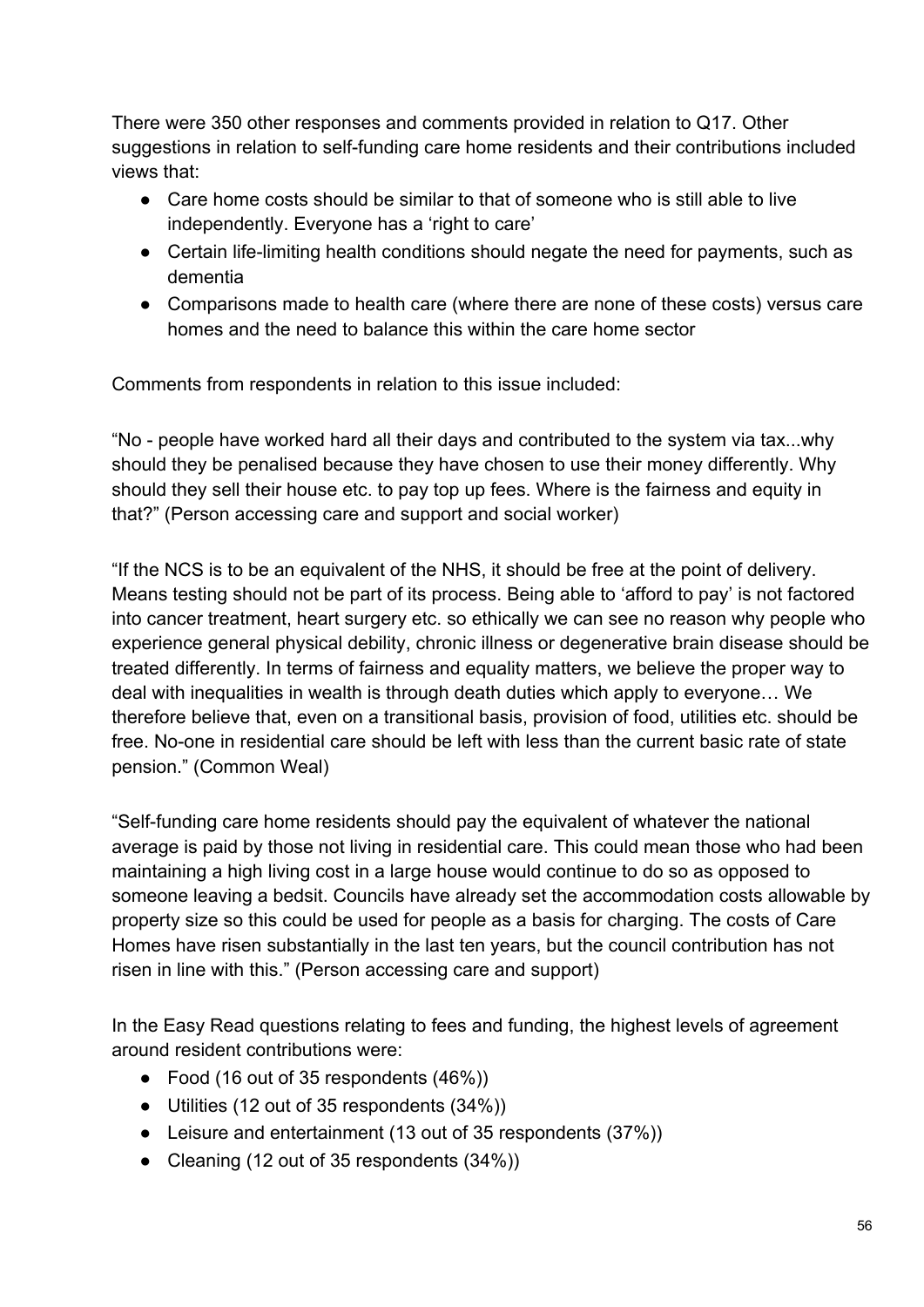There were 350 other responses and comments provided in relation to Q17. Other suggestions in relation to self-funding care home residents and their contributions included views that:

- Care home costs should be similar to that of someone who is still able to live independently. Everyone has a 'right to care'
- Certain life-limiting health conditions should negate the need for payments, such as dementia
- Comparisons made to health care (where there are none of these costs) versus care homes and the need to balance this within the care home sector

Comments from respondents in relation to this issue included:

"No - people have worked hard all their days and contributed to the system via tax...why should they be penalised because they have chosen to use their money differently. Why should they sell their house etc. to pay top up fees. Where is the fairness and equity in that?" (Person accessing care and support and social worker)

"If the NCS is to be an equivalent of the NHS, it should be free at the point of delivery. Means testing should not be part of its process. Being able to 'afford to pay' is not factored into cancer treatment, heart surgery etc. so ethically we can see no reason why people who experience general physical debility, chronic illness or degenerative brain disease should be treated differently. In terms of fairness and equality matters, we believe the proper way to deal with inequalities in wealth is through death duties which apply to everyone… We therefore believe that, even on a transitional basis, provision of food, utilities etc. should be free. No-one in residential care should be left with less than the current basic rate of state pension." (Common Weal)

"Self-funding care home residents should pay the equivalent of whatever the national average is paid by those not living in residential care. This could mean those who had been maintaining a high living cost in a large house would continue to do so as opposed to someone leaving a bedsit. Councils have already set the accommodation costs allowable by property size so this could be used for people as a basis for charging. The costs of Care Homes have risen substantially in the last ten years, but the council contribution has not risen in line with this." (Person accessing care and support)

In the Easy Read questions relating to fees and funding, the highest levels of agreement around resident contributions were:

- Food (16 out of 35 respondents (46%))
- Utilities (12 out of 35 respondents (34%))
- Leisure and entertainment (13 out of 35 respondents (37%))
- Cleaning (12 out of 35 respondents (34%))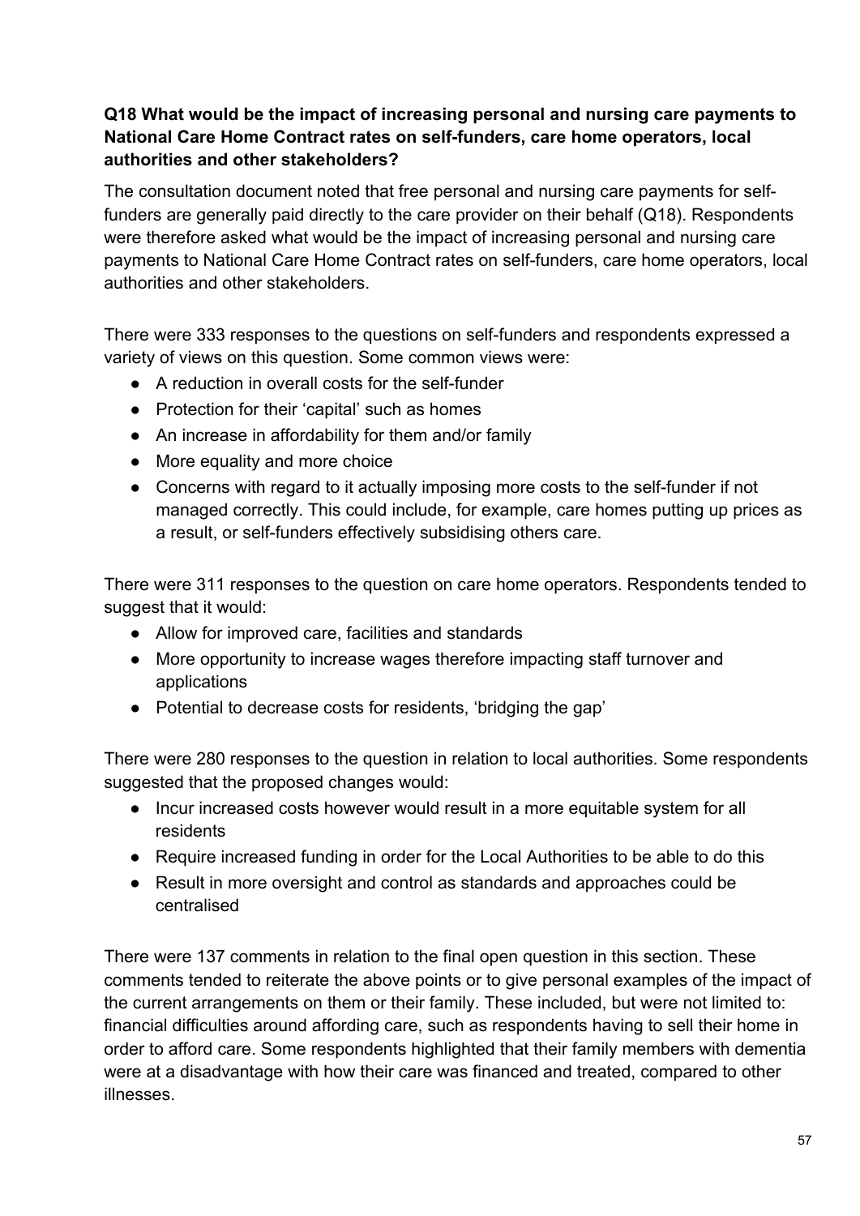**Q18 What would be the impact of increasing personal and nursing care payments to National Care Home Contract rates on self-funders, care home operators, local authorities and other stakeholders?**

The consultation document noted that free personal and nursing care payments for self-funders are generally paid directly to the care provider on their behalf (Q18). Respondents were therefore asked what would be the impact of increasing personal and nursing care payments to National Care Home Contract rates on self-funders, care home operators, local authorities and other stakeholders.

There were 333 responses to the questions on self-funders and respondents expressed a variety of views on this question. Some common views were:

- A reduction in overall costs for the self-funder
- Protection for their 'capital' such as homes
- An increase in affordability for them and/or family
- More equality and more choice
- Concerns with regard to it actually imposing more costs to the self-funder if not managed correctly. This could include, for example, care homes putting up prices as a result, or self-funders effectively subsidising others care.

There were 311 responses to the question on care home operators. Respondents tended to suggest that it would:

- Allow for improved care, facilities and standards
- More opportunity to increase wages therefore impacting staff turnover and applications
- Potential to decrease costs for residents, 'bridging the gap'

There were 280 responses to the question in relation to local authorities. Some respondents suggested that the proposed changes would:

- Incur increased costs however would result in a more equitable system for all residents
- Require increased funding in order for the Local Authorities to be able to do this
- Result in more oversight and control as standards and approaches could be centralised

There were 137 comments in relation to the final open question in this section. These comments tended to reiterate the above points or to give personal examples of the impact of the current arrangements on them or their family. These included, but were not limited to: financial difficulties around affording care, such as respondents having to sell their home in order to afford care. Some respondents highlighted that their family members with dementia were at a disadvantage with how their care was financed and treated, compared to other illnesses.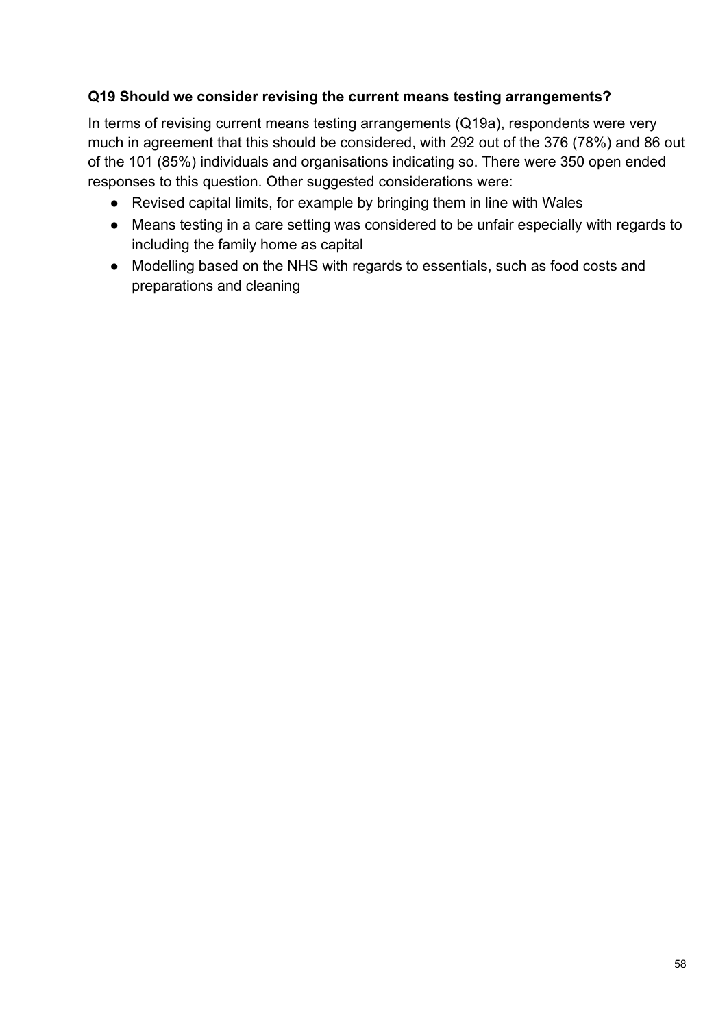**Q19 Should we consider revising the current means testing arrangements?**

In terms of revising current means testing arrangements (Q19a), respondents were very much in agreement that this should be considered, with 292 out of the 376 (78%) and 86 out of the 101 (85%) individuals and organisations indicating so. There were 350 open ended responses to this question. Other suggested considerations were:

- Revised capital limits, for example by bringing them in line with Wales
- Means testing in a care setting was considered to be unfair especially with regards to including the family home as capital
- Modelling based on the NHS with regards to essentials, such as food costs and preparations and cleaning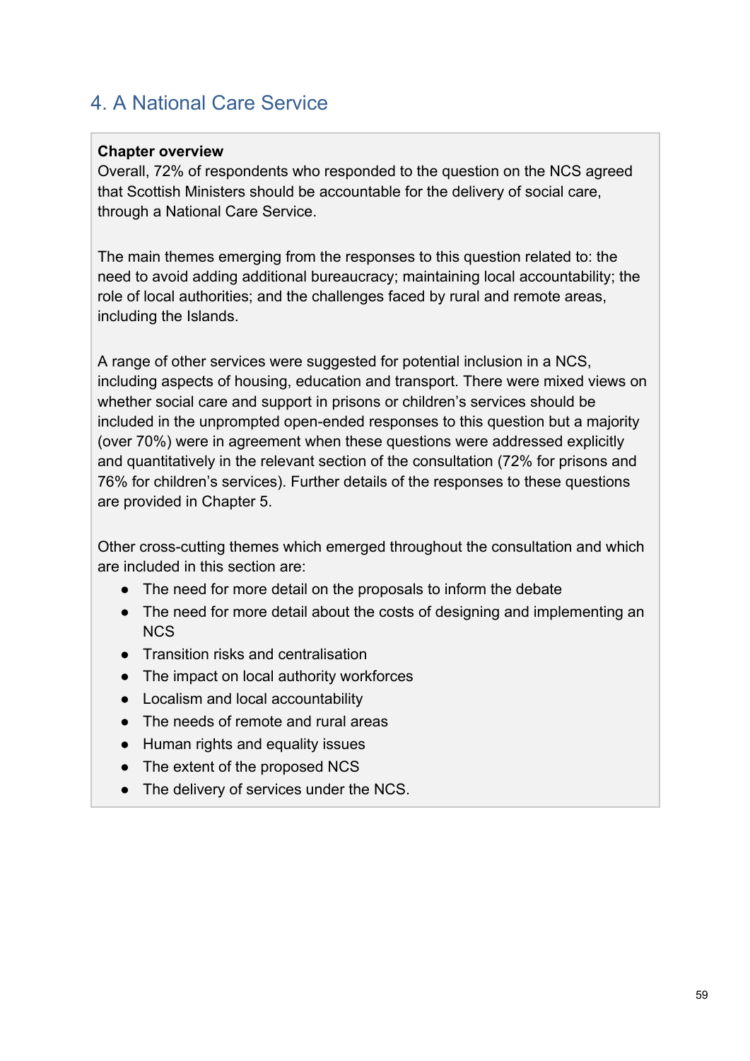# 4. A National Care Service

**Chapter overview**

Overall, 72% of respondents who responded to the question on the NCS agreed that Scottish Ministers should be accountable for the delivery of social care, through a National Care Service.

The main themes emerging from the responses to this question related to: the need to avoid adding additional bureaucracy; maintaining local accountability; the role of local authorities; and the challenges faced by rural and remote areas, including the Islands.

A range of other services were suggested for potential inclusion in a NCS, including aspects of housing, education and transport. There were mixed views on whether social care and support in prisons or children's services should be included in the unprompted open-ended responses to this question but a majority (over 70%) were in agreement when these questions were addressed explicitly and quantitatively in the relevant section of the consultation (72% for prisons and 76% for children's services). Further details of the responses to these questions are provided in Chapter 5.

Other cross-cutting themes which emerged throughout the consultation and which are included in this section are:

- The need for more detail on the proposals to inform the debate
- The need for more detail about the costs of designing and implementing an NCS
- Transition risks and centralisation
- The impact on local authority workforces
- Localism and local accountability
- The needs of remote and rural areas
- Human rights and equality issues
- The extent of the proposed NCS
- The delivery of services under the NCS.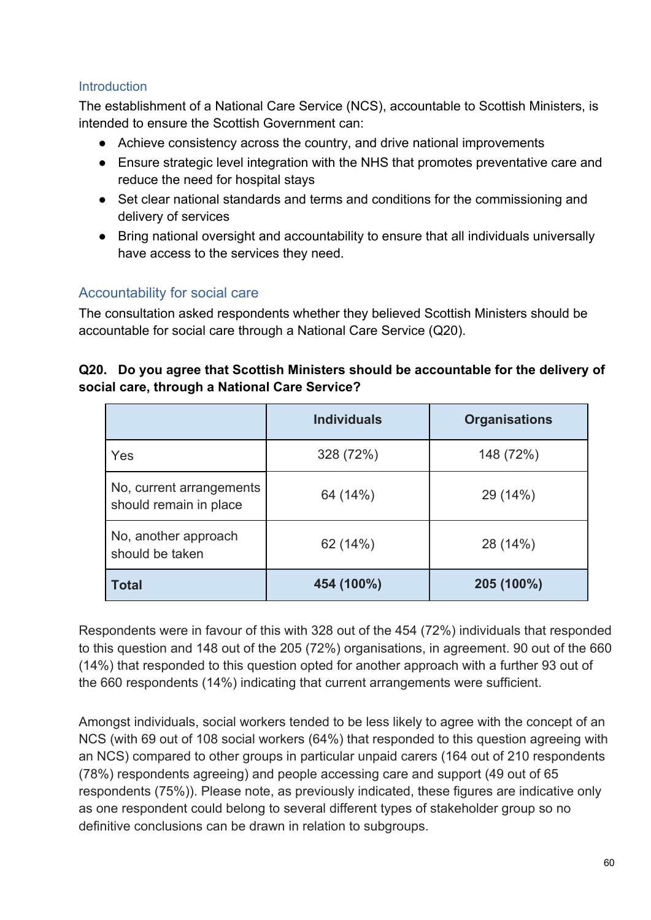## Introduction

The establishment of a National Care Service (NCS), accountable to Scottish Ministers, is intended to ensure the Scottish Government can:

- Achieve consistency across the country, and drive national improvements
- Ensure strategic level integration with the NHS that promotes preventative care and reduce the need for hospital stays
- Set clear national standards and terms and conditions for the commissioning and delivery of services
- Bring national oversight and accountability to ensure that all individuals universally have access to the services they need.

## Accountability for social care

The consultation asked respondents whether they believed Scottish Ministers should be accountable for social care through a National Care Service (Q20).

**Q20. Do you agree that Scottish Ministers should be accountable for the delivery of social care, through a National Care Service?**

| | Individuals | Organisations |
|---|---|---|
| Yes | 328 (72%) | 148 (72%) |
| No, current arrangements should remain in place | 64 (14%) | 29 (14%) |
| No, another approach should be taken | 62 (14%) | 28 (14%) |
| **Total** | **454 (100%)** | **205 (100%)** |

Respondents were in favour of this with 328 out of the 454 (72%) individuals that responded to this question and 148 out of the 205 (72%) organisations, in agreement. 90 out of the 660 (14%) that responded to this question opted for another approach with a further 93 out of the 660 respondents (14%) indicating that current arrangements were sufficient.

Amongst individuals, social workers tended to be less likely to agree with the concept of an NCS (with 69 out of 108 social workers (64%) that responded to this question agreeing with an NCS) compared to other groups in particular unpaid carers (164 out of 210 respondents (78%) respondents agreeing) and people accessing care and support (49 out of 65 respondents (75%)). Please note, as previously indicated, these figures are indicative only as one respondent could belong to several different types of stakeholder group so no definitive conclusions can be drawn in relation to subgroups.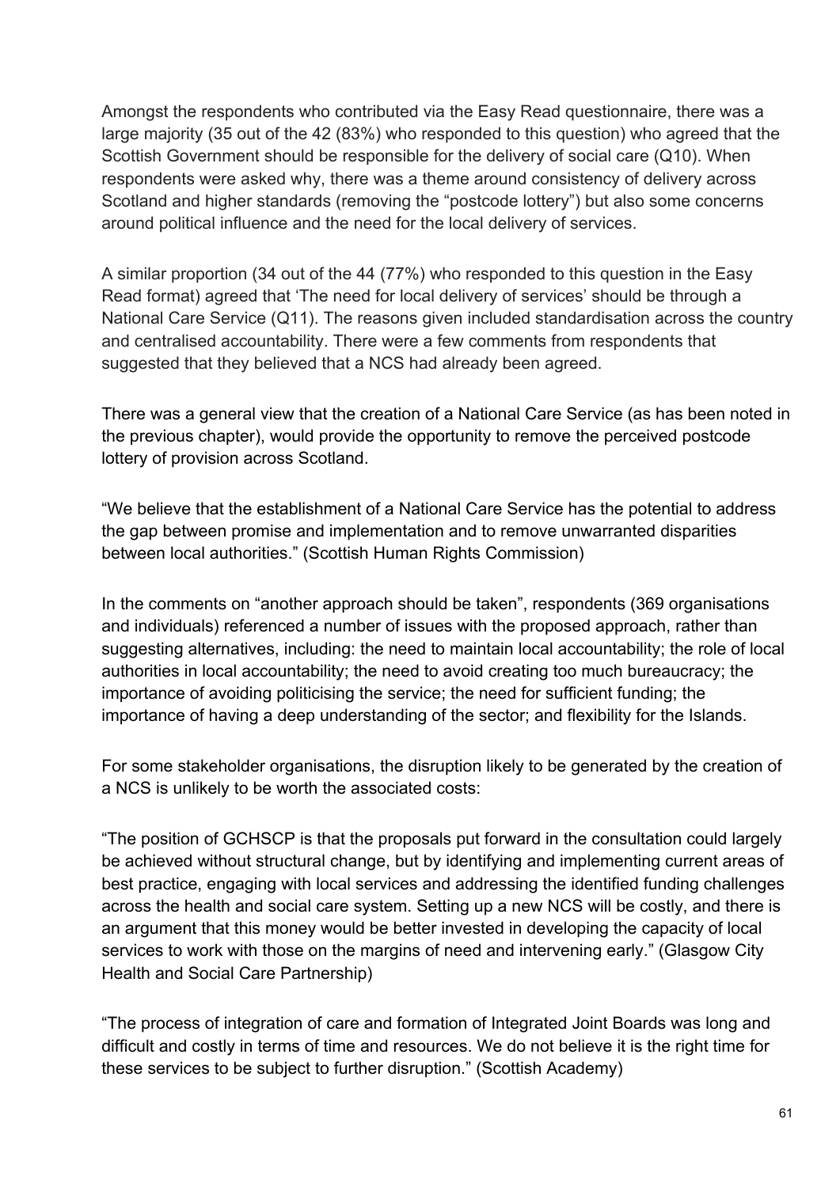Amongst the respondents who contributed via the Easy Read questionnaire, there was a large majority (35 out of the 42 (83%) who responded to this question) who agreed that the Scottish Government should be responsible for the delivery of social care (Q10). When respondents were asked why, there was a theme around consistency of delivery across Scotland and higher standards (removing the "postcode lottery") but also some concerns around political influence and the need for the local delivery of services.

A similar proportion (34 out of the 44 (77%) who responded to this question in the Easy Read format) agreed that 'The need for local delivery of services' should be through a National Care Service (Q11). The reasons given included standardisation across the country and centralised accountability. There were a few comments from respondents that suggested that they believed that a NCS had already been agreed.

There was a general view that the creation of a National Care Service (as has been noted in the previous chapter), would provide the opportunity to remove the perceived postcode lottery of provision across Scotland.

"We believe that the establishment of a National Care Service has the potential to address the gap between promise and implementation and to remove unwarranted disparities between local authorities." (Scottish Human Rights Commission)

In the comments on "another approach should be taken", respondents (369 organisations and individuals) referenced a number of issues with the proposed approach, rather than suggesting alternatives, including: the need to maintain local accountability; the role of local authorities in local accountability; the need to avoid creating too much bureaucracy; the importance of avoiding politicising the service; the need for sufficient funding; the importance of having a deep understanding of the sector; and flexibility for the Islands.

For some stakeholder organisations, the disruption likely to be generated by the creation of a NCS is unlikely to be worth the associated costs:

"The position of GCHSCP is that the proposals put forward in the consultation could largely be achieved without structural change, but by identifying and implementing current areas of best practice, engaging with local services and addressing the identified funding challenges across the health and social care system. Setting up a new NCS will be costly, and there is an argument that this money would be better invested in developing the capacity of local services to work with those on the margins of need and intervening early." (Glasgow City Health and Social Care Partnership)

"The process of integration of care and formation of Integrated Joint Boards was long and difficult and costly in terms of time and resources. We do not believe it is the right time for these services to be subject to further disruption." (Scottish Academy)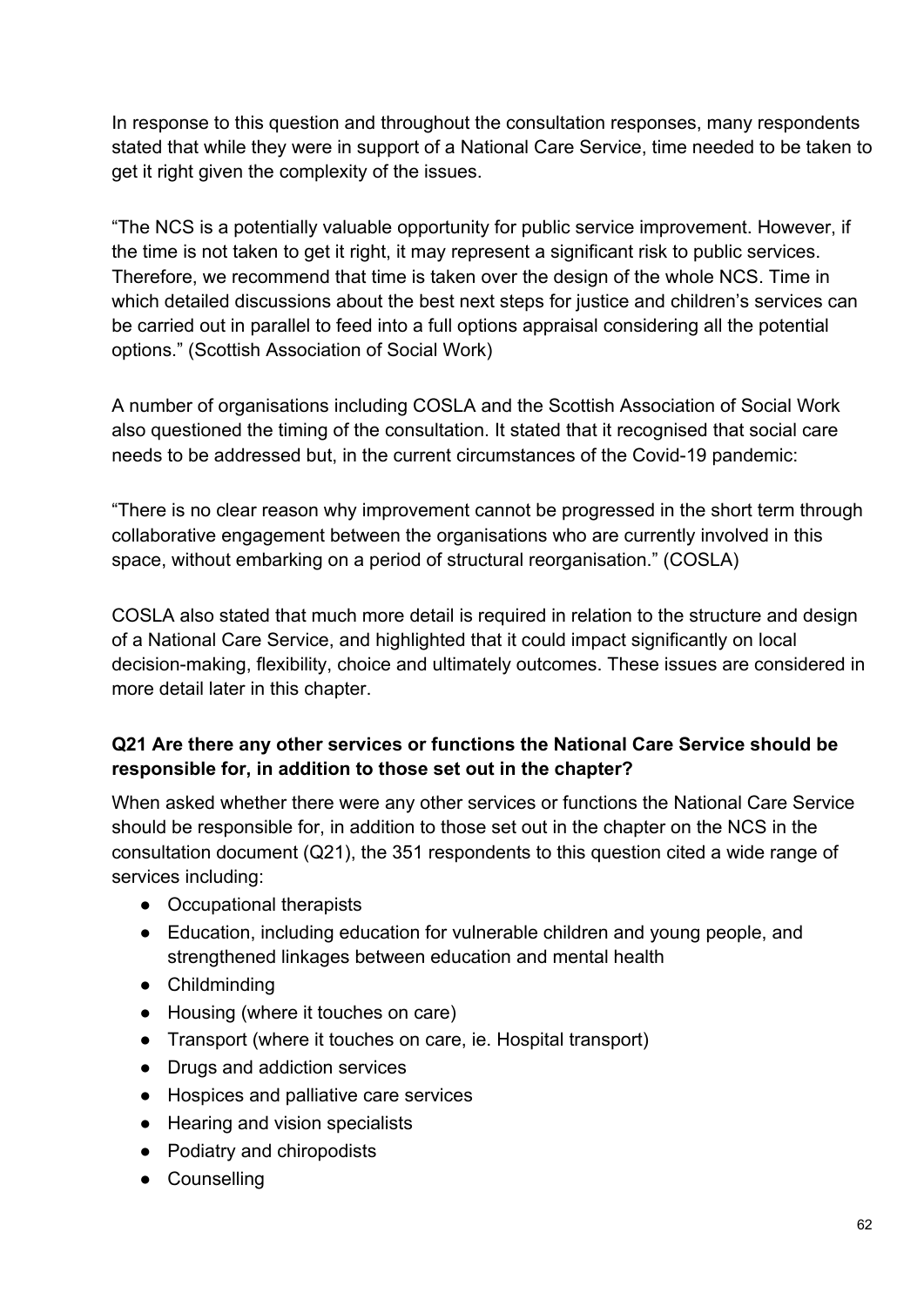In response to this question and throughout the consultation responses, many respondents stated that while they were in support of a National Care Service, time needed to be taken to get it right given the complexity of the issues.

"The NCS is a potentially valuable opportunity for public service improvement. However, if the time is not taken to get it right, it may represent a significant risk to public services. Therefore, we recommend that time is taken over the design of the whole NCS. Time in which detailed discussions about the best next steps for justice and children's services can be carried out in parallel to feed into a full options appraisal considering all the potential options." (Scottish Association of Social Work)

A number of organisations including COSLA and the Scottish Association of Social Work also questioned the timing of the consultation. It stated that it recognised that social care needs to be addressed but, in the current circumstances of the Covid-19 pandemic:

"There is no clear reason why improvement cannot be progressed in the short term through collaborative engagement between the organisations who are currently involved in this space, without embarking on a period of structural reorganisation." (COSLA)

COSLA also stated that much more detail is required in relation to the structure and design of a National Care Service, and highlighted that it could impact significantly on local decision-making, flexibility, choice and ultimately outcomes. These issues are considered in more detail later in this chapter.

**Q21 Are there any other services or functions the National Care Service should be responsible for, in addition to those set out in the chapter?**

When asked whether there were any other services or functions the National Care Service should be responsible for, in addition to those set out in the chapter on the NCS in the consultation document (Q21), the 351 respondents to this question cited a wide range of services including:

- Occupational therapists
- Education, including education for vulnerable children and young people, and strengthened linkages between education and mental health
- Childminding
- Housing (where it touches on care)
- Transport (where it touches on care, ie. Hospital transport)
- Drugs and addiction services
- Hospices and palliative care services
- Hearing and vision specialists
- Podiatry and chiropodists
- Counselling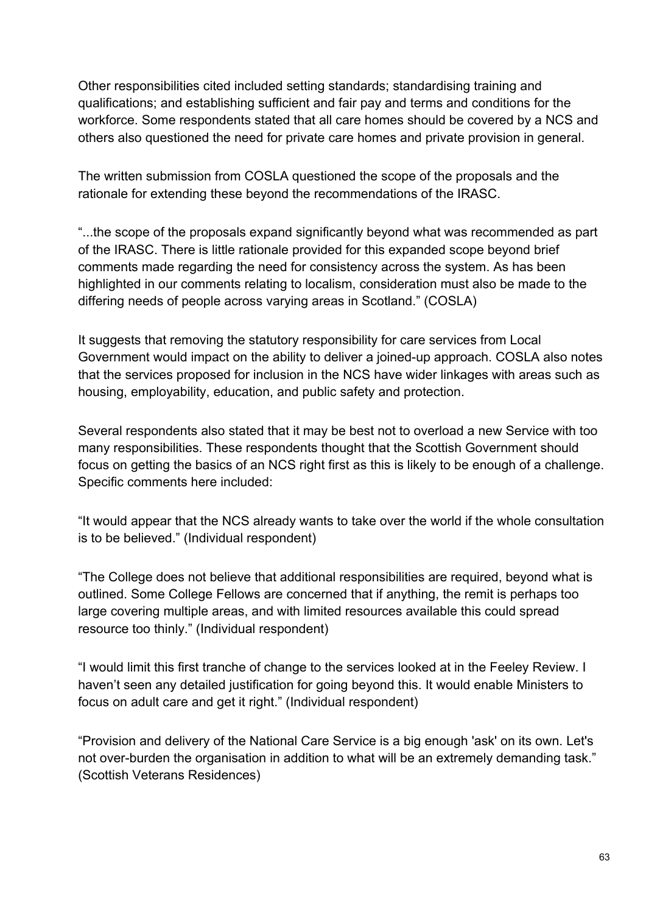Other responsibilities cited included setting standards; standardising training and qualifications; and establishing sufficient and fair pay and terms and conditions for the workforce. Some respondents stated that all care homes should be covered by a NCS and others also questioned the need for private care homes and private provision in general.

The written submission from COSLA questioned the scope of the proposals and the rationale for extending these beyond the recommendations of the IRASC.

"...the scope of the proposals expand significantly beyond what was recommended as part of the IRASC. There is little rationale provided for this expanded scope beyond brief comments made regarding the need for consistency across the system. As has been highlighted in our comments relating to localism, consideration must also be made to the differing needs of people across varying areas in Scotland." (COSLA)

It suggests that removing the statutory responsibility for care services from Local Government would impact on the ability to deliver a joined-up approach. COSLA also notes that the services proposed for inclusion in the NCS have wider linkages with areas such as housing, employability, education, and public safety and protection.

Several respondents also stated that it may be best not to overload a new Service with too many responsibilities. These respondents thought that the Scottish Government should focus on getting the basics of an NCS right first as this is likely to be enough of a challenge. Specific comments here included:

"It would appear that the NCS already wants to take over the world if the whole consultation is to be believed." (Individual respondent)

"The College does not believe that additional responsibilities are required, beyond what is outlined. Some College Fellows are concerned that if anything, the remit is perhaps too large covering multiple areas, and with limited resources available this could spread resource too thinly." (Individual respondent)

"I would limit this first tranche of change to the services looked at in the Feeley Review. I haven't seen any detailed justification for going beyond this. It would enable Ministers to focus on adult care and get it right." (Individual respondent)

"Provision and delivery of the National Care Service is a big enough 'ask' on its own. Let's not over-burden the organisation in addition to what will be an extremely demanding task." (Scottish Veterans Residences)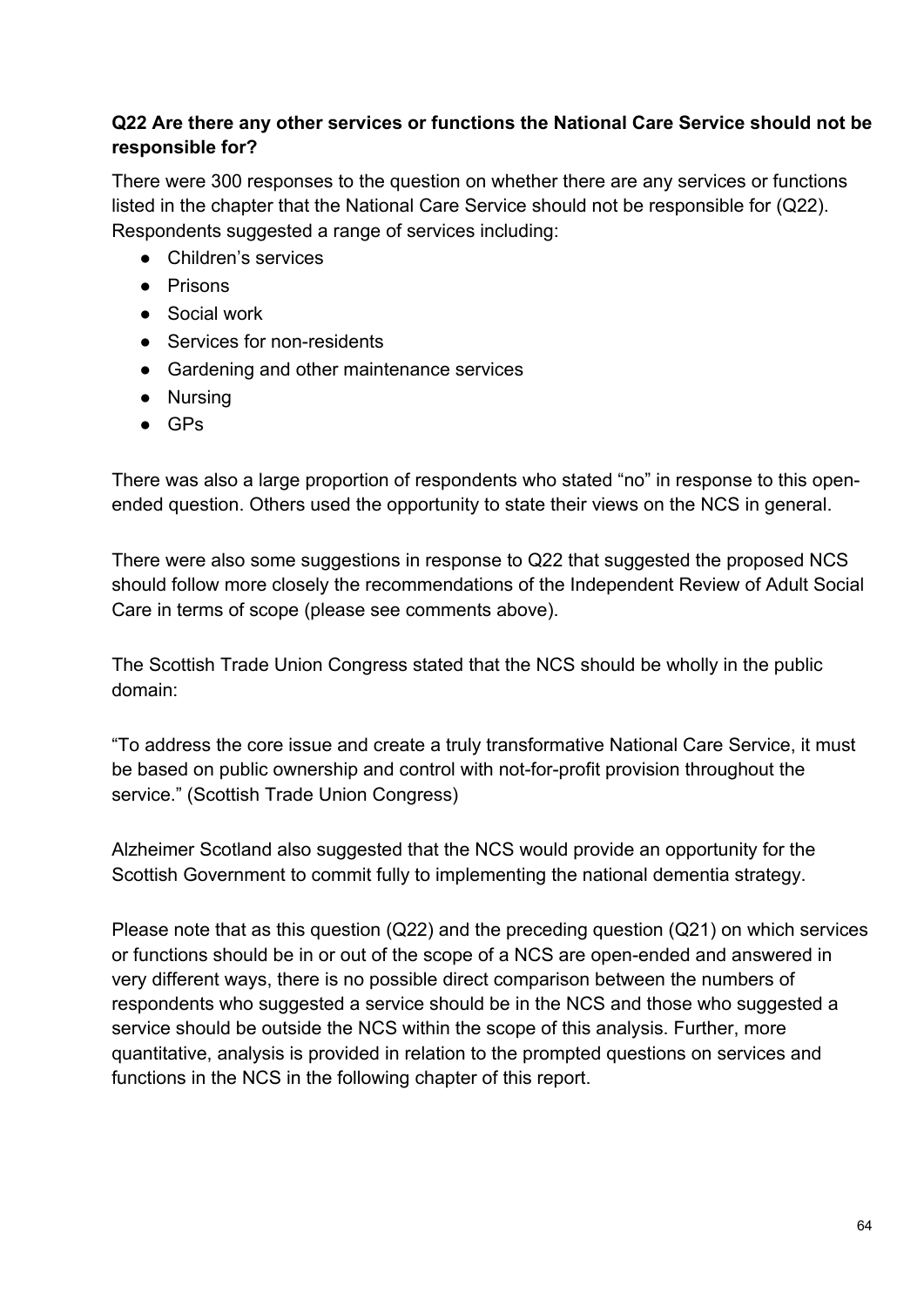**Q22 Are there any other services or functions the National Care Service should not be responsible for?**

There were 300 responses to the question on whether there are any services or functions listed in the chapter that the National Care Service should not be responsible for (Q22). Respondents suggested a range of services including:

- Children's services
- Prisons
- Social work
- Services for non-residents
- Gardening and other maintenance services
- Nursing
- GPs

There was also a large proportion of respondents who stated "no" in response to this open-ended question. Others used the opportunity to state their views on the NCS in general.

There were also some suggestions in response to Q22 that suggested the proposed NCS should follow more closely the recommendations of the Independent Review of Adult Social Care in terms of scope (please see comments above).

The Scottish Trade Union Congress stated that the NCS should be wholly in the public domain:

"To address the core issue and create a truly transformative National Care Service, it must be based on public ownership and control with not-for-profit provision throughout the service." (Scottish Trade Union Congress)

Alzheimer Scotland also suggested that the NCS would provide an opportunity for the Scottish Government to commit fully to implementing the national dementia strategy.

Please note that as this question (Q22) and the preceding question (Q21) on which services or functions should be in or out of the scope of a NCS are open-ended and answered in very different ways, there is no possible direct comparison between the numbers of respondents who suggested a service should be in the NCS and those who suggested a service should be outside the NCS within the scope of this analysis. Further, more quantitative, analysis is provided in relation to the prompted questions on services and functions in the NCS in the following chapter of this report.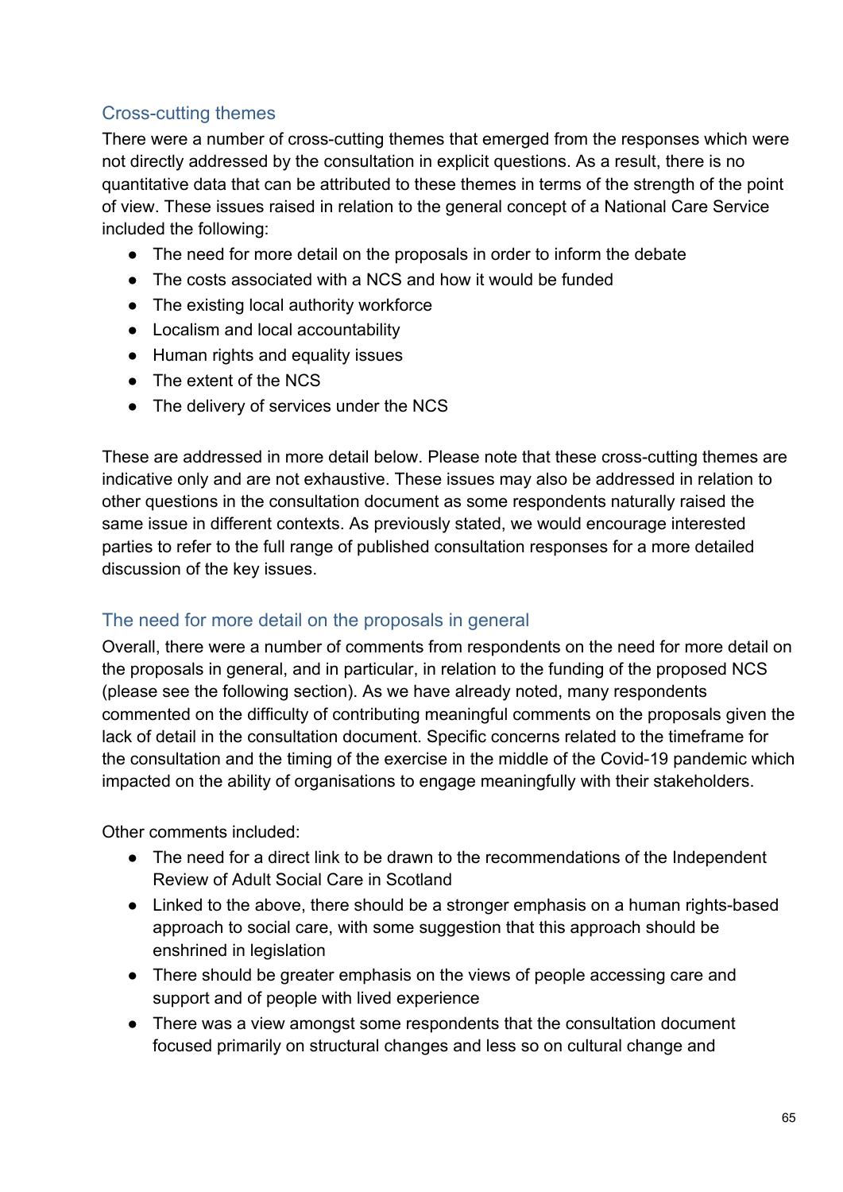## Cross-cutting themes

There were a number of cross-cutting themes that emerged from the responses which were not directly addressed by the consultation in explicit questions. As a result, there is no quantitative data that can be attributed to these themes in terms of the strength of the point of view. These issues raised in relation to the general concept of a National Care Service included the following:

- The need for more detail on the proposals in order to inform the debate
- The costs associated with a NCS and how it would be funded
- The existing local authority workforce
- Localism and local accountability
- Human rights and equality issues
- The extent of the NCS
- The delivery of services under the NCS

These are addressed in more detail below. Please note that these cross-cutting themes are indicative only and are not exhaustive. These issues may also be addressed in relation to other questions in the consultation document as some respondents naturally raised the same issue in different contexts. As previously stated, we would encourage interested parties to refer to the full range of published consultation responses for a more detailed discussion of the key issues.

## The need for more detail on the proposals in general

Overall, there were a number of comments from respondents on the need for more detail on the proposals in general, and in particular, in relation to the funding of the proposed NCS (please see the following section). As we have already noted, many respondents commented on the difficulty of contributing meaningful comments on the proposals given the lack of detail in the consultation document. Specific concerns related to the timeframe for the consultation and the timing of the exercise in the middle of the Covid-19 pandemic which impacted on the ability of organisations to engage meaningfully with their stakeholders.

Other comments included:

- The need for a direct link to be drawn to the recommendations of the Independent Review of Adult Social Care in Scotland
- Linked to the above, there should be a stronger emphasis on a human rights-based approach to social care, with some suggestion that this approach should be enshrined in legislation
- There should be greater emphasis on the views of people accessing care and support and of people with lived experience
- There was a view amongst some respondents that the consultation document focused primarily on structural changes and less so on cultural change and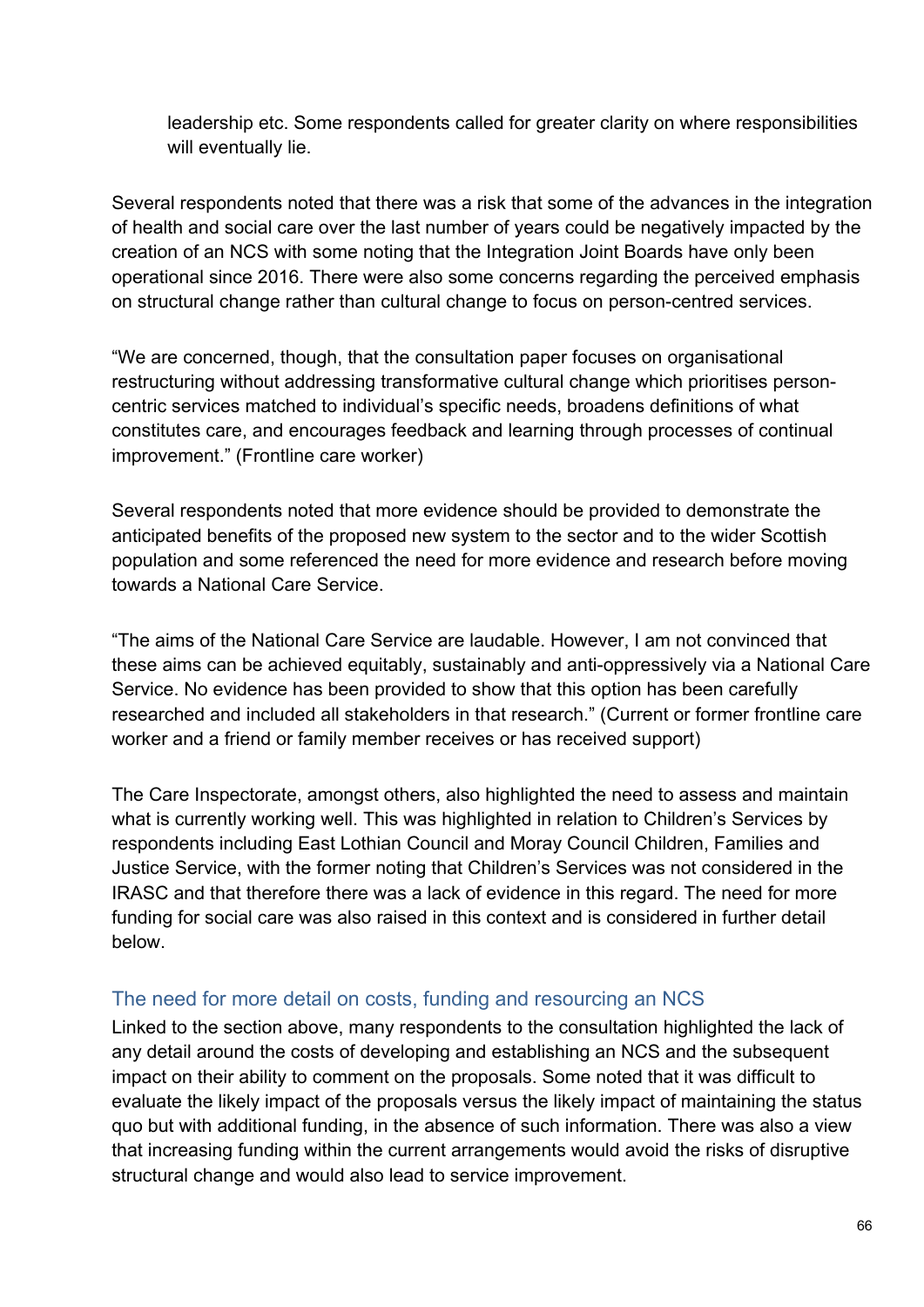leadership etc. Some respondents called for greater clarity on where responsibilities will eventually lie.

Several respondents noted that there was a risk that some of the advances in the integration of health and social care over the last number of years could be negatively impacted by the creation of an NCS with some noting that the Integration Joint Boards have only been operational since 2016. There were also some concerns regarding the perceived emphasis on structural change rather than cultural change to focus on person-centred services.

"We are concerned, though, that the consultation paper focuses on organisational restructuring without addressing transformative cultural change which prioritises person-centric services matched to individual's specific needs, broadens definitions of what constitutes care, and encourages feedback and learning through processes of continual improvement." (Frontline care worker)

Several respondents noted that more evidence should be provided to demonstrate the anticipated benefits of the proposed new system to the sector and to the wider Scottish population and some referenced the need for more evidence and research before moving towards a National Care Service.

"The aims of the National Care Service are laudable. However, I am not convinced that these aims can be achieved equitably, sustainably and anti-oppressively via a National Care Service. No evidence has been provided to show that this option has been carefully researched and included all stakeholders in that research." (Current or former frontline care worker and a friend or family member receives or has received support)

The Care Inspectorate, amongst others, also highlighted the need to assess and maintain what is currently working well. This was highlighted in relation to Children's Services by respondents including East Lothian Council and Moray Council Children, Families and Justice Service, with the former noting that Children's Services was not considered in the IRASC and that therefore there was a lack of evidence in this regard. The need for more funding for social care was also raised in this context and is considered in further detail below.

### The need for more detail on costs, funding and resourcing an NCS

Linked to the section above, many respondents to the consultation highlighted the lack of any detail around the costs of developing and establishing an NCS and the subsequent impact on their ability to comment on the proposals. Some noted that it was difficult to evaluate the likely impact of the proposals versus the likely impact of maintaining the status quo but with additional funding, in the absence of such information. There was also a view that increasing funding within the current arrangements would avoid the risks of disruptive structural change and would also lead to service improvement.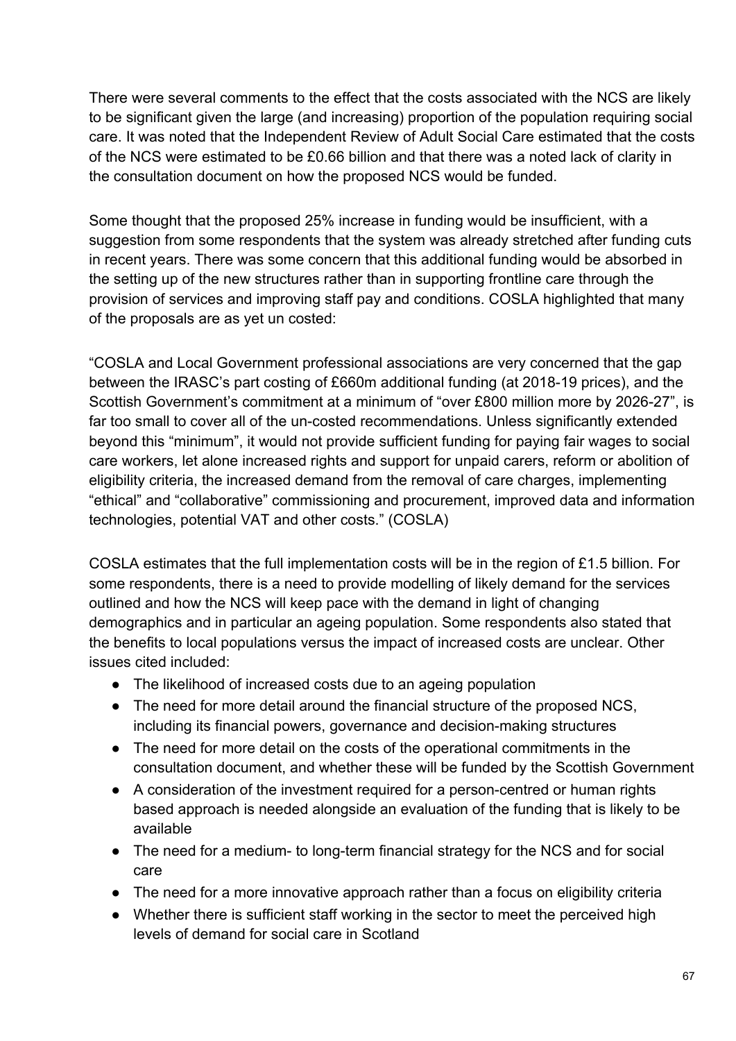There were several comments to the effect that the costs associated with the NCS are likely to be significant given the large (and increasing) proportion of the population requiring social care. It was noted that the Independent Review of Adult Social Care estimated that the costs of the NCS were estimated to be £0.66 billion and that there was a noted lack of clarity in the consultation document on how the proposed NCS would be funded.

Some thought that the proposed 25% increase in funding would be insufficient, with a suggestion from some respondents that the system was already stretched after funding cuts in recent years. There was some concern that this additional funding would be absorbed in the setting up of the new structures rather than in supporting frontline care through the provision of services and improving staff pay and conditions. COSLA highlighted that many of the proposals are as yet un costed:

"COSLA and Local Government professional associations are very concerned that the gap between the IRASC's part costing of £660m additional funding (at 2018-19 prices), and the Scottish Government's commitment at a minimum of "over £800 million more by 2026-27", is far too small to cover all of the un-costed recommendations. Unless significantly extended beyond this "minimum", it would not provide sufficient funding for paying fair wages to social care workers, let alone increased rights and support for unpaid carers, reform or abolition of eligibility criteria, the increased demand from the removal of care charges, implementing "ethical" and "collaborative" commissioning and procurement, improved data and information technologies, potential VAT and other costs." (COSLA)

COSLA estimates that the full implementation costs will be in the region of £1.5 billion. For some respondents, there is a need to provide modelling of likely demand for the services outlined and how the NCS will keep pace with the demand in light of changing demographics and in particular an ageing population. Some respondents also stated that the benefits to local populations versus the impact of increased costs are unclear. Other issues cited included:

- The likelihood of increased costs due to an ageing population
- The need for more detail around the financial structure of the proposed NCS, including its financial powers, governance and decision-making structures
- The need for more detail on the costs of the operational commitments in the consultation document, and whether these will be funded by the Scottish Government
- A consideration of the investment required for a person-centred or human rights based approach is needed alongside an evaluation of the funding that is likely to be available
- The need for a medium- to long-term financial strategy for the NCS and for social care
- The need for a more innovative approach rather than a focus on eligibility criteria
- Whether there is sufficient staff working in the sector to meet the perceived high levels of demand for social care in Scotland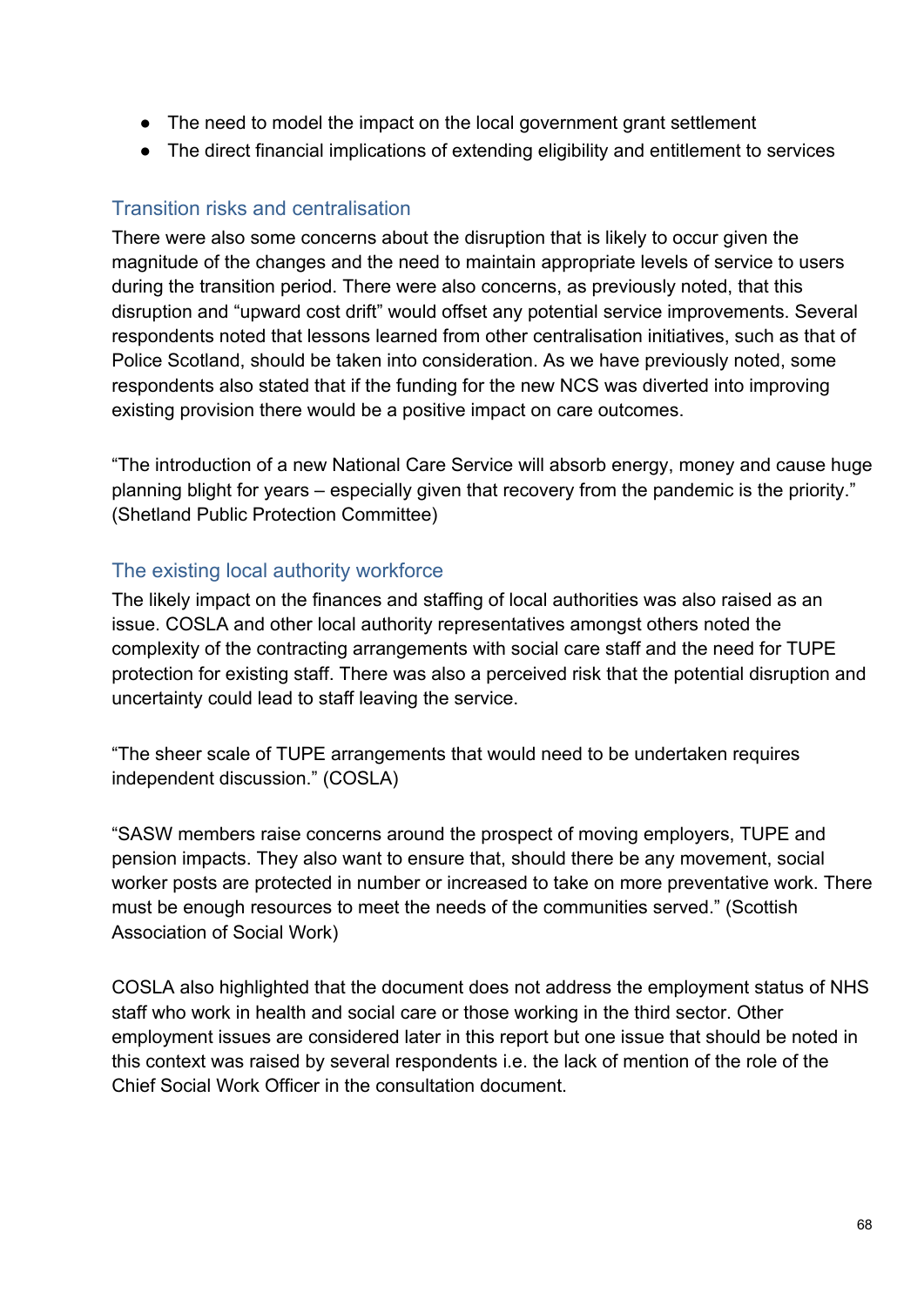- The need to model the impact on the local government grant settlement
- The direct financial implications of extending eligibility and entitlement to services

### Transition risks and centralisation

There were also some concerns about the disruption that is likely to occur given the magnitude of the changes and the need to maintain appropriate levels of service to users during the transition period. There were also concerns, as previously noted, that this disruption and "upward cost drift" would offset any potential service improvements. Several respondents noted that lessons learned from other centralisation initiatives, such as that of Police Scotland, should be taken into consideration. As we have previously noted, some respondents also stated that if the funding for the new NCS was diverted into improving existing provision there would be a positive impact on care outcomes.

"The introduction of a new National Care Service will absorb energy, money and cause huge planning blight for years – especially given that recovery from the pandemic is the priority." (Shetland Public Protection Committee)

### The existing local authority workforce

The likely impact on the finances and staffing of local authorities was also raised as an issue. COSLA and other local authority representatives amongst others noted the complexity of the contracting arrangements with social care staff and the need for TUPE protection for existing staff. There was also a perceived risk that the potential disruption and uncertainty could lead to staff leaving the service.

"The sheer scale of TUPE arrangements that would need to be undertaken requires independent discussion." (COSLA)

"SASW members raise concerns around the prospect of moving employers, TUPE and pension impacts. They also want to ensure that, should there be any movement, social worker posts are protected in number or increased to take on more preventative work. There must be enough resources to meet the needs of the communities served." (Scottish Association of Social Work)

COSLA also highlighted that the document does not address the employment status of NHS staff who work in health and social care or those working in the third sector. Other employment issues are considered later in this report but one issue that should be noted in this context was raised by several respondents i.e. the lack of mention of the role of the Chief Social Work Officer in the consultation document.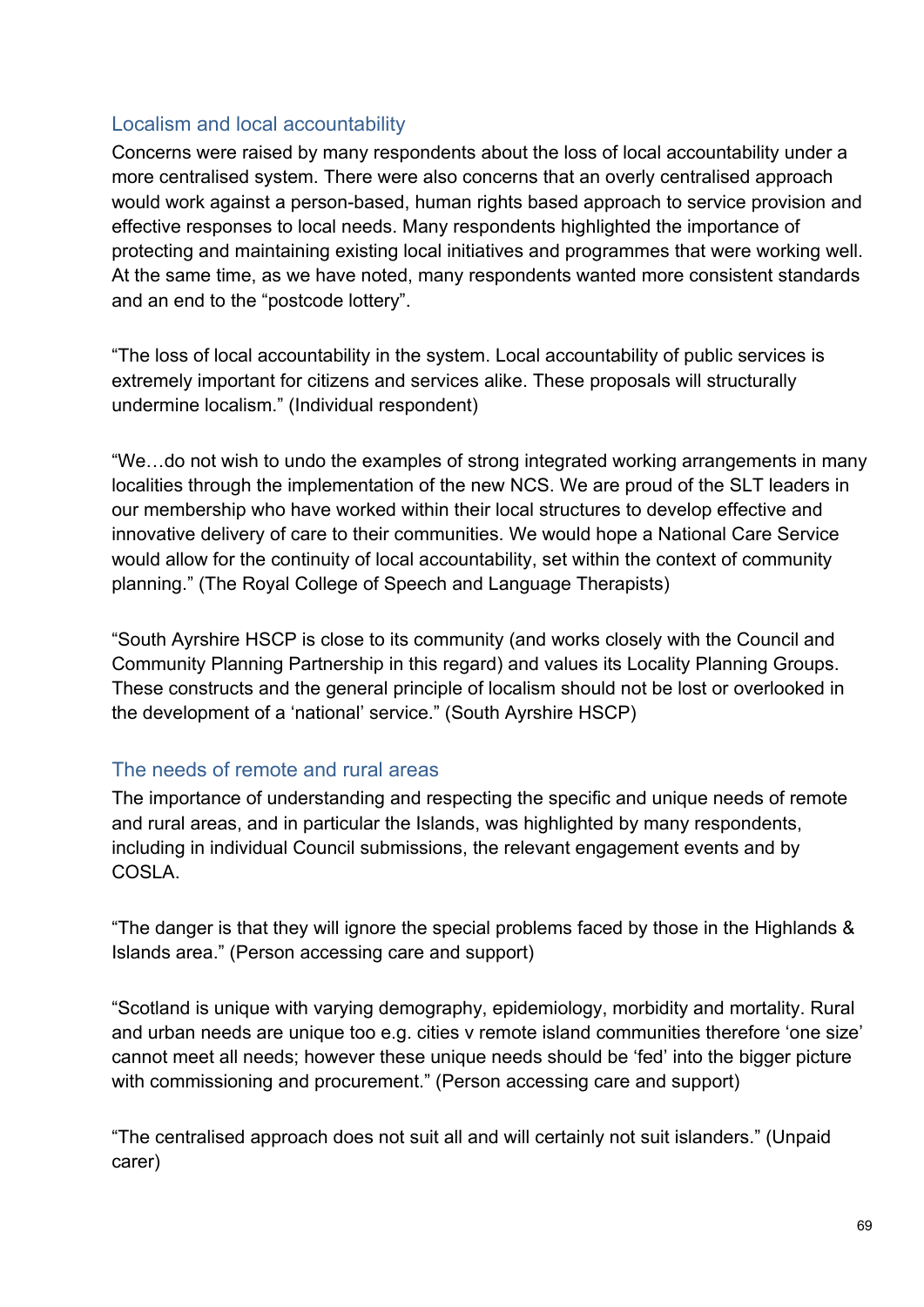### Localism and local accountability

Concerns were raised by many respondents about the loss of local accountability under a more centralised system. There were also concerns that an overly centralised approach would work against a person-based, human rights based approach to service provision and effective responses to local needs. Many respondents highlighted the importance of protecting and maintaining existing local initiatives and programmes that were working well. At the same time, as we have noted, many respondents wanted more consistent standards and an end to the "postcode lottery".

"The loss of local accountability in the system. Local accountability of public services is extremely important for citizens and services alike. These proposals will structurally undermine localism." (Individual respondent)

"We…do not wish to undo the examples of strong integrated working arrangements in many localities through the implementation of the new NCS. We are proud of the SLT leaders in our membership who have worked within their local structures to develop effective and innovative delivery of care to their communities. We would hope a National Care Service would allow for the continuity of local accountability, set within the context of community planning." (The Royal College of Speech and Language Therapists)

"South Ayrshire HSCP is close to its community (and works closely with the Council and Community Planning Partnership in this regard) and values its Locality Planning Groups. These constructs and the general principle of localism should not be lost or overlooked in the development of a 'national' service." (South Ayrshire HSCP)

### The needs of remote and rural areas

The importance of understanding and respecting the specific and unique needs of remote and rural areas, and in particular the Islands, was highlighted by many respondents, including in individual Council submissions, the relevant engagement events and by COSLA.

"The danger is that they will ignore the special problems faced by those in the Highlands & Islands area." (Person accessing care and support)

"Scotland is unique with varying demography, epidemiology, morbidity and mortality. Rural and urban needs are unique too e.g. cities v remote island communities therefore 'one size' cannot meet all needs; however these unique needs should be 'fed' into the bigger picture with commissioning and procurement." (Person accessing care and support)

"The centralised approach does not suit all and will certainly not suit islanders." (Unpaid carer)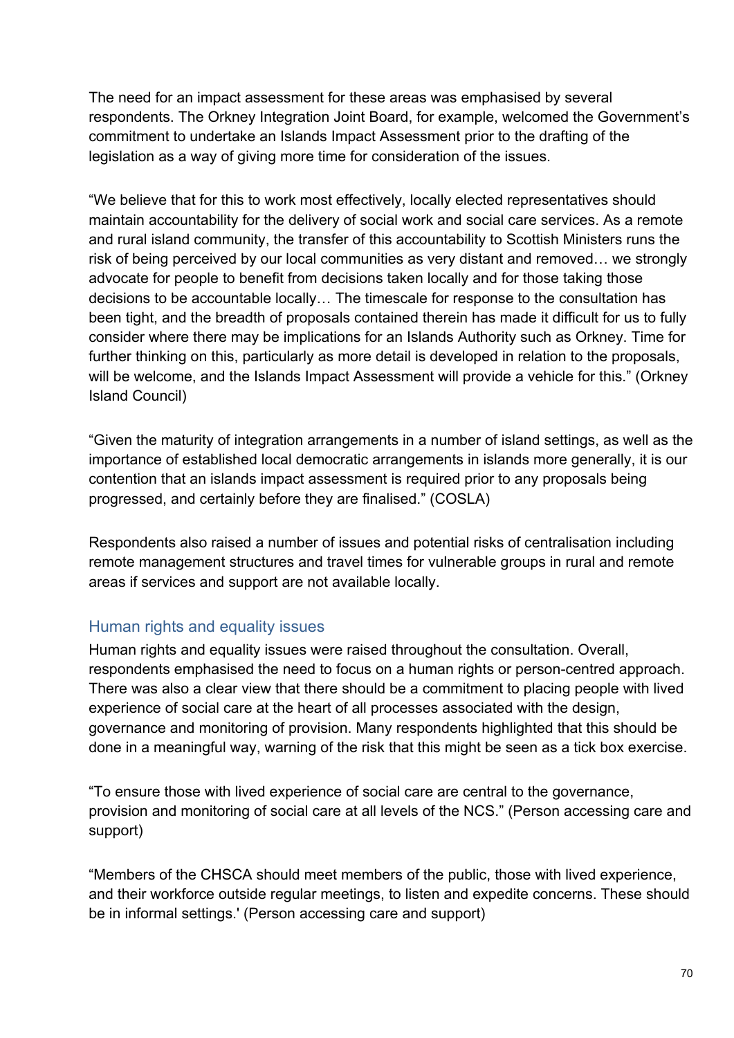The need for an impact assessment for these areas was emphasised by several respondents. The Orkney Integration Joint Board, for example, welcomed the Government's commitment to undertake an Islands Impact Assessment prior to the drafting of the legislation as a way of giving more time for consideration of the issues.

"We believe that for this to work most effectively, locally elected representatives should maintain accountability for the delivery of social work and social care services. As a remote and rural island community, the transfer of this accountability to Scottish Ministers runs the risk of being perceived by our local communities as very distant and removed… we strongly advocate for people to benefit from decisions taken locally and for those taking those decisions to be accountable locally… The timescale for response to the consultation has been tight, and the breadth of proposals contained therein has made it difficult for us to fully consider where there may be implications for an Islands Authority such as Orkney. Time for further thinking on this, particularly as more detail is developed in relation to the proposals, will be welcome, and the Islands Impact Assessment will provide a vehicle for this." (Orkney Island Council)

"Given the maturity of integration arrangements in a number of island settings, as well as the importance of established local democratic arrangements in islands more generally, it is our contention that an islands impact assessment is required prior to any proposals being progressed, and certainly before they are finalised." (COSLA)

Respondents also raised a number of issues and potential risks of centralisation including remote management structures and travel times for vulnerable groups in rural and remote areas if services and support are not available locally.

### Human rights and equality issues

Human rights and equality issues were raised throughout the consultation. Overall, respondents emphasised the need to focus on a human rights or person-centred approach. There was also a clear view that there should be a commitment to placing people with lived experience of social care at the heart of all processes associated with the design, governance and monitoring of provision. Many respondents highlighted that this should be done in a meaningful way, warning of the risk that this might be seen as a tick box exercise.

"To ensure those with lived experience of social care are central to the governance, provision and monitoring of social care at all levels of the NCS." (Person accessing care and support)

"Members of the CHSCA should meet members of the public, those with lived experience, and their workforce outside regular meetings, to listen and expedite concerns. These should be in informal settings.' (Person accessing care and support)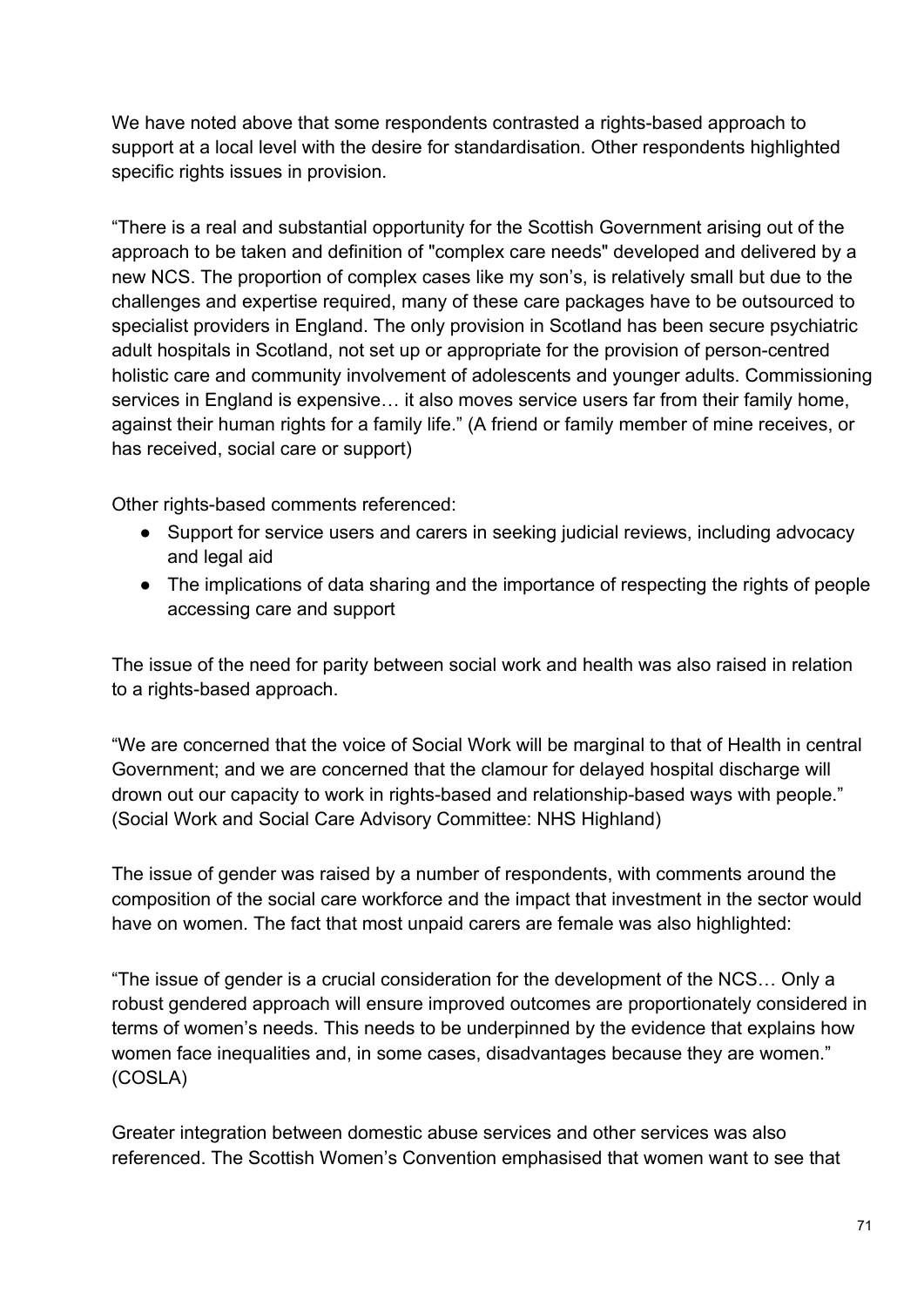We have noted above that some respondents contrasted a rights-based approach to support at a local level with the desire for standardisation. Other respondents highlighted specific rights issues in provision.

"There is a real and substantial opportunity for the Scottish Government arising out of the approach to be taken and definition of "complex care needs" developed and delivered by a new NCS. The proportion of complex cases like my son's, is relatively small but due to the challenges and expertise required, many of these care packages have to be outsourced to specialist providers in England. The only provision in Scotland has been secure psychiatric adult hospitals in Scotland, not set up or appropriate for the provision of person-centred holistic care and community involvement of adolescents and younger adults. Commissioning services in England is expensive… it also moves service users far from their family home, against their human rights for a family life." (A friend or family member of mine receives, or has received, social care or support)

Other rights-based comments referenced:

- Support for service users and carers in seeking judicial reviews, including advocacy and legal aid
- The implications of data sharing and the importance of respecting the rights of people accessing care and support

The issue of the need for parity between social work and health was also raised in relation to a rights-based approach.

"We are concerned that the voice of Social Work will be marginal to that of Health in central Government; and we are concerned that the clamour for delayed hospital discharge will drown out our capacity to work in rights-based and relationship-based ways with people." (Social Work and Social Care Advisory Committee: NHS Highland)

The issue of gender was raised by a number of respondents, with comments around the composition of the social care workforce and the impact that investment in the sector would have on women. The fact that most unpaid carers are female was also highlighted:

"The issue of gender is a crucial consideration for the development of the NCS… Only a robust gendered approach will ensure improved outcomes are proportionately considered in terms of women's needs. This needs to be underpinned by the evidence that explains how women face inequalities and, in some cases, disadvantages because they are women." (COSLA)

Greater integration between domestic abuse services and other services was also referenced. The Scottish Women's Convention emphasised that women want to see that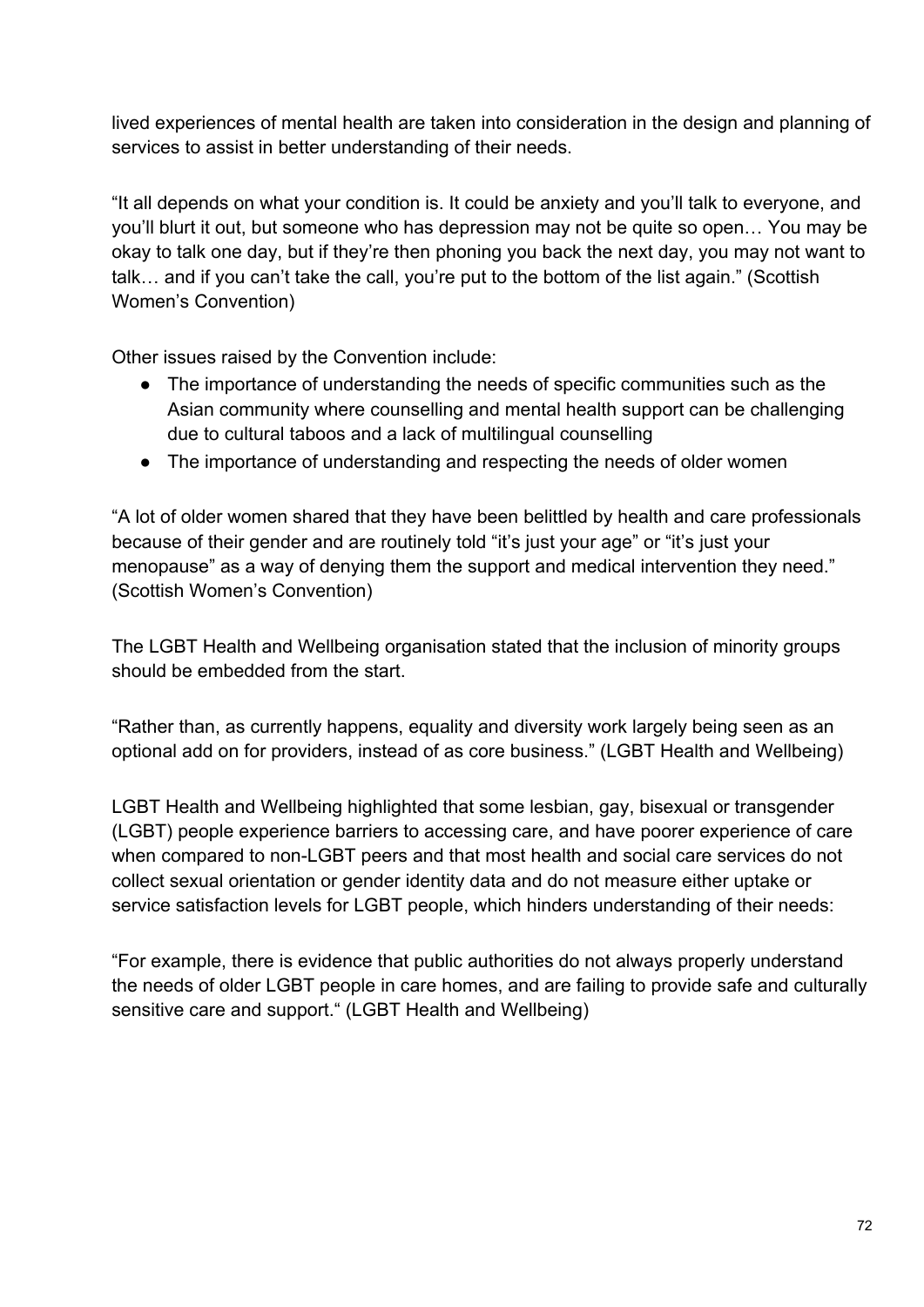lived experiences of mental health are taken into consideration in the design and planning of services to assist in better understanding of their needs.

“It all depends on what your condition is. It could be anxiety and you’ll talk to everyone, and you’ll blurt it out, but someone who has depression may not be quite so open… You may be okay to talk one day, but if they’re then phoning you back the next day, you may not want to talk… and if you can’t take the call, you’re put to the bottom of the list again.” (Scottish Women’s Convention)

Other issues raised by the Convention include:

- The importance of understanding the needs of specific communities such as the Asian community where counselling and mental health support can be challenging due to cultural taboos and a lack of multilingual counselling
- The importance of understanding and respecting the needs of older women

“A lot of older women shared that they have been belittled by health and care professionals because of their gender and are routinely told “it’s just your age” or “it’s just your menopause” as a way of denying them the support and medical intervention they need.” (Scottish Women’s Convention)

The LGBT Health and Wellbeing organisation stated that the inclusion of minority groups should be embedded from the start.

“Rather than, as currently happens, equality and diversity work largely being seen as an optional add on for providers, instead of as core business.” (LGBT Health and Wellbeing)

LGBT Health and Wellbeing highlighted that some lesbian, gay, bisexual or transgender (LGBT) people experience barriers to accessing care, and have poorer experience of care when compared to non-LGBT peers and that most health and social care services do not collect sexual orientation or gender identity data and do not measure either uptake or service satisfaction levels for LGBT people, which hinders understanding of their needs:

“For example, there is evidence that public authorities do not always properly understand the needs of older LGBT people in care homes, and are failing to provide safe and culturally sensitive care and support.“ (LGBT Health and Wellbeing)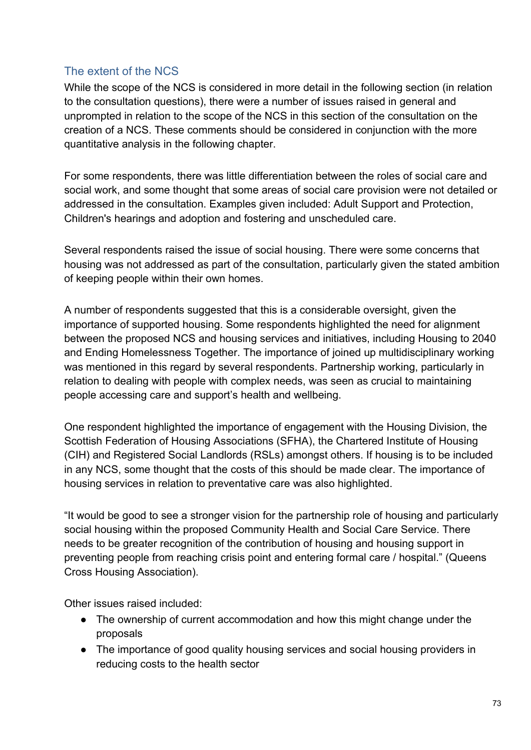## The extent of the NCS

While the scope of the NCS is considered in more detail in the following section (in relation to the consultation questions), there were a number of issues raised in general and unprompted in relation to the scope of the NCS in this section of the consultation on the creation of a NCS. These comments should be considered in conjunction with the more quantitative analysis in the following chapter.

For some respondents, there was little differentiation between the roles of social care and social work, and some thought that some areas of social care provision were not detailed or addressed in the consultation. Examples given included: Adult Support and Protection, Children's hearings and adoption and fostering and unscheduled care.

Several respondents raised the issue of social housing. There were some concerns that housing was not addressed as part of the consultation, particularly given the stated ambition of keeping people within their own homes.

A number of respondents suggested that this is a considerable oversight, given the importance of supported housing. Some respondents highlighted the need for alignment between the proposed NCS and housing services and initiatives, including Housing to 2040 and Ending Homelessness Together. The importance of joined up multidisciplinary working was mentioned in this regard by several respondents. Partnership working, particularly in relation to dealing with people with complex needs, was seen as crucial to maintaining people accessing care and support's health and wellbeing.

One respondent highlighted the importance of engagement with the Housing Division, the Scottish Federation of Housing Associations (SFHA), the Chartered Institute of Housing (CIH) and Registered Social Landlords (RSLs) amongst others. If housing is to be included in any NCS, some thought that the costs of this should be made clear. The importance of housing services in relation to preventative care was also highlighted.

"It would be good to see a stronger vision for the partnership role of housing and particularly social housing within the proposed Community Health and Social Care Service. There needs to be greater recognition of the contribution of housing and housing support in preventing people from reaching crisis point and entering formal care / hospital." (Queens Cross Housing Association).

Other issues raised included:

- The ownership of current accommodation and how this might change under the proposals
- The importance of good quality housing services and social housing providers in reducing costs to the health sector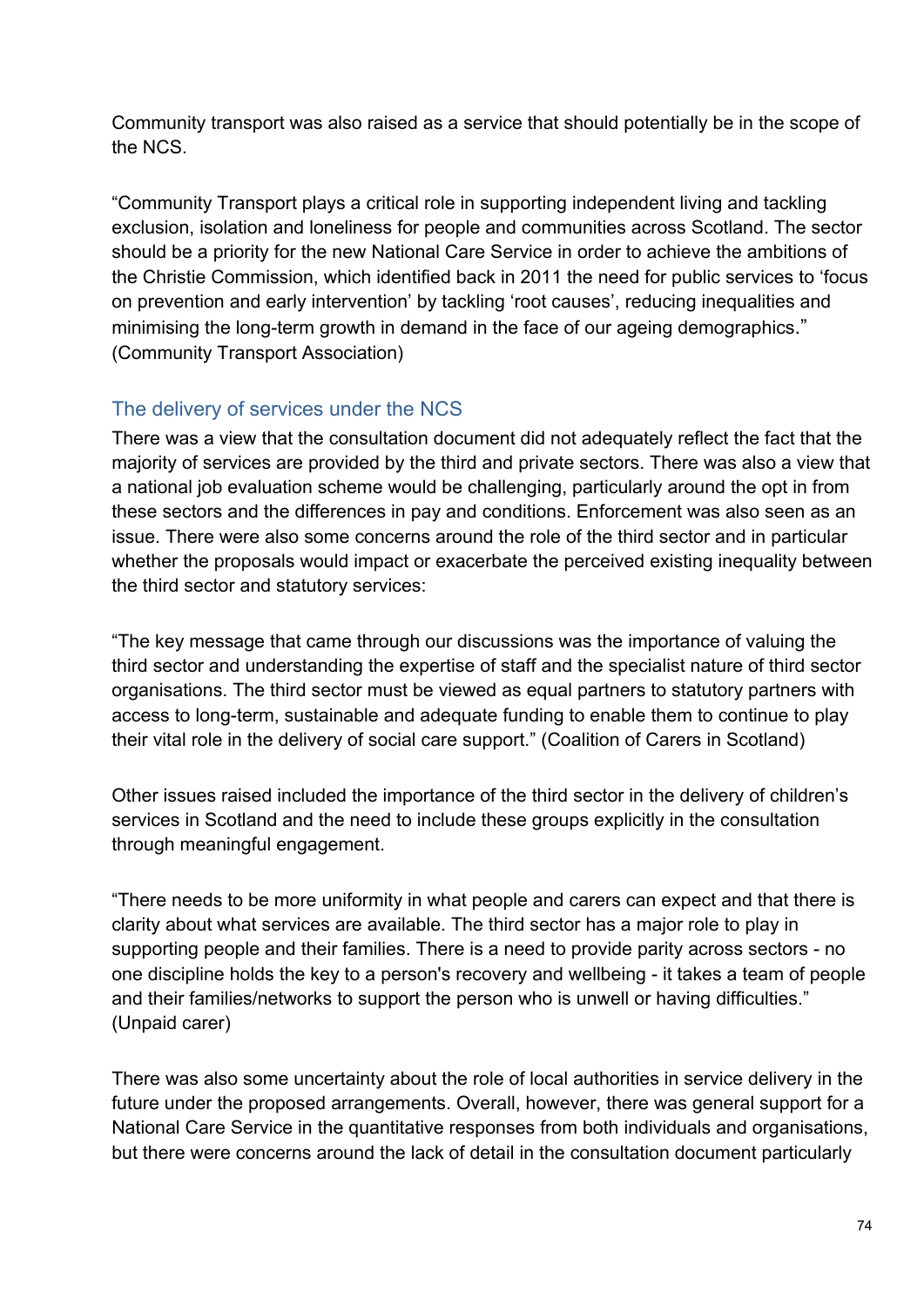Community transport was also raised as a service that should potentially be in the scope of the NCS.

"Community Transport plays a critical role in supporting independent living and tackling exclusion, isolation and loneliness for people and communities across Scotland. The sector should be a priority for the new National Care Service in order to achieve the ambitions of the Christie Commission, which identified back in 2011 the need for public services to 'focus on prevention and early intervention' by tackling 'root causes', reducing inequalities and minimising the long-term growth in demand in the face of our ageing demographics." (Community Transport Association)

### The delivery of services under the NCS

There was a view that the consultation document did not adequately reflect the fact that the majority of services are provided by the third and private sectors. There was also a view that a national job evaluation scheme would be challenging, particularly around the opt in from these sectors and the differences in pay and conditions. Enforcement was also seen as an issue. There were also some concerns around the role of the third sector and in particular whether the proposals would impact or exacerbate the perceived existing inequality between the third sector and statutory services:

"The key message that came through our discussions was the importance of valuing the third sector and understanding the expertise of staff and the specialist nature of third sector organisations. The third sector must be viewed as equal partners to statutory partners with access to long-term, sustainable and adequate funding to enable them to continue to play their vital role in the delivery of social care support." (Coalition of Carers in Scotland)

Other issues raised included the importance of the third sector in the delivery of children's services in Scotland and the need to include these groups explicitly in the consultation through meaningful engagement.

"There needs to be more uniformity in what people and carers can expect and that there is clarity about what services are available. The third sector has a major role to play in supporting people and their families. There is a need to provide parity across sectors - no one discipline holds the key to a person's recovery and wellbeing - it takes a team of people and their families/networks to support the person who is unwell or having difficulties." (Unpaid carer)

There was also some uncertainty about the role of local authorities in service delivery in the future under the proposed arrangements. Overall, however, there was general support for a National Care Service in the quantitative responses from both individuals and organisations, but there were concerns around the lack of detail in the consultation document particularly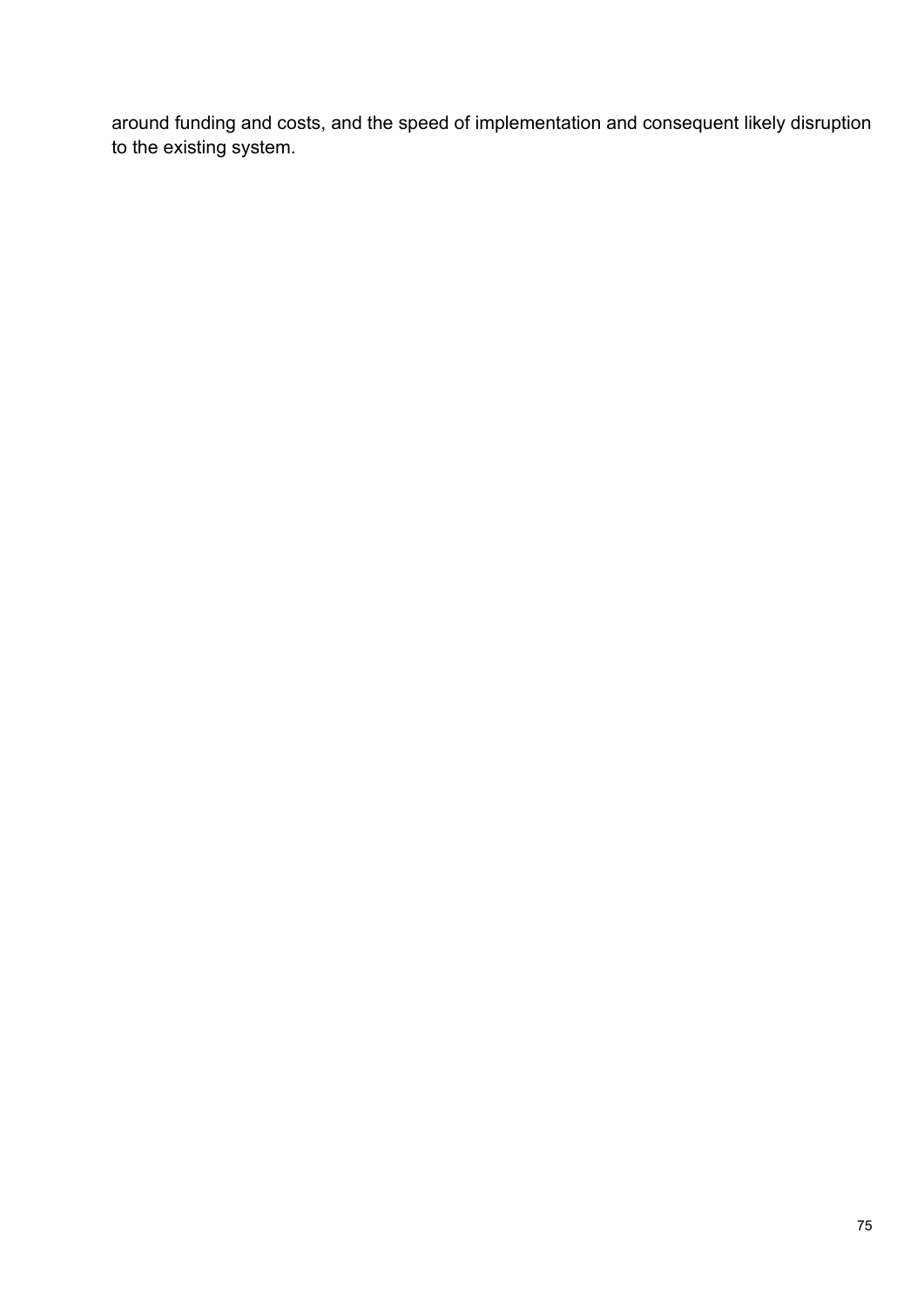around funding and costs, and the speed of implementation and consequent likely disruption to the existing system.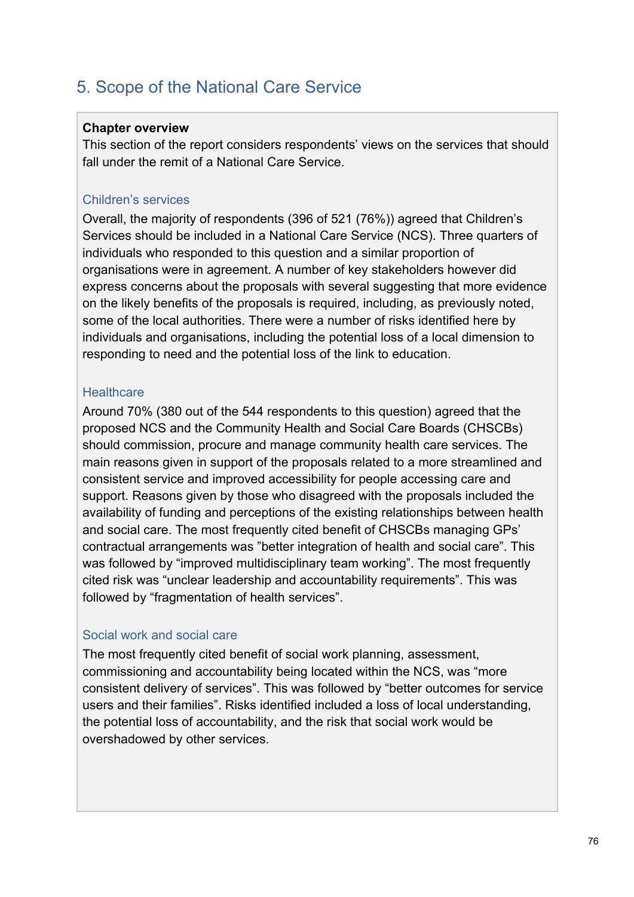# 5. Scope of the National Care Service

**Chapter overview**

This section of the report considers respondents' views on the services that should fall under the remit of a National Care Service.

### Children's services

Overall, the majority of respondents (396 of 521 (76%)) agreed that Children's Services should be included in a National Care Service (NCS). Three quarters of individuals who responded to this question and a similar proportion of organisations were in agreement. A number of key stakeholders however did express concerns about the proposals with several suggesting that more evidence on the likely benefits of the proposals is required, including, as previously noted, some of the local authorities. There were a number of risks identified here by individuals and organisations, including the potential loss of a local dimension to responding to need and the potential loss of the link to education.

### Healthcare

Around 70% (380 out of the 544 respondents to this question) agreed that the proposed NCS and the Community Health and Social Care Boards (CHSCBs) should commission, procure and manage community health care services. The main reasons given in support of the proposals related to a more streamlined and consistent service and improved accessibility for people accessing care and support. Reasons given by those who disagreed with the proposals included the availability of funding and perceptions of the existing relationships between health and social care. The most frequently cited benefit of CHSCBs managing GPs' contractual arrangements was "better integration of health and social care". This was followed by "improved multidisciplinary team working". The most frequently cited risk was "unclear leadership and accountability requirements". This was followed by "fragmentation of health services".

### Social work and social care

The most frequently cited benefit of social work planning, assessment, commissioning and accountability being located within the NCS, was "more consistent delivery of services". This was followed by "better outcomes for service users and their families". Risks identified included a loss of local understanding, the potential loss of accountability, and the risk that social work would be overshadowed by other services.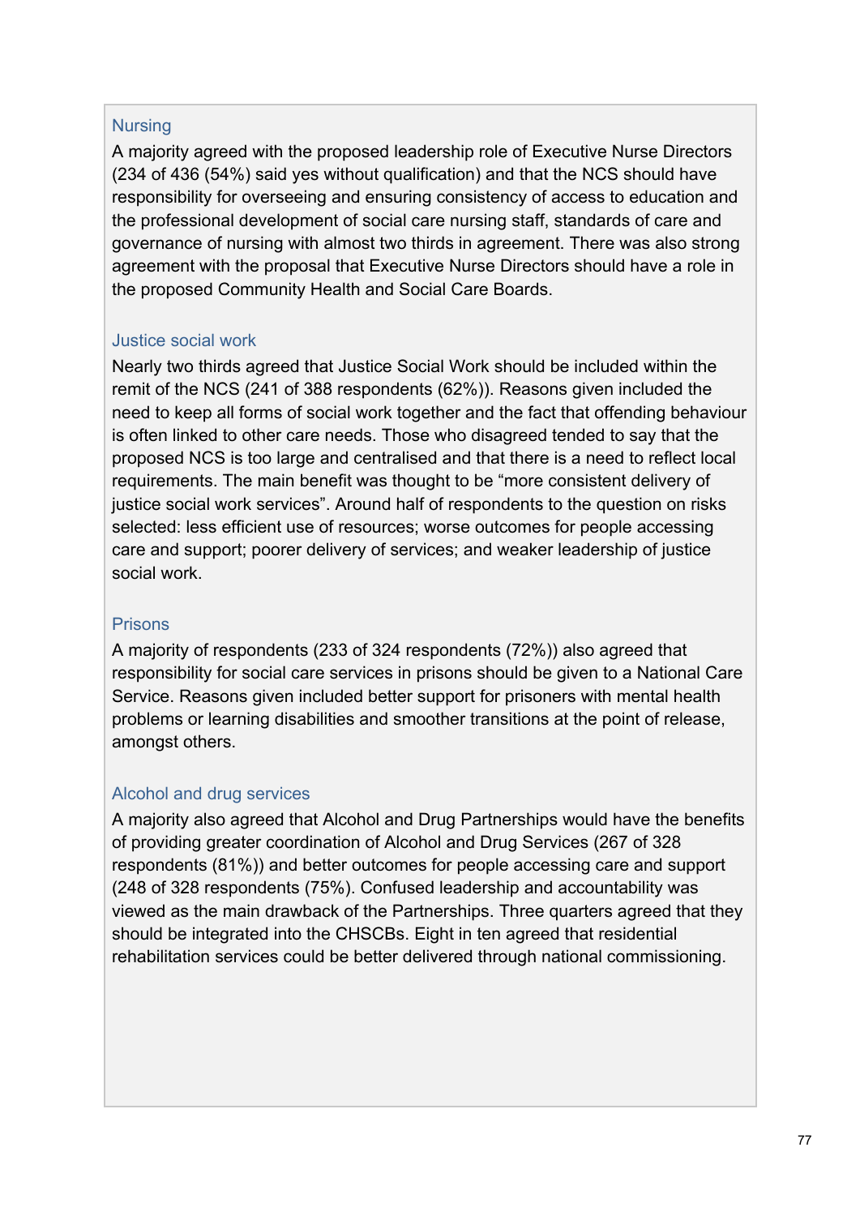### Nursing

A majority agreed with the proposed leadership role of Executive Nurse Directors (234 of 436 (54%) said yes without qualification) and that the NCS should have responsibility for overseeing and ensuring consistency of access to education and the professional development of social care nursing staff, standards of care and governance of nursing with almost two thirds in agreement. There was also strong agreement with the proposal that Executive Nurse Directors should have a role in the proposed Community Health and Social Care Boards.

### Justice social work

Nearly two thirds agreed that Justice Social Work should be included within the remit of the NCS (241 of 388 respondents (62%)). Reasons given included the need to keep all forms of social work together and the fact that offending behaviour is often linked to other care needs. Those who disagreed tended to say that the proposed NCS is too large and centralised and that there is a need to reflect local requirements. The main benefit was thought to be "more consistent delivery of justice social work services". Around half of respondents to the question on risks selected: less efficient use of resources; worse outcomes for people accessing care and support; poorer delivery of services; and weaker leadership of justice social work.

### Prisons

A majority of respondents (233 of 324 respondents (72%)) also agreed that responsibility for social care services in prisons should be given to a National Care Service. Reasons given included better support for prisoners with mental health problems or learning disabilities and smoother transitions at the point of release, amongst others.

### Alcohol and drug services

A majority also agreed that Alcohol and Drug Partnerships would have the benefits of providing greater coordination of Alcohol and Drug Services (267 of 328 respondents (81%)) and better outcomes for people accessing care and support (248 of 328 respondents (75%). Confused leadership and accountability was viewed as the main drawback of the Partnerships. Three quarters agreed that they should be integrated into the CHSCBs. Eight in ten agreed that residential rehabilitation services could be better delivered through national commissioning.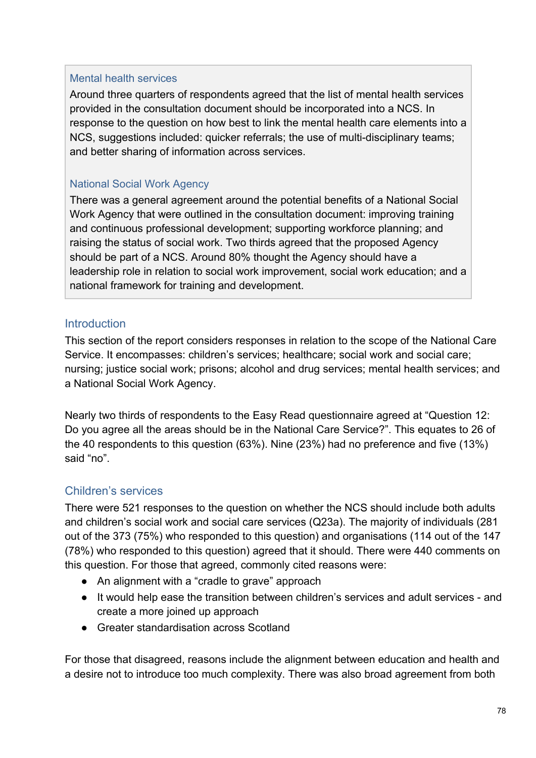### Mental health services

Around three quarters of respondents agreed that the list of mental health services provided in the consultation document should be incorporated into a NCS. In response to the question on how best to link the mental health care elements into a NCS, suggestions included: quicker referrals; the use of multi-disciplinary teams; and better sharing of information across services.

### National Social Work Agency

There was a general agreement around the potential benefits of a National Social Work Agency that were outlined in the consultation document: improving training and continuous professional development; supporting workforce planning; and raising the status of social work. Two thirds agreed that the proposed Agency should be part of a NCS. Around 80% thought the Agency should have a leadership role in relation to social work improvement, social work education; and a national framework for training and development.

## Introduction

This section of the report considers responses in relation to the scope of the National Care Service. It encompasses: children's services; healthcare; social work and social care; nursing; justice social work; prisons; alcohol and drug services; mental health services; and a National Social Work Agency.

Nearly two thirds of respondents to the Easy Read questionnaire agreed at "Question 12: Do you agree all the areas should be in the National Care Service?". This equates to 26 of the 40 respondents to this question (63%). Nine (23%) had no preference and five (13%) said "no".

## Children's services

There were 521 responses to the question on whether the NCS should include both adults and children's social work and social care services (Q23a). The majority of individuals (281 out of the 373 (75%) who responded to this question) and organisations (114 out of the 147 (78%) who responded to this question) agreed that it should. There were 440 comments on this question. For those that agreed, commonly cited reasons were:

- An alignment with a "cradle to grave" approach
- It would help ease the transition between children's services and adult services - and create a more joined up approach
- Greater standardisation across Scotland

For those that disagreed, reasons include the alignment between education and health and a desire not to introduce too much complexity. There was also broad agreement from both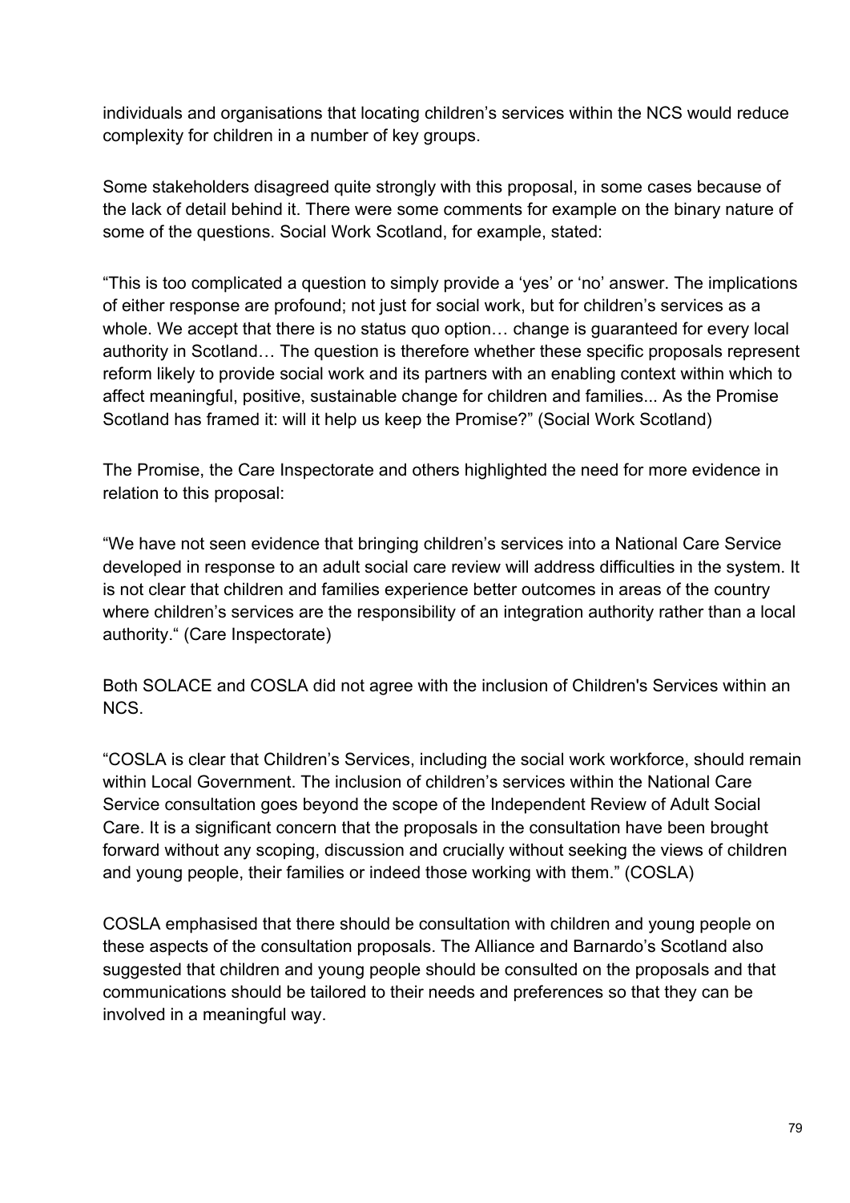individuals and organisations that locating children's services within the NCS would reduce complexity for children in a number of key groups.

Some stakeholders disagreed quite strongly with this proposal, in some cases because of the lack of detail behind it. There were some comments for example on the binary nature of some of the questions. Social Work Scotland, for example, stated:

"This is too complicated a question to simply provide a 'yes' or 'no' answer. The implications of either response are profound; not just for social work, but for children's services as a whole. We accept that there is no status quo option… change is guaranteed for every local authority in Scotland… The question is therefore whether these specific proposals represent reform likely to provide social work and its partners with an enabling context within which to affect meaningful, positive, sustainable change for children and families... As the Promise Scotland has framed it: will it help us keep the Promise?" (Social Work Scotland)

The Promise, the Care Inspectorate and others highlighted the need for more evidence in relation to this proposal:

"We have not seen evidence that bringing children's services into a National Care Service developed in response to an adult social care review will address difficulties in the system. It is not clear that children and families experience better outcomes in areas of the country where children's services are the responsibility of an integration authority rather than a local authority." (Care Inspectorate)

Both SOLACE and COSLA did not agree with the inclusion of Children's Services within an NCS.

"COSLA is clear that Children's Services, including the social work workforce, should remain within Local Government. The inclusion of children's services within the National Care Service consultation goes beyond the scope of the Independent Review of Adult Social Care. It is a significant concern that the proposals in the consultation have been brought forward without any scoping, discussion and crucially without seeking the views of children and young people, their families or indeed those working with them." (COSLA)

COSLA emphasised that there should be consultation with children and young people on these aspects of the consultation proposals. The Alliance and Barnardo's Scotland also suggested that children and young people should be consulted on the proposals and that communications should be tailored to their needs and preferences so that they can be involved in a meaningful way.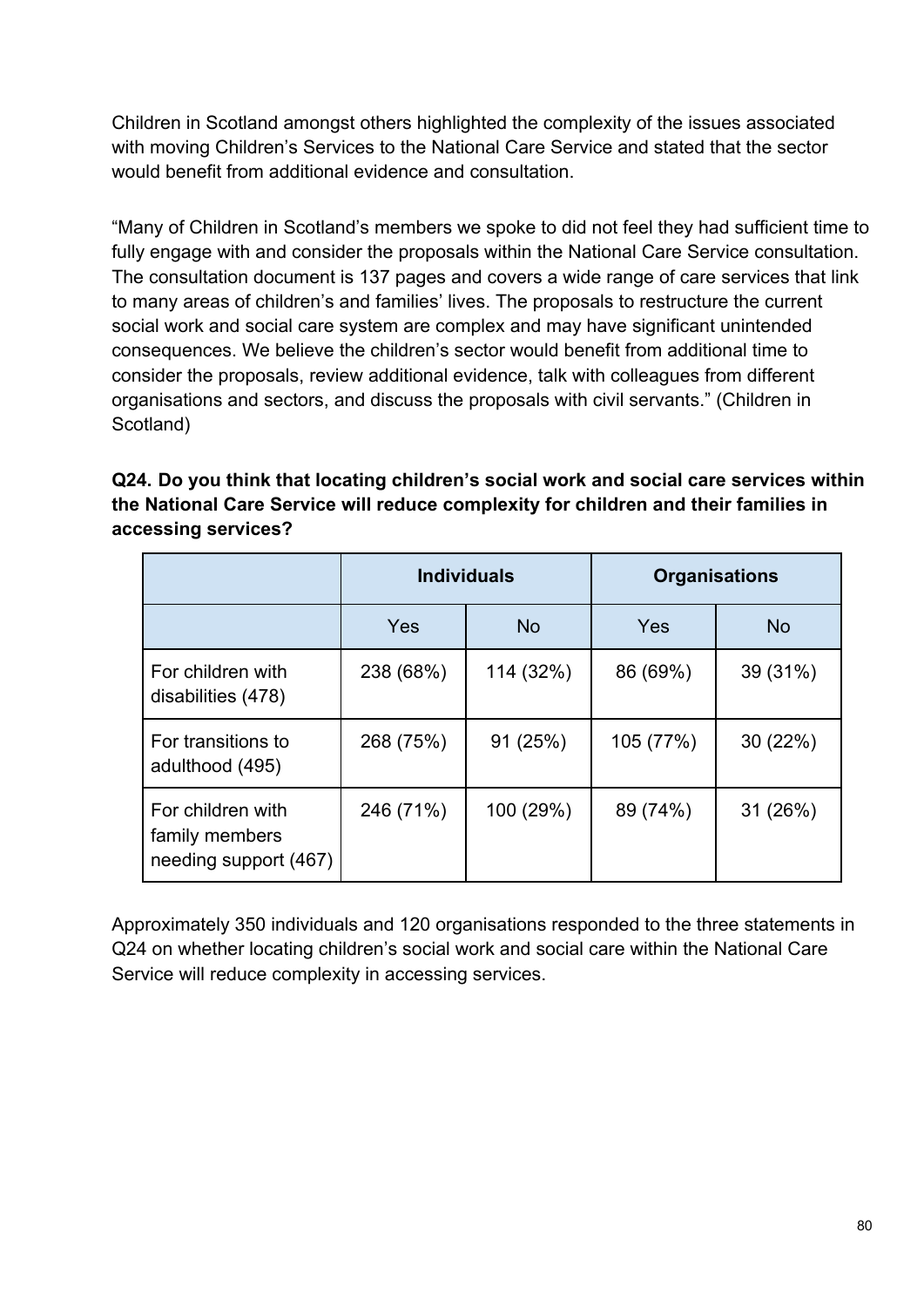Children in Scotland amongst others highlighted the complexity of the issues associated with moving Children's Services to the National Care Service and stated that the sector would benefit from additional evidence and consultation.

"Many of Children in Scotland's members we spoke to did not feel they had sufficient time to fully engage with and consider the proposals within the National Care Service consultation. The consultation document is 137 pages and covers a wide range of care services that link to many areas of children's and families' lives. The proposals to restructure the current social work and social care system are complex and may have significant unintended consequences. We believe the children's sector would benefit from additional time to consider the proposals, review additional evidence, talk with colleagues from different organisations and sectors, and discuss the proposals with civil servants." (Children in Scotland)

**Q24. Do you think that locating children's social work and social care services within the National Care Service will reduce complexity for children and their families in accessing services?**

| | Individuals | | Organisations | |
|---|---|---|---|---|
| | Yes | No | Yes | No |
| For children with disabilities (478) | 238 (68%) | 114 (32%) | 86 (69%) | 39 (31%) |
| For transitions to adulthood (495) | 268 (75%) | 91 (25%) | 105 (77%) | 30 (22%) |
| For children with family members needing support (467) | 246 (71%) | 100 (29%) | 89 (74%) | 31 (26%) |

Approximately 350 individuals and 120 organisations responded to the three statements in Q24 on whether locating children's social work and social care within the National Care Service will reduce complexity in accessing services.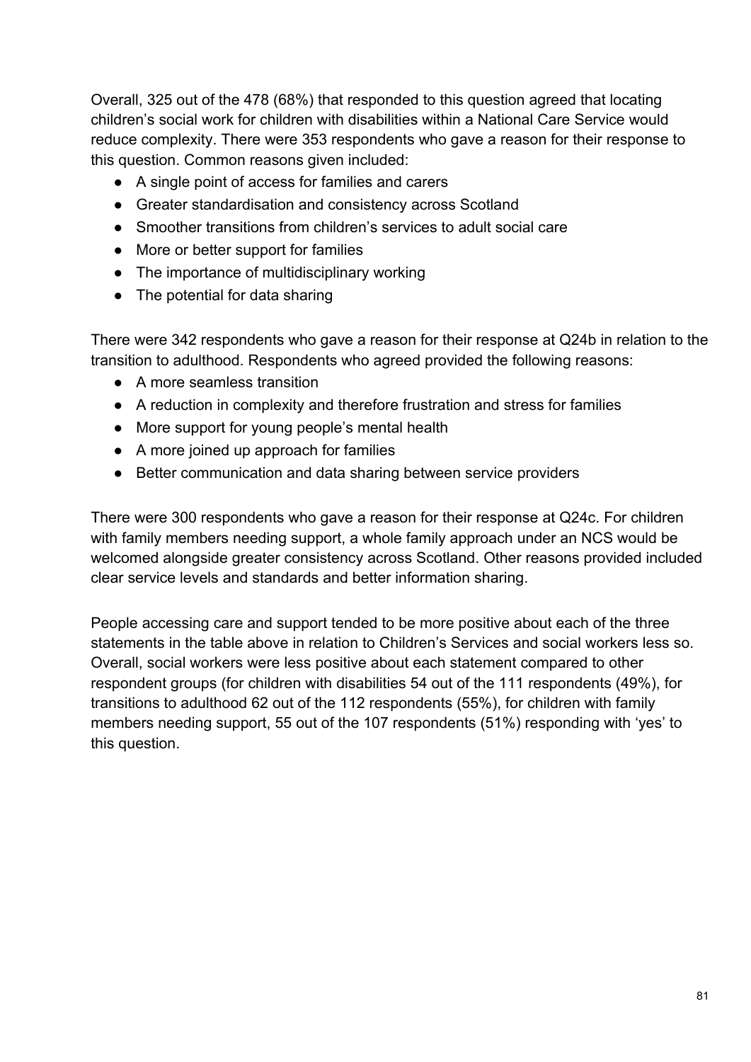Overall, 325 out of the 478 (68%) that responded to this question agreed that locating children's social work for children with disabilities within a National Care Service would reduce complexity. There were 353 respondents who gave a reason for their response to this question. Common reasons given included:

- A single point of access for families and carers
- Greater standardisation and consistency across Scotland
- Smoother transitions from children's services to adult social care
- More or better support for families
- The importance of multidisciplinary working
- The potential for data sharing

There were 342 respondents who gave a reason for their response at Q24b in relation to the transition to adulthood. Respondents who agreed provided the following reasons:

- A more seamless transition
- A reduction in complexity and therefore frustration and stress for families
- More support for young people's mental health
- A more joined up approach for families
- Better communication and data sharing between service providers

There were 300 respondents who gave a reason for their response at Q24c. For children with family members needing support, a whole family approach under an NCS would be welcomed alongside greater consistency across Scotland. Other reasons provided included clear service levels and standards and better information sharing.

People accessing care and support tended to be more positive about each of the three statements in the table above in relation to Children's Services and social workers less so. Overall, social workers were less positive about each statement compared to other respondent groups (for children with disabilities 54 out of the 111 respondents (49%), for transitions to adulthood 62 out of the 112 respondents (55%), for children with family members needing support, 55 out of the 107 respondents (51%) responding with 'yes' to this question.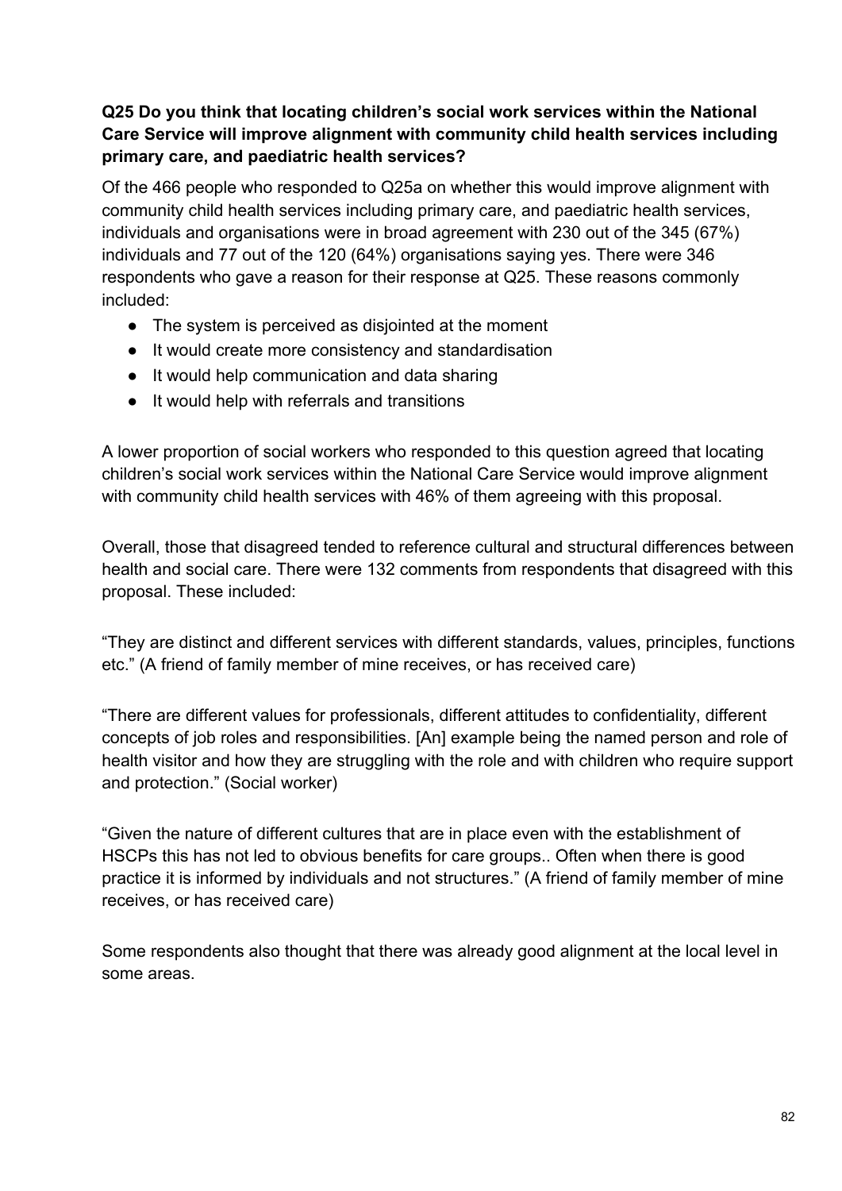**Q25 Do you think that locating children's social work services within the National Care Service will improve alignment with community child health services including primary care, and paediatric health services?**

Of the 466 people who responded to Q25a on whether this would improve alignment with community child health services including primary care, and paediatric health services, individuals and organisations were in broad agreement with 230 out of the 345 (67%) individuals and 77 out of the 120 (64%) organisations saying yes. There were 346 respondents who gave a reason for their response at Q25. These reasons commonly included:

- The system is perceived as disjointed at the moment
- It would create more consistency and standardisation
- It would help communication and data sharing
- It would help with referrals and transitions

A lower proportion of social workers who responded to this question agreed that locating children's social work services within the National Care Service would improve alignment with community child health services with 46% of them agreeing with this proposal.

Overall, those that disagreed tended to reference cultural and structural differences between health and social care. There were 132 comments from respondents that disagreed with this proposal. These included:

"They are distinct and different services with different standards, values, principles, functions etc." (A friend of family member of mine receives, or has received care)

"There are different values for professionals, different attitudes to confidentiality, different concepts of job roles and responsibilities. [An] example being the named person and role of health visitor and how they are struggling with the role and with children who require support and protection." (Social worker)

"Given the nature of different cultures that are in place even with the establishment of HSCPs this has not led to obvious benefits for care groups.. Often when there is good practice it is informed by individuals and not structures." (A friend of family member of mine receives, or has received care)

Some respondents also thought that there was already good alignment at the local level in some areas.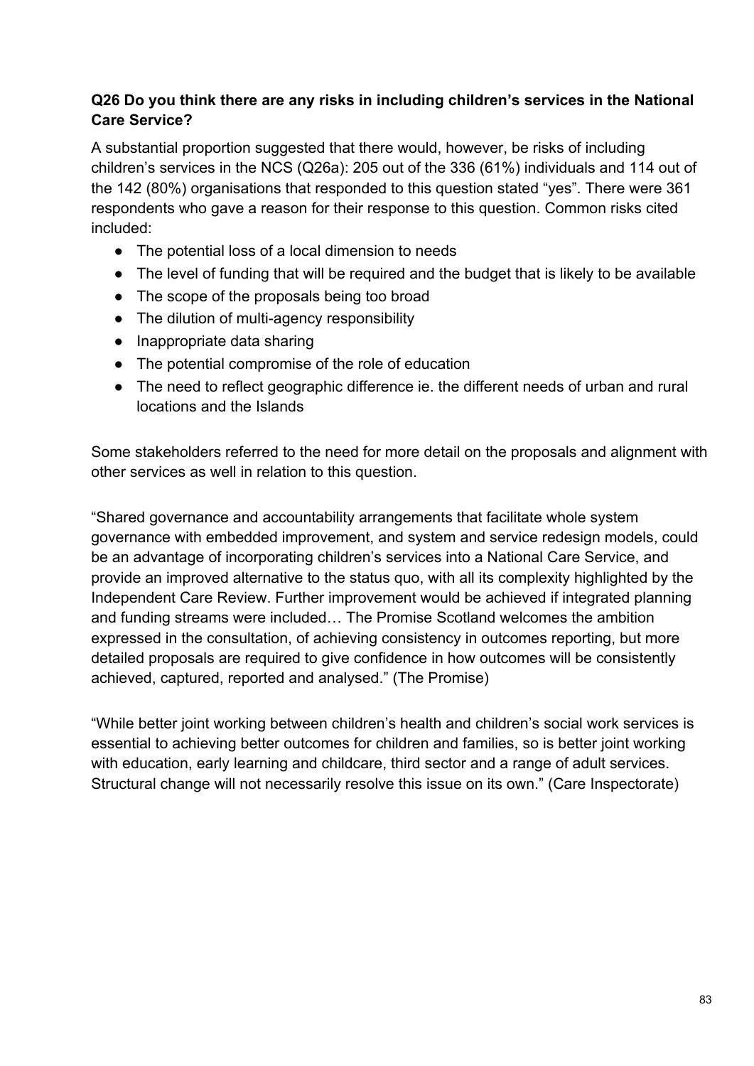**Q26 Do you think there are any risks in including children's services in the National Care Service?**

A substantial proportion suggested that there would, however, be risks of including children's services in the NCS (Q26a): 205 out of the 336 (61%) individuals and 114 out of the 142 (80%) organisations that responded to this question stated "yes". There were 361 respondents who gave a reason for their response to this question. Common risks cited included:

- The potential loss of a local dimension to needs
- The level of funding that will be required and the budget that is likely to be available
- The scope of the proposals being too broad
- The dilution of multi-agency responsibility
- Inappropriate data sharing
- The potential compromise of the role of education
- The need to reflect geographic difference ie. the different needs of urban and rural locations and the Islands

Some stakeholders referred to the need for more detail on the proposals and alignment with other services as well in relation to this question.

"Shared governance and accountability arrangements that facilitate whole system governance with embedded improvement, and system and service redesign models, could be an advantage of incorporating children's services into a National Care Service, and provide an improved alternative to the status quo, with all its complexity highlighted by the Independent Care Review. Further improvement would be achieved if integrated planning and funding streams were included… The Promise Scotland welcomes the ambition expressed in the consultation, of achieving consistency in outcomes reporting, but more detailed proposals are required to give confidence in how outcomes will be consistently achieved, captured, reported and analysed." (The Promise)

"While better joint working between children's health and children's social work services is essential to achieving better outcomes for children and families, so is better joint working with education, early learning and childcare, third sector and a range of adult services. Structural change will not necessarily resolve this issue on its own." (Care Inspectorate)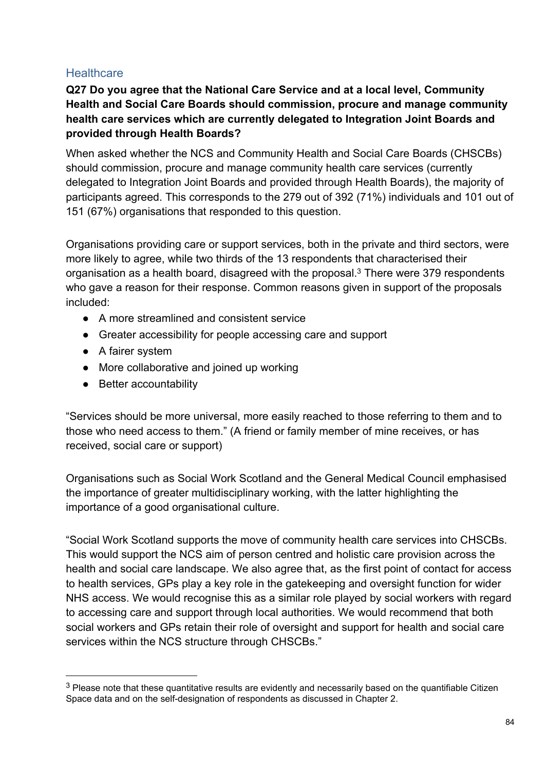### Healthcare

**Q27 Do you agree that the National Care Service and at a local level, Community Health and Social Care Boards should commission, procure and manage community health care services which are currently delegated to Integration Joint Boards and provided through Health Boards?**

When asked whether the NCS and Community Health and Social Care Boards (CHSCBs) should commission, procure and manage community health care services (currently delegated to Integration Joint Boards and provided through Health Boards), the majority of participants agreed. This corresponds to the 279 out of 392 (71%) individuals and 101 out of 151 (67%) organisations that responded to this question.

Organisations providing care or support services, both in the private and third sectors, were more likely to agree, while two thirds of the 13 respondents that characterised their organisation as a health board, disagreed with the proposal.[3] There were 379 respondents who gave a reason for their response. Common reasons given in support of the proposals included:

- A more streamlined and consistent service
- Greater accessibility for people accessing care and support
- A fairer system
- More collaborative and joined up working
- Better accountability

"Services should be more universal, more easily reached to those referring to them and to those who need access to them." (A friend or family member of mine receives, or has received, social care or support)

Organisations such as Social Work Scotland and the General Medical Council emphasised the importance of greater multidisciplinary working, with the latter highlighting the importance of a good organisational culture.

"Social Work Scotland supports the move of community health care services into CHSCBs. This would support the NCS aim of person centred and holistic care provision across the health and social care landscape. We also agree that, as the first point of contact for access to health services, GPs play a key role in the gatekeeping and oversight function for wider NHS access. We would recognise this as a similar role played by social workers with regard to accessing care and support through local authorities. We would recommend that both social workers and GPs retain their role of oversight and support for health and social care services within the NCS structure through CHSCBs."

---

[3] Please note that these quantitative results are evidently and necessarily based on the quantifiable Citizen Space data and on the self-designation of respondents as discussed in Chapter 2.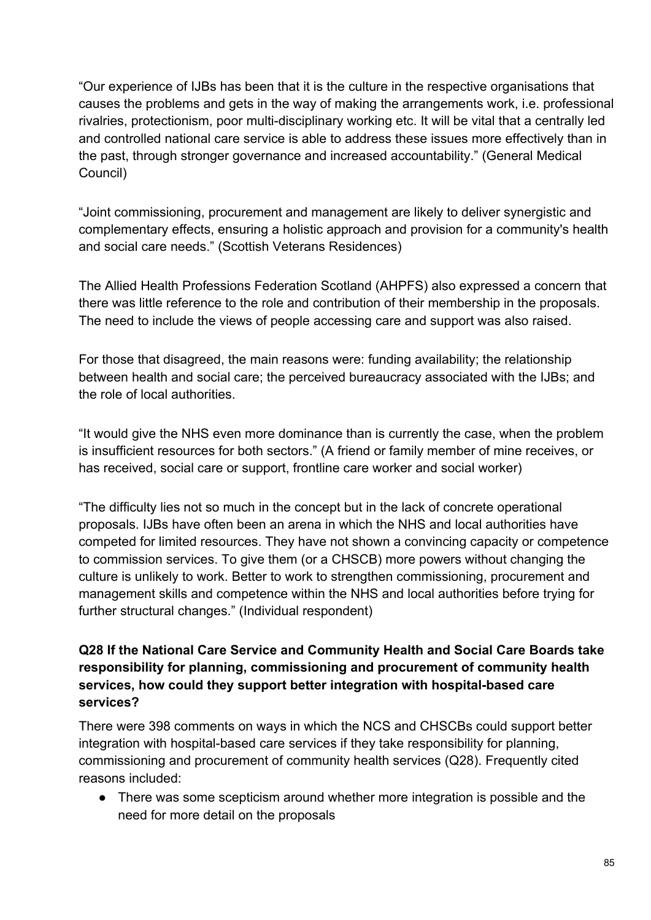"Our experience of IJBs has been that it is the culture in the respective organisations that causes the problems and gets in the way of making the arrangements work, i.e. professional rivalries, protectionism, poor multi-disciplinary working etc. It will be vital that a centrally led and controlled national care service is able to address these issues more effectively than in the past, through stronger governance and increased accountability." (General Medical Council)

"Joint commissioning, procurement and management are likely to deliver synergistic and complementary effects, ensuring a holistic approach and provision for a community's health and social care needs." (Scottish Veterans Residences)

The Allied Health Professions Federation Scotland (AHPFS) also expressed a concern that there was little reference to the role and contribution of their membership in the proposals. The need to include the views of people accessing care and support was also raised.

For those that disagreed, the main reasons were: funding availability; the relationship between health and social care; the perceived bureaucracy associated with the IJBs; and the role of local authorities.

"It would give the NHS even more dominance than is currently the case, when the problem is insufficient resources for both sectors." (A friend or family member of mine receives, or has received, social care or support, frontline care worker and social worker)

"The difficulty lies not so much in the concept but in the lack of concrete operational proposals. IJBs have often been an arena in which the NHS and local authorities have competed for limited resources. They have not shown a convincing capacity or competence to commission services. To give them (or a CHSCB) more powers without changing the culture is unlikely to work. Better to work to strengthen commissioning, procurement and management skills and competence within the NHS and local authorities before trying for further structural changes." (Individual respondent)

**Q28 If the National Care Service and Community Health and Social Care Boards take responsibility for planning, commissioning and procurement of community health services, how could they support better integration with hospital-based care services?**

There were 398 comments on ways in which the NCS and CHSCBs could support better integration with hospital-based care services if they take responsibility for planning, commissioning and procurement of community health services (Q28). Frequently cited reasons included:

- There was some scepticism around whether more integration is possible and the need for more detail on the proposals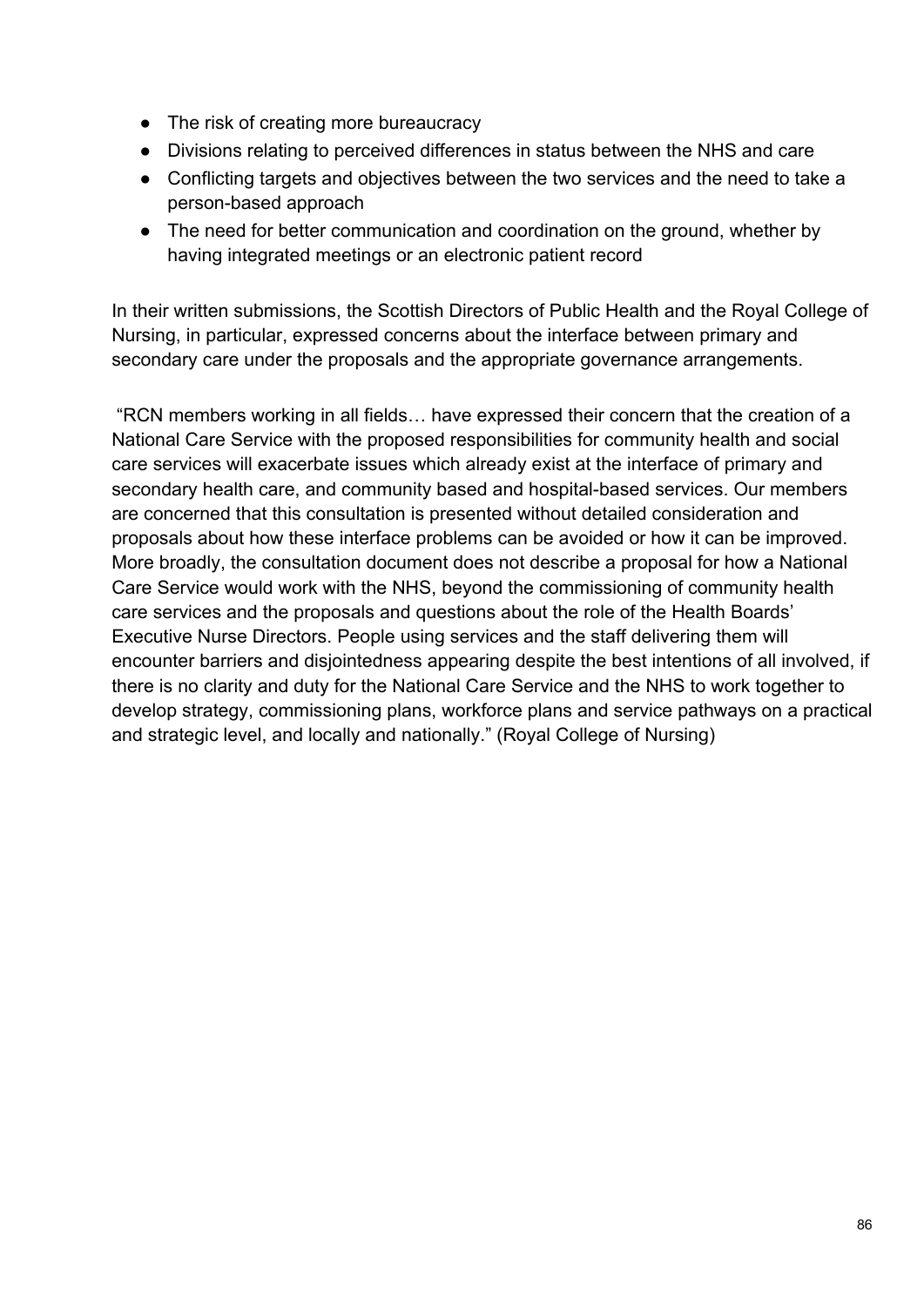- The risk of creating more bureaucracy
- Divisions relating to perceived differences in status between the NHS and care
- Conflicting targets and objectives between the two services and the need to take a person-based approach
- The need for better communication and coordination on the ground, whether by having integrated meetings or an electronic patient record

In their written submissions, the Scottish Directors of Public Health and the Royal College of Nursing, in particular, expressed concerns about the interface between primary and secondary care under the proposals and the appropriate governance arrangements.

"RCN members working in all fields… have expressed their concern that the creation of a National Care Service with the proposed responsibilities for community health and social care services will exacerbate issues which already exist at the interface of primary and secondary health care, and community based and hospital-based services. Our members are concerned that this consultation is presented without detailed consideration and proposals about how these interface problems can be avoided or how it can be improved. More broadly, the consultation document does not describe a proposal for how a National Care Service would work with the NHS, beyond the commissioning of community health care services and the proposals and questions about the role of the Health Boards' Executive Nurse Directors. People using services and the staff delivering them will encounter barriers and disjointedness appearing despite the best intentions of all involved, if there is no clarity and duty for the National Care Service and the NHS to work together to develop strategy, commissioning plans, workforce plans and service pathways on a practical and strategic level, and locally and nationally." (Royal College of Nursing)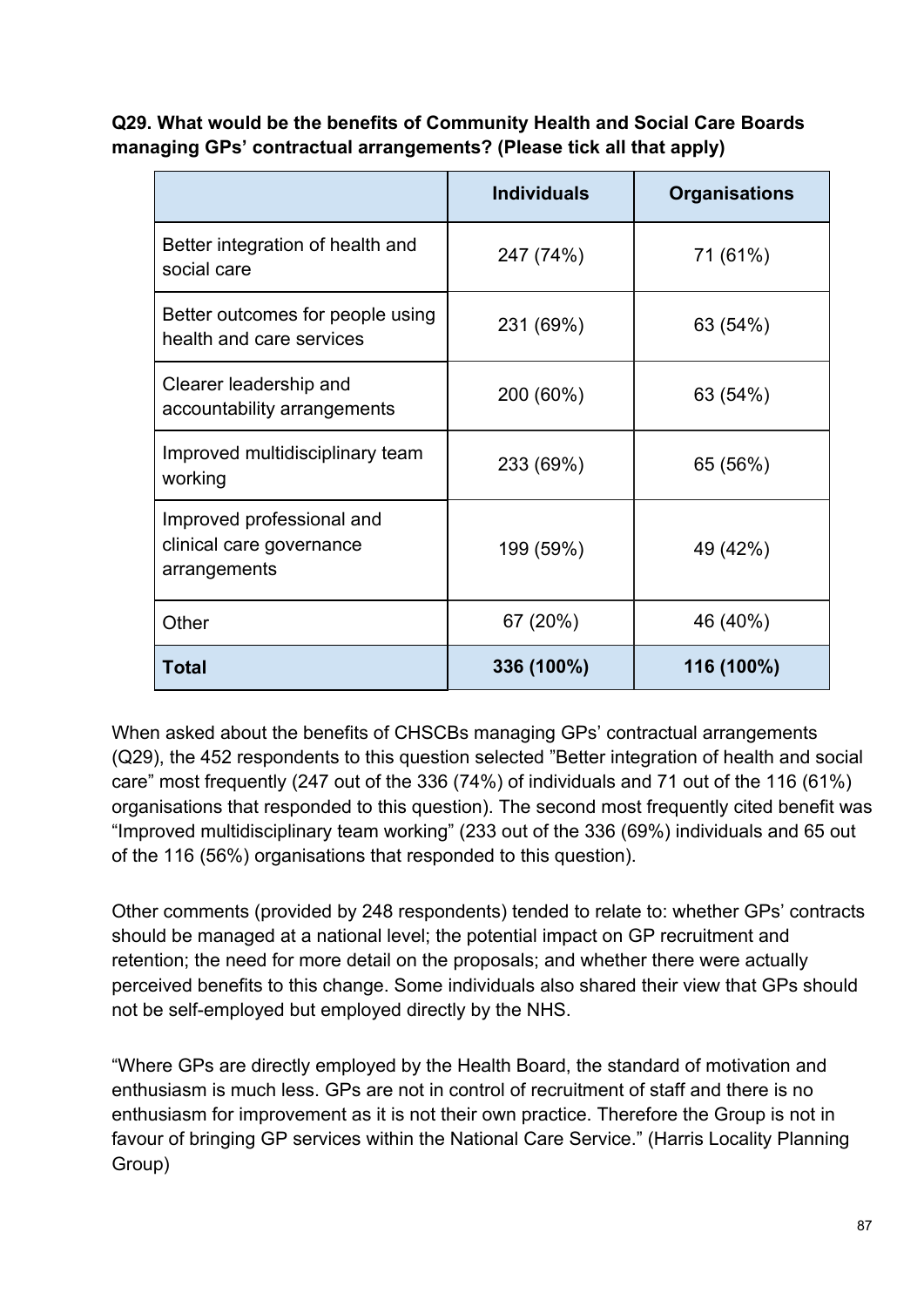**Q29. What would be the benefits of Community Health and Social Care Boards managing GPs' contractual arrangements? (Please tick all that apply)**

| | Individuals | Organisations |
|---|---|---|
| Better integration of health and social care | 247 (74%) | 71 (61%) |
| Better outcomes for people using health and care services | 231 (69%) | 63 (54%) |
| Clearer leadership and accountability arrangements | 200 (60%) | 63 (54%) |
| Improved multidisciplinary team working | 233 (69%) | 65 (56%) |
| Improved professional and clinical care governance arrangements | 199 (59%) | 49 (42%) |
| Other | 67 (20%) | 46 (40%) |
| **Total** | **336 (100%)** | **116 (100%)** |

When asked about the benefits of CHSCBs managing GPs' contractual arrangements (Q29), the 452 respondents to this question selected "Better integration of health and social care" most frequently (247 out of the 336 (74%) of individuals and 71 out of the 116 (61%) organisations that responded to this question). The second most frequently cited benefit was "Improved multidisciplinary team working" (233 out of the 336 (69%) individuals and 65 out of the 116 (56%) organisations that responded to this question).

Other comments (provided by 248 respondents) tended to relate to: whether GPs' contracts should be managed at a national level; the potential impact on GP recruitment and retention; the need for more detail on the proposals; and whether there were actually perceived benefits to this change. Some individuals also shared their view that GPs should not be self-employed but employed directly by the NHS.

"Where GPs are directly employed by the Health Board, the standard of motivation and enthusiasm is much less. GPs are not in control of recruitment of staff and there is no enthusiasm for improvement as it is not their own practice. Therefore the Group is not in favour of bringing GP services within the National Care Service." (Harris Locality Planning Group)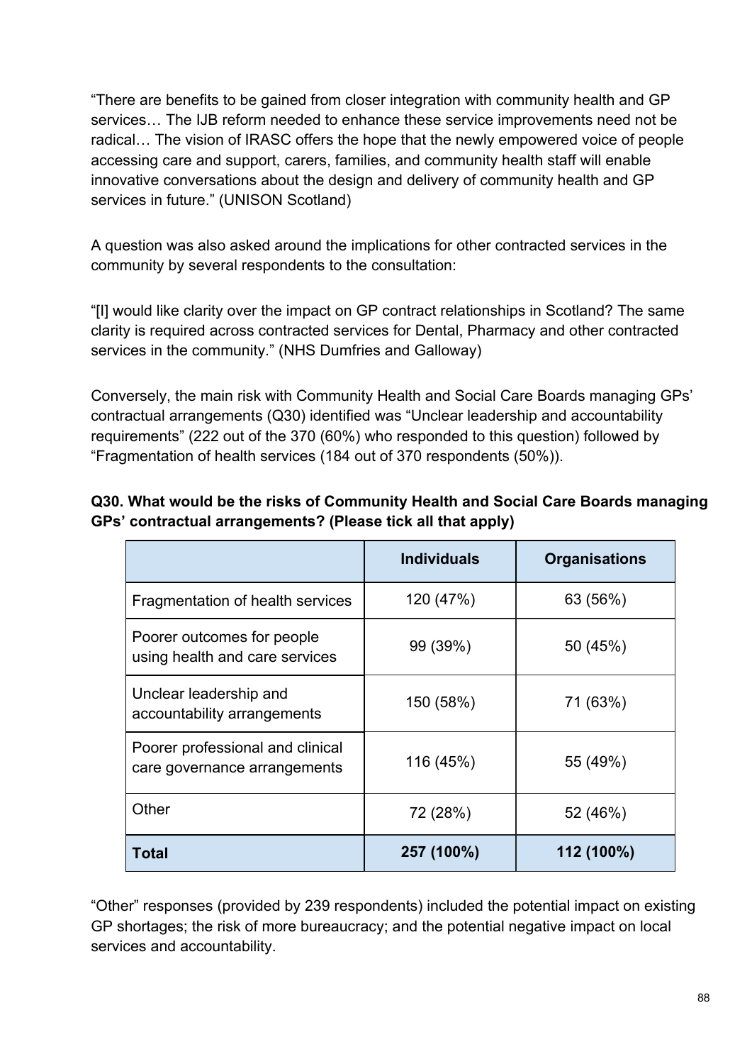"There are benefits to be gained from closer integration with community health and GP services… The IJB reform needed to enhance these service improvements need not be radical… The vision of IRASC offers the hope that the newly empowered voice of people accessing care and support, carers, families, and community health staff will enable innovative conversations about the design and delivery of community health and GP services in future." (UNISON Scotland)

A question was also asked around the implications for other contracted services in the community by several respondents to the consultation:

"[I] would like clarity over the impact on GP contract relationships in Scotland? The same clarity is required across contracted services for Dental, Pharmacy and other contracted services in the community." (NHS Dumfries and Galloway)

Conversely, the main risk with Community Health and Social Care Boards managing GPs' contractual arrangements (Q30) identified was "Unclear leadership and accountability requirements" (222 out of the 370 (60%) who responded to this question) followed by "Fragmentation of health services (184 out of 370 respondents (50%)).

**Q30. What would be the risks of Community Health and Social Care Boards managing GPs' contractual arrangements? (Please tick all that apply)**

| | Individuals | Organisations |
|---|---|---|
| Fragmentation of health services | 120 (47%) | 63 (56%) |
| Poorer outcomes for people using health and care services | 99 (39%) | 50 (45%) |
| Unclear leadership and accountability arrangements | 150 (58%) | 71 (63%) |
| Poorer professional and clinical care governance arrangements | 116 (45%) | 55 (49%) |
| Other | 72 (28%) | 52 (46%) |
| **Total** | **257 (100%)** | **112 (100%)** |

"Other" responses (provided by 239 respondents) included the potential impact on existing GP shortages; the risk of more bureaucracy; and the potential negative impact on local services and accountability.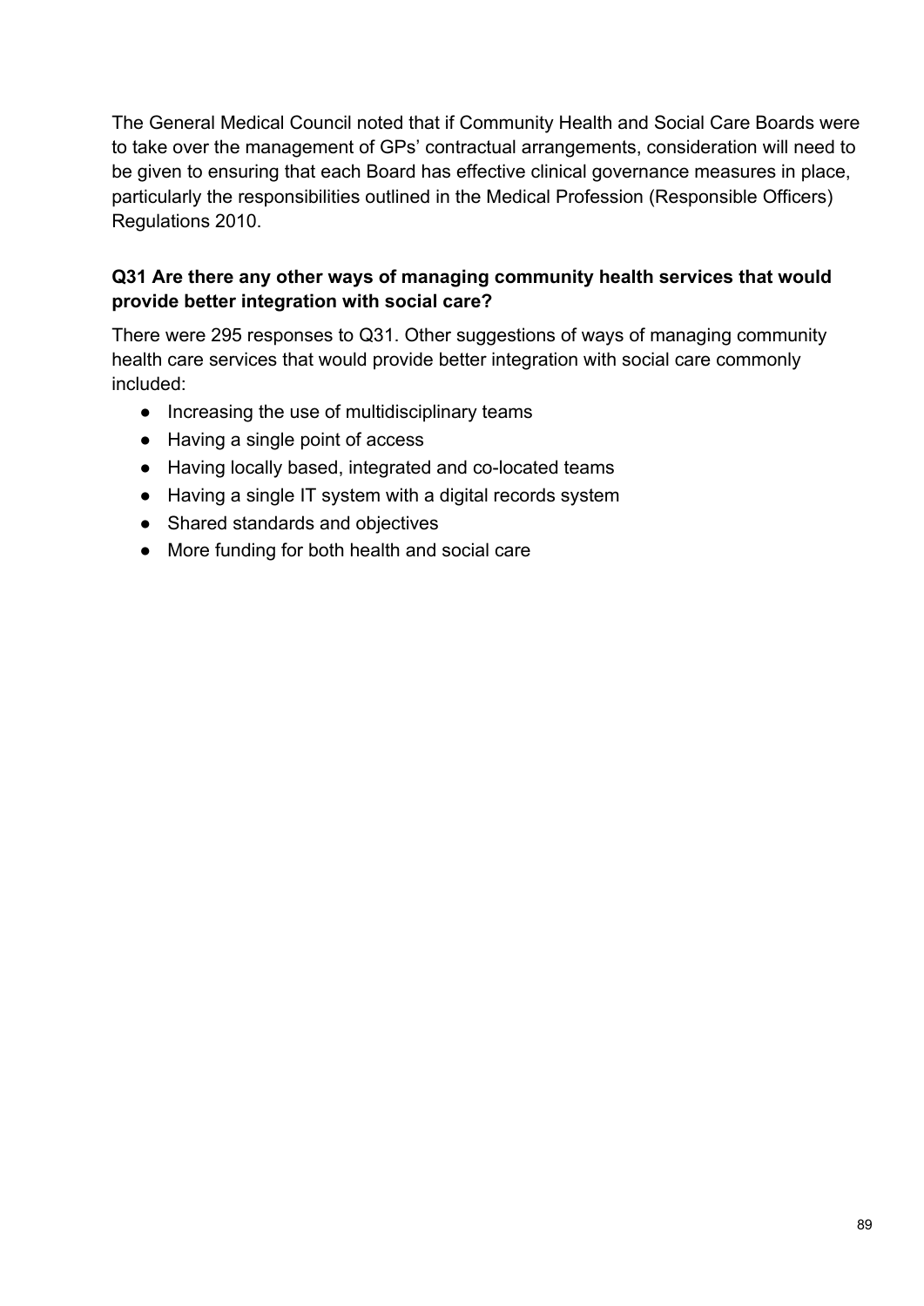The General Medical Council noted that if Community Health and Social Care Boards were to take over the management of GPs' contractual arrangements, consideration will need to be given to ensuring that each Board has effective clinical governance measures in place, particularly the responsibilities outlined in the Medical Profession (Responsible Officers) Regulations 2010.

### Q31 Are there any other ways of managing community health services that would provide better integration with social care?

There were 295 responses to Q31. Other suggestions of ways of managing community health care services that would provide better integration with social care commonly included:

- Increasing the use of multidisciplinary teams
- Having a single point of access
- Having locally based, integrated and co-located teams
- Having a single IT system with a digital records system
- Shared standards and objectives
- More funding for both health and social care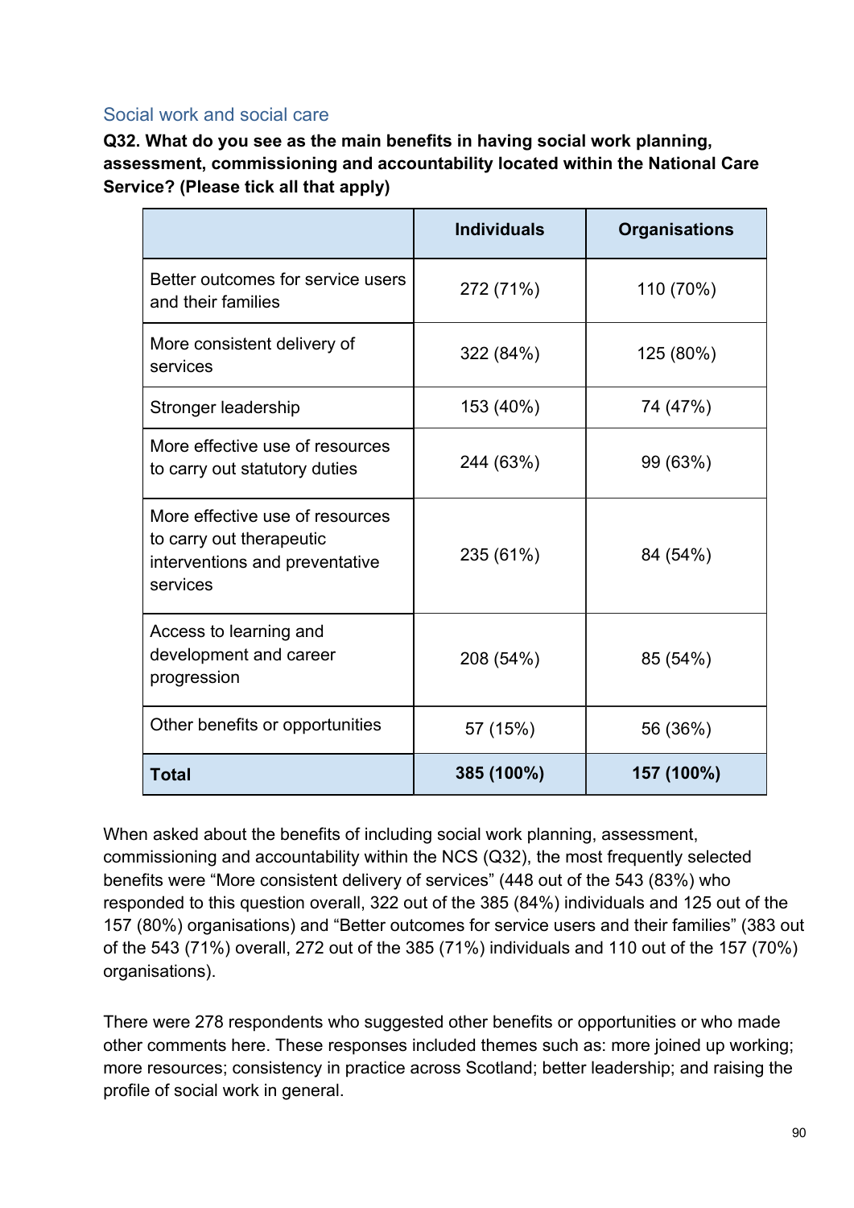## Social work and social care

**Q32. What do you see as the main benefits in having social work planning, assessment, commissioning and accountability located within the National Care Service? (Please tick all that apply)**

| | Individuals | Organisations |
|---|---|---|
| Better outcomes for service users and their families | 272 (71%) | 110 (70%) |
| More consistent delivery of services | 322 (84%) | 125 (80%) |
| Stronger leadership | 153 (40%) | 74 (47%) |
| More effective use of resources to carry out statutory duties | 244 (63%) | 99 (63%) |
| More effective use of resources to carry out therapeutic interventions and preventative services | 235 (61%) | 84 (54%) |
| Access to learning and development and career progression | 208 (54%) | 85 (54%) |
| Other benefits or opportunities | 57 (15%) | 56 (36%) |
| **Total** | **385 (100%)** | **157 (100%)** |

When asked about the benefits of including social work planning, assessment, commissioning and accountability within the NCS (Q32), the most frequently selected benefits were "More consistent delivery of services" (448 out of the 543 (83%) who responded to this question overall, 322 out of the 385 (84%) individuals and 125 out of the 157 (80%) organisations) and "Better outcomes for service users and their families" (383 out of the 543 (71%) overall, 272 out of the 385 (71%) individuals and 110 out of the 157 (70%) organisations).

There were 278 respondents who suggested other benefits or opportunities or who made other comments here. These responses included themes such as: more joined up working; more resources; consistency in practice across Scotland; better leadership; and raising the profile of social work in general.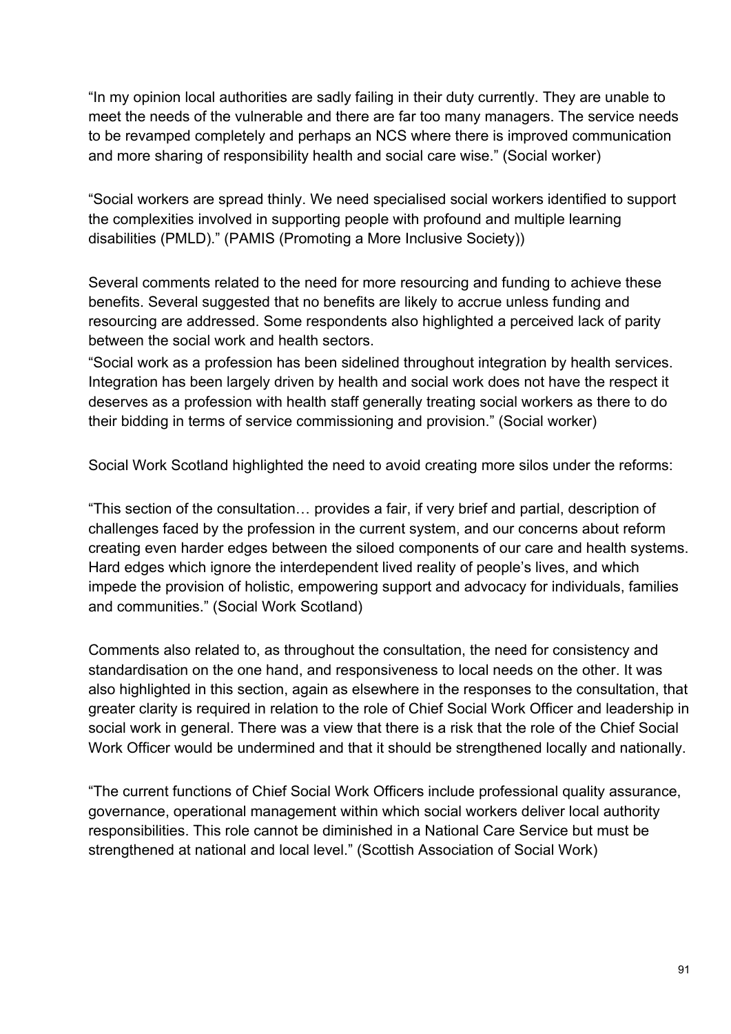"In my opinion local authorities are sadly failing in their duty currently. They are unable to meet the needs of the vulnerable and there are far too many managers. The service needs to be revamped completely and perhaps an NCS where there is improved communication and more sharing of responsibility health and social care wise." (Social worker)

"Social workers are spread thinly. We need specialised social workers identified to support the complexities involved in supporting people with profound and multiple learning disabilities (PMLD)." (PAMIS (Promoting a More Inclusive Society))

Several comments related to the need for more resourcing and funding to achieve these benefits. Several suggested that no benefits are likely to accrue unless funding and resourcing are addressed. Some respondents also highlighted a perceived lack of parity between the social work and health sectors.

"Social work as a profession has been sidelined throughout integration by health services. Integration has been largely driven by health and social work does not have the respect it deserves as a profession with health staff generally treating social workers as there to do their bidding in terms of service commissioning and provision." (Social worker)

Social Work Scotland highlighted the need to avoid creating more silos under the reforms:

"This section of the consultation… provides a fair, if very brief and partial, description of challenges faced by the profession in the current system, and our concerns about reform creating even harder edges between the siloed components of our care and health systems. Hard edges which ignore the interdependent lived reality of people's lives, and which impede the provision of holistic, empowering support and advocacy for individuals, families and communities." (Social Work Scotland)

Comments also related to, as throughout the consultation, the need for consistency and standardisation on the one hand, and responsiveness to local needs on the other. It was also highlighted in this section, again as elsewhere in the responses to the consultation, that greater clarity is required in relation to the role of Chief Social Work Officer and leadership in social work in general. There was a view that there is a risk that the role of the Chief Social Work Officer would be undermined and that it should be strengthened locally and nationally.

"The current functions of Chief Social Work Officers include professional quality assurance, governance, operational management within which social workers deliver local authority responsibilities. This role cannot be diminished in a National Care Service but must be strengthened at national and local level." (Scottish Association of Social Work)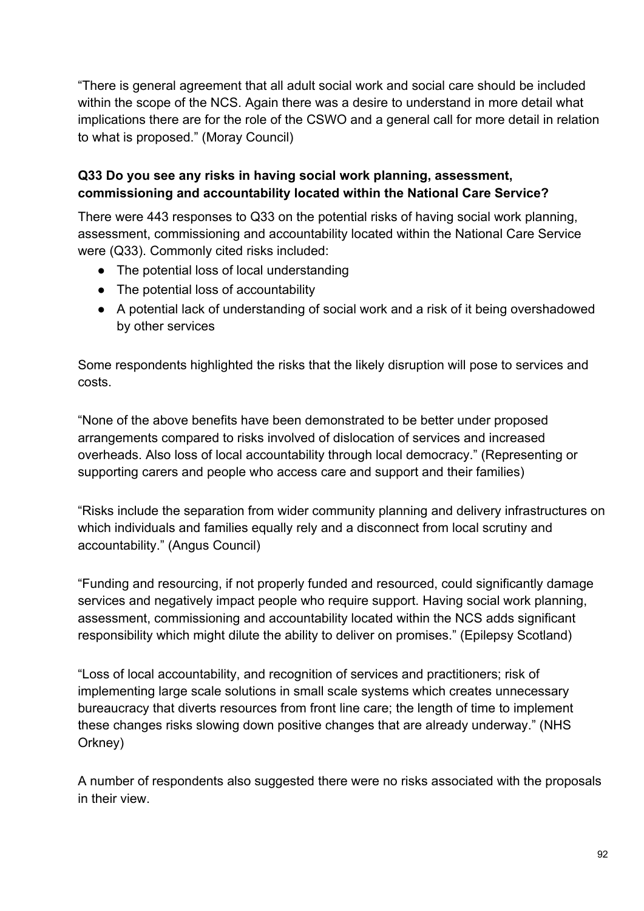"There is general agreement that all adult social work and social care should be included within the scope of the NCS. Again there was a desire to understand in more detail what implications there are for the role of the CSWO and a general call for more detail in relation to what is proposed." (Moray Council)

**Q33 Do you see any risks in having social work planning, assessment, commissioning and accountability located within the National Care Service?**

There were 443 responses to Q33 on the potential risks of having social work planning, assessment, commissioning and accountability located within the National Care Service were (Q33). Commonly cited risks included:

- The potential loss of local understanding
- The potential loss of accountability
- A potential lack of understanding of social work and a risk of it being overshadowed by other services

Some respondents highlighted the risks that the likely disruption will pose to services and costs.

"None of the above benefits have been demonstrated to be better under proposed arrangements compared to risks involved of dislocation of services and increased overheads. Also loss of local accountability through local democracy." (Representing or supporting carers and people who access care and support and their families)

"Risks include the separation from wider community planning and delivery infrastructures on which individuals and families equally rely and a disconnect from local scrutiny and accountability." (Angus Council)

"Funding and resourcing, if not properly funded and resourced, could significantly damage services and negatively impact people who require support. Having social work planning, assessment, commissioning and accountability located within the NCS adds significant responsibility which might dilute the ability to deliver on promises." (Epilepsy Scotland)

"Loss of local accountability, and recognition of services and practitioners; risk of implementing large scale solutions in small scale systems which creates unnecessary bureaucracy that diverts resources from front line care; the length of time to implement these changes risks slowing down positive changes that are already underway." (NHS Orkney)

A number of respondents also suggested there were no risks associated with the proposals in their view.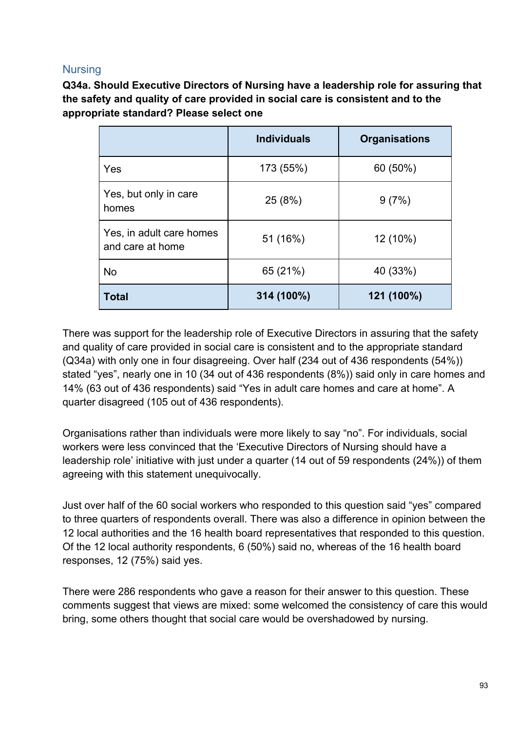## Nursing

**Q34a. Should Executive Directors of Nursing have a leadership role for assuring that the safety and quality of care provided in social care is consistent and to the appropriate standard? Please select one**

| | Individuals | Organisations |
|---|---|---|
| Yes | 173 (55%) | 60 (50%) |
| Yes, but only in care homes | 25 (8%) | 9 (7%) |
| Yes, in adult care homes and care at home | 51 (16%) | 12 (10%) |
| No | 65 (21%) | 40 (33%) |
| **Total** | **314 (100%)** | **121 (100%)** |

There was support for the leadership role of Executive Directors in assuring that the safety and quality of care provided in social care is consistent and to the appropriate standard (Q34a) with only one in four disagreeing. Over half (234 out of 436 respondents (54%)) stated "yes", nearly one in 10 (34 out of 436 respondents (8%)) said only in care homes and 14% (63 out of 436 respondents) said "Yes in adult care homes and care at home". A quarter disagreed (105 out of 436 respondents).

Organisations rather than individuals were more likely to say "no". For individuals, social workers were less convinced that the 'Executive Directors of Nursing should have a leadership role' initiative with just under a quarter (14 out of 59 respondents (24%)) of them agreeing with this statement unequivocally.

Just over half of the 60 social workers who responded to this question said "yes" compared to three quarters of respondents overall. There was also a difference in opinion between the 12 local authorities and the 16 health board representatives that responded to this question. Of the 12 local authority respondents, 6 (50%) said no, whereas of the 16 health board responses, 12 (75%) said yes.

There were 286 respondents who gave a reason for their answer to this question. These comments suggest that views are mixed: some welcomed the consistency of care this would bring, some others thought that social care would be overshadowed by nursing.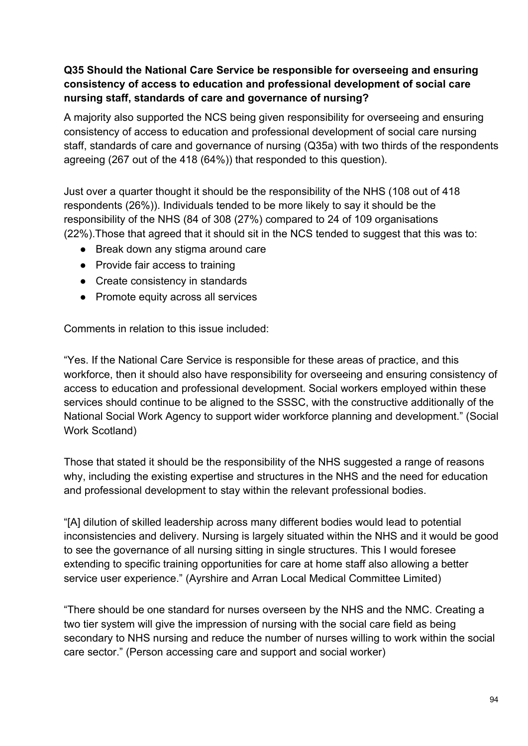**Q35 Should the National Care Service be responsible for overseeing and ensuring consistency of access to education and professional development of social care nursing staff, standards of care and governance of nursing?**

A majority also supported the NCS being given responsibility for overseeing and ensuring consistency of access to education and professional development of social care nursing staff, standards of care and governance of nursing (Q35a) with two thirds of the respondents agreeing (267 out of the 418 (64%)) that responded to this question).

Just over a quarter thought it should be the responsibility of the NHS (108 out of 418 respondents (26%)). Individuals tended to be more likely to say it should be the responsibility of the NHS (84 of 308 (27%) compared to 24 of 109 organisations (22%).Those that agreed that it should sit in the NCS tended to suggest that this was to:

- Break down any stigma around care
- Provide fair access to training
- Create consistency in standards
- Promote equity across all services

Comments in relation to this issue included:

"Yes. If the National Care Service is responsible for these areas of practice, and this workforce, then it should also have responsibility for overseeing and ensuring consistency of access to education and professional development. Social workers employed within these services should continue to be aligned to the SSSC, with the constructive additionally of the National Social Work Agency to support wider workforce planning and development." (Social Work Scotland)

Those that stated it should be the responsibility of the NHS suggested a range of reasons why, including the existing expertise and structures in the NHS and the need for education and professional development to stay within the relevant professional bodies.

"[A] dilution of skilled leadership across many different bodies would lead to potential inconsistencies and delivery. Nursing is largely situated within the NHS and it would be good to see the governance of all nursing sitting in single structures. This I would foresee extending to specific training opportunities for care at home staff also allowing a better service user experience." (Ayrshire and Arran Local Medical Committee Limited)

"There should be one standard for nurses overseen by the NHS and the NMC. Creating a two tier system will give the impression of nursing with the social care field as being secondary to NHS nursing and reduce the number of nurses willing to work within the social care sector." (Person accessing care and support and social worker)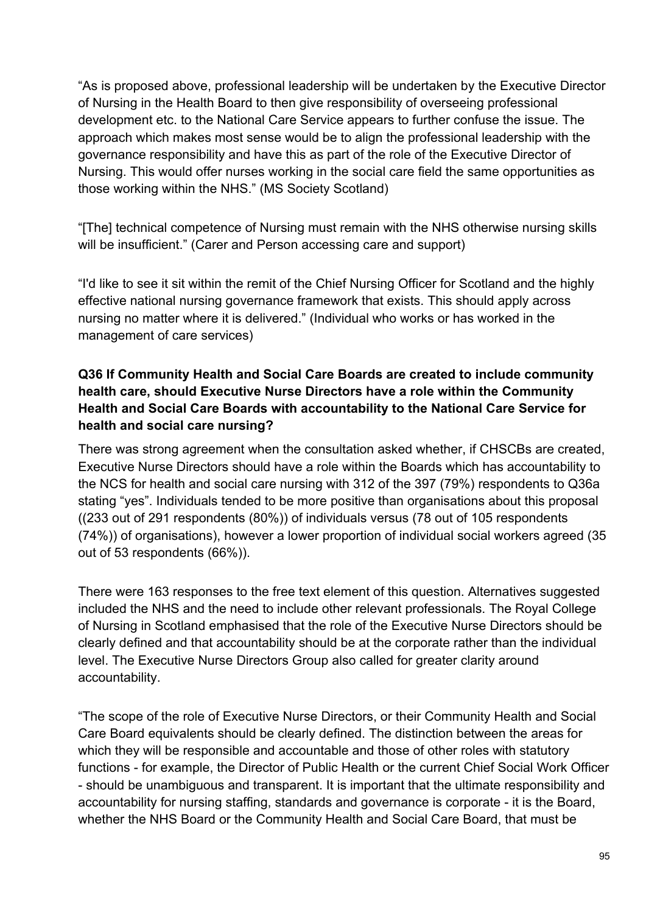"As is proposed above, professional leadership will be undertaken by the Executive Director of Nursing in the Health Board to then give responsibility of overseeing professional development etc. to the National Care Service appears to further confuse the issue. The approach which makes most sense would be to align the professional leadership with the governance responsibility and have this as part of the role of the Executive Director of Nursing. This would offer nurses working in the social care field the same opportunities as those working within the NHS." (MS Society Scotland)

"[The] technical competence of Nursing must remain with the NHS otherwise nursing skills will be insufficient." (Carer and Person accessing care and support)

"I'd like to see it sit within the remit of the Chief Nursing Officer for Scotland and the highly effective national nursing governance framework that exists. This should apply across nursing no matter where it is delivered." (Individual who works or has worked in the management of care services)

**Q36 If Community Health and Social Care Boards are created to include community health care, should Executive Nurse Directors have a role within the Community Health and Social Care Boards with accountability to the National Care Service for health and social care nursing?**

There was strong agreement when the consultation asked whether, if CHSCBs are created, Executive Nurse Directors should have a role within the Boards which has accountability to the NCS for health and social care nursing with 312 of the 397 (79%) respondents to Q36a stating "yes". Individuals tended to be more positive than organisations about this proposal ((233 out of 291 respondents (80%)) of individuals versus (78 out of 105 respondents (74%)) of organisations), however a lower proportion of individual social workers agreed (35 out of 53 respondents (66%)).

There were 163 responses to the free text element of this question. Alternatives suggested included the NHS and the need to include other relevant professionals. The Royal College of Nursing in Scotland emphasised that the role of the Executive Nurse Directors should be clearly defined and that accountability should be at the corporate rather than the individual level. The Executive Nurse Directors Group also called for greater clarity around accountability.

"The scope of the role of Executive Nurse Directors, or their Community Health and Social Care Board equivalents should be clearly defined. The distinction between the areas for which they will be responsible and accountable and those of other roles with statutory functions - for example, the Director of Public Health or the current Chief Social Work Officer - should be unambiguous and transparent. It is important that the ultimate responsibility and accountability for nursing staffing, standards and governance is corporate - it is the Board, whether the NHS Board or the Community Health and Social Care Board, that must be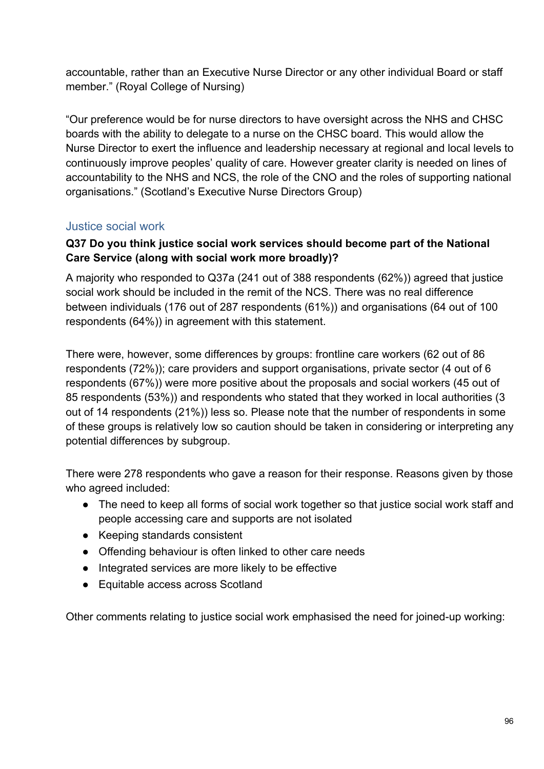accountable, rather than an Executive Nurse Director or any other individual Board or staff member." (Royal College of Nursing)

"Our preference would be for nurse directors to have oversight across the NHS and CHSC boards with the ability to delegate to a nurse on the CHSC board. This would allow the Nurse Director to exert the influence and leadership necessary at regional and local levels to continuously improve peoples' quality of care. However greater clarity is needed on lines of accountability to the NHS and NCS, the role of the CNO and the roles of supporting national organisations." (Scotland's Executive Nurse Directors Group)

## Justice social work

**Q37 Do you think justice social work services should become part of the National Care Service (along with social work more broadly)?**

A majority who responded to Q37a (241 out of 388 respondents (62%)) agreed that justice social work should be included in the remit of the NCS. There was no real difference between individuals (176 out of 287 respondents (61%)) and organisations (64 out of 100 respondents (64%)) in agreement with this statement.

There were, however, some differences by groups: frontline care workers (62 out of 86 respondents (72%)); care providers and support organisations, private sector (4 out of 6 respondents (67%)) were more positive about the proposals and social workers (45 out of 85 respondents (53%)) and respondents who stated that they worked in local authorities (3 out of 14 respondents (21%)) less so. Please note that the number of respondents in some of these groups is relatively low so caution should be taken in considering or interpreting any potential differences by subgroup.

There were 278 respondents who gave a reason for their response. Reasons given by those who agreed included:

- The need to keep all forms of social work together so that justice social work staff and people accessing care and supports are not isolated
- Keeping standards consistent
- Offending behaviour is often linked to other care needs
- Integrated services are more likely to be effective
- Equitable access across Scotland

Other comments relating to justice social work emphasised the need for joined-up working: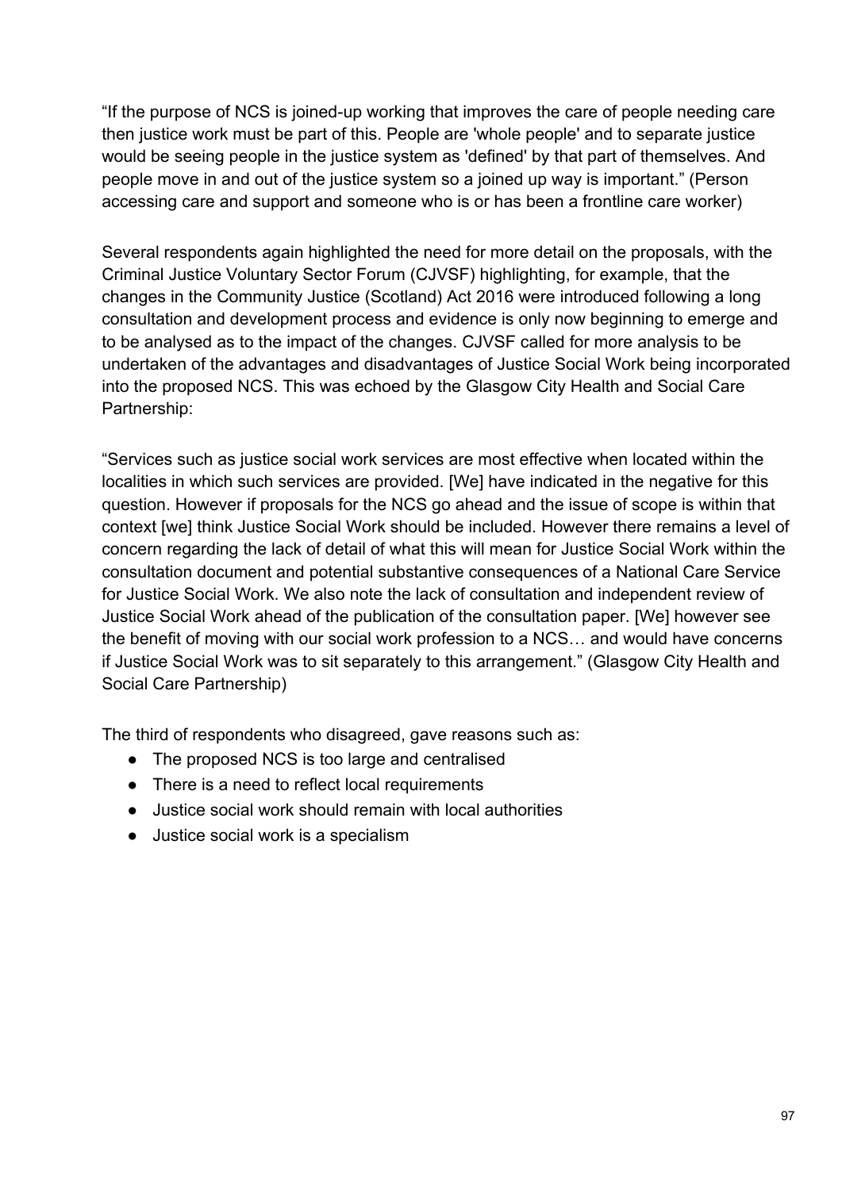"If the purpose of NCS is joined-up working that improves the care of people needing care then justice work must be part of this. People are 'whole people' and to separate justice would be seeing people in the justice system as 'defined' by that part of themselves. And people move in and out of the justice system so a joined up way is important." (Person accessing care and support and someone who is or has been a frontline care worker)

Several respondents again highlighted the need for more detail on the proposals, with the Criminal Justice Voluntary Sector Forum (CJVSF) highlighting, for example, that the changes in the Community Justice (Scotland) Act 2016 were introduced following a long consultation and development process and evidence is only now beginning to emerge and to be analysed as to the impact of the changes. CJVSF called for more analysis to be undertaken of the advantages and disadvantages of Justice Social Work being incorporated into the proposed NCS. This was echoed by the Glasgow City Health and Social Care Partnership:

"Services such as justice social work services are most effective when located within the localities in which such services are provided. [We] have indicated in the negative for this question. However if proposals for the NCS go ahead and the issue of scope is within that context [we] think Justice Social Work should be included. However there remains a level of concern regarding the lack of detail of what this will mean for Justice Social Work within the consultation document and potential substantive consequences of a National Care Service for Justice Social Work. We also note the lack of consultation and independent review of Justice Social Work ahead of the publication of the consultation paper. [We] however see the benefit of moving with our social work profession to a NCS… and would have concerns if Justice Social Work was to sit separately to this arrangement." (Glasgow City Health and Social Care Partnership)

The third of respondents who disagreed, gave reasons such as:

- The proposed NCS is too large and centralised
- There is a need to reflect local requirements
- Justice social work should remain with local authorities
- Justice social work is a specialism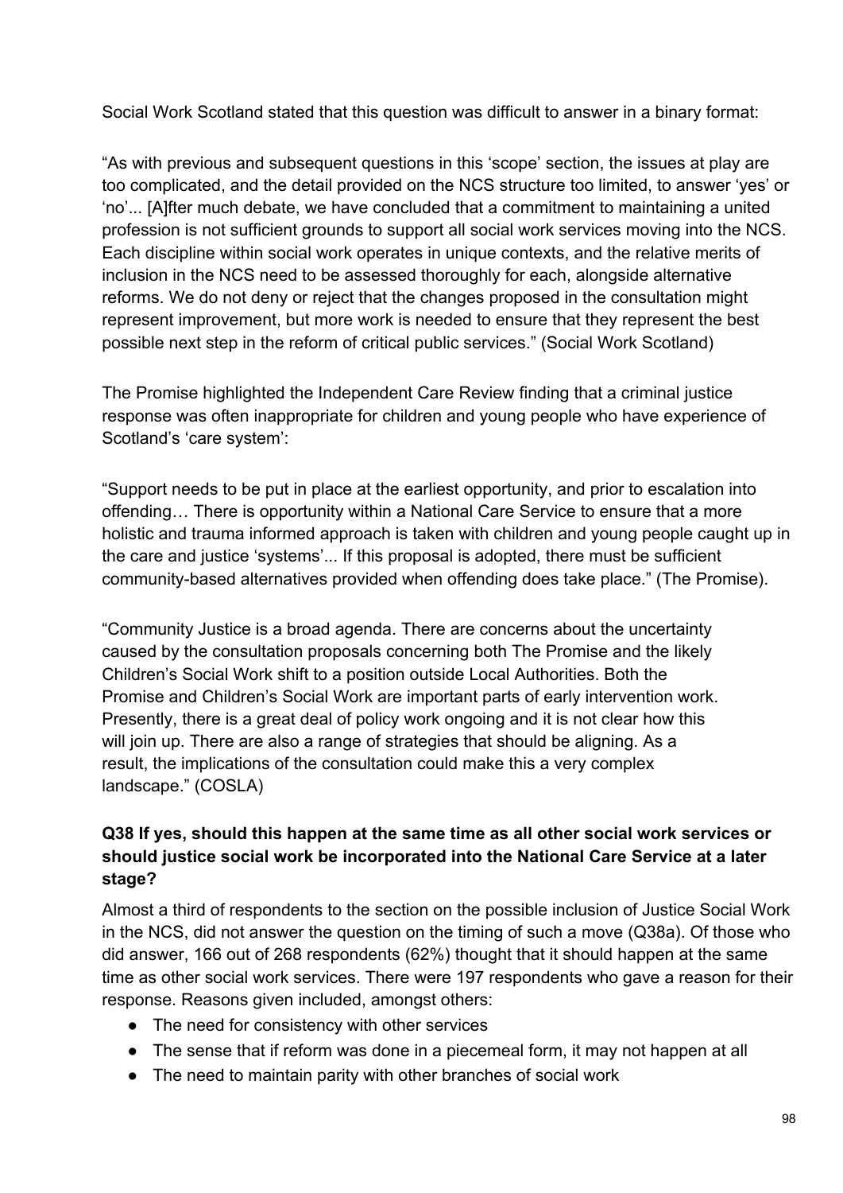Social Work Scotland stated that this question was difficult to answer in a binary format:

"As with previous and subsequent questions in this 'scope' section, the issues at play are too complicated, and the detail provided on the NCS structure too limited, to answer 'yes' or 'no'... [A]fter much debate, we have concluded that a commitment to maintaining a united profession is not sufficient grounds to support all social work services moving into the NCS. Each discipline within social work operates in unique contexts, and the relative merits of inclusion in the NCS need to be assessed thoroughly for each, alongside alternative reforms. We do not deny or reject that the changes proposed in the consultation might represent improvement, but more work is needed to ensure that they represent the best possible next step in the reform of critical public services." (Social Work Scotland)

The Promise highlighted the Independent Care Review finding that a criminal justice response was often inappropriate for children and young people who have experience of Scotland's 'care system':

"Support needs to be put in place at the earliest opportunity, and prior to escalation into offending… There is opportunity within a National Care Service to ensure that a more holistic and trauma informed approach is taken with children and young people caught up in the care and justice 'systems'... If this proposal is adopted, there must be sufficient community-based alternatives provided when offending does take place." (The Promise).

"Community Justice is a broad agenda. There are concerns about the uncertainty caused by the consultation proposals concerning both The Promise and the likely Children's Social Work shift to a position outside Local Authorities. Both the Promise and Children's Social Work are important parts of early intervention work. Presently, there is a great deal of policy work ongoing and it is not clear how this will join up. There are also a range of strategies that should be aligning. As a result, the implications of the consultation could make this a very complex landscape." (COSLA)

### Q38 If yes, should this happen at the same time as all other social work services or should justice social work be incorporated into the National Care Service at a later stage?

Almost a third of respondents to the section on the possible inclusion of Justice Social Work in the NCS, did not answer the question on the timing of such a move (Q38a). Of those who did answer, 166 out of 268 respondents (62%) thought that it should happen at the same time as other social work services. There were 197 respondents who gave a reason for their response. Reasons given included, amongst others:

- The need for consistency with other services
- The sense that if reform was done in a piecemeal form, it may not happen at all
- The need to maintain parity with other branches of social work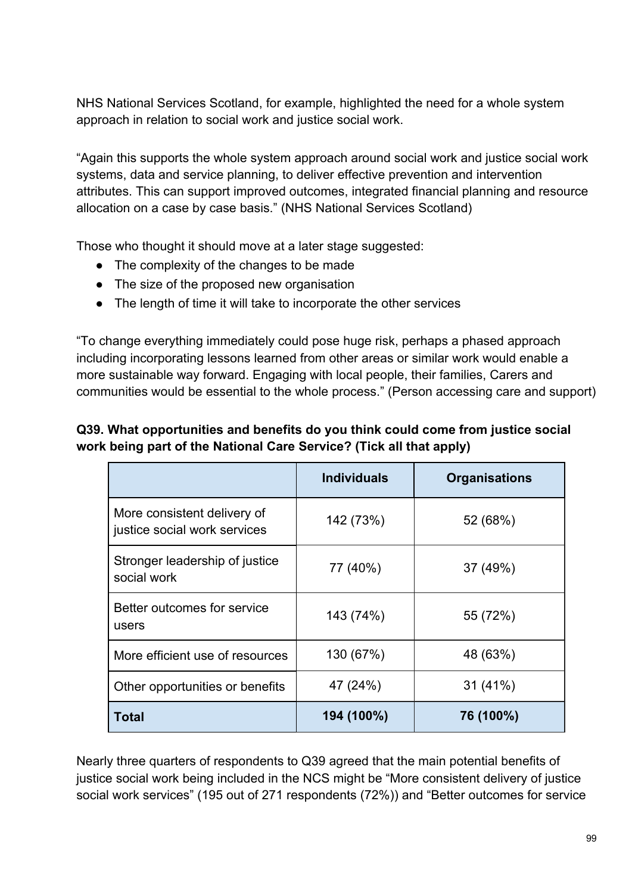NHS National Services Scotland, for example, highlighted the need for a whole system approach in relation to social work and justice social work.

"Again this supports the whole system approach around social work and justice social work systems, data and service planning, to deliver effective prevention and intervention attributes. This can support improved outcomes, integrated financial planning and resource allocation on a case by case basis." (NHS National Services Scotland)

Those who thought it should move at a later stage suggested:

- The complexity of the changes to be made
- The size of the proposed new organisation
- The length of time it will take to incorporate the other services

"To change everything immediately could pose huge risk, perhaps a phased approach including incorporating lessons learned from other areas or similar work would enable a more sustainable way forward. Engaging with local people, their families, Carers and communities would be essential to the whole process." (Person accessing care and support)

**Q39. What opportunities and benefits do you think could come from justice social work being part of the National Care Service? (Tick all that apply)**

| | Individuals | Organisations |
|---|---|---|
| More consistent delivery of justice social work services | 142 (73%) | 52 (68%) |
| Stronger leadership of justice social work | 77 (40%) | 37 (49%) |
| Better outcomes for service users | 143 (74%) | 55 (72%) |
| More efficient use of resources | 130 (67%) | 48 (63%) |
| Other opportunities or benefits | 47 (24%) | 31 (41%) |
| **Total** | **194 (100%)** | **76 (100%)** |

Nearly three quarters of respondents to Q39 agreed that the main potential benefits of justice social work being included in the NCS might be "More consistent delivery of justice social work services" (195 out of 271 respondents (72%)) and "Better outcomes for service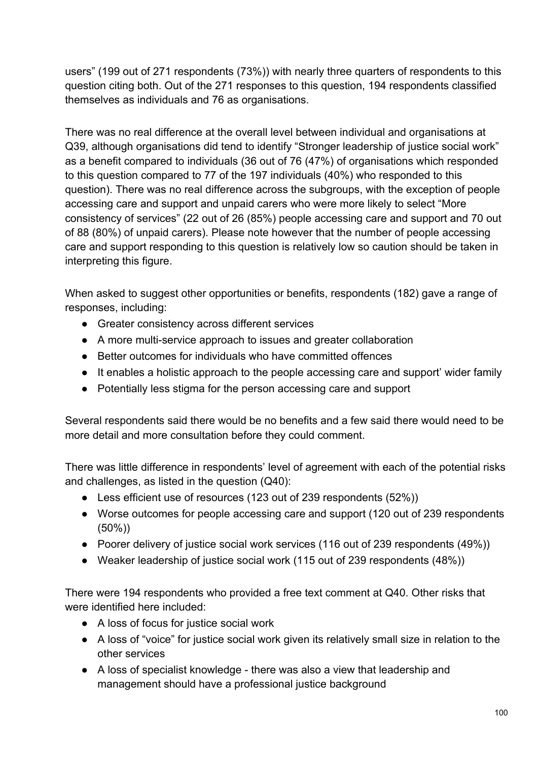users" (199 out of 271 respondents (73%)) with nearly three quarters of respondents to this question citing both. Out of the 271 responses to this question, 194 respondents classified themselves as individuals and 76 as organisations.

There was no real difference at the overall level between individual and organisations at Q39, although organisations did tend to identify "Stronger leadership of justice social work" as a benefit compared to individuals (36 out of 76 (47%) of organisations which responded to this question compared to 77 of the 197 individuals (40%) who responded to this question). There was no real difference across the subgroups, with the exception of people accessing care and support and unpaid carers who were more likely to select "More consistency of services" (22 out of 26 (85%) people accessing care and support and 70 out of 88 (80%) of unpaid carers). Please note however that the number of people accessing care and support responding to this question is relatively low so caution should be taken in interpreting this figure.

When asked to suggest other opportunities or benefits, respondents (182) gave a range of responses, including:

- Greater consistency across different services
- A more multi-service approach to issues and greater collaboration
- Better outcomes for individuals who have committed offences
- It enables a holistic approach to the people accessing care and support' wider family
- Potentially less stigma for the person accessing care and support

Several respondents said there would be no benefits and a few said there would need to be more detail and more consultation before they could comment.

There was little difference in respondents' level of agreement with each of the potential risks and challenges, as listed in the question (Q40):

- Less efficient use of resources (123 out of 239 respondents (52%))
- Worse outcomes for people accessing care and support (120 out of 239 respondents (50%))
- Poorer delivery of justice social work services (116 out of 239 respondents (49%))
- Weaker leadership of justice social work (115 out of 239 respondents (48%))

There were 194 respondents who provided a free text comment at Q40. Other risks that were identified here included:

- A loss of focus for justice social work
- A loss of "voice" for justice social work given its relatively small size in relation to the other services
- A loss of specialist knowledge - there was also a view that leadership and management should have a professional justice background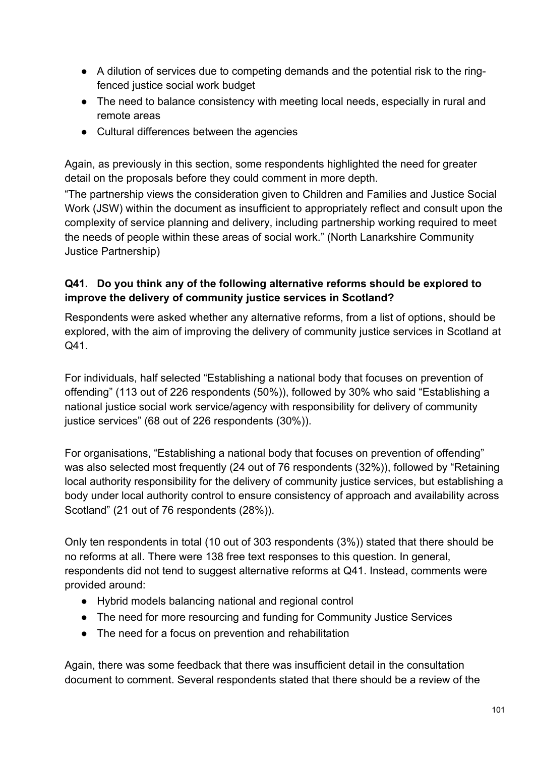- A dilution of services due to competing demands and the potential risk to the ring-fenced justice social work budget
- The need to balance consistency with meeting local needs, especially in rural and remote areas
- Cultural differences between the agencies

Again, as previously in this section, some respondents highlighted the need for greater detail on the proposals before they could comment in more depth.

"The partnership views the consideration given to Children and Families and Justice Social Work (JSW) within the document as insufficient to appropriately reflect and consult upon the complexity of service planning and delivery, including partnership working required to meet the needs of people within these areas of social work." (North Lanarkshire Community Justice Partnership)

**Q41. Do you think any of the following alternative reforms should be explored to improve the delivery of community justice services in Scotland?**

Respondents were asked whether any alternative reforms, from a list of options, should be explored, with the aim of improving the delivery of community justice services in Scotland at Q41.

For individuals, half selected "Establishing a national body that focuses on prevention of offending" (113 out of 226 respondents (50%)), followed by 30% who said "Establishing a national justice social work service/agency with responsibility for delivery of community justice services" (68 out of 226 respondents (30%)).

For organisations, "Establishing a national body that focuses on prevention of offending" was also selected most frequently (24 out of 76 respondents (32%)), followed by "Retaining local authority responsibility for the delivery of community justice services, but establishing a body under local authority control to ensure consistency of approach and availability across Scotland" (21 out of 76 respondents (28%)).

Only ten respondents in total (10 out of 303 respondents (3%)) stated that there should be no reforms at all. There were 138 free text responses to this question. In general, respondents did not tend to suggest alternative reforms at Q41. Instead, comments were provided around:

- Hybrid models balancing national and regional control
- The need for more resourcing and funding for Community Justice Services
- The need for a focus on prevention and rehabilitation

Again, there was some feedback that there was insufficient detail in the consultation document to comment. Several respondents stated that there should be a review of the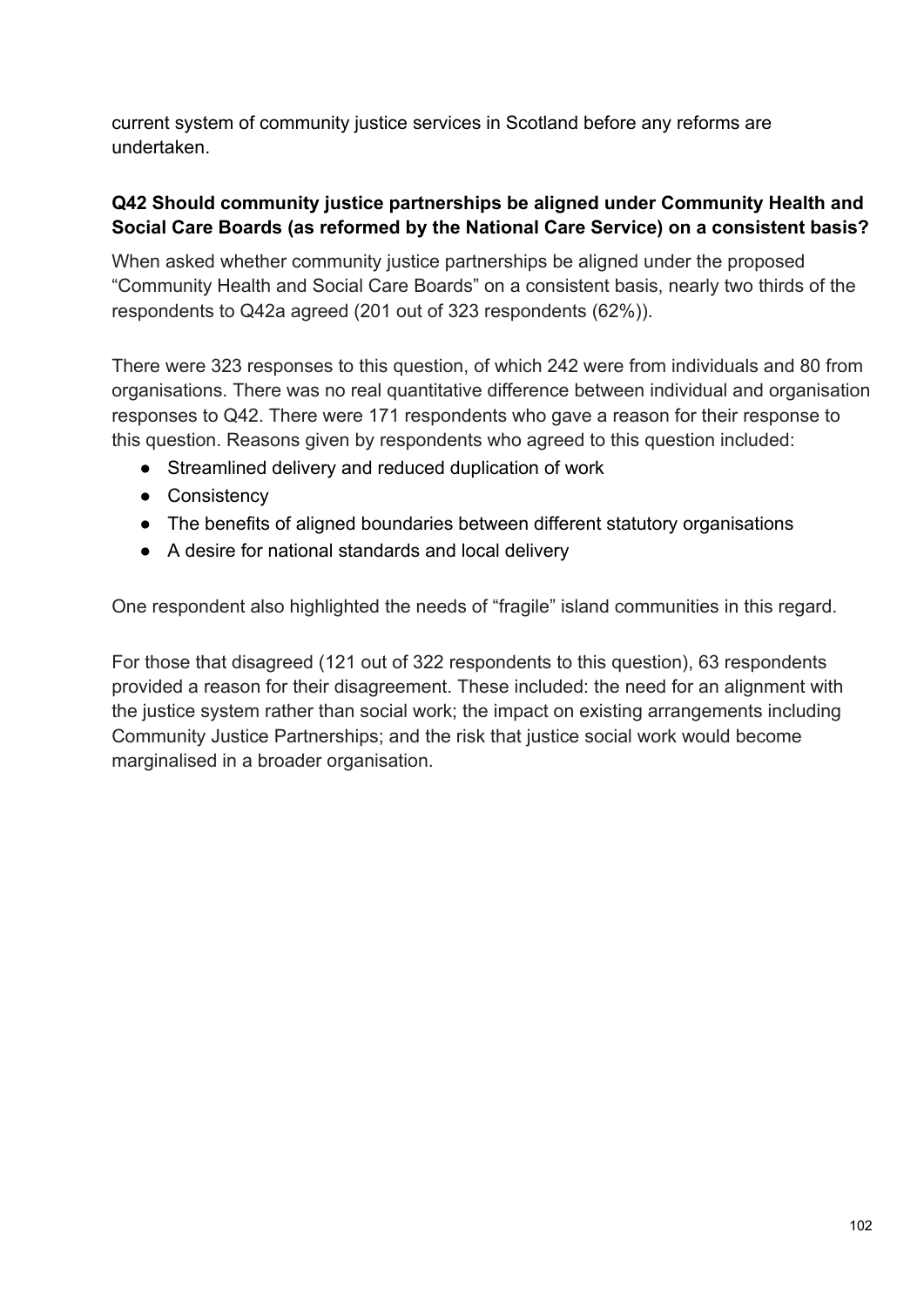current system of community justice services in Scotland before any reforms are undertaken.

### Q42 Should community justice partnerships be aligned under Community Health and Social Care Boards (as reformed by the National Care Service) on a consistent basis?

When asked whether community justice partnerships be aligned under the proposed "Community Health and Social Care Boards" on a consistent basis, nearly two thirds of the respondents to Q42a agreed (201 out of 323 respondents (62%)).

There were 323 responses to this question, of which 242 were from individuals and 80 from organisations. There was no real quantitative difference between individual and organisation responses to Q42. There were 171 respondents who gave a reason for their response to this question. Reasons given by respondents who agreed to this question included:

- Streamlined delivery and reduced duplication of work
- Consistency
- The benefits of aligned boundaries between different statutory organisations
- A desire for national standards and local delivery

One respondent also highlighted the needs of "fragile" island communities in this regard.

For those that disagreed (121 out of 322 respondents to this question), 63 respondents provided a reason for their disagreement. These included: the need for an alignment with the justice system rather than social work; the impact on existing arrangements including Community Justice Partnerships; and the risk that justice social work would become marginalised in a broader organisation.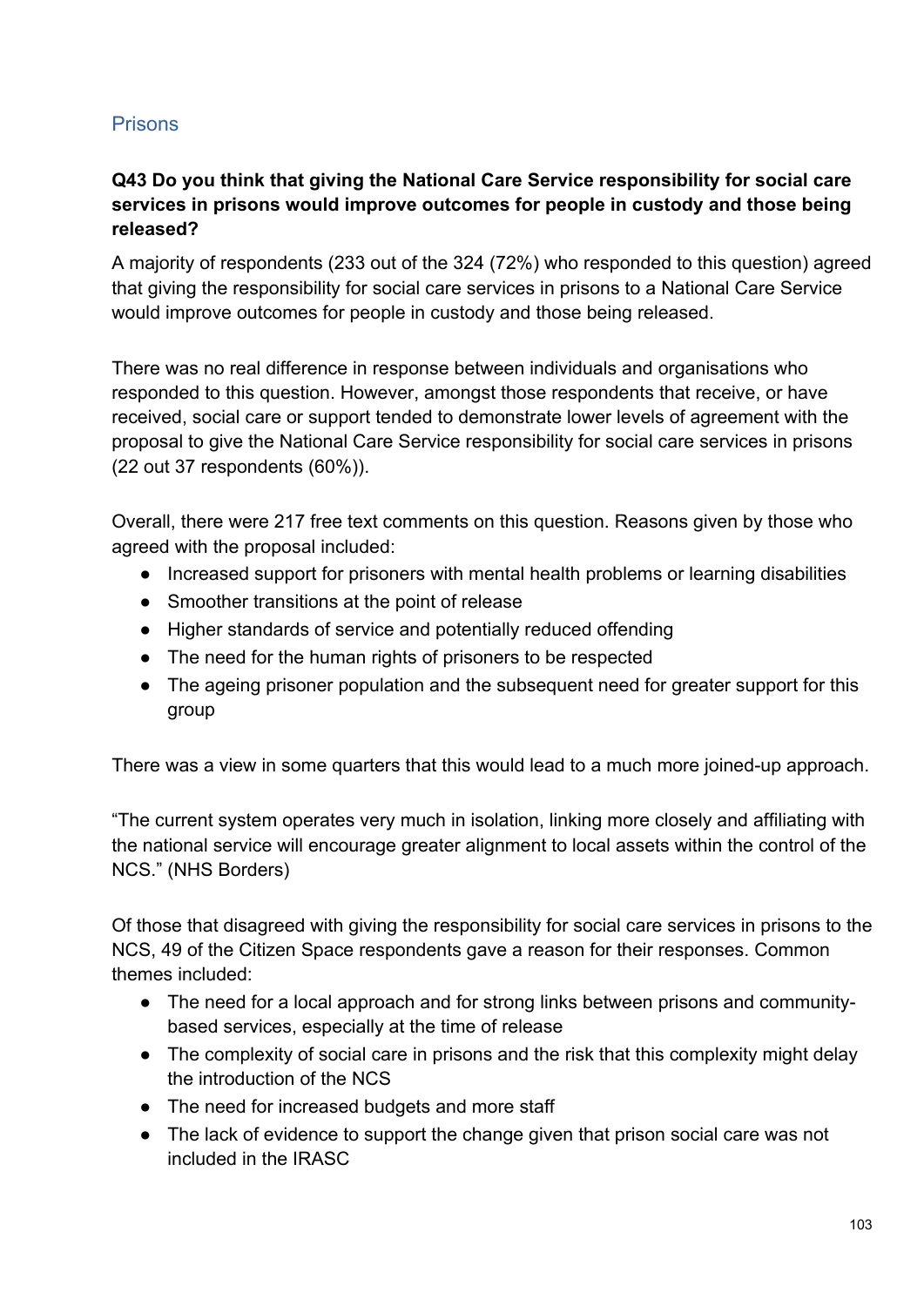## Prisons

**Q43 Do you think that giving the National Care Service responsibility for social care services in prisons would improve outcomes for people in custody and those being released?**

A majority of respondents (233 out of the 324 (72%) who responded to this question) agreed that giving the responsibility for social care services in prisons to a National Care Service would improve outcomes for people in custody and those being released.

There was no real difference in response between individuals and organisations who responded to this question. However, amongst those respondents that receive, or have received, social care or support tended to demonstrate lower levels of agreement with the proposal to give the National Care Service responsibility for social care services in prisons (22 out 37 respondents (60%)).

Overall, there were 217 free text comments on this question. Reasons given by those who agreed with the proposal included:

- Increased support for prisoners with mental health problems or learning disabilities
- Smoother transitions at the point of release
- Higher standards of service and potentially reduced offending
- The need for the human rights of prisoners to be respected
- The ageing prisoner population and the subsequent need for greater support for this group

There was a view in some quarters that this would lead to a much more joined-up approach.

"The current system operates very much in isolation, linking more closely and affiliating with the national service will encourage greater alignment to local assets within the control of the NCS." (NHS Borders)

Of those that disagreed with giving the responsibility for social care services in prisons to the NCS, 49 of the Citizen Space respondents gave a reason for their responses. Common themes included:

- The need for a local approach and for strong links between prisons and community-based services, especially at the time of release
- The complexity of social care in prisons and the risk that this complexity might delay the introduction of the NCS
- The need for increased budgets and more staff
- The lack of evidence to support the change given that prison social care was not included in the IRASC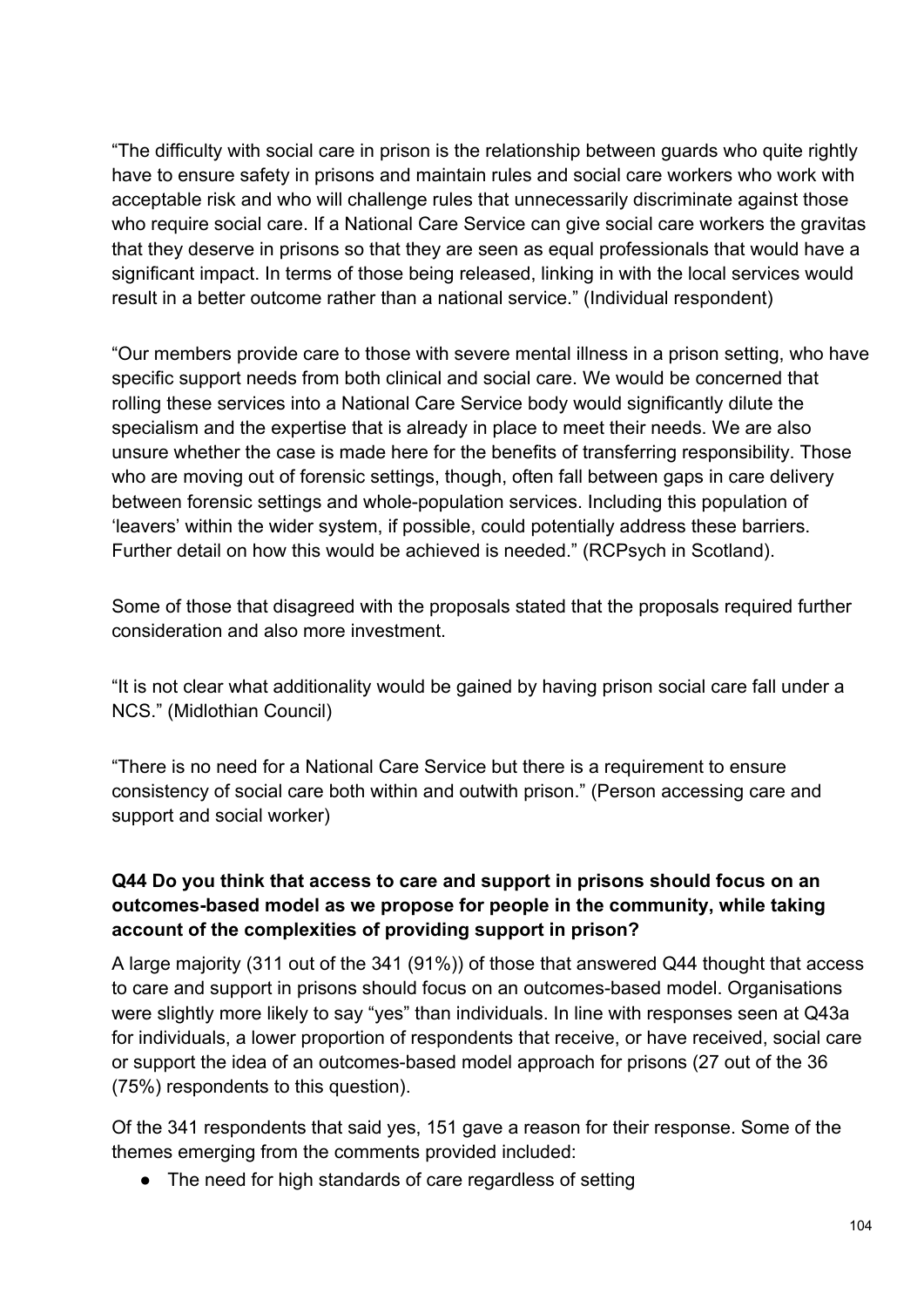"The difficulty with social care in prison is the relationship between guards who quite rightly have to ensure safety in prisons and maintain rules and social care workers who work with acceptable risk and who will challenge rules that unnecessarily discriminate against those who require social care. If a National Care Service can give social care workers the gravitas that they deserve in prisons so that they are seen as equal professionals that would have a significant impact. In terms of those being released, linking in with the local services would result in a better outcome rather than a national service." (Individual respondent)

"Our members provide care to those with severe mental illness in a prison setting, who have specific support needs from both clinical and social care. We would be concerned that rolling these services into a National Care Service body would significantly dilute the specialism and the expertise that is already in place to meet their needs. We are also unsure whether the case is made here for the benefits of transferring responsibility. Those who are moving out of forensic settings, though, often fall between gaps in care delivery between forensic settings and whole-population services. Including this population of 'leavers' within the wider system, if possible, could potentially address these barriers. Further detail on how this would be achieved is needed." (RCPsych in Scotland).

Some of those that disagreed with the proposals stated that the proposals required further consideration and also more investment.

"It is not clear what additionality would be gained by having prison social care fall under a NCS." (Midlothian Council)

"There is no need for a National Care Service but there is a requirement to ensure consistency of social care both within and outwith prison." (Person accessing care and support and social worker)

**Q44 Do you think that access to care and support in prisons should focus on an outcomes-based model as we propose for people in the community, while taking account of the complexities of providing support in prison?**

A large majority (311 out of the 341 (91%)) of those that answered Q44 thought that access to care and support in prisons should focus on an outcomes-based model. Organisations were slightly more likely to say "yes" than individuals. In line with responses seen at Q43a for individuals, a lower proportion of respondents that receive, or have received, social care or support the idea of an outcomes-based model approach for prisons (27 out of the 36 (75%) respondents to this question).

Of the 341 respondents that said yes, 151 gave a reason for their response. Some of the themes emerging from the comments provided included:

- The need for high standards of care regardless of setting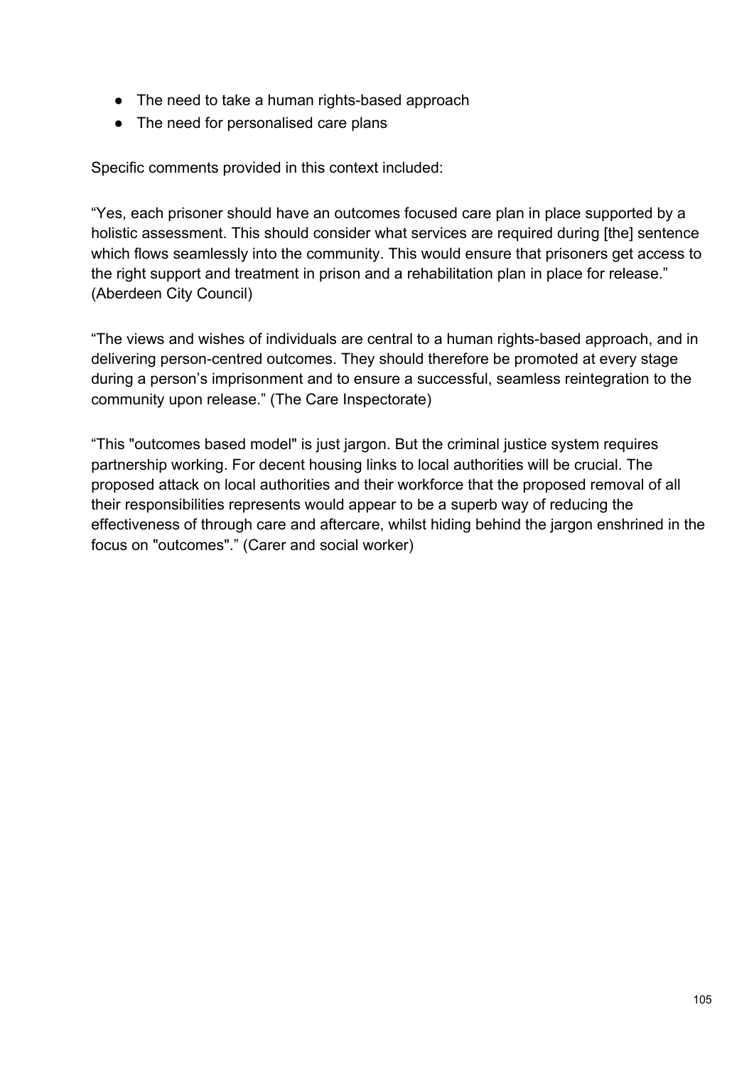- The need to take a human rights-based approach
- The need for personalised care plans

Specific comments provided in this context included:

“Yes, each prisoner should have an outcomes focused care plan in place supported by a holistic assessment. This should consider what services are required during [the] sentence which flows seamlessly into the community. This would ensure that prisoners get access to the right support and treatment in prison and a rehabilitation plan in place for release.” (Aberdeen City Council)

“The views and wishes of individuals are central to a human rights-based approach, and in delivering person-centred outcomes. They should therefore be promoted at every stage during a person’s imprisonment and to ensure a successful, seamless reintegration to the community upon release.” (The Care Inspectorate)

“This "outcomes based model" is just jargon. But the criminal justice system requires partnership working. For decent housing links to local authorities will be crucial. The proposed attack on local authorities and their workforce that the proposed removal of all their responsibilities represents would appear to be a superb way of reducing the effectiveness of through care and aftercare, whilst hiding behind the jargon enshrined in the focus on "outcomes".” (Carer and social worker)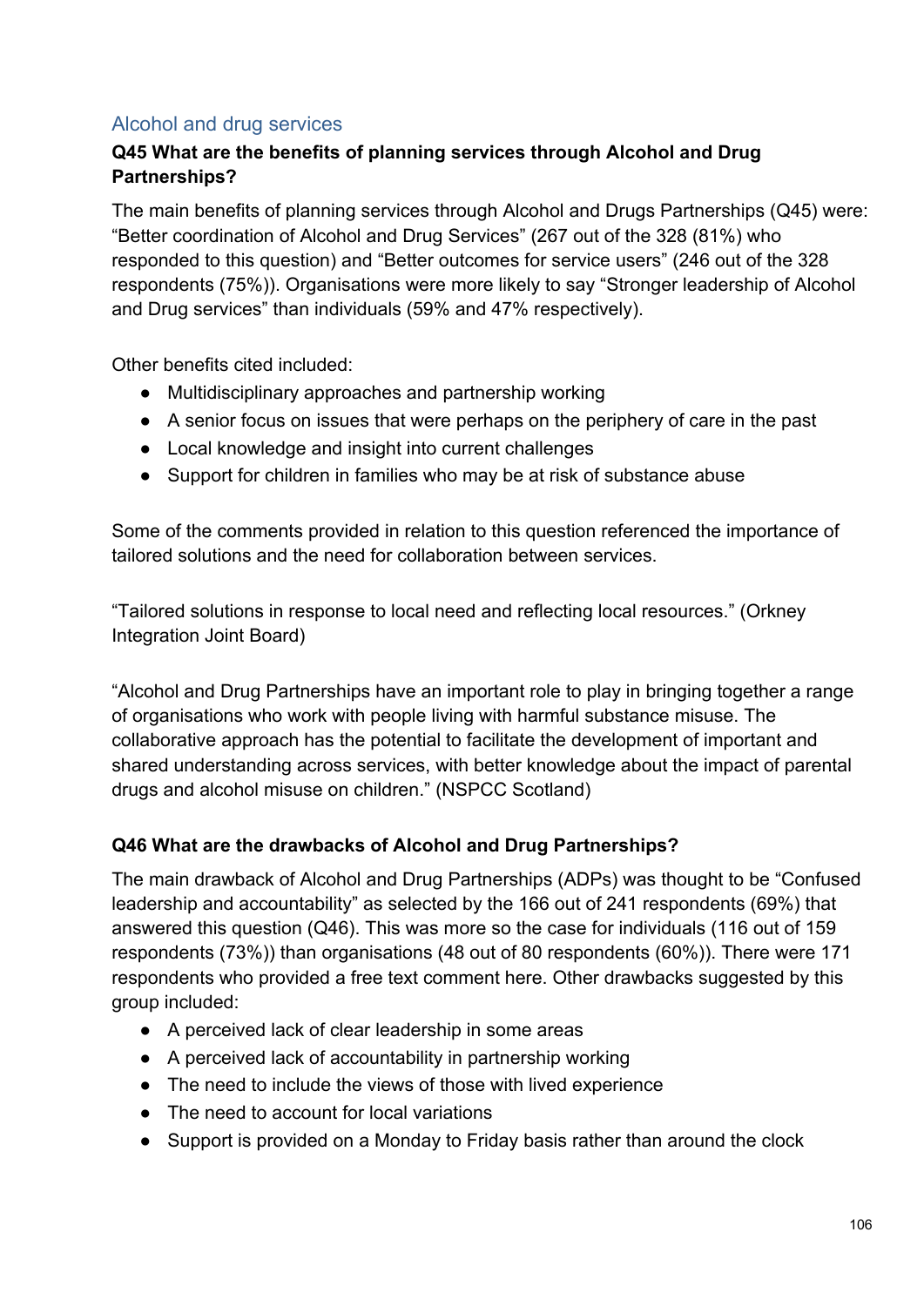## Alcohol and drug services

### Q45 What are the benefits of planning services through Alcohol and Drug Partnerships?

The main benefits of planning services through Alcohol and Drugs Partnerships (Q45) were: "Better coordination of Alcohol and Drug Services" (267 out of the 328 (81%) who responded to this question) and "Better outcomes for service users" (246 out of the 328 respondents (75%)). Organisations were more likely to say "Stronger leadership of Alcohol and Drug services" than individuals (59% and 47% respectively).

Other benefits cited included:

- Multidisciplinary approaches and partnership working
- A senior focus on issues that were perhaps on the periphery of care in the past
- Local knowledge and insight into current challenges
- Support for children in families who may be at risk of substance abuse

Some of the comments provided in relation to this question referenced the importance of tailored solutions and the need for collaboration between services.

"Tailored solutions in response to local need and reflecting local resources." (Orkney Integration Joint Board)

"Alcohol and Drug Partnerships have an important role to play in bringing together a range of organisations who work with people living with harmful substance misuse. The collaborative approach has the potential to facilitate the development of important and shared understanding across services, with better knowledge about the impact of parental drugs and alcohol misuse on children." (NSPCC Scotland)

### Q46 What are the drawbacks of Alcohol and Drug Partnerships?

The main drawback of Alcohol and Drug Partnerships (ADPs) was thought to be "Confused leadership and accountability" as selected by the 166 out of 241 respondents (69%) that answered this question (Q46). This was more so the case for individuals (116 out of 159 respondents (73%)) than organisations (48 out of 80 respondents (60%)). There were 171 respondents who provided a free text comment here. Other drawbacks suggested by this group included:

- A perceived lack of clear leadership in some areas
- A perceived lack of accountability in partnership working
- The need to include the views of those with lived experience
- The need to account for local variations
- Support is provided on a Monday to Friday basis rather than around the clock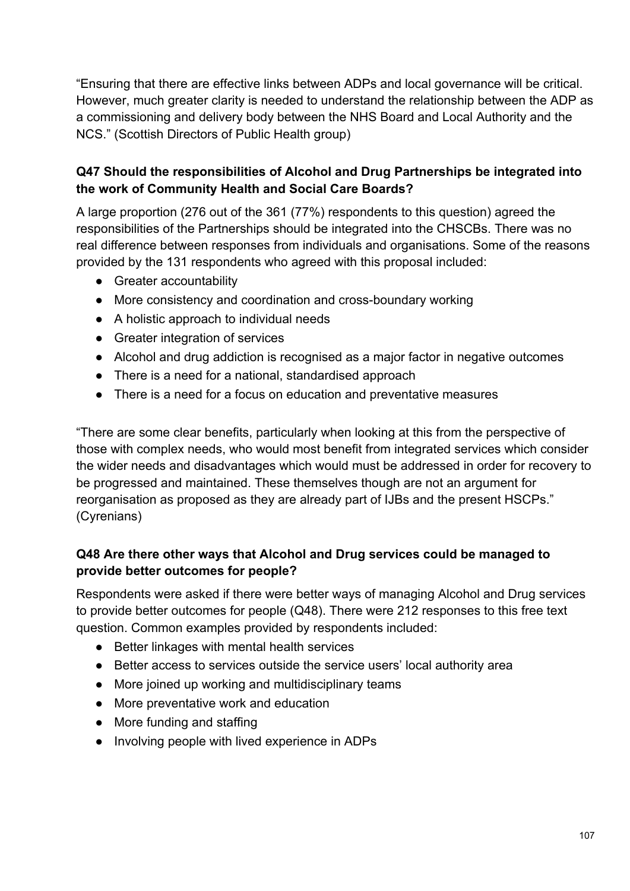"Ensuring that there are effective links between ADPs and local governance will be critical. However, much greater clarity is needed to understand the relationship between the ADP as a commissioning and delivery body between the NHS Board and Local Authority and the NCS." (Scottish Directors of Public Health group)

### Q47 Should the responsibilities of Alcohol and Drug Partnerships be integrated into the work of Community Health and Social Care Boards?

A large proportion (276 out of the 361 (77%) respondents to this question) agreed the responsibilities of the Partnerships should be integrated into the CHSCBs. There was no real difference between responses from individuals and organisations. Some of the reasons provided by the 131 respondents who agreed with this proposal included:

- Greater accountability
- More consistency and coordination and cross-boundary working
- A holistic approach to individual needs
- Greater integration of services
- Alcohol and drug addiction is recognised as a major factor in negative outcomes
- There is a need for a national, standardised approach
- There is a need for a focus on education and preventative measures

"There are some clear benefits, particularly when looking at this from the perspective of those with complex needs, who would most benefit from integrated services which consider the wider needs and disadvantages which would must be addressed in order for recovery to be progressed and maintained. These themselves though are not an argument for reorganisation as proposed as they are already part of IJBs and the present HSCPs." (Cyrenians)

### Q48 Are there other ways that Alcohol and Drug services could be managed to provide better outcomes for people?

Respondents were asked if there were better ways of managing Alcohol and Drug services to provide better outcomes for people (Q48). There were 212 responses to this free text question. Common examples provided by respondents included:

- Better linkages with mental health services
- Better access to services outside the service users' local authority area
- More joined up working and multidisciplinary teams
- More preventative work and education
- More funding and staffing
- Involving people with lived experience in ADPs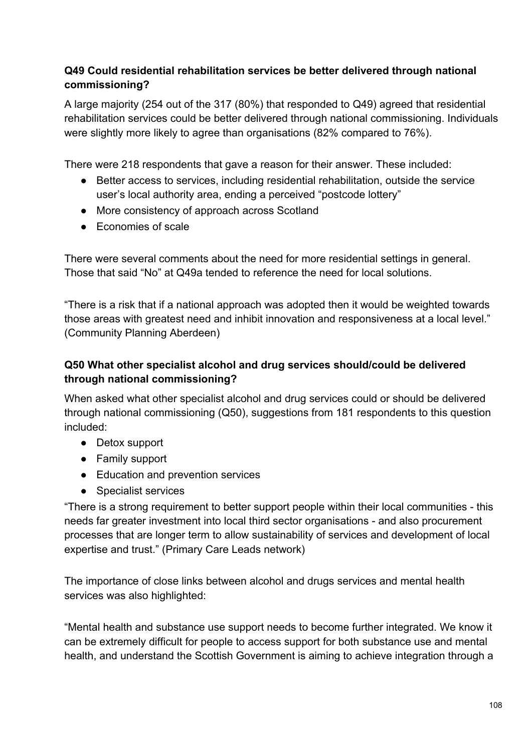**Q49 Could residential rehabilitation services be better delivered through national commissioning?**

A large majority (254 out of the 317 (80%) that responded to Q49) agreed that residential rehabilitation services could be better delivered through national commissioning. Individuals were slightly more likely to agree than organisations (82% compared to 76%).

There were 218 respondents that gave a reason for their answer. These included:

- Better access to services, including residential rehabilitation, outside the service user's local authority area, ending a perceived "postcode lottery"
- More consistency of approach across Scotland
- Economies of scale

There were several comments about the need for more residential settings in general. Those that said "No" at Q49a tended to reference the need for local solutions.

"There is a risk that if a national approach was adopted then it would be weighted towards those areas with greatest need and inhibit innovation and responsiveness at a local level." (Community Planning Aberdeen)

**Q50 What other specialist alcohol and drug services should/could be delivered through national commissioning?**

When asked what other specialist alcohol and drug services could or should be delivered through national commissioning (Q50), suggestions from 181 respondents to this question included:

- Detox support
- Family support
- Education and prevention services
- Specialist services

"There is a strong requirement to better support people within their local communities - this needs far greater investment into local third sector organisations - and also procurement processes that are longer term to allow sustainability of services and development of local expertise and trust." (Primary Care Leads network)

The importance of close links between alcohol and drugs services and mental health services was also highlighted:

"Mental health and substance use support needs to become further integrated. We know it can be extremely difficult for people to access support for both substance use and mental health, and understand the Scottish Government is aiming to achieve integration through a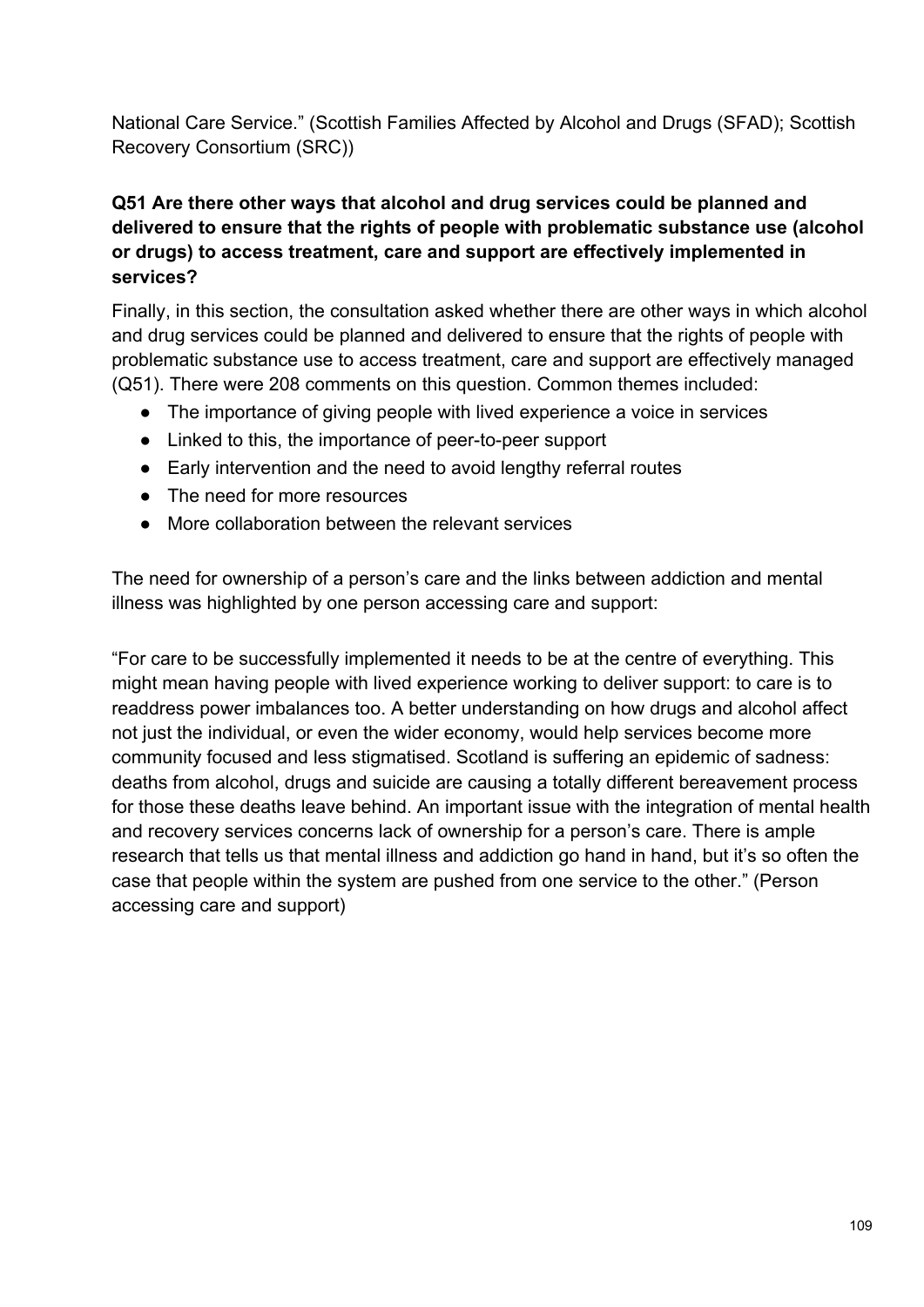National Care Service." (Scottish Families Affected by Alcohol and Drugs (SFAD); Scottish Recovery Consortium (SRC))

**Q51 Are there other ways that alcohol and drug services could be planned and delivered to ensure that the rights of people with problematic substance use (alcohol or drugs) to access treatment, care and support are effectively implemented in services?**

Finally, in this section, the consultation asked whether there are other ways in which alcohol and drug services could be planned and delivered to ensure that the rights of people with problematic substance use to access treatment, care and support are effectively managed (Q51). There were 208 comments on this question. Common themes included:

- The importance of giving people with lived experience a voice in services
- Linked to this, the importance of peer-to-peer support
- Early intervention and the need to avoid lengthy referral routes
- The need for more resources
- More collaboration between the relevant services

The need for ownership of a person's care and the links between addiction and mental illness was highlighted by one person accessing care and support:

"For care to be successfully implemented it needs to be at the centre of everything. This might mean having people with lived experience working to deliver support: to care is to readdress power imbalances too. A better understanding on how drugs and alcohol affect not just the individual, or even the wider economy, would help services become more community focused and less stigmatised. Scotland is suffering an epidemic of sadness: deaths from alcohol, drugs and suicide are causing a totally different bereavement process for those these deaths leave behind. An important issue with the integration of mental health and recovery services concerns lack of ownership for a person's care. There is ample research that tells us that mental illness and addiction go hand in hand, but it's so often the case that people within the system are pushed from one service to the other." (Person accessing care and support)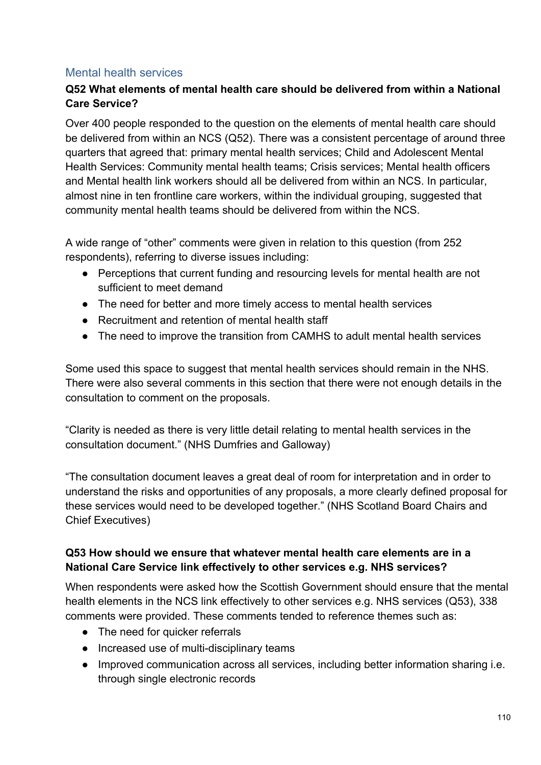## Mental health services

**Q52 What elements of mental health care should be delivered from within a National Care Service?**

Over 400 people responded to the question on the elements of mental health care should be delivered from within an NCS (Q52). There was a consistent percentage of around three quarters that agreed that: primary mental health services; Child and Adolescent Mental Health Services: Community mental health teams; Crisis services; Mental health officers and Mental health link workers should all be delivered from within an NCS. In particular, almost nine in ten frontline care workers, within the individual grouping, suggested that community mental health teams should be delivered from within the NCS.

A wide range of "other" comments were given in relation to this question (from 252 respondents), referring to diverse issues including:

- Perceptions that current funding and resourcing levels for mental health are not sufficient to meet demand
- The need for better and more timely access to mental health services
- Recruitment and retention of mental health staff
- The need to improve the transition from CAMHS to adult mental health services

Some used this space to suggest that mental health services should remain in the NHS. There were also several comments in this section that there were not enough details in the consultation to comment on the proposals.

"Clarity is needed as there is very little detail relating to mental health services in the consultation document." (NHS Dumfries and Galloway)

"The consultation document leaves a great deal of room for interpretation and in order to understand the risks and opportunities of any proposals, a more clearly defined proposal for these services would need to be developed together." (NHS Scotland Board Chairs and Chief Executives)

**Q53 How should we ensure that whatever mental health care elements are in a National Care Service link effectively to other services e.g. NHS services?**

When respondents were asked how the Scottish Government should ensure that the mental health elements in the NCS link effectively to other services e.g. NHS services (Q53), 338 comments were provided. These comments tended to reference themes such as:

- The need for quicker referrals
- Increased use of multi-disciplinary teams
- Improved communication across all services, including better information sharing i.e. through single electronic records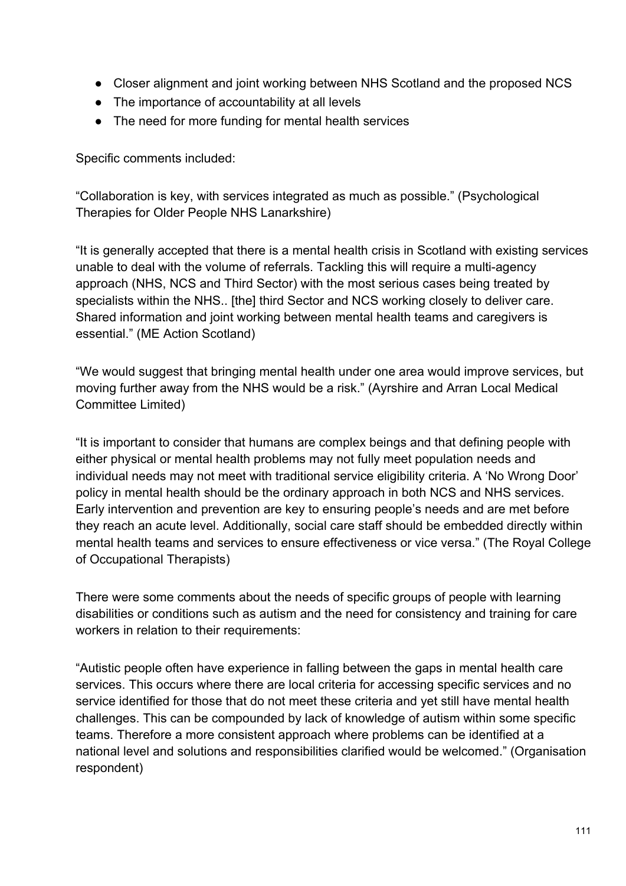- Closer alignment and joint working between NHS Scotland and the proposed NCS
- The importance of accountability at all levels
- The need for more funding for mental health services

Specific comments included:

“Collaboration is key, with services integrated as much as possible.” (Psychological Therapies for Older People NHS Lanarkshire)

“It is generally accepted that there is a mental health crisis in Scotland with existing services unable to deal with the volume of referrals. Tackling this will require a multi-agency approach (NHS, NCS and Third Sector) with the most serious cases being treated by specialists within the NHS.. [the] third Sector and NCS working closely to deliver care. Shared information and joint working between mental health teams and caregivers is essential.” (ME Action Scotland)

“We would suggest that bringing mental health under one area would improve services, but moving further away from the NHS would be a risk.” (Ayrshire and Arran Local Medical Committee Limited)

“It is important to consider that humans are complex beings and that defining people with either physical or mental health problems may not fully meet population needs and individual needs may not meet with traditional service eligibility criteria. A ‘No Wrong Door’ policy in mental health should be the ordinary approach in both NCS and NHS services. Early intervention and prevention are key to ensuring people’s needs and are met before they reach an acute level. Additionally, social care staff should be embedded directly within mental health teams and services to ensure effectiveness or vice versa.” (The Royal College of Occupational Therapists)

There were some comments about the needs of specific groups of people with learning disabilities or conditions such as autism and the need for consistency and training for care workers in relation to their requirements:

“Autistic people often have experience in falling between the gaps in mental health care services. This occurs where there are local criteria for accessing specific services and no service identified for those that do not meet these criteria and yet still have mental health challenges. This can be compounded by lack of knowledge of autism within some specific teams. Therefore a more consistent approach where problems can be identified at a national level and solutions and responsibilities clarified would be welcomed.” (Organisation respondent)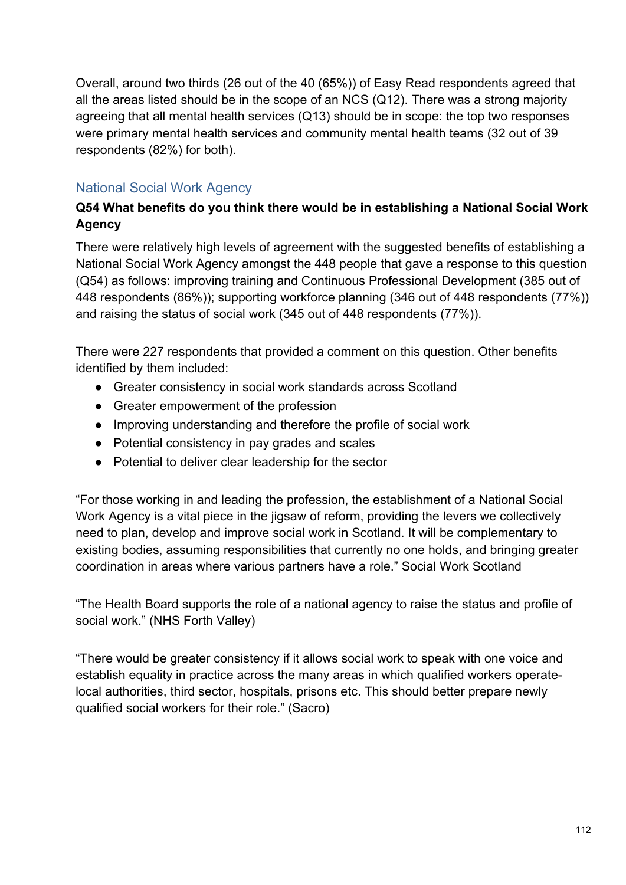Overall, around two thirds (26 out of the 40 (65%)) of Easy Read respondents agreed that all the areas listed should be in the scope of an NCS (Q12). There was a strong majority agreeing that all mental health services (Q13) should be in scope: the top two responses were primary mental health services and community mental health teams (32 out of 39 respondents (82%) for both).

## National Social Work Agency

**Q54 What benefits do you think there would be in establishing a National Social Work Agency**

There were relatively high levels of agreement with the suggested benefits of establishing a National Social Work Agency amongst the 448 people that gave a response to this question (Q54) as follows: improving training and Continuous Professional Development (385 out of 448 respondents (86%)); supporting workforce planning (346 out of 448 respondents (77%)) and raising the status of social work (345 out of 448 respondents (77%)).

There were 227 respondents that provided a comment on this question. Other benefits identified by them included:

- Greater consistency in social work standards across Scotland
- Greater empowerment of the profession
- Improving understanding and therefore the profile of social work
- Potential consistency in pay grades and scales
- Potential to deliver clear leadership for the sector

"For those working in and leading the profession, the establishment of a National Social Work Agency is a vital piece in the jigsaw of reform, providing the levers we collectively need to plan, develop and improve social work in Scotland. It will be complementary to existing bodies, assuming responsibilities that currently no one holds, and bringing greater coordination in areas where various partners have a role." Social Work Scotland

"The Health Board supports the role of a national agency to raise the status and profile of social work." (NHS Forth Valley)

"There would be greater consistency if it allows social work to speak with one voice and establish equality in practice across the many areas in which qualified workers operate- local authorities, third sector, hospitals, prisons etc. This should better prepare newly qualified social workers for their role." (Sacro)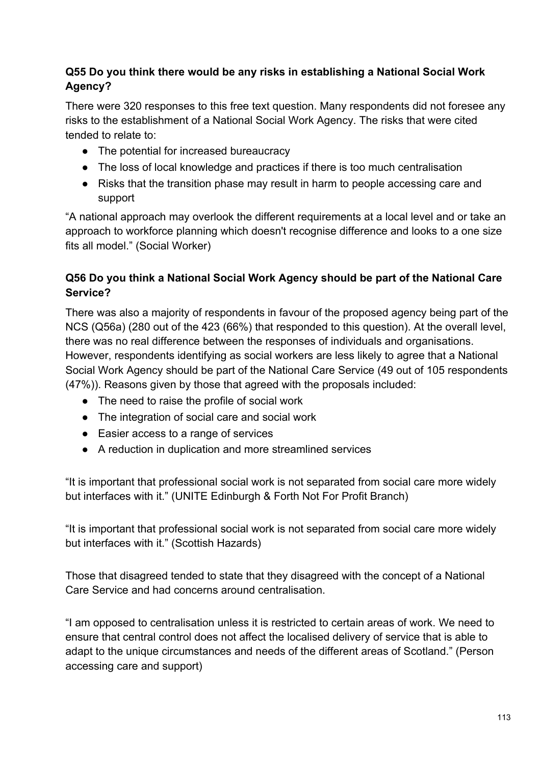**Q55 Do you think there would be any risks in establishing a National Social Work Agency?**

There were 320 responses to this free text question. Many respondents did not foresee any risks to the establishment of a National Social Work Agency. The risks that were cited tended to relate to:

- The potential for increased bureaucracy
- The loss of local knowledge and practices if there is too much centralisation
- Risks that the transition phase may result in harm to people accessing care and support

"A national approach may overlook the different requirements at a local level and or take an approach to workforce planning which doesn't recognise difference and looks to a one size fits all model." (Social Worker)

**Q56 Do you think a National Social Work Agency should be part of the National Care Service?**

There was also a majority of respondents in favour of the proposed agency being part of the NCS (Q56a) (280 out of the 423 (66%) that responded to this question). At the overall level, there was no real difference between the responses of individuals and organisations. However, respondents identifying as social workers are less likely to agree that a National Social Work Agency should be part of the National Care Service (49 out of 105 respondents (47%)). Reasons given by those that agreed with the proposals included:

- The need to raise the profile of social work
- The integration of social care and social work
- Easier access to a range of services
- A reduction in duplication and more streamlined services

"It is important that professional social work is not separated from social care more widely but interfaces with it." (UNITE Edinburgh & Forth Not For Profit Branch)

"It is important that professional social work is not separated from social care more widely but interfaces with it." (Scottish Hazards)

Those that disagreed tended to state that they disagreed with the concept of a National Care Service and had concerns around centralisation.

"I am opposed to centralisation unless it is restricted to certain areas of work. We need to ensure that central control does not affect the localised delivery of service that is able to adapt to the unique circumstances and needs of the different areas of Scotland." (Person accessing care and support)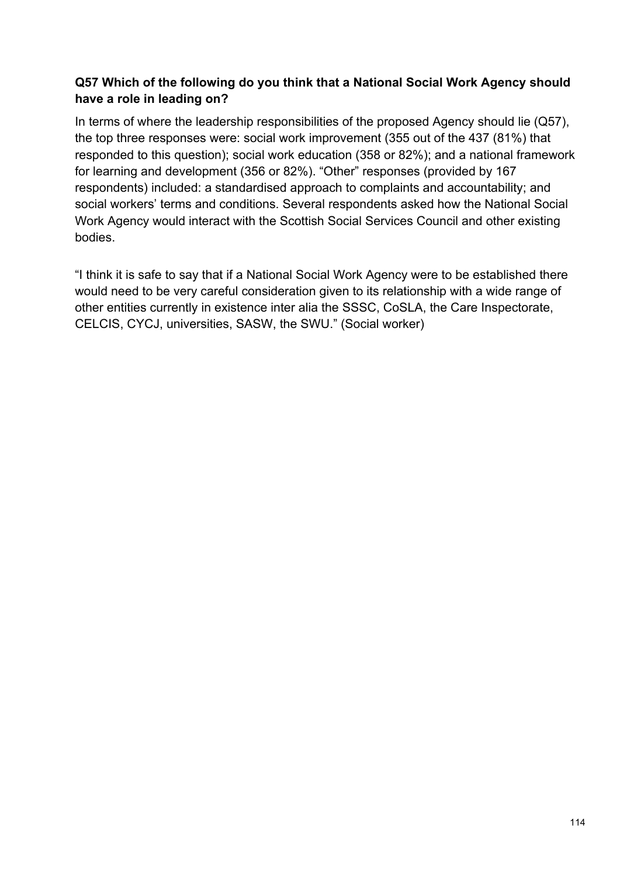**Q57 Which of the following do you think that a National Social Work Agency should have a role in leading on?**

In terms of where the leadership responsibilities of the proposed Agency should lie (Q57), the top three responses were: social work improvement (355 out of the 437 (81%) that responded to this question); social work education (358 or 82%); and a national framework for learning and development (356 or 82%). "Other" responses (provided by 167 respondents) included: a standardised approach to complaints and accountability; and social workers' terms and conditions. Several respondents asked how the National Social Work Agency would interact with the Scottish Social Services Council and other existing bodies.

"I think it is safe to say that if a National Social Work Agency were to be established there would need to be very careful consideration given to its relationship with a wide range of other entities currently in existence inter alia the SSSC, CoSLA, the Care Inspectorate, CELCIS, CYCJ, universities, SASW, the SWU." (Social worker)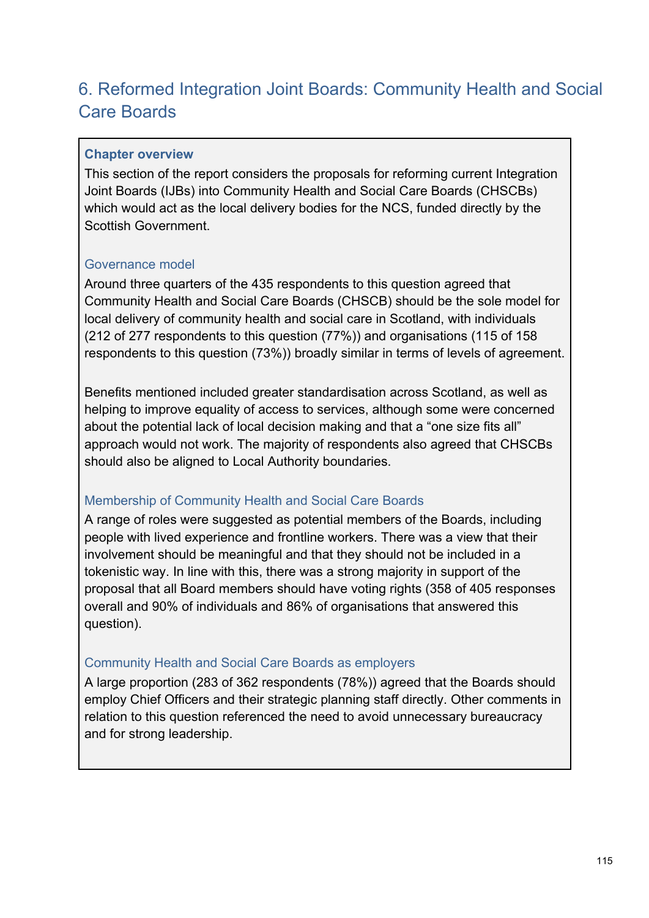# 6. Reformed Integration Joint Boards: Community Health and Social Care Boards

**Chapter overview**

This section of the report considers the proposals for reforming current Integration Joint Boards (IJBs) into Community Health and Social Care Boards (CHSCBs) which would act as the local delivery bodies for the NCS, funded directly by the Scottish Government.

### Governance model

Around three quarters of the 435 respondents to this question agreed that Community Health and Social Care Boards (CHSCB) should be the sole model for local delivery of community health and social care in Scotland, with individuals (212 of 277 respondents to this question (77%)) and organisations (115 of 158 respondents to this question (73%)) broadly similar in terms of levels of agreement.

Benefits mentioned included greater standardisation across Scotland, as well as helping to improve equality of access to services, although some were concerned about the potential lack of local decision making and that a "one size fits all" approach would not work. The majority of respondents also agreed that CHSCBs should also be aligned to Local Authority boundaries.

### Membership of Community Health and Social Care Boards

A range of roles were suggested as potential members of the Boards, including people with lived experience and frontline workers. There was a view that their involvement should be meaningful and that they should not be included in a tokenistic way. In line with this, there was a strong majority in support of the proposal that all Board members should have voting rights (358 of 405 responses overall and 90% of individuals and 86% of organisations that answered this question).

### Community Health and Social Care Boards as employers

A large proportion (283 of 362 respondents (78%)) agreed that the Boards should employ Chief Officers and their strategic planning staff directly. Other comments in relation to this question referenced the need to avoid unnecessary bureaucracy and for strong leadership.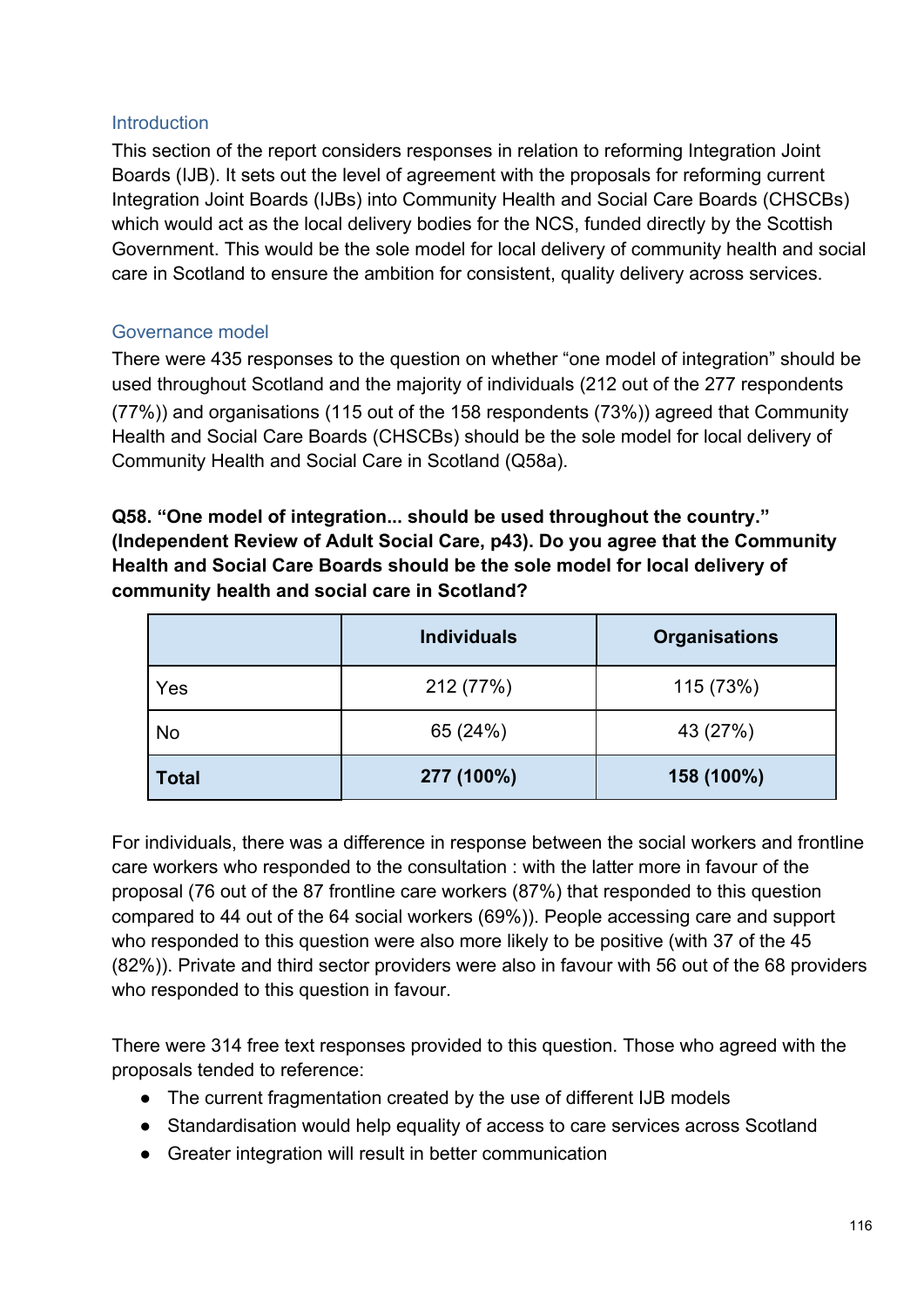## Introduction

This section of the report considers responses in relation to reforming Integration Joint Boards (IJB). It sets out the level of agreement with the proposals for reforming current Integration Joint Boards (IJBs) into Community Health and Social Care Boards (CHSCBs) which would act as the local delivery bodies for the NCS, funded directly by the Scottish Government. This would be the sole model for local delivery of community health and social care in Scotland to ensure the ambition for consistent, quality delivery across services.

## Governance model

There were 435 responses to the question on whether "one model of integration" should be used throughout Scotland and the majority of individuals (212 out of the 277 respondents (77%)) and organisations (115 out of the 158 respondents (73%)) agreed that Community Health and Social Care Boards (CHSCBs) should be the sole model for local delivery of Community Health and Social Care in Scotland (Q58a).

**Q58. "One model of integration... should be used throughout the country." (Independent Review of Adult Social Care, p43). Do you agree that the Community Health and Social Care Boards should be the sole model for local delivery of community health and social care in Scotland?**

| | Individuals | Organisations |
|---|---|---|
| Yes | 212 (77%) | 115 (73%) |
| No | 65 (24%) | 43 (27%) |
| **Total** | **277 (100%)** | **158 (100%)** |

For individuals, there was a difference in response between the social workers and frontline care workers who responded to the consultation : with the latter more in favour of the proposal (76 out of the 87 frontline care workers (87%) that responded to this question compared to 44 out of the 64 social workers (69%)). People accessing care and support who responded to this question were also more likely to be positive (with 37 of the 45 (82%)). Private and third sector providers were also in favour with 56 out of the 68 providers who responded to this question in favour.

There were 314 free text responses provided to this question. Those who agreed with the proposals tended to reference:

- The current fragmentation created by the use of different IJB models
- Standardisation would help equality of access to care services across Scotland
- Greater integration will result in better communication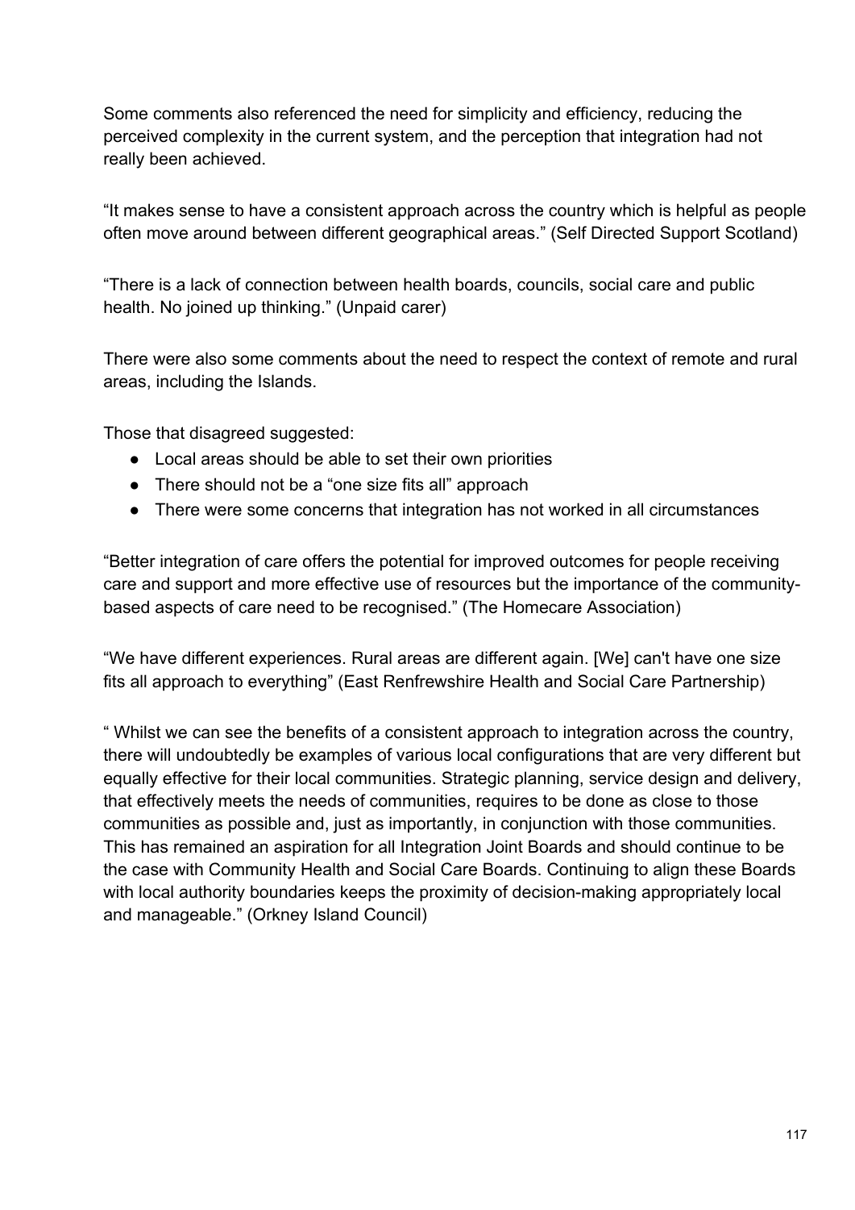Some comments also referenced the need for simplicity and efficiency, reducing the perceived complexity in the current system, and the perception that integration had not really been achieved.

"It makes sense to have a consistent approach across the country which is helpful as people often move around between different geographical areas." (Self Directed Support Scotland)

"There is a lack of connection between health boards, councils, social care and public health. No joined up thinking." (Unpaid carer)

There were also some comments about the need to respect the context of remote and rural areas, including the Islands.

Those that disagreed suggested:

- Local areas should be able to set their own priorities
- There should not be a "one size fits all" approach
- There were some concerns that integration has not worked in all circumstances

"Better integration of care offers the potential for improved outcomes for people receiving care and support and more effective use of resources but the importance of the community-based aspects of care need to be recognised." (The Homecare Association)

"We have different experiences. Rural areas are different again. [We] can't have one size fits all approach to everything" (East Renfrewshire Health and Social Care Partnership)

" Whilst we can see the benefits of a consistent approach to integration across the country, there will undoubtedly be examples of various local configurations that are very different but equally effective for their local communities. Strategic planning, service design and delivery, that effectively meets the needs of communities, requires to be done as close to those communities as possible and, just as importantly, in conjunction with those communities. This has remained an aspiration for all Integration Joint Boards and should continue to be the case with Community Health and Social Care Boards. Continuing to align these Boards with local authority boundaries keeps the proximity of decision-making appropriately local and manageable." (Orkney Island Council)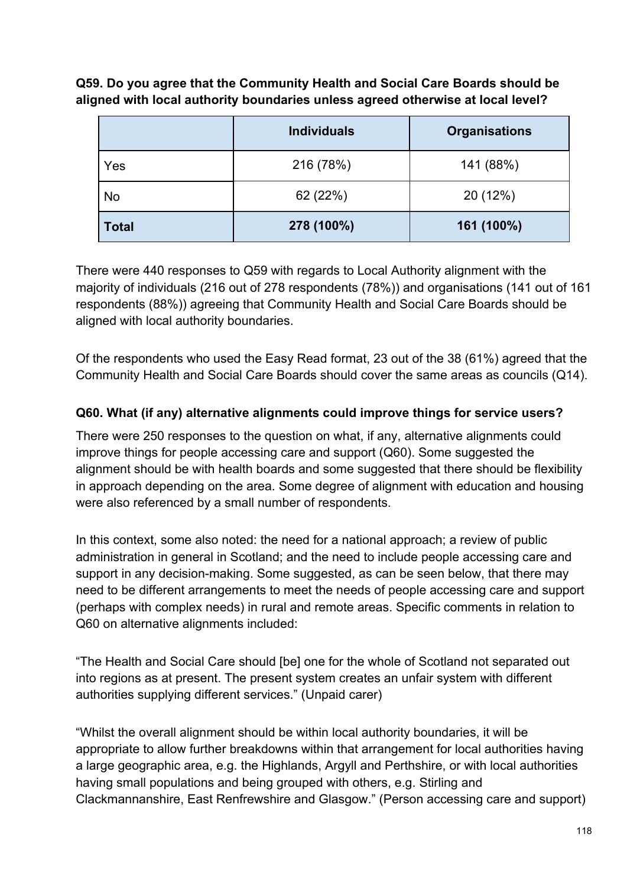**Q59. Do you agree that the Community Health and Social Care Boards should be aligned with local authority boundaries unless agreed otherwise at local level?**

| | Individuals | Organisations |
|---|---|---|
| Yes | 216 (78%) | 141 (88%) |
| No | 62 (22%) | 20 (12%) |
| **Total** | **278 (100%)** | **161 (100%)** |

There were 440 responses to Q59 with regards to Local Authority alignment with the majority of individuals (216 out of 278 respondents (78%)) and organisations (141 out of 161 respondents (88%)) agreeing that Community Health and Social Care Boards should be aligned with local authority boundaries.

Of the respondents who used the Easy Read format, 23 out of the 38 (61%) agreed that the Community Health and Social Care Boards should cover the same areas as councils (Q14).

**Q60. What (if any) alternative alignments could improve things for service users?**

There were 250 responses to the question on what, if any, alternative alignments could improve things for people accessing care and support (Q60). Some suggested the alignment should be with health boards and some suggested that there should be flexibility in approach depending on the area. Some degree of alignment with education and housing were also referenced by a small number of respondents.

In this context, some also noted: the need for a national approach; a review of public administration in general in Scotland; and the need to include people accessing care and support in any decision-making. Some suggested, as can be seen below, that there may need to be different arrangements to meet the needs of people accessing care and support (perhaps with complex needs) in rural and remote areas. Specific comments in relation to Q60 on alternative alignments included:

"The Health and Social Care should [be] one for the whole of Scotland not separated out into regions as at present. The present system creates an unfair system with different authorities supplying different services." (Unpaid carer)

"Whilst the overall alignment should be within local authority boundaries, it will be appropriate to allow further breakdowns within that arrangement for local authorities having a large geographic area, e.g. the Highlands, Argyll and Perthshire, or with local authorities having small populations and being grouped with others, e.g. Stirling and Clackmannanshire, East Renfrewshire and Glasgow." (Person accessing care and support)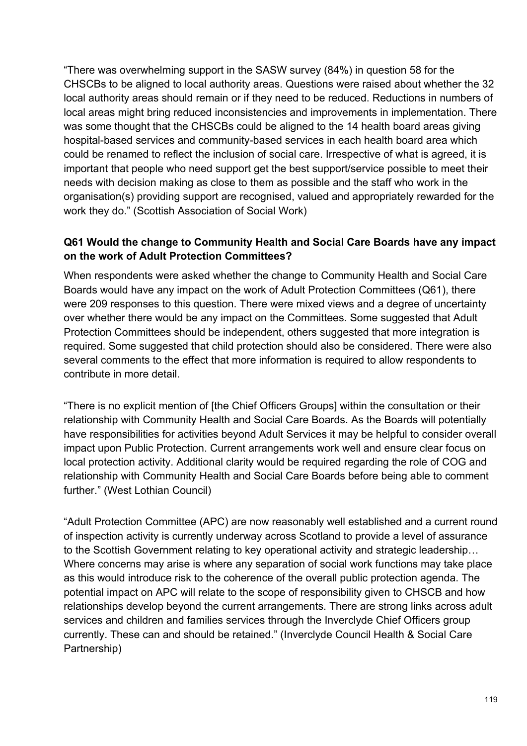"There was overwhelming support in the SASW survey (84%) in question 58 for the CHSCBs to be aligned to local authority areas. Questions were raised about whether the 32 local authority areas should remain or if they need to be reduced. Reductions in numbers of local areas might bring reduced inconsistencies and improvements in implementation. There was some thought that the CHSCBs could be aligned to the 14 health board areas giving hospital-based services and community-based services in each health board area which could be renamed to reflect the inclusion of social care. Irrespective of what is agreed, it is important that people who need support get the best support/service possible to meet their needs with decision making as close to them as possible and the staff who work in the organisation(s) providing support are recognised, valued and appropriately rewarded for the work they do." (Scottish Association of Social Work)

### Q61 Would the change to Community Health and Social Care Boards have any impact on the work of Adult Protection Committees?

When respondents were asked whether the change to Community Health and Social Care Boards would have any impact on the work of Adult Protection Committees (Q61), there were 209 responses to this question. There were mixed views and a degree of uncertainty over whether there would be any impact on the Committees. Some suggested that Adult Protection Committees should be independent, others suggested that more integration is required. Some suggested that child protection should also be considered. There were also several comments to the effect that more information is required to allow respondents to contribute in more detail.

"There is no explicit mention of [the Chief Officers Groups] within the consultation or their relationship with Community Health and Social Care Boards. As the Boards will potentially have responsibilities for activities beyond Adult Services it may be helpful to consider overall impact upon Public Protection. Current arrangements work well and ensure clear focus on local protection activity. Additional clarity would be required regarding the role of COG and relationship with Community Health and Social Care Boards before being able to comment further." (West Lothian Council)

"Adult Protection Committee (APC) are now reasonably well established and a current round of inspection activity is currently underway across Scotland to provide a level of assurance to the Scottish Government relating to key operational activity and strategic leadership… Where concerns may arise is where any separation of social work functions may take place as this would introduce risk to the coherence of the overall public protection agenda. The potential impact on APC will relate to the scope of responsibility given to CHSCB and how relationships develop beyond the current arrangements. There are strong links across adult services and children and families services through the Inverclyde Chief Officers group currently. These can and should be retained." (Inverclyde Council Health & Social Care Partnership)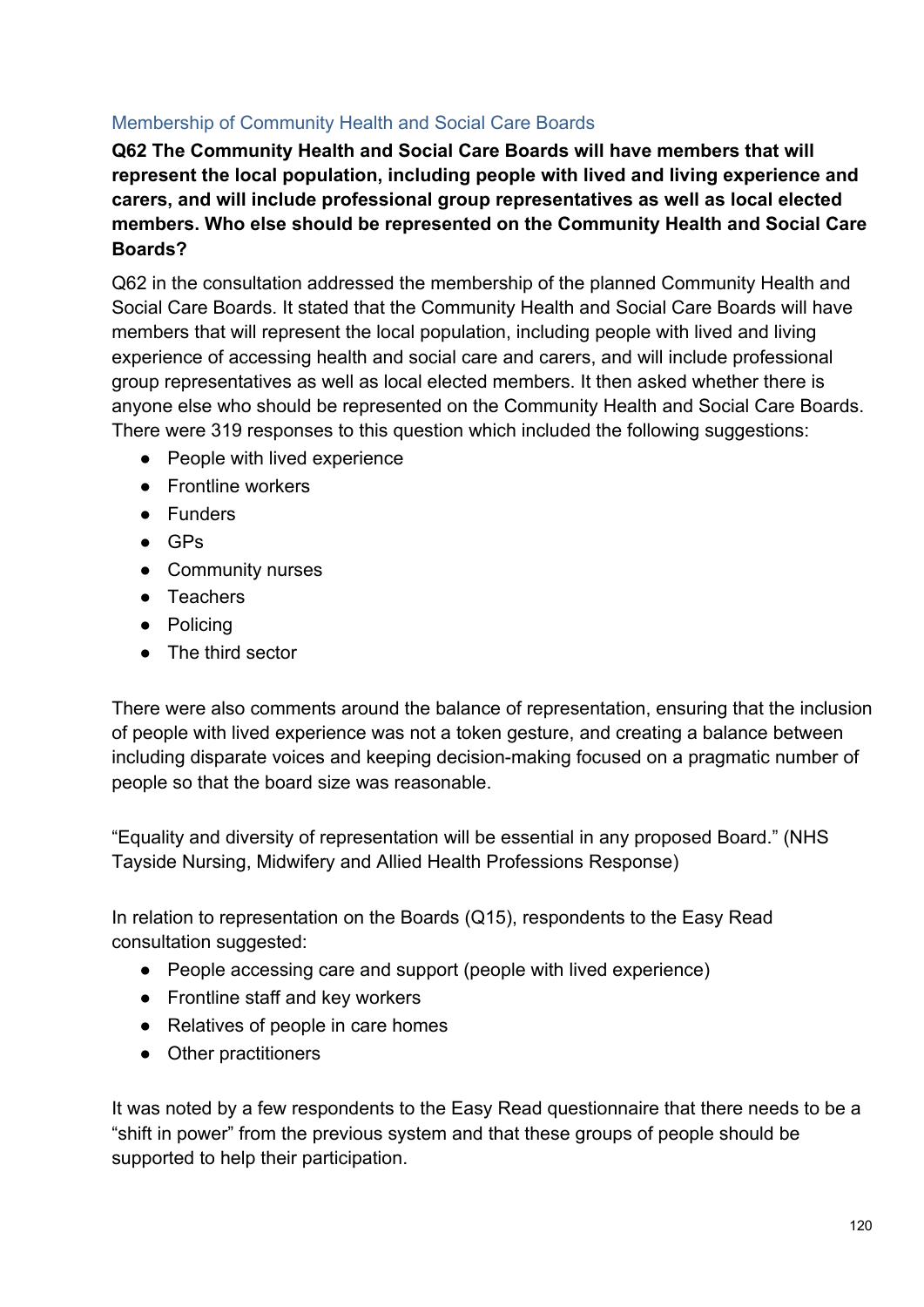### Membership of Community Health and Social Care Boards

**Q62 The Community Health and Social Care Boards will have members that will represent the local population, including people with lived and living experience and carers, and will include professional group representatives as well as local elected members. Who else should be represented on the Community Health and Social Care Boards?**

Q62 in the consultation addressed the membership of the planned Community Health and Social Care Boards. It stated that the Community Health and Social Care Boards will have members that will represent the local population, including people with lived and living experience of accessing health and social care and carers, and will include professional group representatives as well as local elected members. It then asked whether there is anyone else who should be represented on the Community Health and Social Care Boards. There were 319 responses to this question which included the following suggestions:

- People with lived experience
- Frontline workers
- Funders
- GPs
- Community nurses
- Teachers
- Policing
- The third sector

There were also comments around the balance of representation, ensuring that the inclusion of people with lived experience was not a token gesture, and creating a balance between including disparate voices and keeping decision-making focused on a pragmatic number of people so that the board size was reasonable.

"Equality and diversity of representation will be essential in any proposed Board." (NHS Tayside Nursing, Midwifery and Allied Health Professions Response)

In relation to representation on the Boards (Q15), respondents to the Easy Read consultation suggested:

- People accessing care and support (people with lived experience)
- Frontline staff and key workers
- Relatives of people in care homes
- Other practitioners

It was noted by a few respondents to the Easy Read questionnaire that there needs to be a "shift in power" from the previous system and that these groups of people should be supported to help their participation.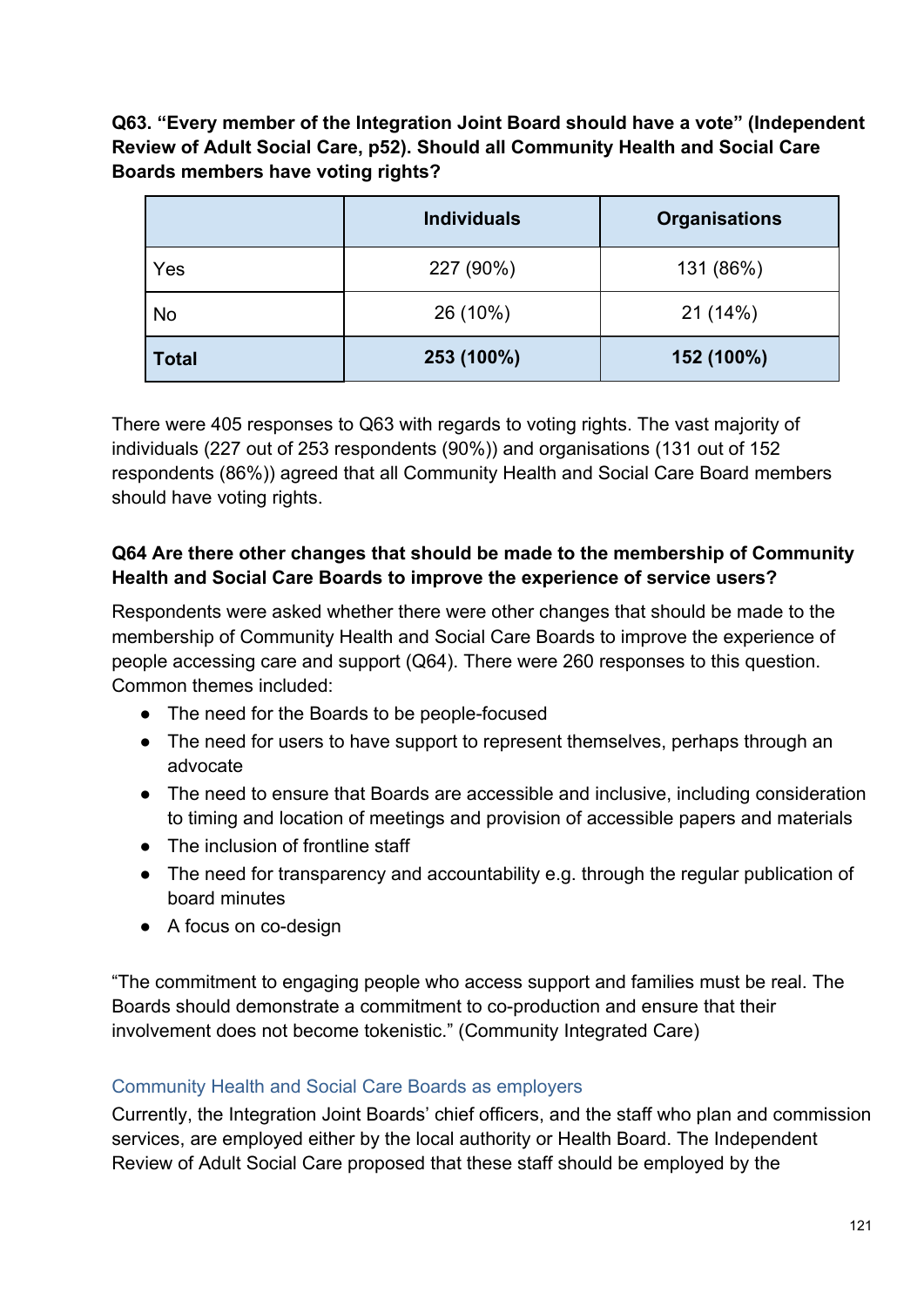**Q63. “Every member of the Integration Joint Board should have a vote” (Independent Review of Adult Social Care, p52). Should all Community Health and Social Care Boards members have voting rights?**

| | Individuals | Organisations |
|---|---|---|
| Yes | 227 (90%) | 131 (86%) |
| No | 26 (10%) | 21 (14%) |
| **Total** | **253 (100%)** | **152 (100%)** |

There were 405 responses to Q63 with regards to voting rights. The vast majority of individuals (227 out of 253 respondents (90%)) and organisations (131 out of 152 respondents (86%)) agreed that all Community Health and Social Care Board members should have voting rights.

**Q64 Are there other changes that should be made to the membership of Community Health and Social Care Boards to improve the experience of service users?**

Respondents were asked whether there were other changes that should be made to the membership of Community Health and Social Care Boards to improve the experience of people accessing care and support (Q64). There were 260 responses to this question. Common themes included:

- The need for the Boards to be people-focused
- The need for users to have support to represent themselves, perhaps through an advocate
- The need to ensure that Boards are accessible and inclusive, including consideration to timing and location of meetings and provision of accessible papers and materials
- The inclusion of frontline staff
- The need for transparency and accountability e.g. through the regular publication of board minutes
- A focus on co-design

“The commitment to engaging people who access support and families must be real. The Boards should demonstrate a commitment to co-production and ensure that their involvement does not become tokenistic.” (Community Integrated Care)

### Community Health and Social Care Boards as employers

Currently, the Integration Joint Boards’ chief officers, and the staff who plan and commission services, are employed either by the local authority or Health Board. The Independent Review of Adult Social Care proposed that these staff should be employed by the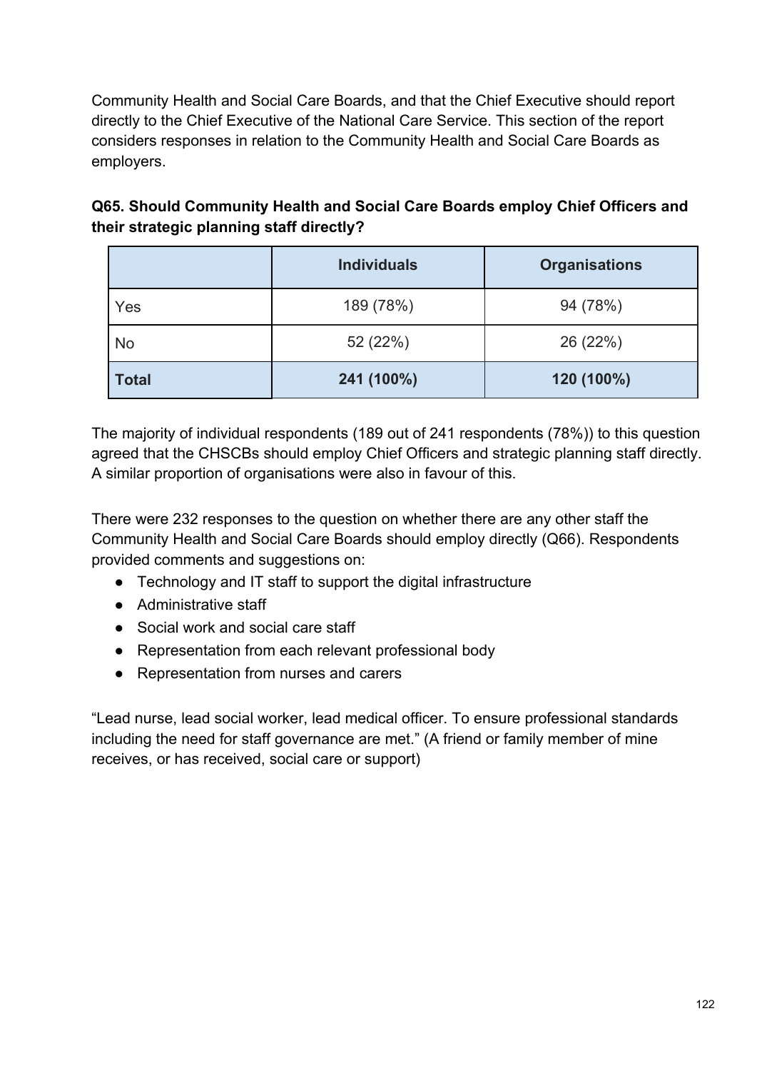Community Health and Social Care Boards, and that the Chief Executive should report directly to the Chief Executive of the National Care Service. This section of the report considers responses in relation to the Community Health and Social Care Boards as employers.

**Q65. Should Community Health and Social Care Boards employ Chief Officers and their strategic planning staff directly?**

| | Individuals | Organisations |
|---|---|---|
| Yes | 189 (78%) | 94 (78%) |
| No | 52 (22%) | 26 (22%) |
| **Total** | **241 (100%)** | **120 (100%)** |

The majority of individual respondents (189 out of 241 respondents (78%)) to this question agreed that the CHSCBs should employ Chief Officers and strategic planning staff directly. A similar proportion of organisations were also in favour of this.

There were 232 responses to the question on whether there are any other staff the Community Health and Social Care Boards should employ directly (Q66). Respondents provided comments and suggestions on:

- Technology and IT staff to support the digital infrastructure
- Administrative staff
- Social work and social care staff
- Representation from each relevant professional body
- Representation from nurses and carers

"Lead nurse, lead social worker, lead medical officer. To ensure professional standards including the need for staff governance are met." (A friend or family member of mine receives, or has received, social care or support)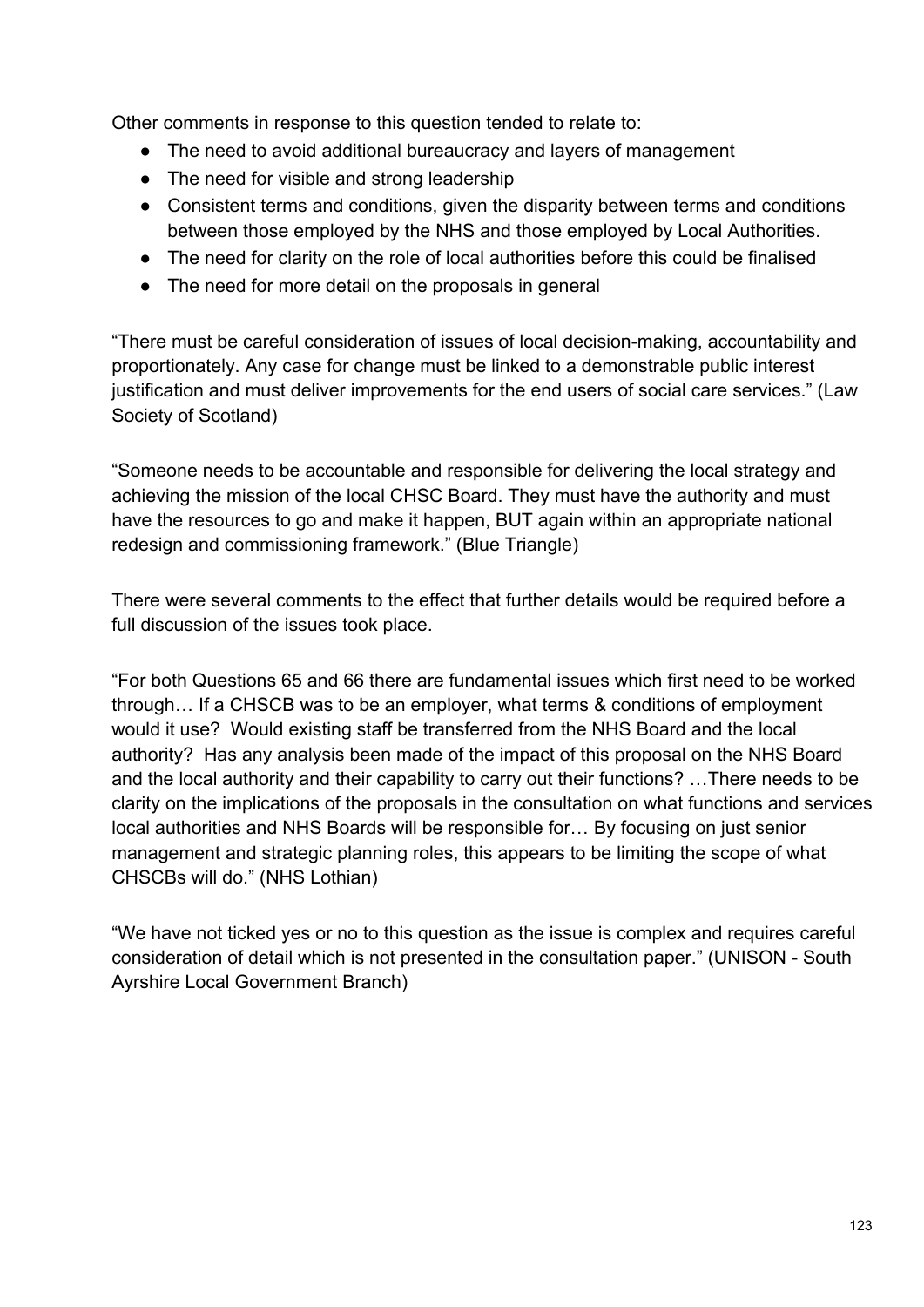Other comments in response to this question tended to relate to:

- The need to avoid additional bureaucracy and layers of management
- The need for visible and strong leadership
- Consistent terms and conditions, given the disparity between terms and conditions between those employed by the NHS and those employed by Local Authorities.
- The need for clarity on the role of local authorities before this could be finalised
- The need for more detail on the proposals in general

"There must be careful consideration of issues of local decision-making, accountability and proportionately. Any case for change must be linked to a demonstrable public interest justification and must deliver improvements for the end users of social care services." (Law Society of Scotland)

"Someone needs to be accountable and responsible for delivering the local strategy and achieving the mission of the local CHSC Board. They must have the authority and must have the resources to go and make it happen, BUT again within an appropriate national redesign and commissioning framework." (Blue Triangle)

There were several comments to the effect that further details would be required before a full discussion of the issues took place.

"For both Questions 65 and 66 there are fundamental issues which first need to be worked through… If a CHSCB was to be an employer, what terms & conditions of employment would it use? Would existing staff be transferred from the NHS Board and the local authority? Has any analysis been made of the impact of this proposal on the NHS Board and the local authority and their capability to carry out their functions? …There needs to be clarity on the implications of the proposals in the consultation on what functions and services local authorities and NHS Boards will be responsible for… By focusing on just senior management and strategic planning roles, this appears to be limiting the scope of what CHSCBs will do." (NHS Lothian)

"We have not ticked yes or no to this question as the issue is complex and requires careful consideration of detail which is not presented in the consultation paper." (UNISON - South Ayrshire Local Government Branch)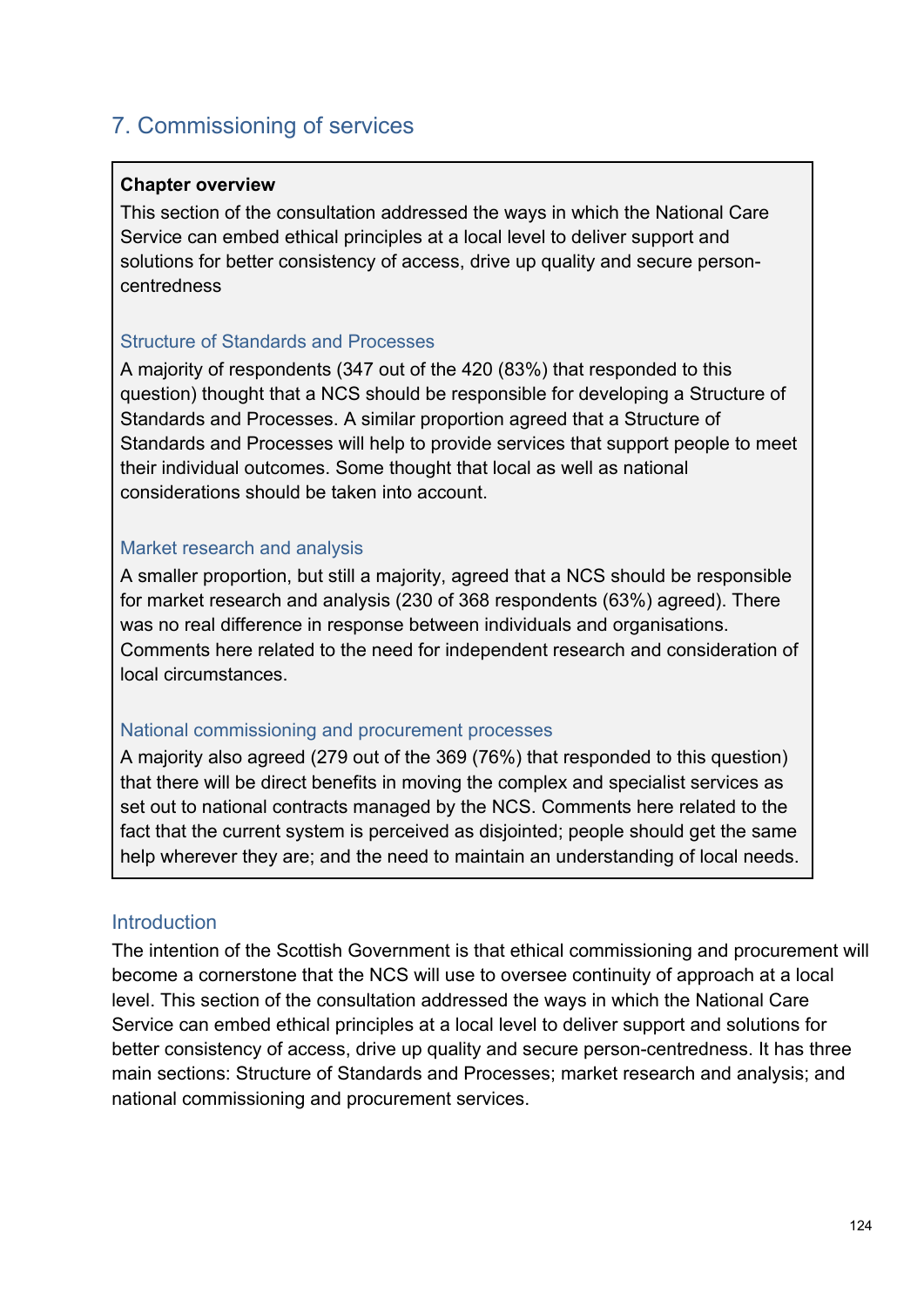## 7. Commissioning of services

**Chapter overview**

This section of the consultation addressed the ways in which the National Care Service can embed ethical principles at a local level to deliver support and solutions for better consistency of access, drive up quality and secure person-centredness

### Structure of Standards and Processes

A majority of respondents (347 out of the 420 (83%) that responded to this question) thought that a NCS should be responsible for developing a Structure of Standards and Processes. A similar proportion agreed that a Structure of Standards and Processes will help to provide services that support people to meet their individual outcomes. Some thought that local as well as national considerations should be taken into account.

### Market research and analysis

A smaller proportion, but still a majority, agreed that a NCS should be responsible for market research and analysis (230 of 368 respondents (63%) agreed). There was no real difference in response between individuals and organisations. Comments here related to the need for independent research and consideration of local circumstances.

### National commissioning and procurement processes

A majority also agreed (279 out of the 369 (76%) that responded to this question) that there will be direct benefits in moving the complex and specialist services as set out to national contracts managed by the NCS. Comments here related to the fact that the current system is perceived as disjointed; people should get the same help wherever they are; and the need to maintain an understanding of local needs.

### Introduction

The intention of the Scottish Government is that ethical commissioning and procurement will become a cornerstone that the NCS will use to oversee continuity of approach at a local level. This section of the consultation addressed the ways in which the National Care Service can embed ethical principles at a local level to deliver support and solutions for better consistency of access, drive up quality and secure person-centredness. It has three main sections: Structure of Standards and Processes; market research and analysis; and national commissioning and procurement services.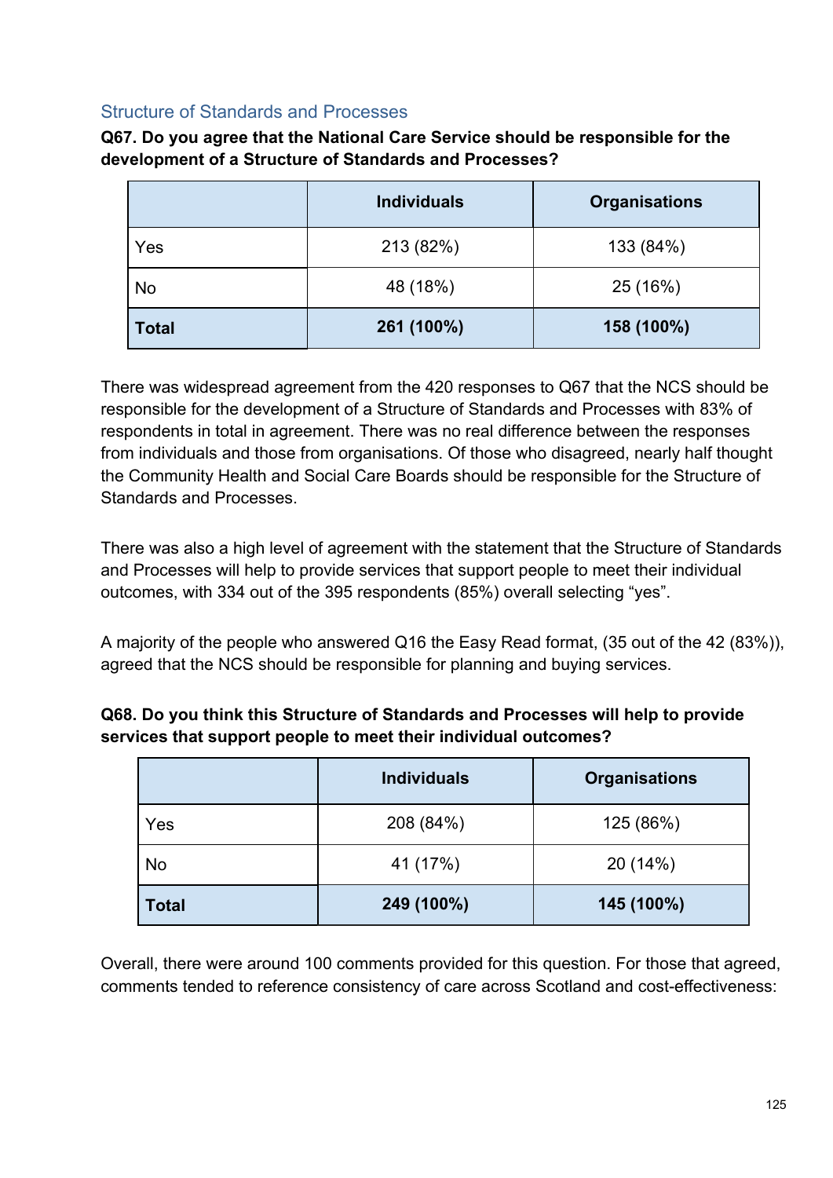### Structure of Standards and Processes

**Q67. Do you agree that the National Care Service should be responsible for the development of a Structure of Standards and Processes?**

| | Individuals | Organisations |
|---|---|---|
| Yes | 213 (82%) | 133 (84%) |
| No | 48 (18%) | 25 (16%) |
| **Total** | **261 (100%)** | **158 (100%)** |

There was widespread agreement from the 420 responses to Q67 that the NCS should be responsible for the development of a Structure of Standards and Processes with 83% of respondents in total in agreement. There was no real difference between the responses from individuals and those from organisations. Of those who disagreed, nearly half thought the Community Health and Social Care Boards should be responsible for the Structure of Standards and Processes.

There was also a high level of agreement with the statement that the Structure of Standards and Processes will help to provide services that support people to meet their individual outcomes, with 334 out of the 395 respondents (85%) overall selecting "yes".

A majority of the people who answered Q16 the Easy Read format, (35 out of the 42 (83%)), agreed that the NCS should be responsible for planning and buying services.

**Q68. Do you think this Structure of Standards and Processes will help to provide services that support people to meet their individual outcomes?**

| | Individuals | Organisations |
|---|---|---|
| Yes | 208 (84%) | 125 (86%) |
| No | 41 (17%) | 20 (14%) |
| **Total** | **249 (100%)** | **145 (100%)** |

Overall, there were around 100 comments provided for this question. For those that agreed, comments tended to reference consistency of care across Scotland and cost-effectiveness: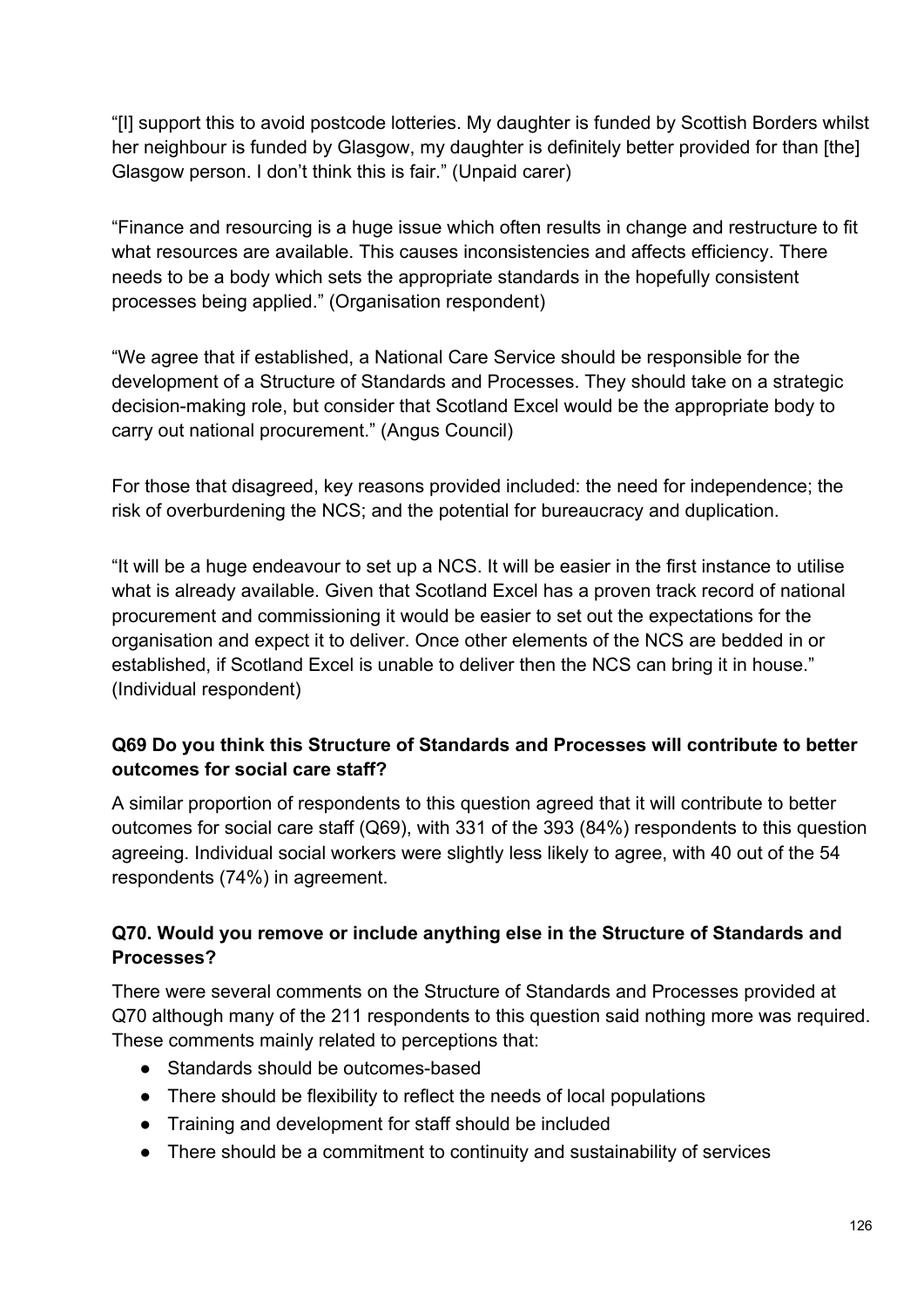"[I] support this to avoid postcode lotteries. My daughter is funded by Scottish Borders whilst her neighbour is funded by Glasgow, my daughter is definitely better provided for than [the] Glasgow person. I don't think this is fair." (Unpaid carer)

"Finance and resourcing is a huge issue which often results in change and restructure to fit what resources are available. This causes inconsistencies and affects efficiency. There needs to be a body which sets the appropriate standards in the hopefully consistent processes being applied." (Organisation respondent)

"We agree that if established, a National Care Service should be responsible for the development of a Structure of Standards and Processes. They should take on a strategic decision-making role, but consider that Scotland Excel would be the appropriate body to carry out national procurement." (Angus Council)

For those that disagreed, key reasons provided included: the need for independence; the risk of overburdening the NCS; and the potential for bureaucracy and duplication.

"It will be a huge endeavour to set up a NCS. It will be easier in the first instance to utilise what is already available. Given that Scotland Excel has a proven track record of national procurement and commissioning it would be easier to set out the expectations for the organisation and expect it to deliver. Once other elements of the NCS are bedded in or established, if Scotland Excel is unable to deliver then the NCS can bring it in house." (Individual respondent)

### Q69 Do you think this Structure of Standards and Processes will contribute to better outcomes for social care staff?

A similar proportion of respondents to this question agreed that it will contribute to better outcomes for social care staff (Q69), with 331 of the 393 (84%) respondents to this question agreeing. Individual social workers were slightly less likely to agree, with 40 out of the 54 respondents (74%) in agreement.

### Q70. Would you remove or include anything else in the Structure of Standards and Processes?

There were several comments on the Structure of Standards and Processes provided at Q70 although many of the 211 respondents to this question said nothing more was required. These comments mainly related to perceptions that:

- Standards should be outcomes-based
- There should be flexibility to reflect the needs of local populations
- Training and development for staff should be included
- There should be a commitment to continuity and sustainability of services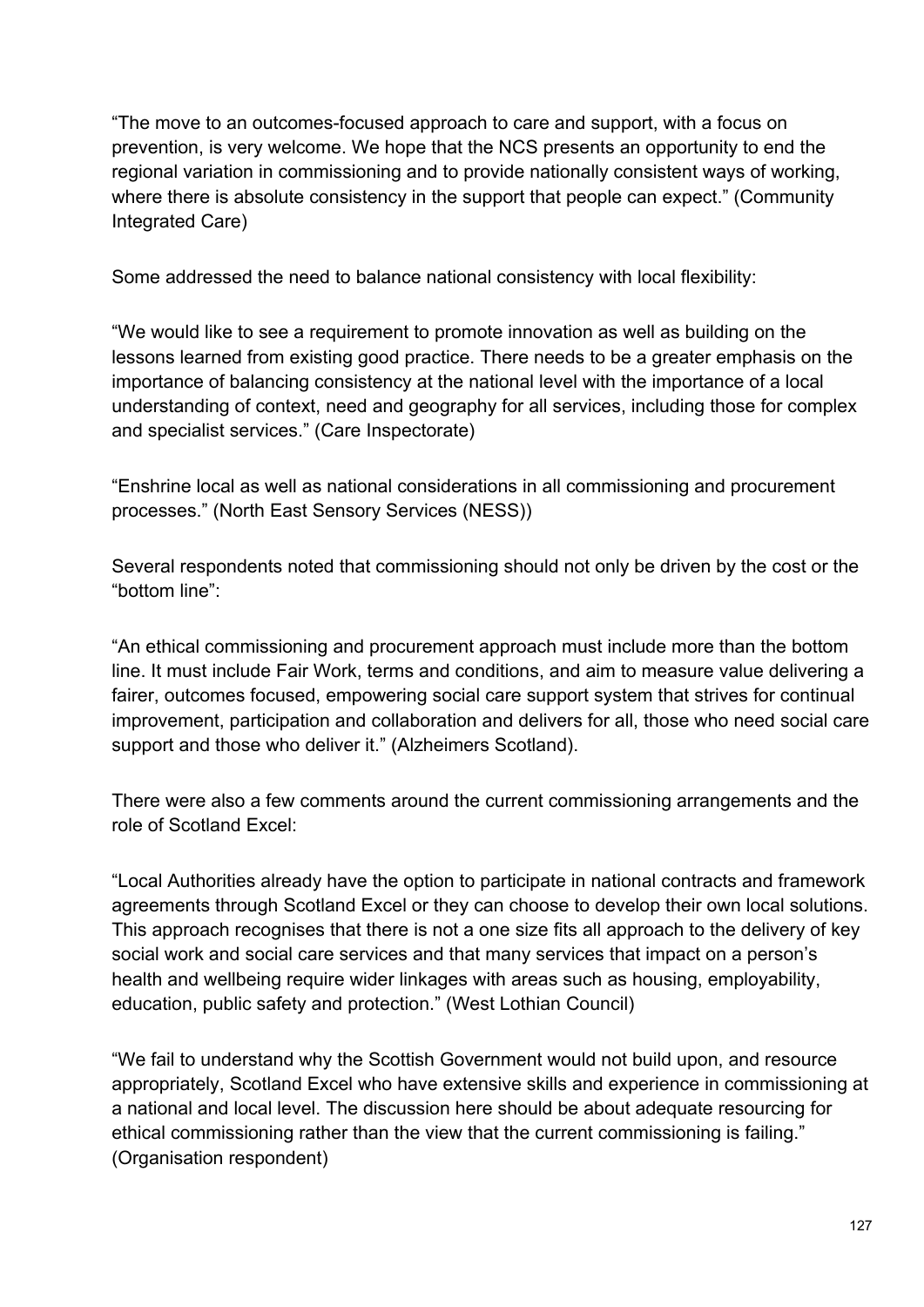"The move to an outcomes-focused approach to care and support, with a focus on prevention, is very welcome. We hope that the NCS presents an opportunity to end the regional variation in commissioning and to provide nationally consistent ways of working, where there is absolute consistency in the support that people can expect." (Community Integrated Care)

Some addressed the need to balance national consistency with local flexibility:

"We would like to see a requirement to promote innovation as well as building on the lessons learned from existing good practice. There needs to be a greater emphasis on the importance of balancing consistency at the national level with the importance of a local understanding of context, need and geography for all services, including those for complex and specialist services." (Care Inspectorate)

"Enshrine local as well as national considerations in all commissioning and procurement processes." (North East Sensory Services (NESS))

Several respondents noted that commissioning should not only be driven by the cost or the "bottom line":

"An ethical commissioning and procurement approach must include more than the bottom line. It must include Fair Work, terms and conditions, and aim to measure value delivering a fairer, outcomes focused, empowering social care support system that strives for continual improvement, participation and collaboration and delivers for all, those who need social care support and those who deliver it." (Alzheimers Scotland).

There were also a few comments around the current commissioning arrangements and the role of Scotland Excel:

"Local Authorities already have the option to participate in national contracts and framework agreements through Scotland Excel or they can choose to develop their own local solutions. This approach recognises that there is not a one size fits all approach to the delivery of key social work and social care services and that many services that impact on a person's health and wellbeing require wider linkages with areas such as housing, employability, education, public safety and protection." (West Lothian Council)

"We fail to understand why the Scottish Government would not build upon, and resource appropriately, Scotland Excel who have extensive skills and experience in commissioning at a national and local level. The discussion here should be about adequate resourcing for ethical commissioning rather than the view that the current commissioning is failing." (Organisation respondent)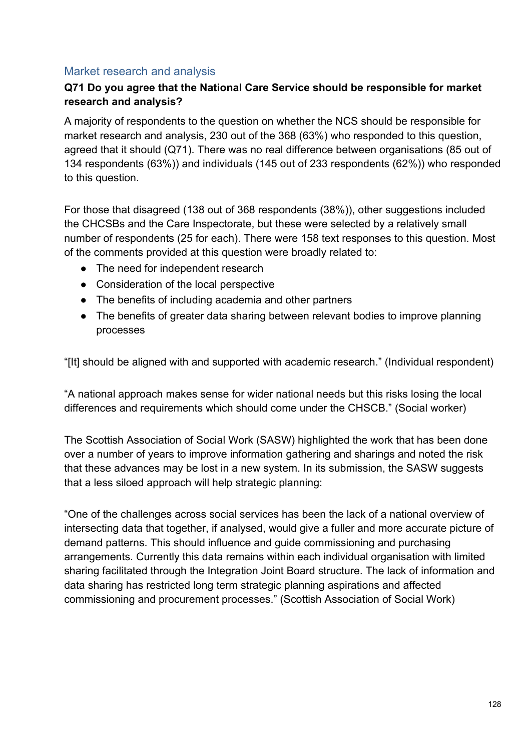## Market research and analysis

**Q71 Do you agree that the National Care Service should be responsible for market research and analysis?**

A majority of respondents to the question on whether the NCS should be responsible for market research and analysis, 230 out of the 368 (63%) who responded to this question, agreed that it should (Q71). There was no real difference between organisations (85 out of 134 respondents (63%)) and individuals (145 out of 233 respondents (62%)) who responded to this question.

For those that disagreed (138 out of 368 respondents (38%)), other suggestions included the CHCSBs and the Care Inspectorate, but these were selected by a relatively small number of respondents (25 for each). There were 158 text responses to this question. Most of the comments provided at this question were broadly related to:

- The need for independent research
- Consideration of the local perspective
- The benefits of including academia and other partners
- The benefits of greater data sharing between relevant bodies to improve planning processes

"[It] should be aligned with and supported with academic research." (Individual respondent)

"A national approach makes sense for wider national needs but this risks losing the local differences and requirements which should come under the CHSCB." (Social worker)

The Scottish Association of Social Work (SASW) highlighted the work that has been done over a number of years to improve information gathering and sharings and noted the risk that these advances may be lost in a new system. In its submission, the SASW suggests that a less siloed approach will help strategic planning:

"One of the challenges across social services has been the lack of a national overview of intersecting data that together, if analysed, would give a fuller and more accurate picture of demand patterns. This should influence and guide commissioning and purchasing arrangements. Currently this data remains within each individual organisation with limited sharing facilitated through the Integration Joint Board structure. The lack of information and data sharing has restricted long term strategic planning aspirations and affected commissioning and procurement processes." (Scottish Association of Social Work)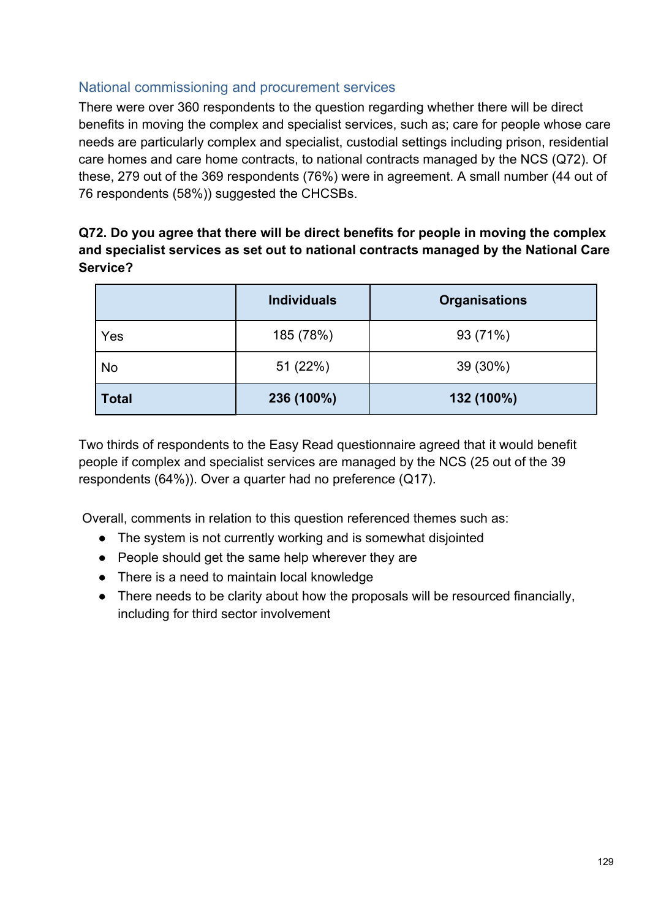### National commissioning and procurement services

There were over 360 respondents to the question regarding whether there will be direct benefits in moving the complex and specialist services, such as; care for people whose care needs are particularly complex and specialist, custodial settings including prison, residential care homes and care home contracts, to national contracts managed by the NCS (Q72). Of these, 279 out of the 369 respondents (76%) were in agreement. A small number (44 out of 76 respondents (58%)) suggested the CHCSBs.

**Q72. Do you agree that there will be direct benefits for people in moving the complex and specialist services as set out to national contracts managed by the National Care Service?**

| | Individuals | Organisations |
|---|---|---|
| Yes | 185 (78%) | 93 (71%) |
| No | 51 (22%) | 39 (30%) |
| **Total** | **236 (100%)** | **132 (100%)** |

Two thirds of respondents to the Easy Read questionnaire agreed that it would benefit people if complex and specialist services are managed by the NCS (25 out of the 39 respondents (64%)). Over a quarter had no preference (Q17).

Overall, comments in relation to this question referenced themes such as:

- The system is not currently working and is somewhat disjointed
- People should get the same help wherever they are
- There is a need to maintain local knowledge
- There needs to be clarity about how the proposals will be resourced financially, including for third sector involvement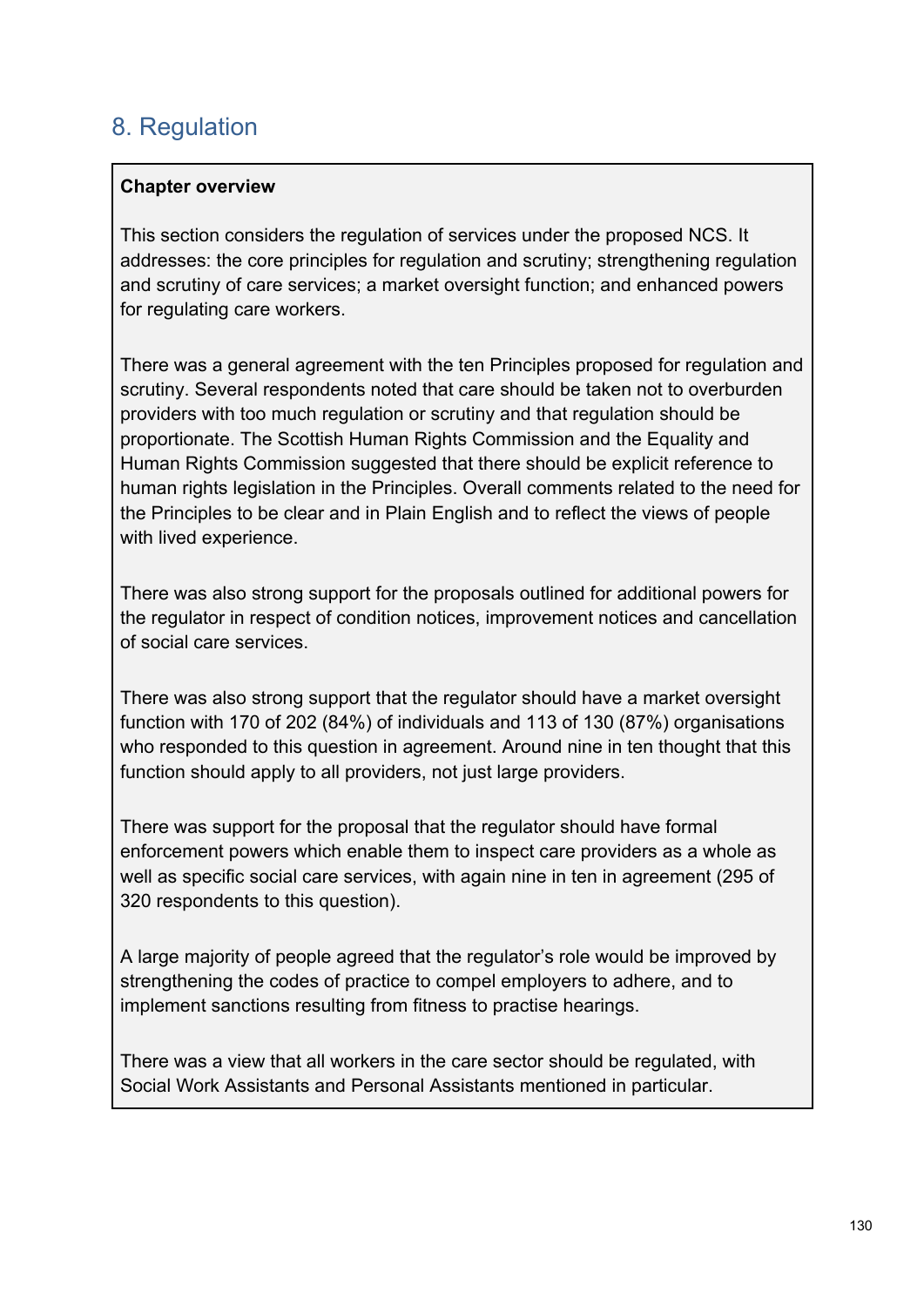# 8. Regulation

**Chapter overview**

This section considers the regulation of services under the proposed NCS. It addresses: the core principles for regulation and scrutiny; strengthening regulation and scrutiny of care services; a market oversight function; and enhanced powers for regulating care workers.

There was a general agreement with the ten Principles proposed for regulation and scrutiny. Several respondents noted that care should be taken not to overburden providers with too much regulation or scrutiny and that regulation should be proportionate. The Scottish Human Rights Commission and the Equality and Human Rights Commission suggested that there should be explicit reference to human rights legislation in the Principles. Overall comments related to the need for the Principles to be clear and in Plain English and to reflect the views of people with lived experience.

There was also strong support for the proposals outlined for additional powers for the regulator in respect of condition notices, improvement notices and cancellation of social care services.

There was also strong support that the regulator should have a market oversight function with 170 of 202 (84%) of individuals and 113 of 130 (87%) organisations who responded to this question in agreement. Around nine in ten thought that this function should apply to all providers, not just large providers.

There was support for the proposal that the regulator should have formal enforcement powers which enable them to inspect care providers as a whole as well as specific social care services, with again nine in ten in agreement (295 of 320 respondents to this question).

A large majority of people agreed that the regulator's role would be improved by strengthening the codes of practice to compel employers to adhere, and to implement sanctions resulting from fitness to practise hearings.

There was a view that all workers in the care sector should be regulated, with Social Work Assistants and Personal Assistants mentioned in particular.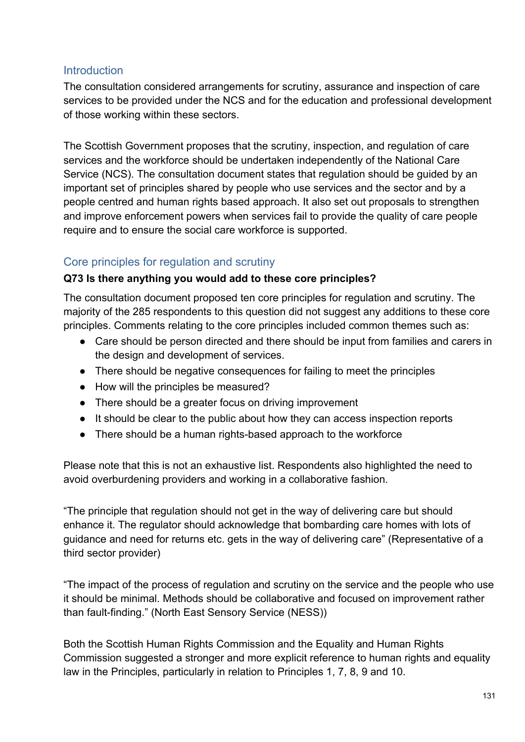## Introduction

The consultation considered arrangements for scrutiny, assurance and inspection of care services to be provided under the NCS and for the education and professional development of those working within these sectors.

The Scottish Government proposes that the scrutiny, inspection, and regulation of care services and the workforce should be undertaken independently of the National Care Service (NCS). The consultation document states that regulation should be guided by an important set of principles shared by people who use services and the sector and by a people centred and human rights based approach. It also set out proposals to strengthen and improve enforcement powers when services fail to provide the quality of care people require and to ensure the social care workforce is supported.

## Core principles for regulation and scrutiny

**Q73 Is there anything you would add to these core principles?**

The consultation document proposed ten core principles for regulation and scrutiny. The majority of the 285 respondents to this question did not suggest any additions to these core principles. Comments relating to the core principles included common themes such as:

- Care should be person directed and there should be input from families and carers in the design and development of services.
- There should be negative consequences for failing to meet the principles
- How will the principles be measured?
- There should be a greater focus on driving improvement
- It should be clear to the public about how they can access inspection reports
- There should be a human rights-based approach to the workforce

Please note that this is not an exhaustive list. Respondents also highlighted the need to avoid overburdening providers and working in a collaborative fashion.

"The principle that regulation should not get in the way of delivering care but should enhance it. The regulator should acknowledge that bombarding care homes with lots of guidance and need for returns etc. gets in the way of delivering care" (Representative of a third sector provider)

"The impact of the process of regulation and scrutiny on the service and the people who use it should be minimal. Methods should be collaborative and focused on improvement rather than fault-finding." (North East Sensory Service (NESS))

Both the Scottish Human Rights Commission and the Equality and Human Rights Commission suggested a stronger and more explicit reference to human rights and equality law in the Principles, particularly in relation to Principles 1, 7, 8, 9 and 10.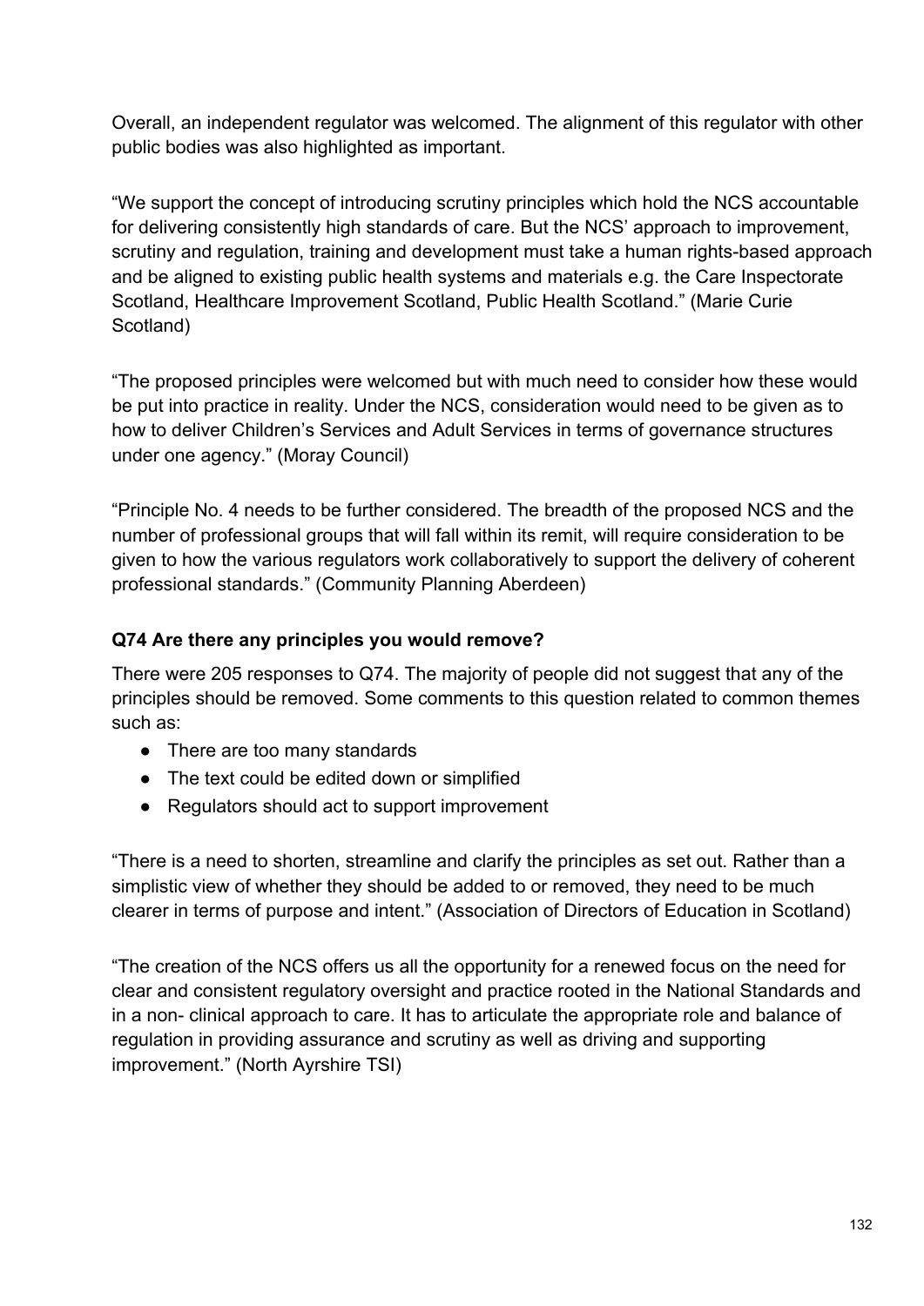Overall, an independent regulator was welcomed. The alignment of this regulator with other public bodies was also highlighted as important.

“We support the concept of introducing scrutiny principles which hold the NCS accountable for delivering consistently high standards of care. But the NCS’ approach to improvement, scrutiny and regulation, training and development must take a human rights-based approach and be aligned to existing public health systems and materials e.g. the Care Inspectorate Scotland, Healthcare Improvement Scotland, Public Health Scotland.” (Marie Curie Scotland)

“The proposed principles were welcomed but with much need to consider how these would be put into practice in reality. Under the NCS, consideration would need to be given as to how to deliver Children’s Services and Adult Services in terms of governance structures under one agency.” (Moray Council)

“Principle No. 4 needs to be further considered. The breadth of the proposed NCS and the number of professional groups that will fall within its remit, will require consideration to be given to how the various regulators work collaboratively to support the delivery of coherent professional standards.” (Community Planning Aberdeen)

### Q74 Are there any principles you would remove?

There were 205 responses to Q74. The majority of people did not suggest that any of the principles should be removed. Some comments to this question related to common themes such as:

- There are too many standards
- The text could be edited down or simplified
- Regulators should act to support improvement

“There is a need to shorten, streamline and clarify the principles as set out. Rather than a simplistic view of whether they should be added to or removed, they need to be much clearer in terms of purpose and intent.” (Association of Directors of Education in Scotland)

“The creation of the NCS offers us all the opportunity for a renewed focus on the need for clear and consistent regulatory oversight and practice rooted in the National Standards and in a non- clinical approach to care. It has to articulate the appropriate role and balance of regulation in providing assurance and scrutiny as well as driving and supporting improvement.” (North Ayrshire TSI)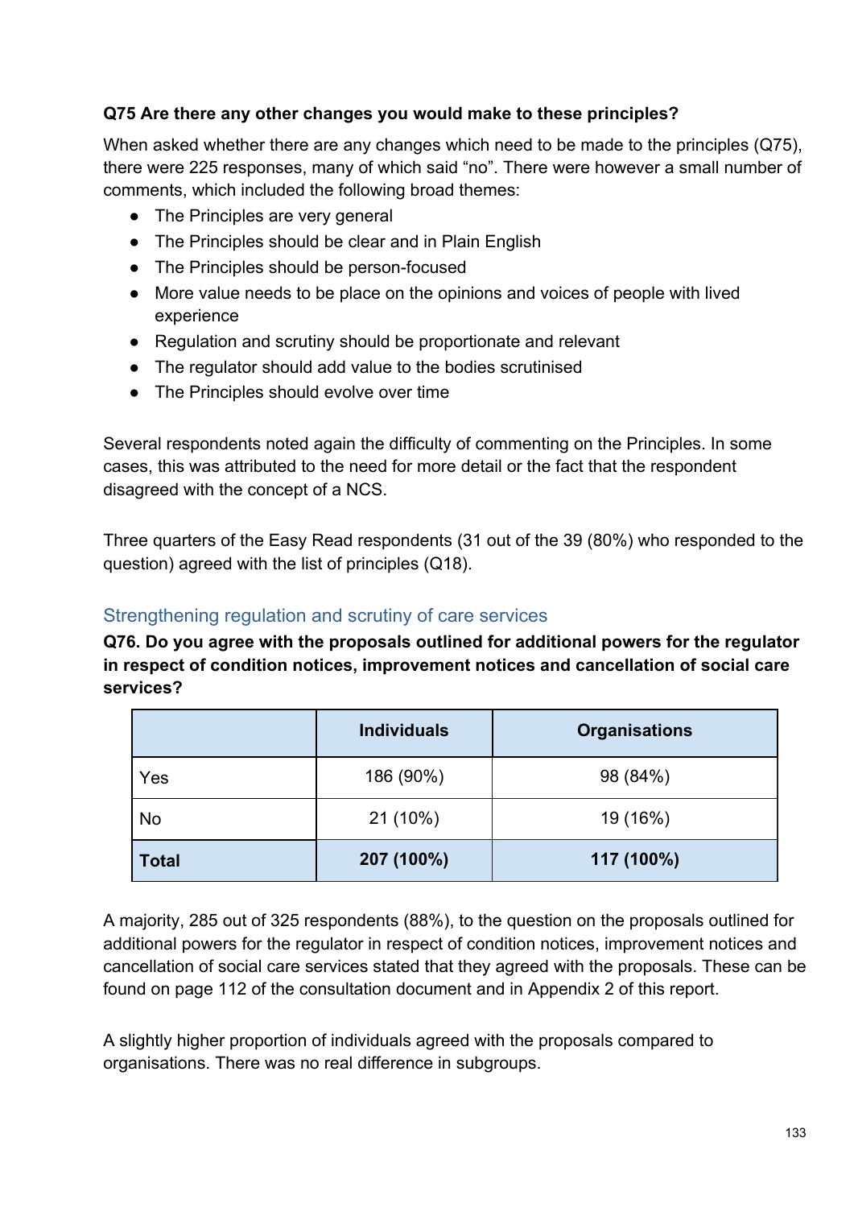**Q75 Are there any other changes you would make to these principles?**

When asked whether there are any changes which need to be made to the principles (Q75), there were 225 responses, many of which said "no". There were however a small number of comments, which included the following broad themes:

- The Principles are very general
- The Principles should be clear and in Plain English
- The Principles should be person-focused
- More value needs to be place on the opinions and voices of people with lived experience
- Regulation and scrutiny should be proportionate and relevant
- The regulator should add value to the bodies scrutinised
- The Principles should evolve over time

Several respondents noted again the difficulty of commenting on the Principles. In some cases, this was attributed to the need for more detail or the fact that the respondent disagreed with the concept of a NCS.

Three quarters of the Easy Read respondents (31 out of the 39 (80%) who responded to the question) agreed with the list of principles (Q18).

## Strengthening regulation and scrutiny of care services

**Q76. Do you agree with the proposals outlined for additional powers for the regulator in respect of condition notices, improvement notices and cancellation of social care services?**

| | Individuals | Organisations |
|---|---|---|
| Yes | 186 (90%) | 98 (84%) |
| No | 21 (10%) | 19 (16%) |
| **Total** | **207 (100%)** | **117 (100%)** |

A majority, 285 out of 325 respondents (88%), to the question on the proposals outlined for additional powers for the regulator in respect of condition notices, improvement notices and cancellation of social care services stated that they agreed with the proposals. These can be found on page 112 of the consultation document and in Appendix 2 of this report.

A slightly higher proportion of individuals agreed with the proposals compared to organisations. There was no real difference in subgroups.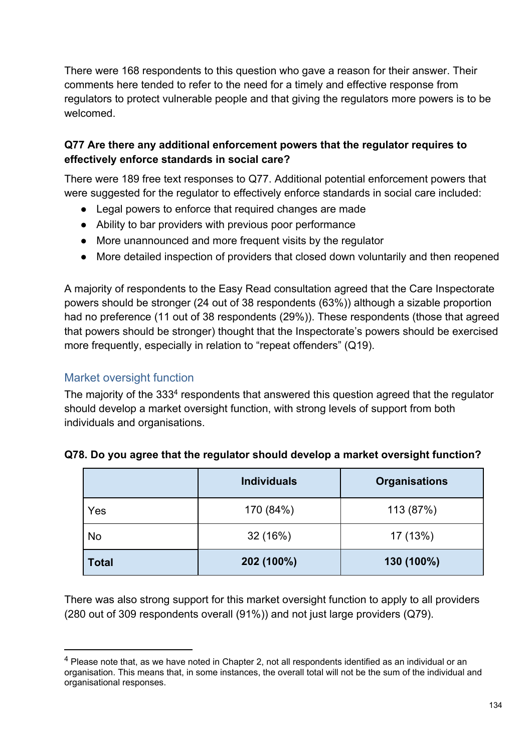There were 168 respondents to this question who gave a reason for their answer. Their comments here tended to refer to the need for a timely and effective response from regulators to protect vulnerable people and that giving the regulators more powers is to be welcomed.

**Q77 Are there any additional enforcement powers that the regulator requires to effectively enforce standards in social care?**

There were 189 free text responses to Q77. Additional potential enforcement powers that were suggested for the regulator to effectively enforce standards in social care included:

- Legal powers to enforce that required changes are made
- Ability to bar providers with previous poor performance
- More unannounced and more frequent visits by the regulator
- More detailed inspection of providers that closed down voluntarily and then reopened

A majority of respondents to the Easy Read consultation agreed that the Care Inspectorate powers should be stronger (24 out of 38 respondents (63%)) although a sizable proportion had no preference (11 out of 38 respondents (29%)). These respondents (those that agreed that powers should be stronger) thought that the Inspectorate's powers should be exercised more frequently, especially in relation to "repeat offenders" (Q19).

## Market oversight function

The majority of the 333[4] respondents that answered this question agreed that the regulator should develop a market oversight function, with strong levels of support from both individuals and organisations.

**Q78. Do you agree that the regulator should develop a market oversight function?**

| | Individuals | Organisations |
|---|---|---|
| Yes | 170 (84%) | 113 (87%) |
| No | 32 (16%) | 17 (13%) |
| **Total** | **202 (100%)** | **130 (100%)** |

There was also strong support for this market oversight function to apply to all providers (280 out of 309 respondents overall (91%)) and not just large providers (Q79).

---

[4] Please note that, as we have noted in Chapter 2, not all respondents identified as an individual or an organisation. This means that, in some instances, the overall total will not be the sum of the individual and organisational responses.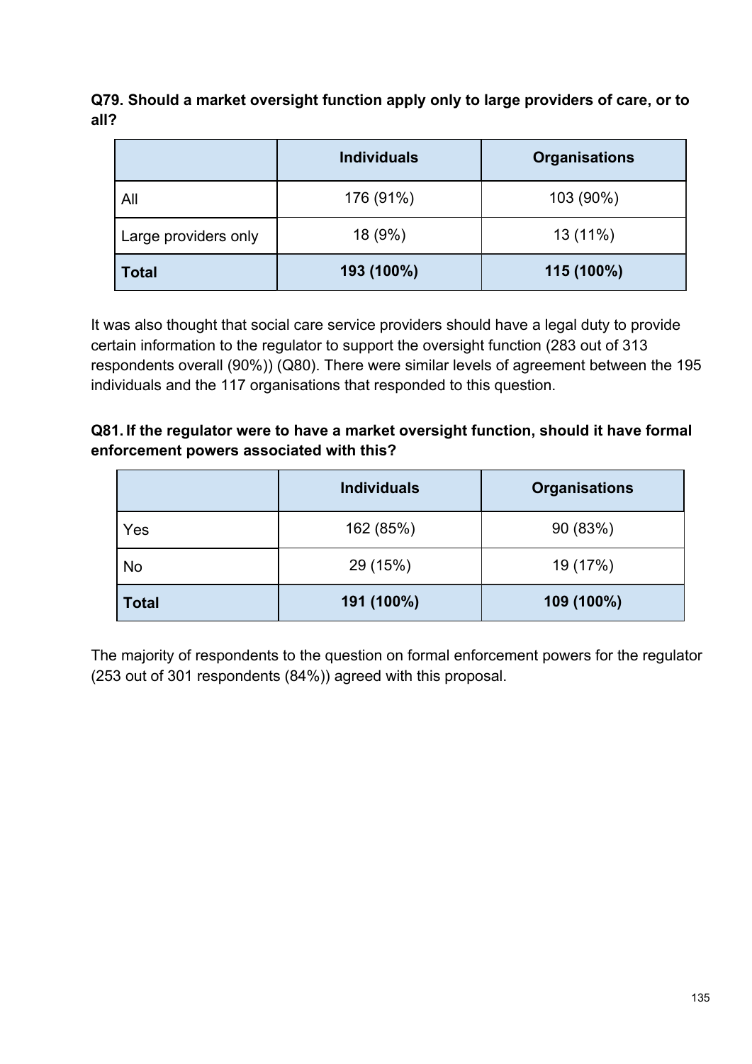**Q79. Should a market oversight function apply only to large providers of care, or to all?**

| | Individuals | Organisations |
|---|---|---|
| All | 176 (91%) | 103 (90%) |
| Large providers only | 18 (9%) | 13 (11%) |
| **Total** | **193 (100%)** | **115 (100%)** |

It was also thought that social care service providers should have a legal duty to provide certain information to the regulator to support the oversight function (283 out of 313 respondents overall (90%)) (Q80). There were similar levels of agreement between the 195 individuals and the 117 organisations that responded to this question.

**Q81. If the regulator were to have a market oversight function, should it have formal enforcement powers associated with this?**

| | Individuals | Organisations |
|---|---|---|
| Yes | 162 (85%) | 90 (83%) |
| No | 29 (15%) | 19 (17%) |
| **Total** | **191 (100%)** | **109 (100%)** |

The majority of respondents to the question on formal enforcement powers for the regulator (253 out of 301 respondents (84%)) agreed with this proposal.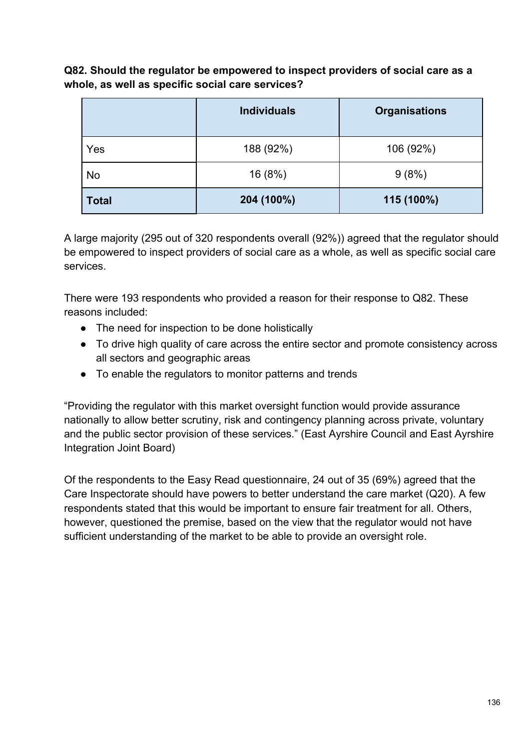**Q82. Should the regulator be empowered to inspect providers of social care as a whole, as well as specific social care services?**

| | Individuals | Organisations |
|---|---|---|
| Yes | 188 (92%) | 106 (92%) |
| No | 16 (8%) | 9 (8%) |
| **Total** | **204 (100%)** | **115 (100%)** |

A large majority (295 out of 320 respondents overall (92%)) agreed that the regulator should be empowered to inspect providers of social care as a whole, as well as specific social care services.

There were 193 respondents who provided a reason for their response to Q82. These reasons included:

- The need for inspection to be done holistically
- To drive high quality of care across the entire sector and promote consistency across all sectors and geographic areas
- To enable the regulators to monitor patterns and trends

"Providing the regulator with this market oversight function would provide assurance nationally to allow better scrutiny, risk and contingency planning across private, voluntary and the public sector provision of these services." (East Ayrshire Council and East Ayrshire Integration Joint Board)

Of the respondents to the Easy Read questionnaire, 24 out of 35 (69%) agreed that the Care Inspectorate should have powers to better understand the care market (Q20). A few respondents stated that this would be important to ensure fair treatment for all. Others, however, questioned the premise, based on the view that the regulator would not have sufficient understanding of the market to be able to provide an oversight role.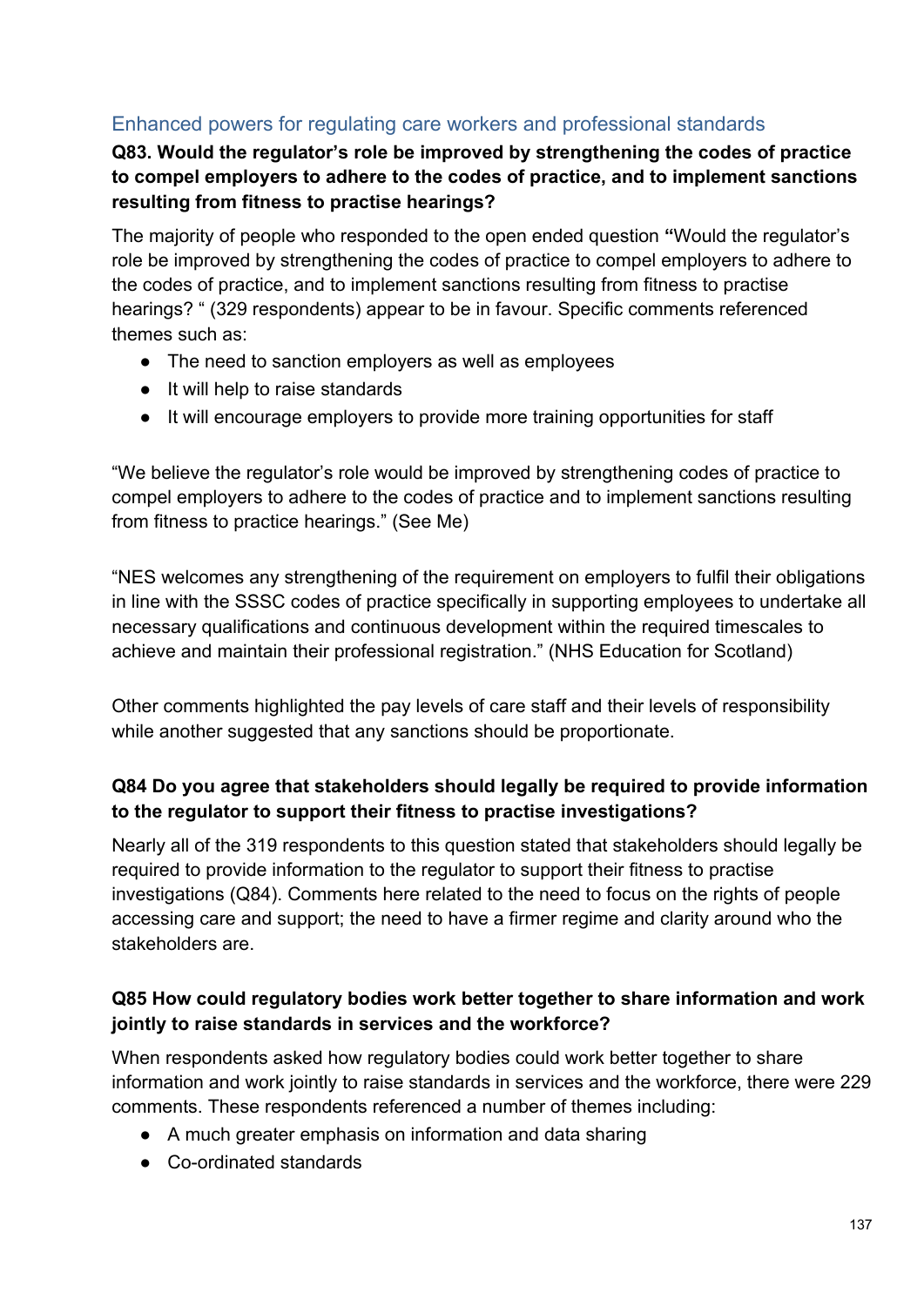## Enhanced powers for regulating care workers and professional standards

**Q83. Would the regulator's role be improved by strengthening the codes of practice to compel employers to adhere to the codes of practice, and to implement sanctions resulting from fitness to practise hearings?**

The majority of people who responded to the open ended question **"**Would the regulator's role be improved by strengthening the codes of practice to compel employers to adhere to the codes of practice, and to implement sanctions resulting from fitness to practise hearings? " (329 respondents) appear to be in favour. Specific comments referenced themes such as:

- The need to sanction employers as well as employees
- It will help to raise standards
- It will encourage employers to provide more training opportunities for staff

"We believe the regulator's role would be improved by strengthening codes of practice to compel employers to adhere to the codes of practice and to implement sanctions resulting from fitness to practice hearings." (See Me)

"NES welcomes any strengthening of the requirement on employers to fulfil their obligations in line with the SSSC codes of practice specifically in supporting employees to undertake all necessary qualifications and continuous development within the required timescales to achieve and maintain their professional registration." (NHS Education for Scotland)

Other comments highlighted the pay levels of care staff and their levels of responsibility while another suggested that any sanctions should be proportionate.

**Q84 Do you agree that stakeholders should legally be required to provide information to the regulator to support their fitness to practise investigations?**

Nearly all of the 319 respondents to this question stated that stakeholders should legally be required to provide information to the regulator to support their fitness to practise investigations (Q84). Comments here related to the need to focus on the rights of people accessing care and support; the need to have a firmer regime and clarity around who the stakeholders are.

**Q85 How could regulatory bodies work better together to share information and work jointly to raise standards in services and the workforce?**

When respondents asked how regulatory bodies could work better together to share information and work jointly to raise standards in services and the workforce, there were 229 comments. These respondents referenced a number of themes including:

- A much greater emphasis on information and data sharing
- Co-ordinated standards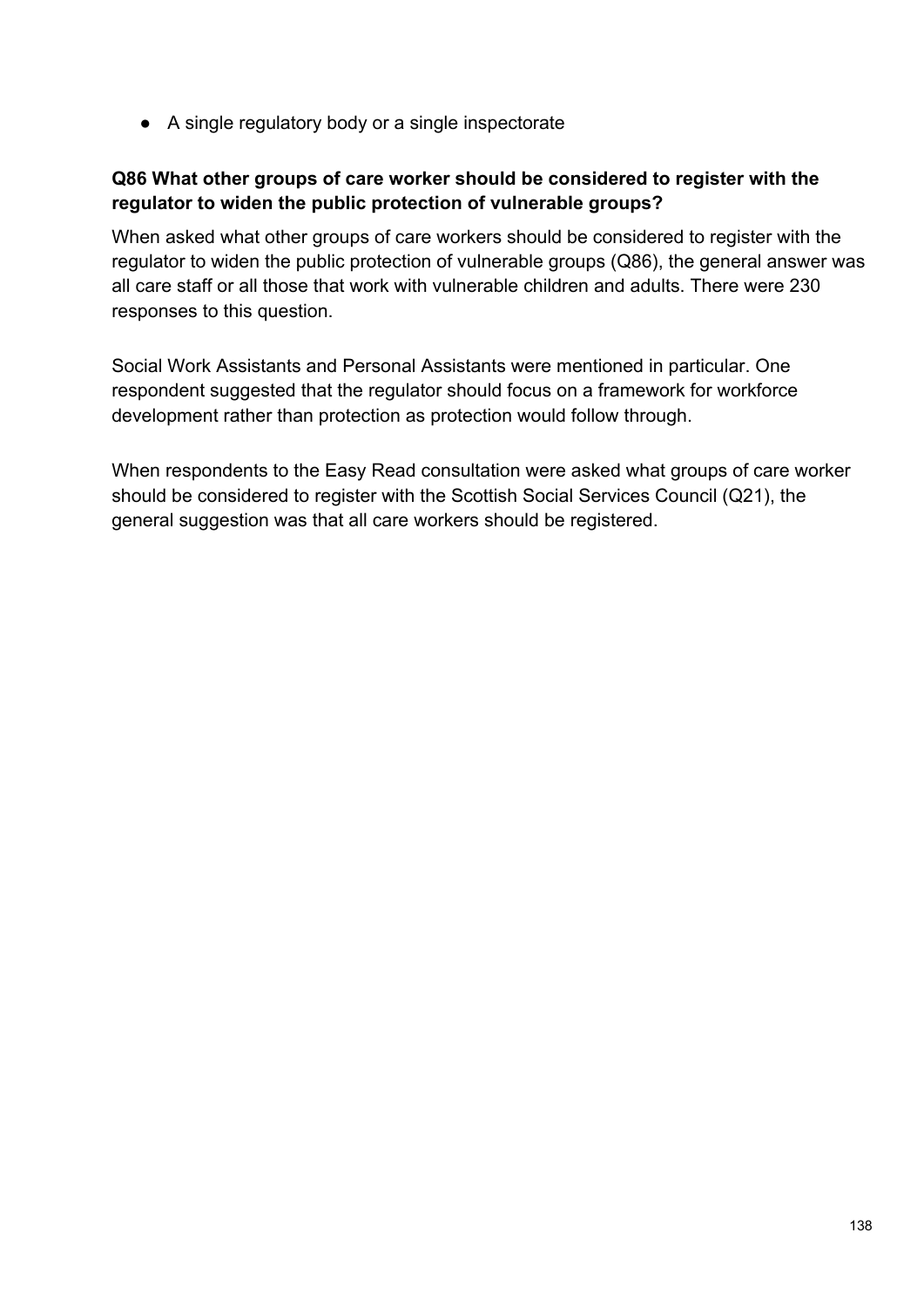- A single regulatory body or a single inspectorate

**Q86 What other groups of care worker should be considered to register with the regulator to widen the public protection of vulnerable groups?**

When asked what other groups of care workers should be considered to register with the regulator to widen the public protection of vulnerable groups (Q86), the general answer was all care staff or all those that work with vulnerable children and adults. There were 230 responses to this question.

Social Work Assistants and Personal Assistants were mentioned in particular. One respondent suggested that the regulator should focus on a framework for workforce development rather than protection as protection would follow through.

When respondents to the Easy Read consultation were asked what groups of care worker should be considered to register with the Scottish Social Services Council (Q21), the general suggestion was that all care workers should be registered.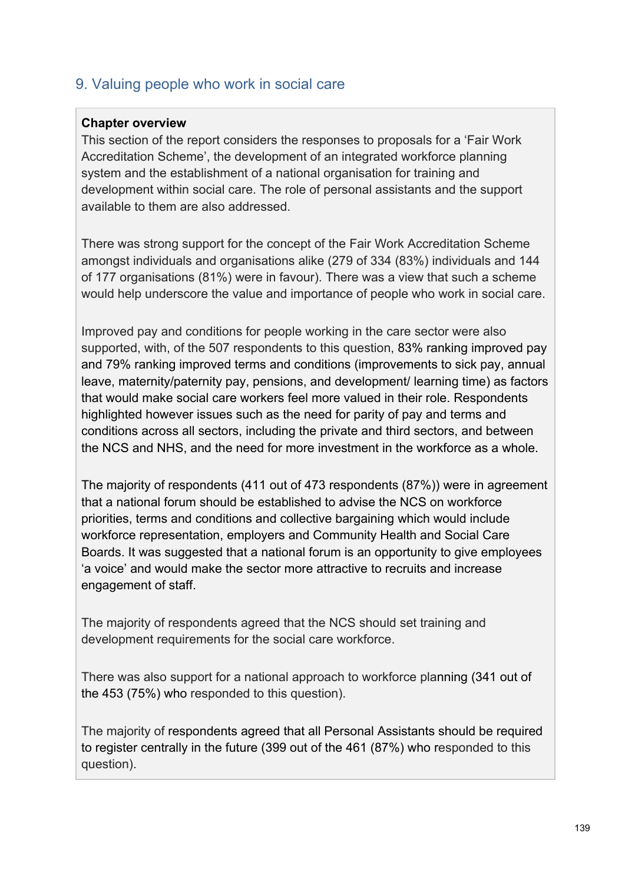## 9. Valuing people who work in social care

**Chapter overview**

This section of the report considers the responses to proposals for a 'Fair Work Accreditation Scheme', the development of an integrated workforce planning system and the establishment of a national organisation for training and development within social care. The role of personal assistants and the support available to them are also addressed.

There was strong support for the concept of the Fair Work Accreditation Scheme amongst individuals and organisations alike (279 of 334 (83%) individuals and 144 of 177 organisations (81%) were in favour). There was a view that such a scheme would help underscore the value and importance of people who work in social care.

Improved pay and conditions for people working in the care sector were also supported, with, of the 507 respondents to this question, 83% ranking improved pay and 79% ranking improved terms and conditions (improvements to sick pay, annual leave, maternity/paternity pay, pensions, and development/ learning time) as factors that would make social care workers feel more valued in their role. Respondents highlighted however issues such as the need for parity of pay and terms and conditions across all sectors, including the private and third sectors, and between the NCS and NHS, and the need for more investment in the workforce as a whole.

The majority of respondents (411 out of 473 respondents (87%)) were in agreement that a national forum should be established to advise the NCS on workforce priorities, terms and conditions and collective bargaining which would include workforce representation, employers and Community Health and Social Care Boards. It was suggested that a national forum is an opportunity to give employees 'a voice' and would make the sector more attractive to recruits and increase engagement of staff.

The majority of respondents agreed that the NCS should set training and development requirements for the social care workforce.

There was also support for a national approach to workforce planning (341 out of the 453 (75%) who responded to this question).

The majority of respondents agreed that all Personal Assistants should be required to register centrally in the future (399 out of the 461 (87%) who responded to this question).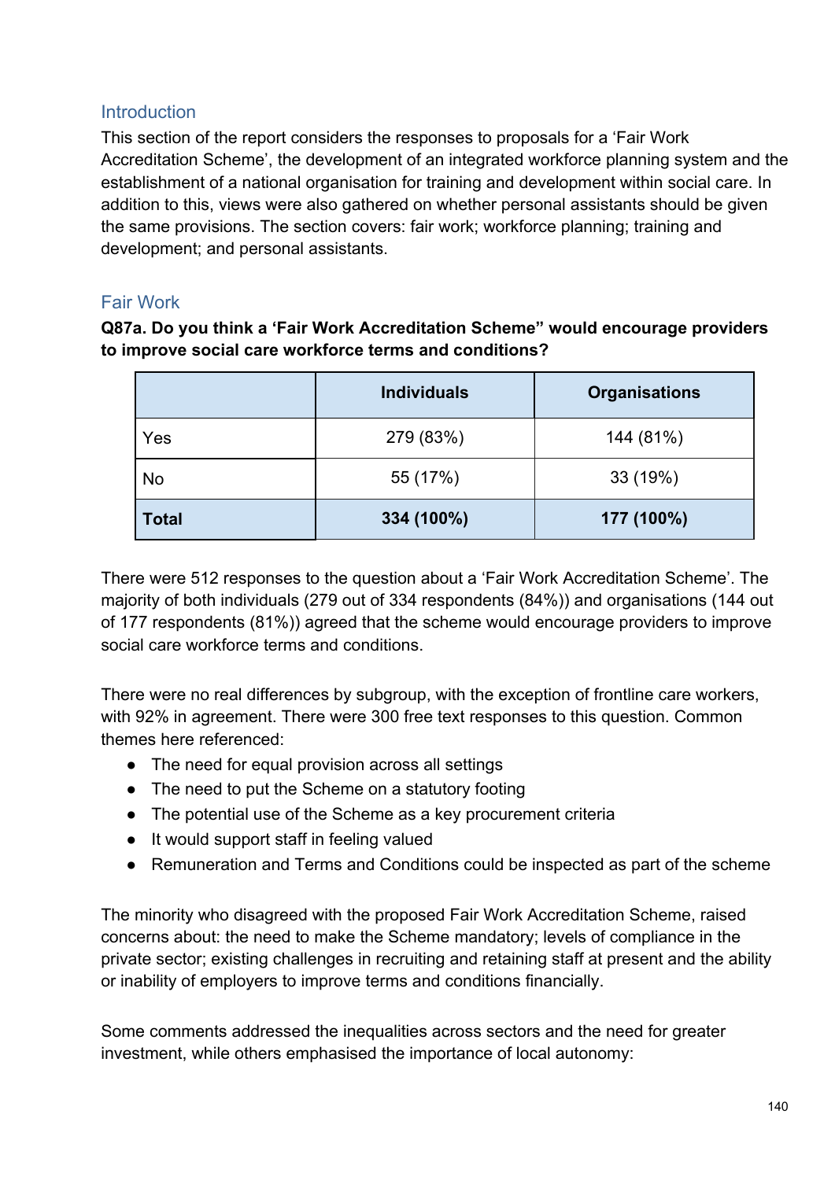## Introduction

This section of the report considers the responses to proposals for a 'Fair Work Accreditation Scheme', the development of an integrated workforce planning system and the establishment of a national organisation for training and development within social care. In addition to this, views were also gathered on whether personal assistants should be given the same provisions. The section covers: fair work; workforce planning; training and development; and personal assistants.

## Fair Work

**Q87a. Do you think a 'Fair Work Accreditation Scheme" would encourage providers to improve social care workforce terms and conditions?**

| | Individuals | Organisations |
|---|---|---|
| Yes | 279 (83%) | 144 (81%) |
| No | 55 (17%) | 33 (19%) |
| **Total** | **334 (100%)** | **177 (100%)** |

There were 512 responses to the question about a 'Fair Work Accreditation Scheme'. The majority of both individuals (279 out of 334 respondents (84%)) and organisations (144 out of 177 respondents (81%)) agreed that the scheme would encourage providers to improve social care workforce terms and conditions.

There were no real differences by subgroup, with the exception of frontline care workers, with 92% in agreement. There were 300 free text responses to this question. Common themes here referenced:

- The need for equal provision across all settings
- The need to put the Scheme on a statutory footing
- The potential use of the Scheme as a key procurement criteria
- It would support staff in feeling valued
- Remuneration and Terms and Conditions could be inspected as part of the scheme

The minority who disagreed with the proposed Fair Work Accreditation Scheme, raised concerns about: the need to make the Scheme mandatory; levels of compliance in the private sector; existing challenges in recruiting and retaining staff at present and the ability or inability of employers to improve terms and conditions financially.

Some comments addressed the inequalities across sectors and the need for greater investment, while others emphasised the importance of local autonomy: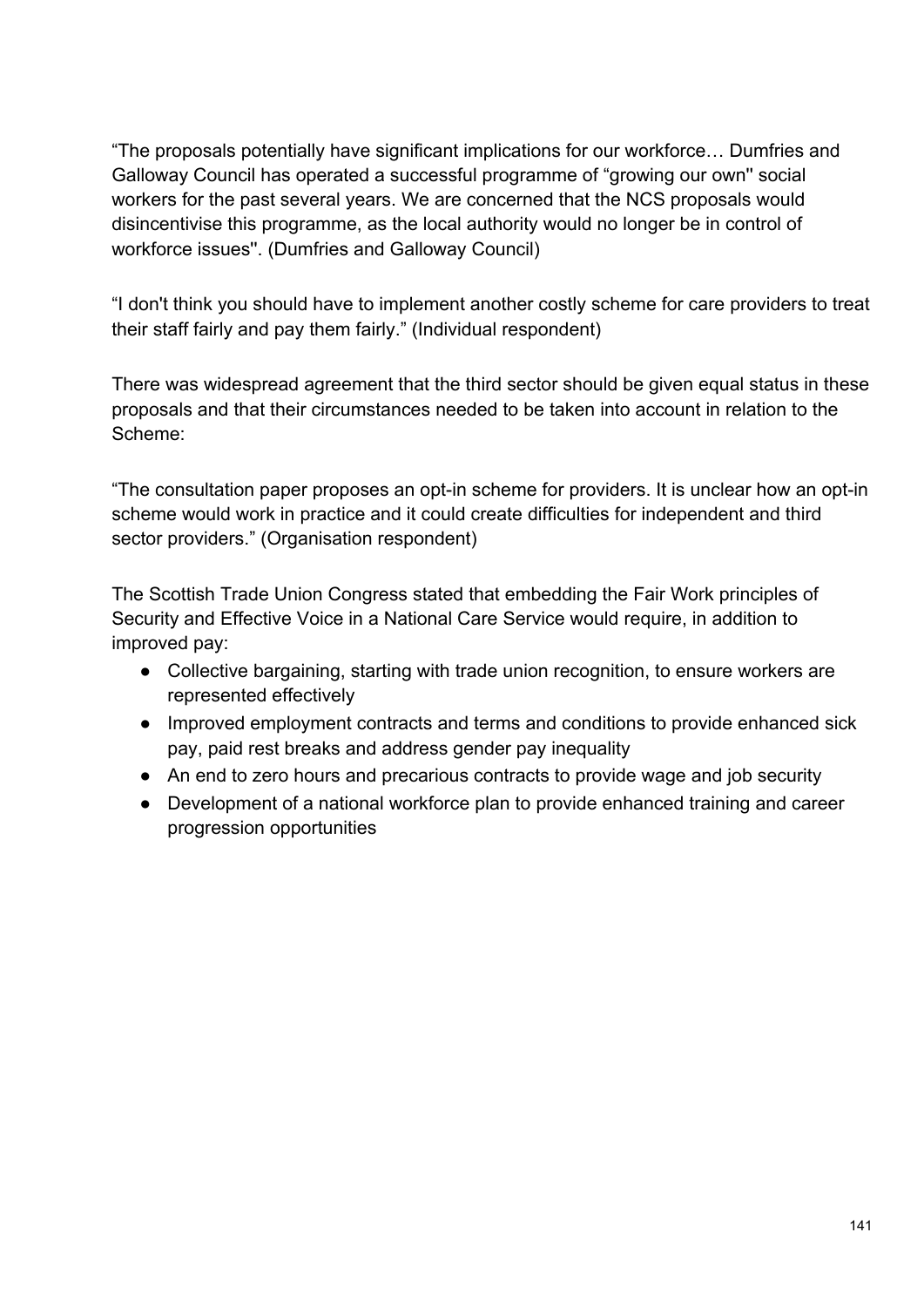"The proposals potentially have significant implications for our workforce… Dumfries and Galloway Council has operated a successful programme of "growing our own'' social workers for the past several years. We are concerned that the NCS proposals would disincentivise this programme, as the local authority would no longer be in control of workforce issues''. (Dumfries and Galloway Council)

"I don't think you should have to implement another costly scheme for care providers to treat their staff fairly and pay them fairly." (Individual respondent)

There was widespread agreement that the third sector should be given equal status in these proposals and that their circumstances needed to be taken into account in relation to the Scheme:

"The consultation paper proposes an opt-in scheme for providers. It is unclear how an opt-in scheme would work in practice and it could create difficulties for independent and third sector providers." (Organisation respondent)

The Scottish Trade Union Congress stated that embedding the Fair Work principles of Security and Effective Voice in a National Care Service would require, in addition to improved pay:

- Collective bargaining, starting with trade union recognition, to ensure workers are represented effectively
- Improved employment contracts and terms and conditions to provide enhanced sick pay, paid rest breaks and address gender pay inequality
- An end to zero hours and precarious contracts to provide wage and job security
- Development of a national workforce plan to provide enhanced training and career progression opportunities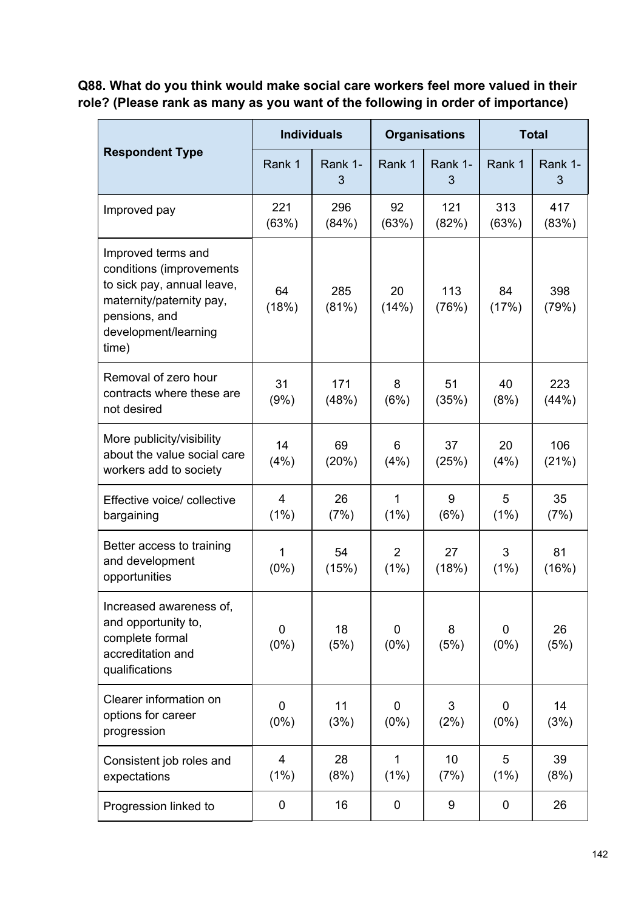**Q88. What do you think would make social care workers feel more valued in their role? (Please rank as many as you want of the following in order of importance)**

| Respondent Type | Individuals | | Organisations | | Total | |
|---|---|---|---|---|---|---|
| | Rank 1 | Rank 1-3 | Rank 1 | Rank 1-3 | Rank 1 | Rank 1-3 |
| Improved pay | 221 (63%) | 296 (84%) | 92 (63%) | 121 (82%) | 313 (63%) | 417 (83%) |
| Improved terms and conditions (improvements to sick pay, annual leave, maternity/paternity pay, pensions, and development/learning time) | 64 (18%) | 285 (81%) | 20 (14%) | 113 (76%) | 84 (17%) | 398 (79%) |
| Removal of zero hour contracts where these are not desired | 31 (9%) | 171 (48%) | 8 (6%) | 51 (35%) | 40 (8%) | 223 (44%) |
| More publicity/visibility about the value social care workers add to society | 14 (4%) | 69 (20%) | 6 (4%) | 37 (25%) | 20 (4%) | 106 (21%) |
| Effective voice/ collective bargaining | 4 (1%) | 26 (7%) | 1 (1%) | 9 (6%) | 5 (1%) | 35 (7%) |
| Better access to training and development opportunities | 1 (0%) | 54 (15%) | 2 (1%) | 27 (18%) | 3 (1%) | 81 (16%) |
| Increased awareness of, and opportunity to, complete formal accreditation and qualifications | 0 (0%) | 18 (5%) | 0 (0%) | 8 (5%) | 0 (0%) | 26 (5%) |
| Clearer information on options for career progression | 0 (0%) | 11 (3%) | 0 (0%) | 3 (2%) | 0 (0%) | 14 (3%) |
| Consistent job roles and expectations | 4 (1%) | 28 (8%) | 1 (1%) | 10 (7%) | 5 (1%) | 39 (8%) |
| Progression linked to | 0 | 16 | 0 | 9 | 0 | 26 |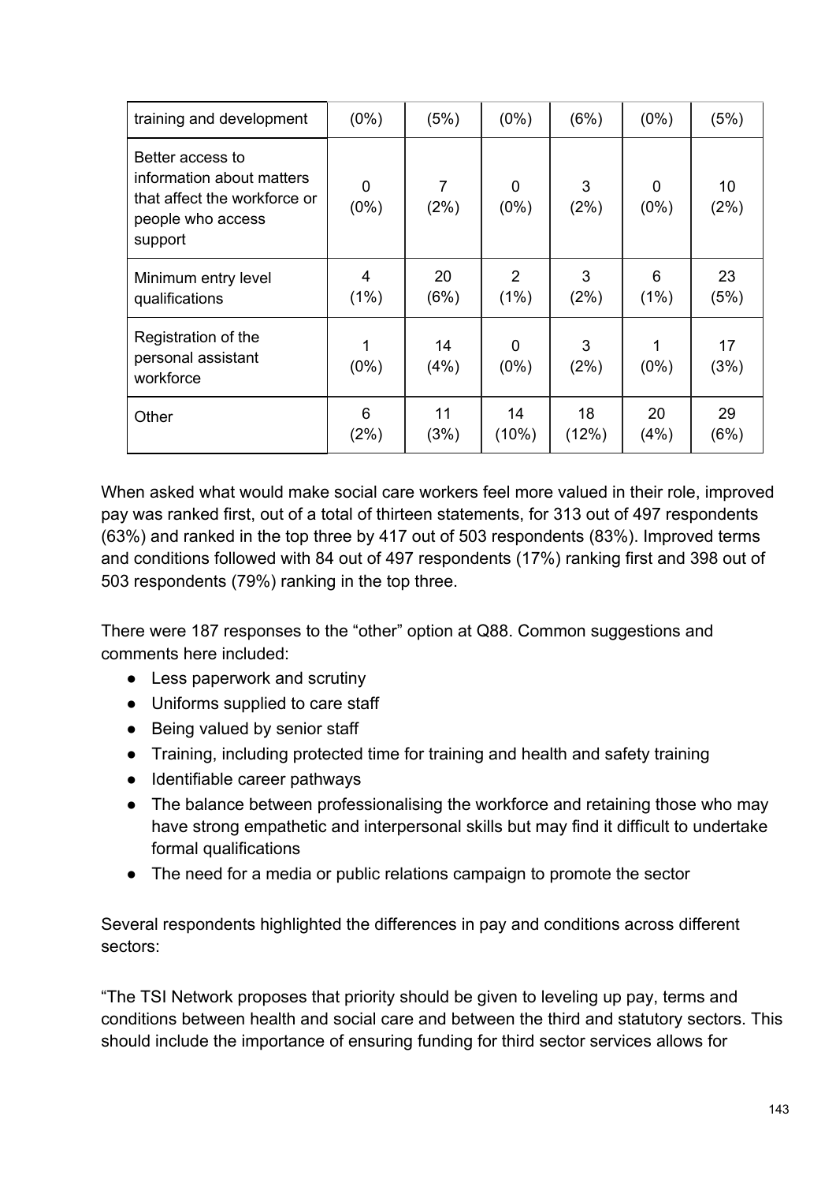| training and development | (0%) | (5%) | (0%) | (6%) | (0%) | (5%) |
|---|---|---|---|---|---|---|
| Better access to information about matters that affect the workforce or people who access support | 0 (0%) | 7 (2%) | 0 (0%) | 3 (2%) | 0 (0%) | 10 (2%) |
| Minimum entry level qualifications | 4 (1%) | 20 (6%) | 2 (1%) | 3 (2%) | 6 (1%) | 23 (5%) |
| Registration of the personal assistant workforce | 1 (0%) | 14 (4%) | 0 (0%) | 3 (2%) | 1 (0%) | 17 (3%) |
| Other | 6 (2%) | 11 (3%) | 14 (10%) | 18 (12%) | 20 (4%) | 29 (6%) |

When asked what would make social care workers feel more valued in their role, improved pay was ranked first, out of a total of thirteen statements, for 313 out of 497 respondents (63%) and ranked in the top three by 417 out of 503 respondents (83%). Improved terms and conditions followed with 84 out of 497 respondents (17%) ranking first and 398 out of 503 respondents (79%) ranking in the top three.

There were 187 responses to the "other" option at Q88. Common suggestions and comments here included:

- Less paperwork and scrutiny
- Uniforms supplied to care staff
- Being valued by senior staff
- Training, including protected time for training and health and safety training
- Identifiable career pathways
- The balance between professionalising the workforce and retaining those who may have strong empathetic and interpersonal skills but may find it difficult to undertake formal qualifications
- The need for a media or public relations campaign to promote the sector

Several respondents highlighted the differences in pay and conditions across different sectors:

"The TSI Network proposes that priority should be given to leveling up pay, terms and conditions between health and social care and between the third and statutory sectors. This should include the importance of ensuring funding for third sector services allows for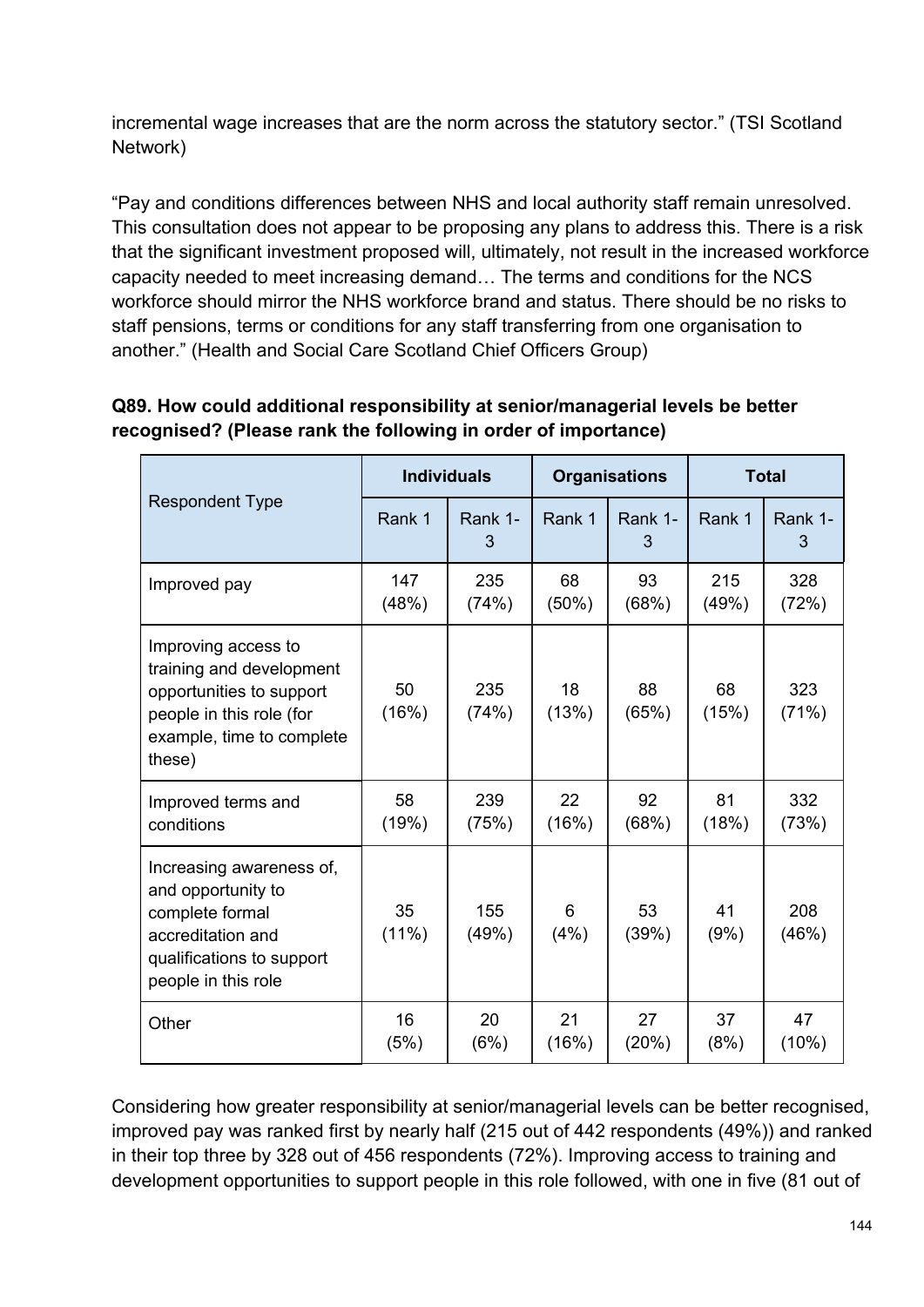incremental wage increases that are the norm across the statutory sector." (TSI Scotland Network)

"Pay and conditions differences between NHS and local authority staff remain unresolved. This consultation does not appear to be proposing any plans to address this. There is a risk that the significant investment proposed will, ultimately, not result in the increased workforce capacity needed to meet increasing demand… The terms and conditions for the NCS workforce should mirror the NHS workforce brand and status. There should be no risks to staff pensions, terms or conditions for any staff transferring from one organisation to another." (Health and Social Care Scotland Chief Officers Group)

**Q89. How could additional responsibility at senior/managerial levels be better recognised? (Please rank the following in order of importance)**

| Respondent Type | Individuals | | Organisations | | Total | |
|---|---|---|---|---|---|---|
| | Rank 1 | Rank 1-3 | Rank 1 | Rank 1-3 | Rank 1 | Rank 1-3 |
| Improved pay | 147 (48%) | 235 (74%) | 68 (50%) | 93 (68%) | 215 (49%) | 328 (72%) |
| Improving access to training and development opportunities to support people in this role (for example, time to complete these) | 50 (16%) | 235 (74%) | 18 (13%) | 88 (65%) | 68 (15%) | 323 (71%) |
| Improved terms and conditions | 58 (19%) | 239 (75%) | 22 (16%) | 92 (68%) | 81 (18%) | 332 (73%) |
| Increasing awareness of, and opportunity to complete formal accreditation and qualifications to support people in this role | 35 (11%) | 155 (49%) | 6 (4%) | 53 (39%) | 41 (9%) | 208 (46%) |
| Other | 16 (5%) | 20 (6%) | 21 (16%) | 27 (20%) | 37 (8%) | 47 (10%) |

Considering how greater responsibility at senior/managerial levels can be better recognised, improved pay was ranked first by nearly half (215 out of 442 respondents (49%)) and ranked in their top three by 328 out of 456 respondents (72%). Improving access to training and development opportunities to support people in this role followed, with one in five (81 out of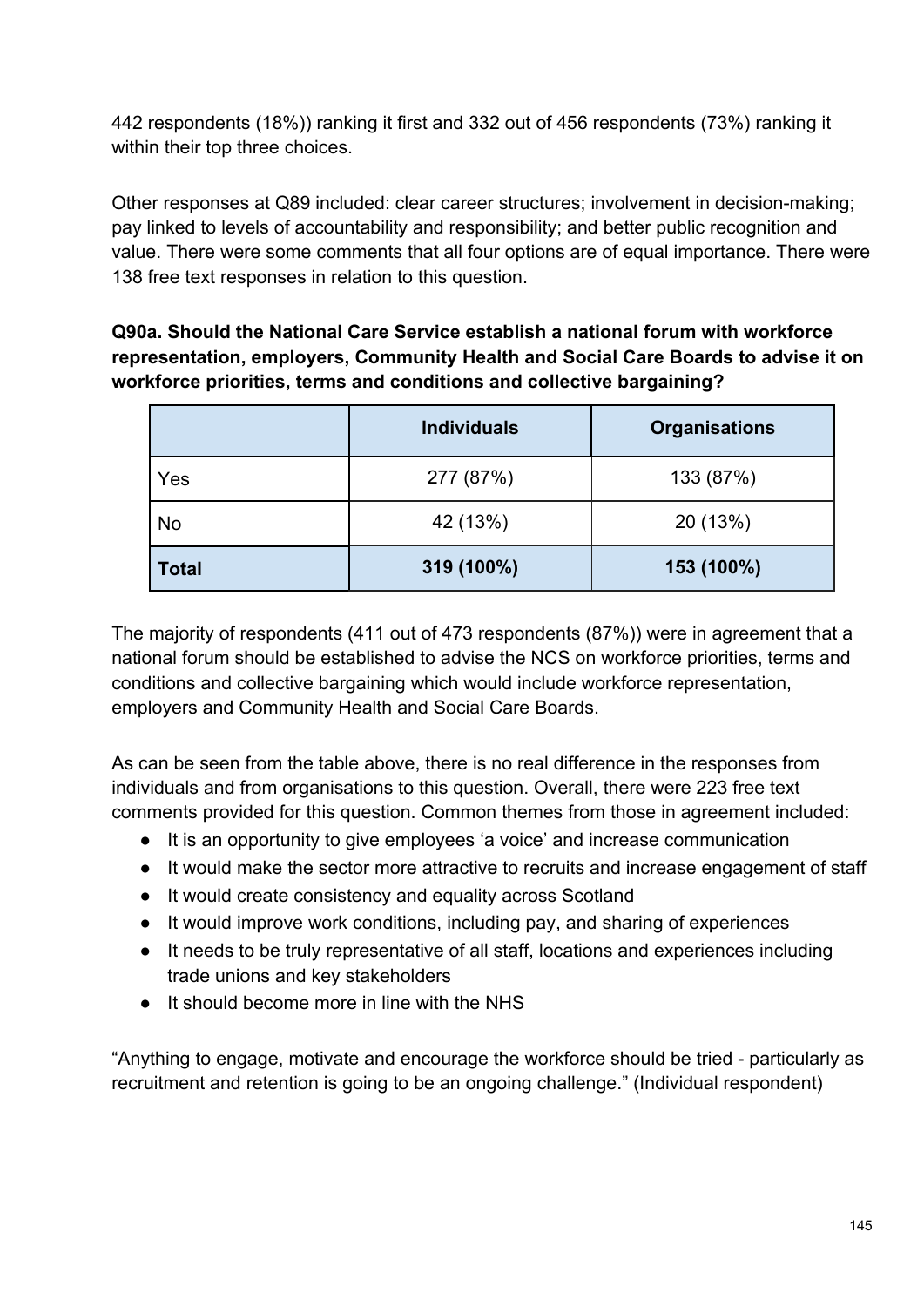442 respondents (18%)) ranking it first and 332 out of 456 respondents (73%) ranking it within their top three choices.

Other responses at Q89 included: clear career structures; involvement in decision-making; pay linked to levels of accountability and responsibility; and better public recognition and value. There were some comments that all four options are of equal importance. There were 138 free text responses in relation to this question.

**Q90a. Should the National Care Service establish a national forum with workforce representation, employers, Community Health and Social Care Boards to advise it on workforce priorities, terms and conditions and collective bargaining?**

| | Individuals | Organisations |
|---|---|---|
| Yes | 277 (87%) | 133 (87%) |
| No | 42 (13%) | 20 (13%) |
| **Total** | **319 (100%)** | **153 (100%)** |

The majority of respondents (411 out of 473 respondents (87%)) were in agreement that a national forum should be established to advise the NCS on workforce priorities, terms and conditions and collective bargaining which would include workforce representation, employers and Community Health and Social Care Boards.

As can be seen from the table above, there is no real difference in the responses from individuals and from organisations to this question. Overall, there were 223 free text comments provided for this question. Common themes from those in agreement included:

- It is an opportunity to give employees 'a voice' and increase communication
- It would make the sector more attractive to recruits and increase engagement of staff
- It would create consistency and equality across Scotland
- It would improve work conditions, including pay, and sharing of experiences
- It needs to be truly representative of all staff, locations and experiences including trade unions and key stakeholders
- It should become more in line with the NHS

"Anything to engage, motivate and encourage the workforce should be tried - particularly as recruitment and retention is going to be an ongoing challenge." (Individual respondent)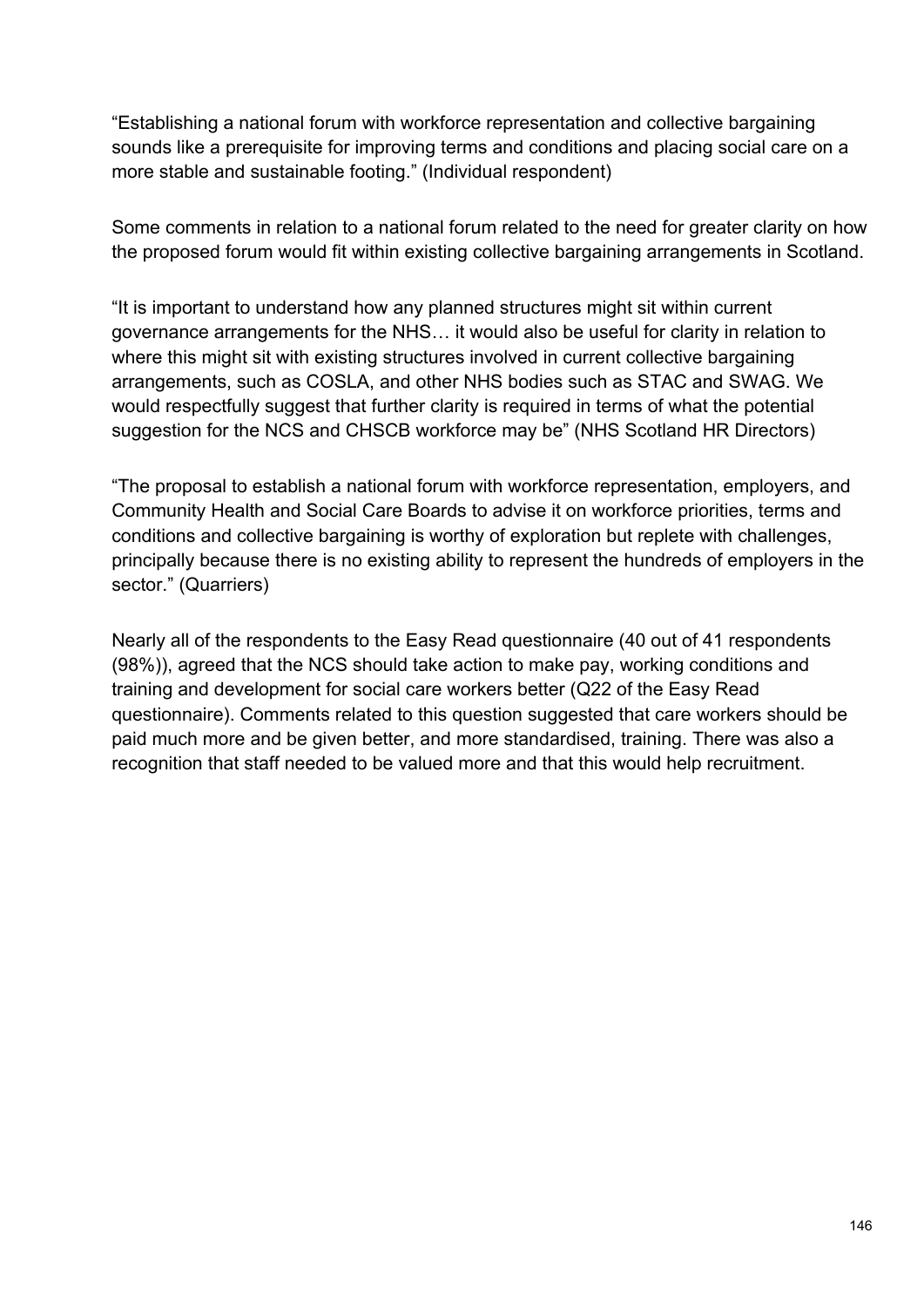"Establishing a national forum with workforce representation and collective bargaining sounds like a prerequisite for improving terms and conditions and placing social care on a more stable and sustainable footing." (Individual respondent)

Some comments in relation to a national forum related to the need for greater clarity on how the proposed forum would fit within existing collective bargaining arrangements in Scotland.

"It is important to understand how any planned structures might sit within current governance arrangements for the NHS… it would also be useful for clarity in relation to where this might sit with existing structures involved in current collective bargaining arrangements, such as COSLA, and other NHS bodies such as STAC and SWAG. We would respectfully suggest that further clarity is required in terms of what the potential suggestion for the NCS and CHSCB workforce may be" (NHS Scotland HR Directors)

"The proposal to establish a national forum with workforce representation, employers, and Community Health and Social Care Boards to advise it on workforce priorities, terms and conditions and collective bargaining is worthy of exploration but replete with challenges, principally because there is no existing ability to represent the hundreds of employers in the sector." (Quarriers)

Nearly all of the respondents to the Easy Read questionnaire (40 out of 41 respondents (98%)), agreed that the NCS should take action to make pay, working conditions and training and development for social care workers better (Q22 of the Easy Read questionnaire). Comments related to this question suggested that care workers should be paid much more and be given better, and more standardised, training. There was also a recognition that staff needed to be valued more and that this would help recruitment.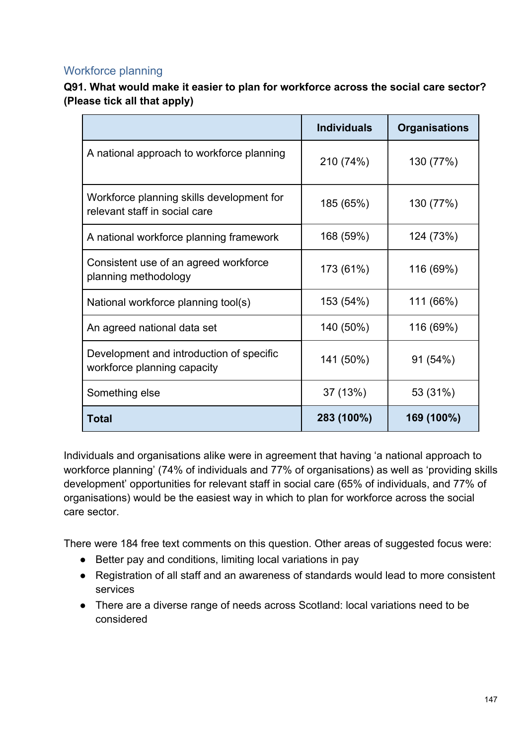## Workforce planning

**Q91. What would make it easier to plan for workforce across the social care sector? (Please tick all that apply)**

| | Individuals | Organisations |
|---|---|---|
| A national approach to workforce planning | 210 (74%) | 130 (77%) |
| Workforce planning skills development for relevant staff in social care | 185 (65%) | 130 (77%) |
| A national workforce planning framework | 168 (59%) | 124 (73%) |
| Consistent use of an agreed workforce planning methodology | 173 (61%) | 116 (69%) |
| National workforce planning tool(s) | 153 (54%) | 111 (66%) |
| An agreed national data set | 140 (50%) | 116 (69%) |
| Development and introduction of specific workforce planning capacity | 141 (50%) | 91 (54%) |
| Something else | 37 (13%) | 53 (31%) |
| **Total** | **283 (100%)** | **169 (100%)** |

Individuals and organisations alike were in agreement that having 'a national approach to workforce planning' (74% of individuals and 77% of organisations) as well as 'providing skills development' opportunities for relevant staff in social care (65% of individuals, and 77% of organisations) would be the easiest way in which to plan for workforce across the social care sector.

There were 184 free text comments on this question. Other areas of suggested focus were:

- Better pay and conditions, limiting local variations in pay
- Registration of all staff and an awareness of standards would lead to more consistent services
- There are a diverse range of needs across Scotland: local variations need to be considered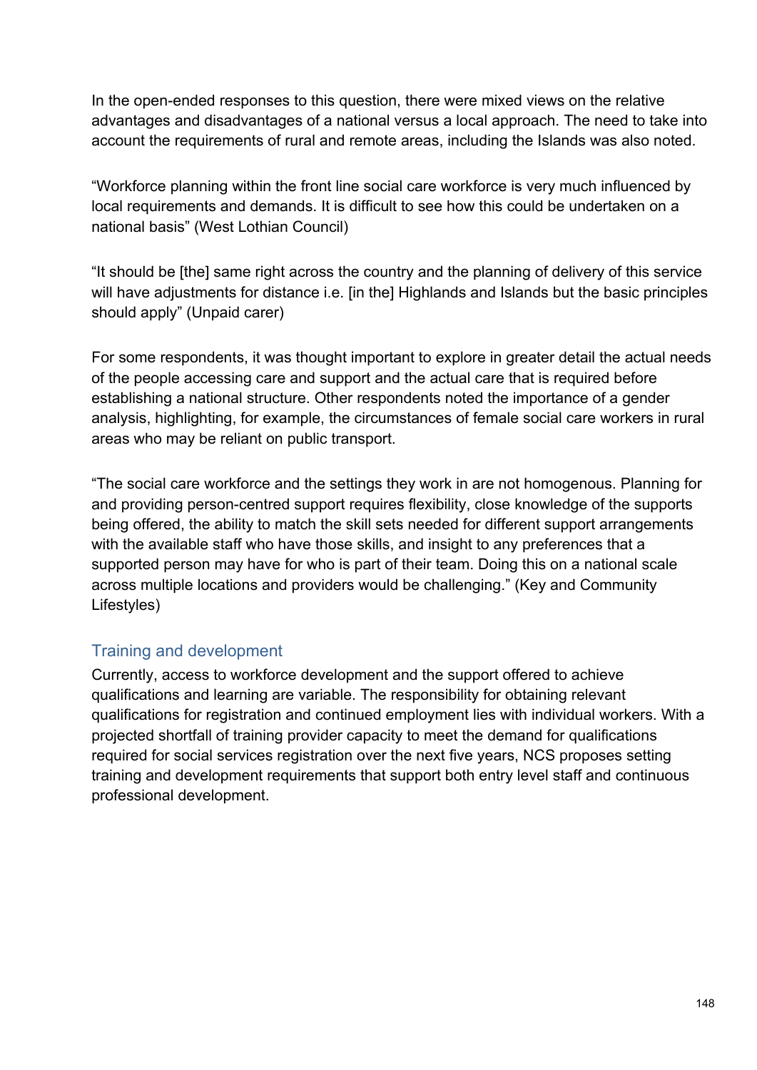In the open-ended responses to this question, there were mixed views on the relative advantages and disadvantages of a national versus a local approach. The need to take into account the requirements of rural and remote areas, including the Islands was also noted.

“Workforce planning within the front line social care workforce is very much influenced by local requirements and demands. It is difficult to see how this could be undertaken on a national basis” (West Lothian Council)

“It should be [the] same right across the country and the planning of delivery of this service will have adjustments for distance i.e. [in the] Highlands and Islands but the basic principles should apply” (Unpaid carer)

For some respondents, it was thought important to explore in greater detail the actual needs of the people accessing care and support and the actual care that is required before establishing a national structure. Other respondents noted the importance of a gender analysis, highlighting, for example, the circumstances of female social care workers in rural areas who may be reliant on public transport.

“The social care workforce and the settings they work in are not homogenous. Planning for and providing person-centred support requires flexibility, close knowledge of the supports being offered, the ability to match the skill sets needed for different support arrangements with the available staff who have those skills, and insight to any preferences that a supported person may have for who is part of their team. Doing this on a national scale across multiple locations and providers would be challenging.” (Key and Community Lifestyles)

### Training and development

Currently, access to workforce development and the support offered to achieve qualifications and learning are variable. The responsibility for obtaining relevant qualifications for registration and continued employment lies with individual workers. With a projected shortfall of training provider capacity to meet the demand for qualifications required for social services registration over the next five years, NCS proposes setting training and development requirements that support both entry level staff and continuous professional development.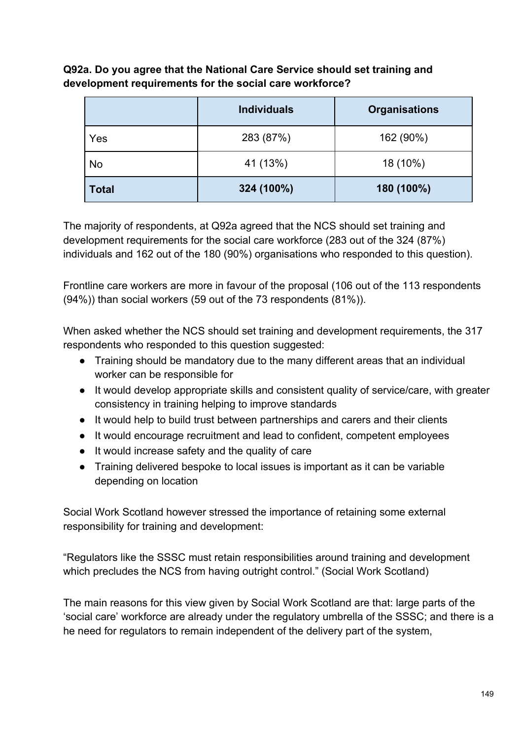**Q92a. Do you agree that the National Care Service should set training and development requirements for the social care workforce?**

| | Individuals | Organisations |
|---|---|---|
| Yes | 283 (87%) | 162 (90%) |
| No | 41 (13%) | 18 (10%) |
| **Total** | **324 (100%)** | **180 (100%)** |

The majority of respondents, at Q92a agreed that the NCS should set training and development requirements for the social care workforce (283 out of the 324 (87%) individuals and 162 out of the 180 (90%) organisations who responded to this question).

Frontline care workers are more in favour of the proposal (106 out of the 113 respondents (94%)) than social workers (59 out of the 73 respondents (81%)).

When asked whether the NCS should set training and development requirements, the 317 respondents who responded to this question suggested:

- Training should be mandatory due to the many different areas that an individual worker can be responsible for
- It would develop appropriate skills and consistent quality of service/care, with greater consistency in training helping to improve standards
- It would help to build trust between partnerships and carers and their clients
- It would encourage recruitment and lead to confident, competent employees
- It would increase safety and the quality of care
- Training delivered bespoke to local issues is important as it can be variable depending on location

Social Work Scotland however stressed the importance of retaining some external responsibility for training and development:

"Regulators like the SSSC must retain responsibilities around training and development which precludes the NCS from having outright control." (Social Work Scotland)

The main reasons for this view given by Social Work Scotland are that: large parts of the 'social care' workforce are already under the regulatory umbrella of the SSSC; and there is a he need for regulators to remain independent of the delivery part of the system,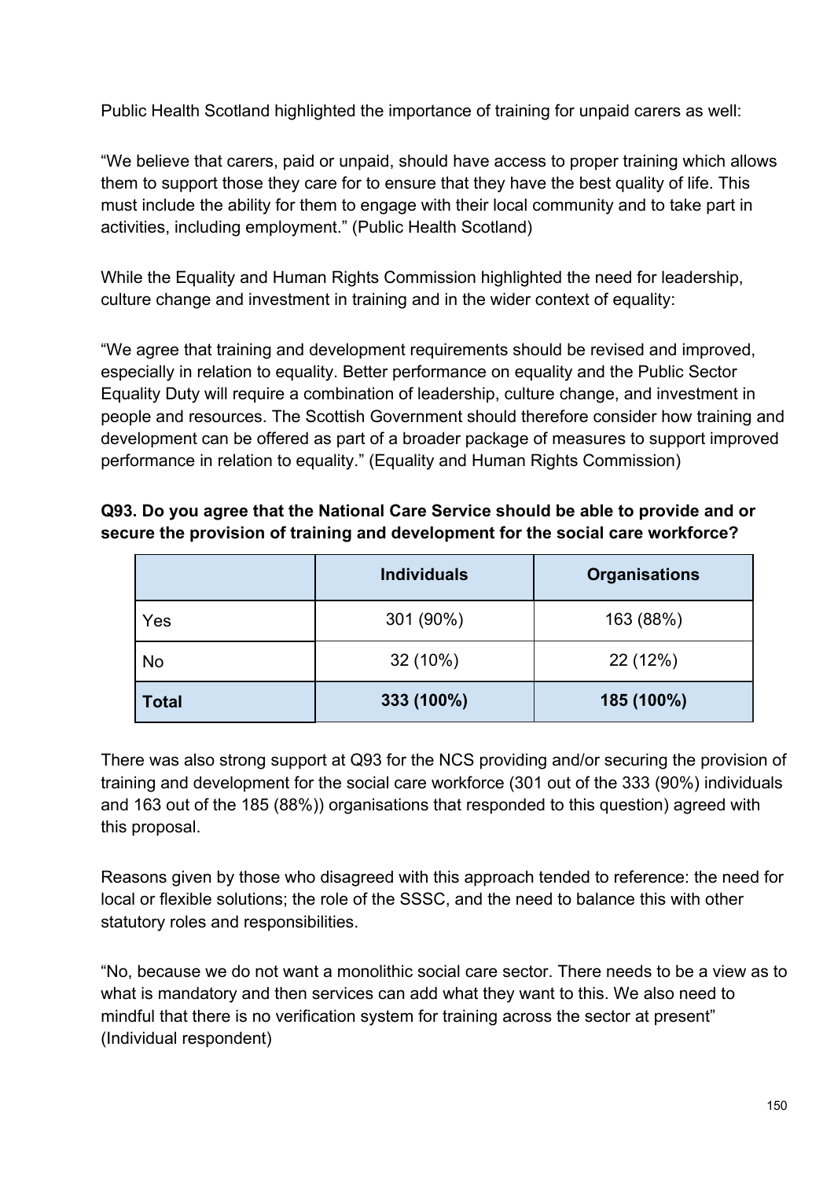Public Health Scotland highlighted the importance of training for unpaid carers as well:

"We believe that carers, paid or unpaid, should have access to proper training which allows them to support those they care for to ensure that they have the best quality of life. This must include the ability for them to engage with their local community and to take part in activities, including employment." (Public Health Scotland)

While the Equality and Human Rights Commission highlighted the need for leadership, culture change and investment in training and in the wider context of equality:

"We agree that training and development requirements should be revised and improved, especially in relation to equality. Better performance on equality and the Public Sector Equality Duty will require a combination of leadership, culture change, and investment in people and resources. The Scottish Government should therefore consider how training and development can be offered as part of a broader package of measures to support improved performance in relation to equality." (Equality and Human Rights Commission)

**Q93. Do you agree that the National Care Service should be able to provide and or secure the provision of training and development for the social care workforce?**

| | **Individuals** | **Organisations** |
|---|---|---|
| Yes | 301 (90%) | 163 (88%) |
| No | 32 (10%) | 22 (12%) |
| **Total** | **333 (100%)** | **185 (100%)** |

There was also strong support at Q93 for the NCS providing and/or securing the provision of training and development for the social care workforce (301 out of the 333 (90%) individuals and 163 out of the 185 (88%)) organisations that responded to this question) agreed with this proposal.

Reasons given by those who disagreed with this approach tended to reference: the need for local or flexible solutions; the role of the SSSC, and the need to balance this with other statutory roles and responsibilities.

"No, because we do not want a monolithic social care sector. There needs to be a view as to what is mandatory and then services can add what they want to this. We also need to mindful that there is no verification system for training across the sector at present" (Individual respondent)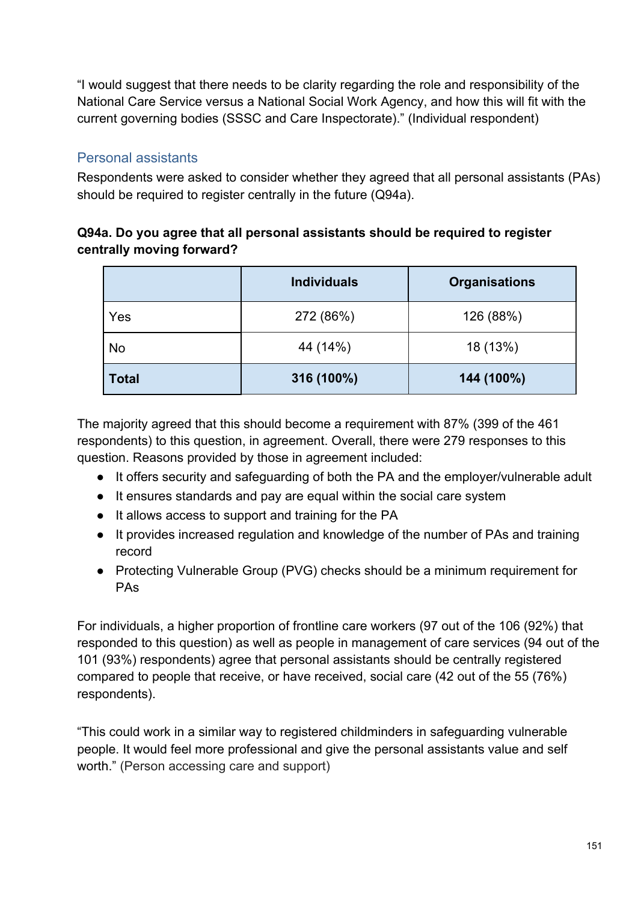"I would suggest that there needs to be clarity regarding the role and responsibility of the National Care Service versus a National Social Work Agency, and how this will fit with the current governing bodies (SSSC and Care Inspectorate)." (Individual respondent)

### Personal assistants

Respondents were asked to consider whether they agreed that all personal assistants (PAs) should be required to register centrally in the future (Q94a).

**Q94a. Do you agree that all personal assistants should be required to register centrally moving forward?**

| | Individuals | Organisations |
|---|---|---|
| Yes | 272 (86%) | 126 (88%) |
| No | 44 (14%) | 18 (13%) |
| **Total** | **316 (100%)** | **144 (100%)** |

The majority agreed that this should become a requirement with 87% (399 of the 461 respondents) to this question, in agreement. Overall, there were 279 responses to this question. Reasons provided by those in agreement included:

- It offers security and safeguarding of both the PA and the employer/vulnerable adult
- It ensures standards and pay are equal within the social care system
- It allows access to support and training for the PA
- It provides increased regulation and knowledge of the number of PAs and training record
- Protecting Vulnerable Group (PVG) checks should be a minimum requirement for PAs

For individuals, a higher proportion of frontline care workers (97 out of the 106 (92%) that responded to this question) as well as people in management of care services (94 out of the 101 (93%) respondents) agree that personal assistants should be centrally registered compared to people that receive, or have received, social care (42 out of the 55 (76%) respondents).

"This could work in a similar way to registered childminders in safeguarding vulnerable people. It would feel more professional and give the personal assistants value and self worth." (Person accessing care and support)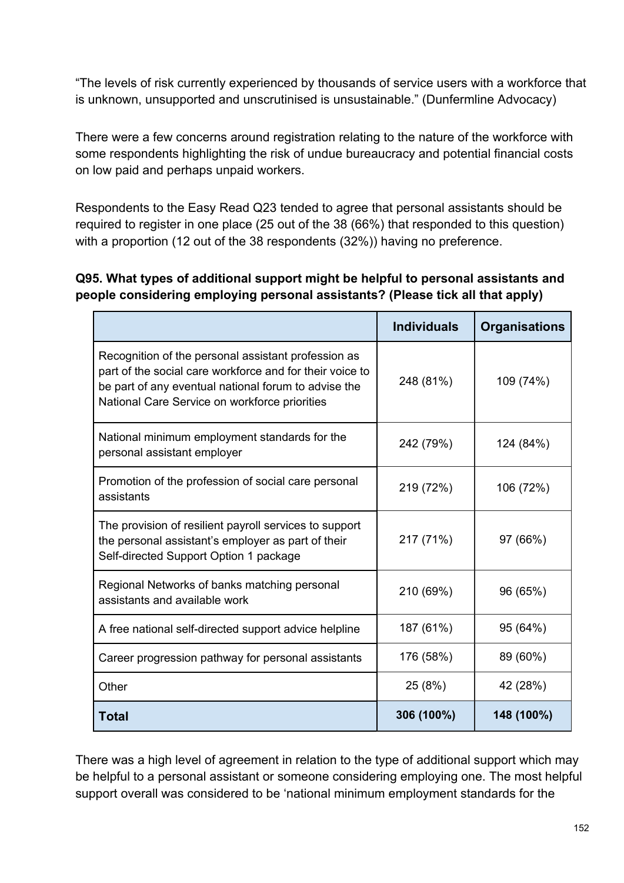"The levels of risk currently experienced by thousands of service users with a workforce that is unknown, unsupported and unscrutinised is unsustainable." (Dunfermline Advocacy)

There were a few concerns around registration relating to the nature of the workforce with some respondents highlighting the risk of undue bureaucracy and potential financial costs on low paid and perhaps unpaid workers.

Respondents to the Easy Read Q23 tended to agree that personal assistants should be required to register in one place (25 out of the 38 (66%) that responded to this question) with a proportion (12 out of the 38 respondents (32%)) having no preference.

**Q95. What types of additional support might be helpful to personal assistants and people considering employing personal assistants? (Please tick all that apply)**

| | Individuals | Organisations |
|---|---|---|
| Recognition of the personal assistant profession as part of the social care workforce and for their voice to be part of any eventual national forum to advise the National Care Service on workforce priorities | 248 (81%) | 109 (74%) |
| National minimum employment standards for the personal assistant employer | 242 (79%) | 124 (84%) |
| Promotion of the profession of social care personal assistants | 219 (72%) | 106 (72%) |
| The provision of resilient payroll services to support the personal assistant's employer as part of their Self-directed Support Option 1 package | 217 (71%) | 97 (66%) |
| Regional Networks of banks matching personal assistants and available work | 210 (69%) | 96 (65%) |
| A free national self-directed support advice helpline | 187 (61%) | 95 (64%) |
| Career progression pathway for personal assistants | 176 (58%) | 89 (60%) |
| Other | 25 (8%) | 42 (28%) |
| **Total** | **306 (100%)** | **148 (100%)** |

There was a high level of agreement in relation to the type of additional support which may be helpful to a personal assistant or someone considering employing one. The most helpful support overall was considered to be 'national minimum employment standards for the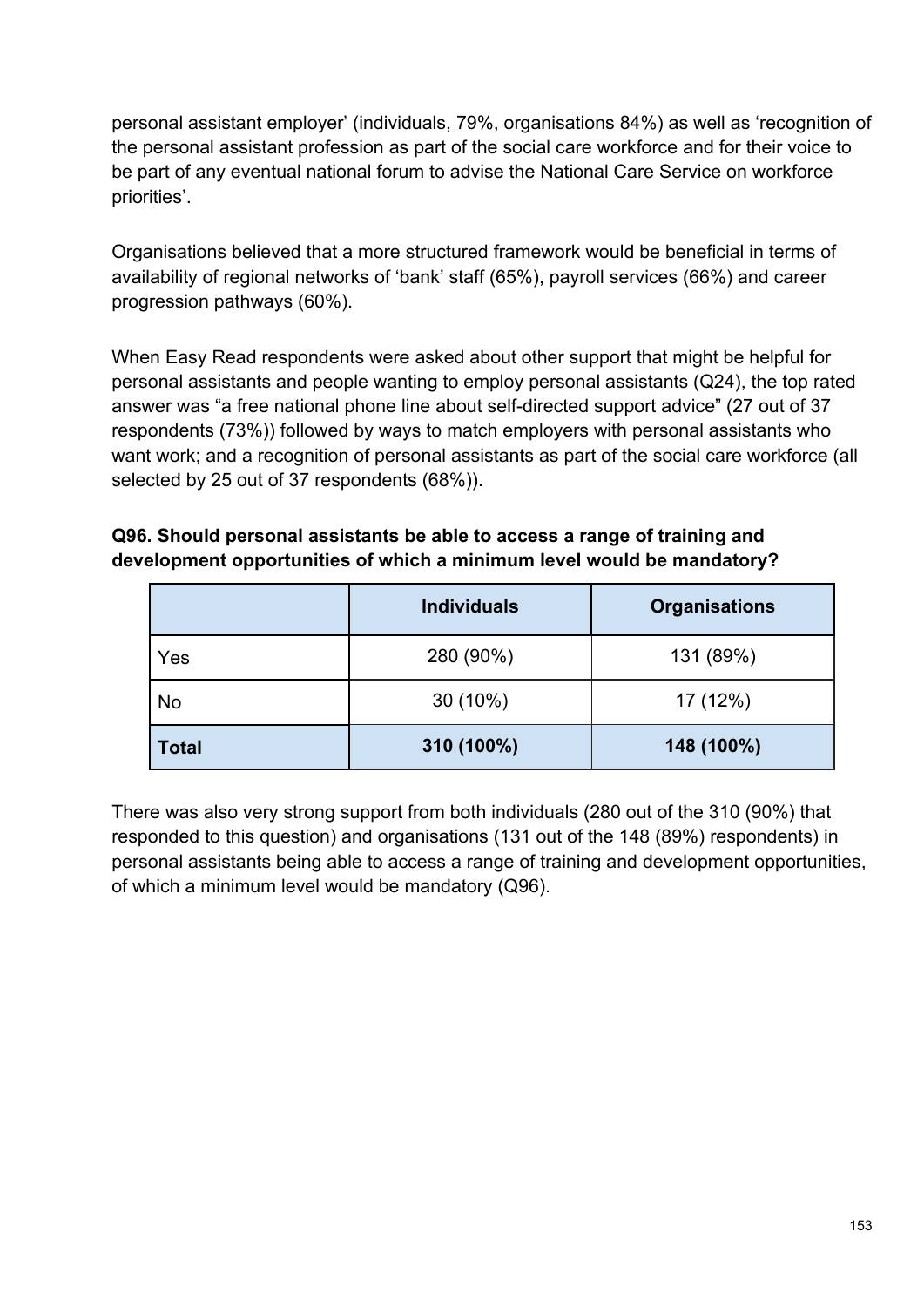personal assistant employer' (individuals, 79%, organisations 84%) as well as 'recognition of the personal assistant profession as part of the social care workforce and for their voice to be part of any eventual national forum to advise the National Care Service on workforce priorities'.

Organisations believed that a more structured framework would be beneficial in terms of availability of regional networks of 'bank' staff (65%), payroll services (66%) and career progression pathways (60%).

When Easy Read respondents were asked about other support that might be helpful for personal assistants and people wanting to employ personal assistants (Q24), the top rated answer was "a free national phone line about self-directed support advice" (27 out of 37 respondents (73%)) followed by ways to match employers with personal assistants who want work; and a recognition of personal assistants as part of the social care workforce (all selected by 25 out of 37 respondents (68%)).

**Q96. Should personal assistants be able to access a range of training and development opportunities of which a minimum level would be mandatory?**

| | Individuals | Organisations |
|---|---|---|
| Yes | 280 (90%) | 131 (89%) |
| No | 30 (10%) | 17 (12%) |
| **Total** | **310 (100%)** | **148 (100%)** |

There was also very strong support from both individuals (280 out of the 310 (90%) that responded to this question) and organisations (131 out of the 148 (89%) respondents) in personal assistants being able to access a range of training and development opportunities, of which a minimum level would be mandatory (Q96).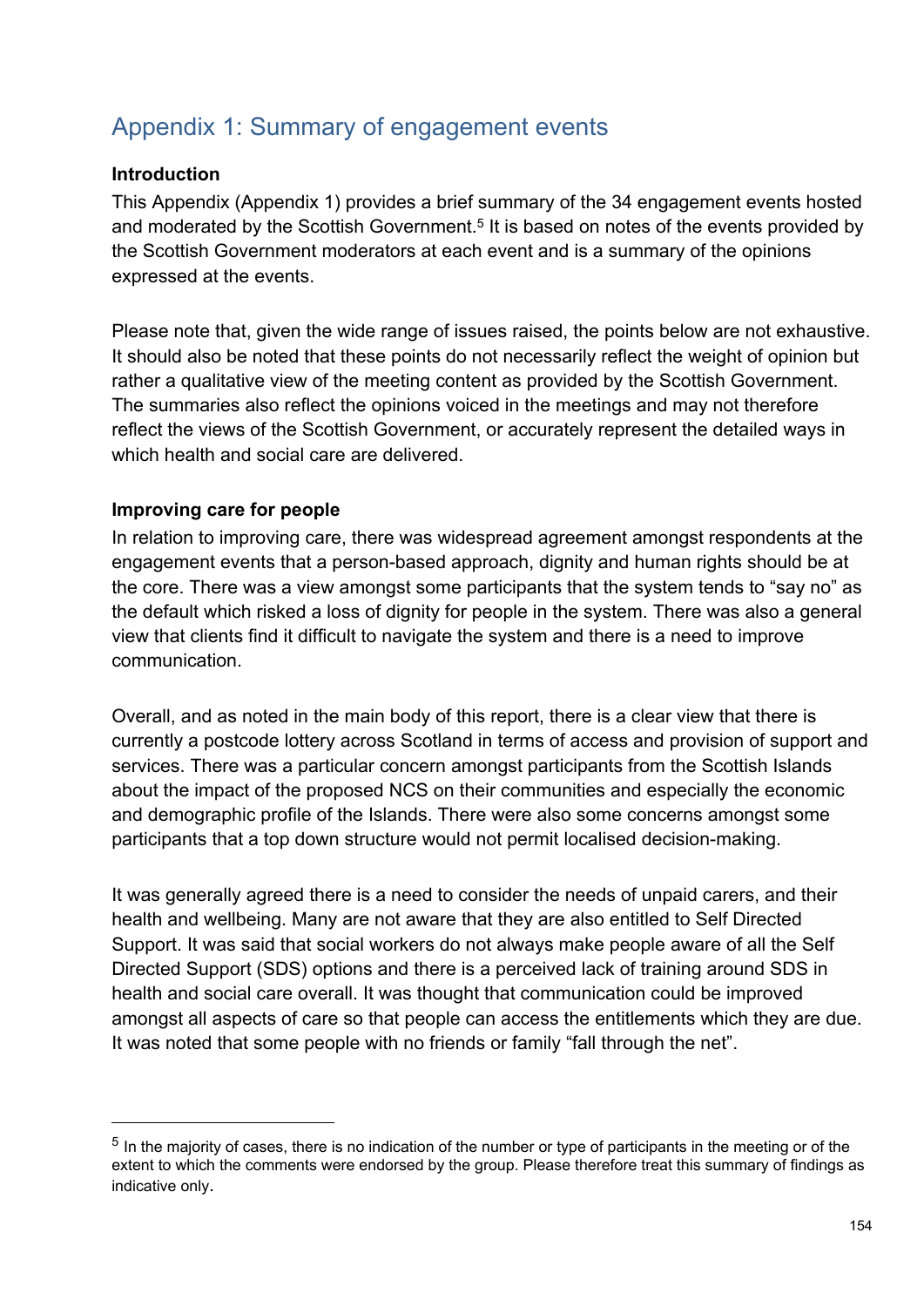## Appendix 1: Summary of engagement events

**Introduction**

This Appendix (Appendix 1) provides a brief summary of the 34 engagement events hosted and moderated by the Scottish Government.[5] It is based on notes of the events provided by the Scottish Government moderators at each event and is a summary of the opinions expressed at the events.

Please note that, given the wide range of issues raised, the points below are not exhaustive. It should also be noted that these points do not necessarily reflect the weight of opinion but rather a qualitative view of the meeting content as provided by the Scottish Government. The summaries also reflect the opinions voiced in the meetings and may not therefore reflect the views of the Scottish Government, or accurately represent the detailed ways in which health and social care are delivered.

**Improving care for people**

In relation to improving care, there was widespread agreement amongst respondents at the engagement events that a person-based approach, dignity and human rights should be at the core. There was a view amongst some participants that the system tends to "say no" as the default which risked a loss of dignity for people in the system. There was also a general view that clients find it difficult to navigate the system and there is a need to improve communication.

Overall, and as noted in the main body of this report, there is a clear view that there is currently a postcode lottery across Scotland in terms of access and provision of support and services. There was a particular concern amongst participants from the Scottish Islands about the impact of the proposed NCS on their communities and especially the economic and demographic profile of the Islands. There were also some concerns amongst some participants that a top down structure would not permit localised decision-making.

It was generally agreed there is a need to consider the needs of unpaid carers, and their health and wellbeing. Many are not aware that they are also entitled to Self Directed Support. It was said that social workers do not always make people aware of all the Self Directed Support (SDS) options and there is a perceived lack of training around SDS in health and social care overall. It was thought that communication could be improved amongst all aspects of care so that people can access the entitlements which they are due. It was noted that some people with no friends or family "fall through the net".

---

[5] In the majority of cases, there is no indication of the number or type of participants in the meeting or of the extent to which the comments were endorsed by the group. Please therefore treat this summary of findings as indicative only.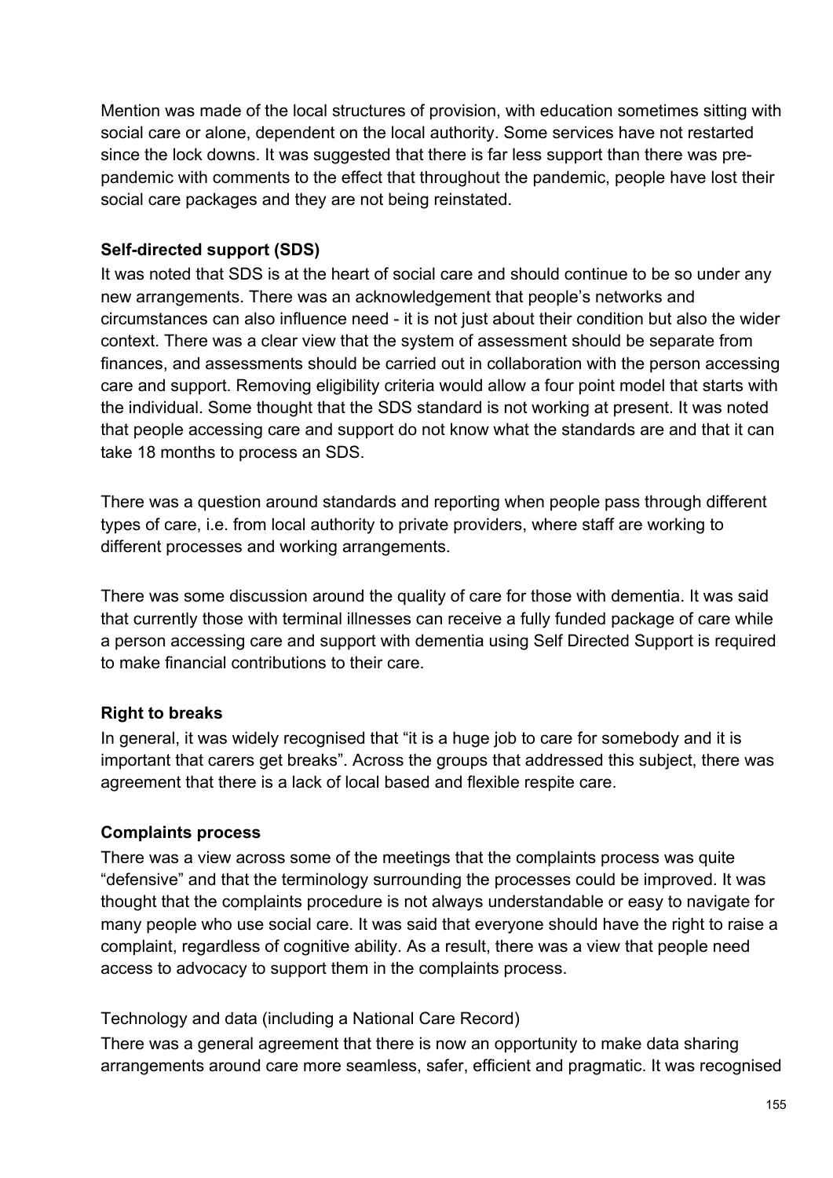Mention was made of the local structures of provision, with education sometimes sitting with social care or alone, dependent on the local authority. Some services have not restarted since the lock downs. It was suggested that there is far less support than there was pre-pandemic with comments to the effect that throughout the pandemic, people have lost their social care packages and they are not being reinstated.

**Self-directed support (SDS)**

It was noted that SDS is at the heart of social care and should continue to be so under any new arrangements. There was an acknowledgement that people's networks and circumstances can also influence need - it is not just about their condition but also the wider context. There was a clear view that the system of assessment should be separate from finances, and assessments should be carried out in collaboration with the person accessing care and support. Removing eligibility criteria would allow a four point model that starts with the individual. Some thought that the SDS standard is not working at present. It was noted that people accessing care and support do not know what the standards are and that it can take 18 months to process an SDS.

There was a question around standards and reporting when people pass through different types of care, i.e. from local authority to private providers, where staff are working to different processes and working arrangements.

There was some discussion around the quality of care for those with dementia. It was said that currently those with terminal illnesses can receive a fully funded package of care while a person accessing care and support with dementia using Self Directed Support is required to make financial contributions to their care.

**Right to breaks**

In general, it was widely recognised that "it is a huge job to care for somebody and it is important that carers get breaks". Across the groups that addressed this subject, there was agreement that there is a lack of local based and flexible respite care.

**Complaints process**

There was a view across some of the meetings that the complaints process was quite "defensive" and that the terminology surrounding the processes could be improved. It was thought that the complaints procedure is not always understandable or easy to navigate for many people who use social care. It was said that everyone should have the right to raise a complaint, regardless of cognitive ability. As a result, there was a view that people need access to advocacy to support them in the complaints process.

Technology and data (including a National Care Record)

There was a general agreement that there is now an opportunity to make data sharing arrangements around care more seamless, safer, efficient and pragmatic. It was recognised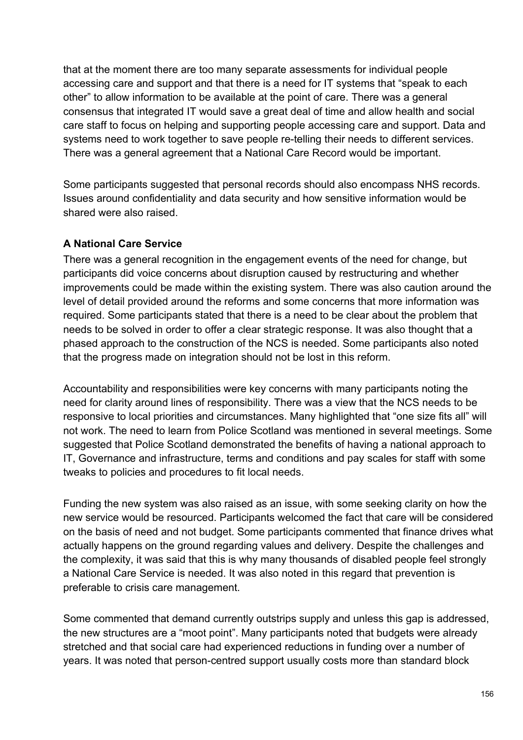that at the moment there are too many separate assessments for individual people accessing care and support and that there is a need for IT systems that "speak to each other" to allow information to be available at the point of care. There was a general consensus that integrated IT would save a great deal of time and allow health and social care staff to focus on helping and supporting people accessing care and support. Data and systems need to work together to save people re-telling their needs to different services. There was a general agreement that a National Care Record would be important.

Some participants suggested that personal records should also encompass NHS records. Issues around confidentiality and data security and how sensitive information would be shared were also raised.

**A National Care Service**

There was a general recognition in the engagement events of the need for change, but participants did voice concerns about disruption caused by restructuring and whether improvements could be made within the existing system. There was also caution around the level of detail provided around the reforms and some concerns that more information was required. Some participants stated that there is a need to be clear about the problem that needs to be solved in order to offer a clear strategic response. It was also thought that a phased approach to the construction of the NCS is needed. Some participants also noted that the progress made on integration should not be lost in this reform.

Accountability and responsibilities were key concerns with many participants noting the need for clarity around lines of responsibility. There was a view that the NCS needs to be responsive to local priorities and circumstances. Many highlighted that "one size fits all" will not work. The need to learn from Police Scotland was mentioned in several meetings. Some suggested that Police Scotland demonstrated the benefits of having a national approach to IT, Governance and infrastructure, terms and conditions and pay scales for staff with some tweaks to policies and procedures to fit local needs.

Funding the new system was also raised as an issue, with some seeking clarity on how the new service would be resourced. Participants welcomed the fact that care will be considered on the basis of need and not budget. Some participants commented that finance drives what actually happens on the ground regarding values and delivery. Despite the challenges and the complexity, it was said that this is why many thousands of disabled people feel strongly a National Care Service is needed. It was also noted in this regard that prevention is preferable to crisis care management.

Some commented that demand currently outstrips supply and unless this gap is addressed, the new structures are a "moot point". Many participants noted that budgets were already stretched and that social care had experienced reductions in funding over a number of years. It was noted that person-centred support usually costs more than standard block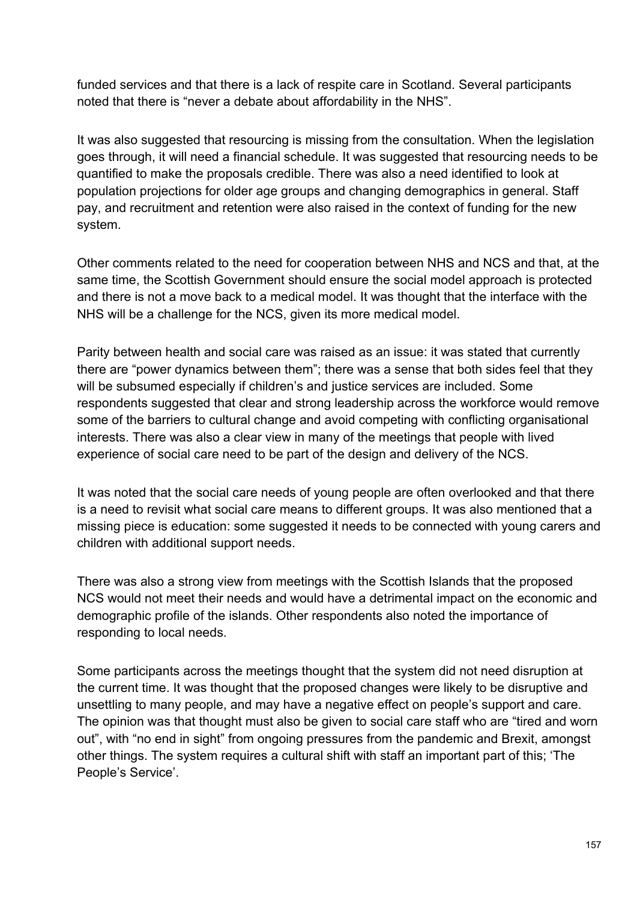funded services and that there is a lack of respite care in Scotland. Several participants noted that there is “never a debate about affordability in the NHS”.

It was also suggested that resourcing is missing from the consultation. When the legislation goes through, it will need a financial schedule. It was suggested that resourcing needs to be quantified to make the proposals credible. There was also a need identified to look at population projections for older age groups and changing demographics in general. Staff pay, and recruitment and retention were also raised in the context of funding for the new system.

Other comments related to the need for cooperation between NHS and NCS and that, at the same time, the Scottish Government should ensure the social model approach is protected and there is not a move back to a medical model. It was thought that the interface with the NHS will be a challenge for the NCS, given its more medical model.

Parity between health and social care was raised as an issue: it was stated that currently there are “power dynamics between them”; there was a sense that both sides feel that they will be subsumed especially if children’s and justice services are included. Some respondents suggested that clear and strong leadership across the workforce would remove some of the barriers to cultural change and avoid competing with conflicting organisational interests. There was also a clear view in many of the meetings that people with lived experience of social care need to be part of the design and delivery of the NCS.

It was noted that the social care needs of young people are often overlooked and that there is a need to revisit what social care means to different groups. It was also mentioned that a missing piece is education: some suggested it needs to be connected with young carers and children with additional support needs.

There was also a strong view from meetings with the Scottish Islands that the proposed NCS would not meet their needs and would have a detrimental impact on the economic and demographic profile of the islands. Other respondents also noted the importance of responding to local needs.

Some participants across the meetings thought that the system did not need disruption at the current time. It was thought that the proposed changes were likely to be disruptive and unsettling to many people, and may have a negative effect on people’s support and care. The opinion was that thought must also be given to social care staff who are “tired and worn out”, with “no end in sight” from ongoing pressures from the pandemic and Brexit, amongst other things. The system requires a cultural shift with staff an important part of this; ‘The People’s Service’.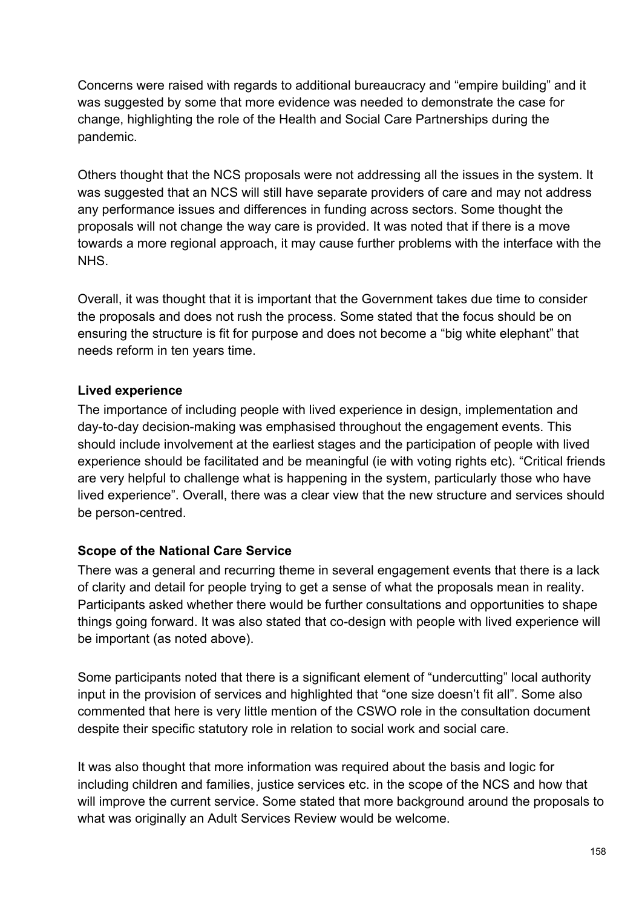Concerns were raised with regards to additional bureaucracy and “empire building” and it was suggested by some that more evidence was needed to demonstrate the case for change, highlighting the role of the Health and Social Care Partnerships during the pandemic.

Others thought that the NCS proposals were not addressing all the issues in the system. It was suggested that an NCS will still have separate providers of care and may not address any performance issues and differences in funding across sectors. Some thought the proposals will not change the way care is provided. It was noted that if there is a move towards a more regional approach, it may cause further problems with the interface with the NHS.

Overall, it was thought that it is important that the Government takes due time to consider the proposals and does not rush the process. Some stated that the focus should be on ensuring the structure is fit for purpose and does not become a “big white elephant” that needs reform in ten years time.

**Lived experience**

The importance of including people with lived experience in design, implementation and day-to-day decision-making was emphasised throughout the engagement events. This should include involvement at the earliest stages and the participation of people with lived experience should be facilitated and be meaningful (ie with voting rights etc). “Critical friends are very helpful to challenge what is happening in the system, particularly those who have lived experience”. Overall, there was a clear view that the new structure and services should be person-centred.

**Scope of the National Care Service**

There was a general and recurring theme in several engagement events that there is a lack of clarity and detail for people trying to get a sense of what the proposals mean in reality. Participants asked whether there would be further consultations and opportunities to shape things going forward. It was also stated that co-design with people with lived experience will be important (as noted above).

Some participants noted that there is a significant element of “undercutting” local authority input in the provision of services and highlighted that “one size doesn’t fit all”. Some also commented that here is very little mention of the CSWO role in the consultation document despite their specific statutory role in relation to social work and social care.

It was also thought that more information was required about the basis and logic for including children and families, justice services etc. in the scope of the NCS and how that will improve the current service. Some stated that more background around the proposals to what was originally an Adult Services Review would be welcome.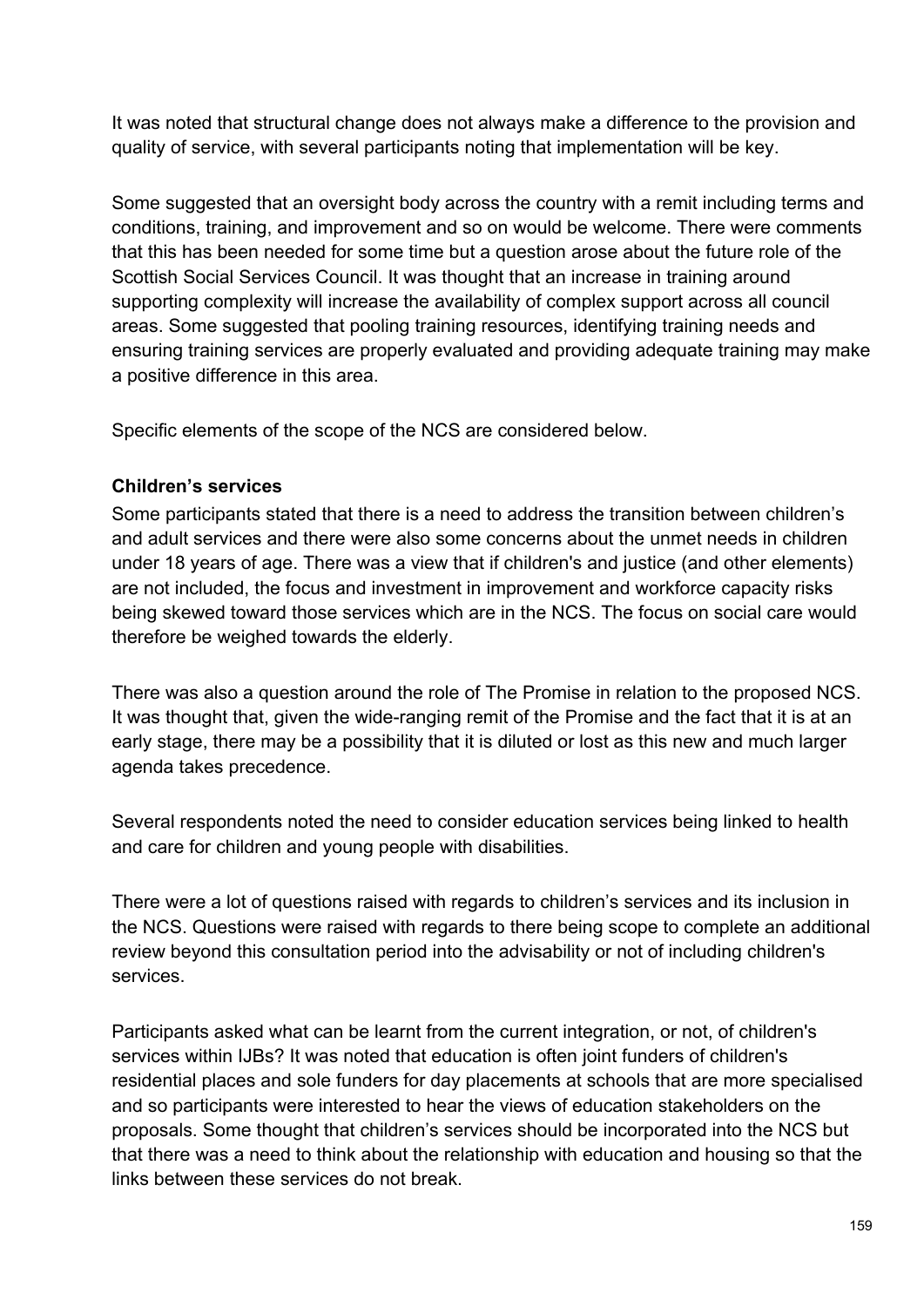It was noted that structural change does not always make a difference to the provision and quality of service, with several participants noting that implementation will be key.

Some suggested that an oversight body across the country with a remit including terms and conditions, training, and improvement and so on would be welcome. There were comments that this has been needed for some time but a question arose about the future role of the Scottish Social Services Council. It was thought that an increase in training around supporting complexity will increase the availability of complex support across all council areas. Some suggested that pooling training resources, identifying training needs and ensuring training services are properly evaluated and providing adequate training may make a positive difference in this area.

Specific elements of the scope of the NCS are considered below.

**Children's services**

Some participants stated that there is a need to address the transition between children's and adult services and there were also some concerns about the unmet needs in children under 18 years of age. There was a view that if children's and justice (and other elements) are not included, the focus and investment in improvement and workforce capacity risks being skewed toward those services which are in the NCS. The focus on social care would therefore be weighed towards the elderly.

There was also a question around the role of The Promise in relation to the proposed NCS. It was thought that, given the wide-ranging remit of the Promise and the fact that it is at an early stage, there may be a possibility that it is diluted or lost as this new and much larger agenda takes precedence.

Several respondents noted the need to consider education services being linked to health and care for children and young people with disabilities.

There were a lot of questions raised with regards to children's services and its inclusion in the NCS. Questions were raised with regards to there being scope to complete an additional review beyond this consultation period into the advisability or not of including children's services.

Participants asked what can be learnt from the current integration, or not, of children's services within IJBs? It was noted that education is often joint funders of children's residential places and sole funders for day placements at schools that are more specialised and so participants were interested to hear the views of education stakeholders on the proposals. Some thought that children's services should be incorporated into the NCS but that there was a need to think about the relationship with education and housing so that the links between these services do not break.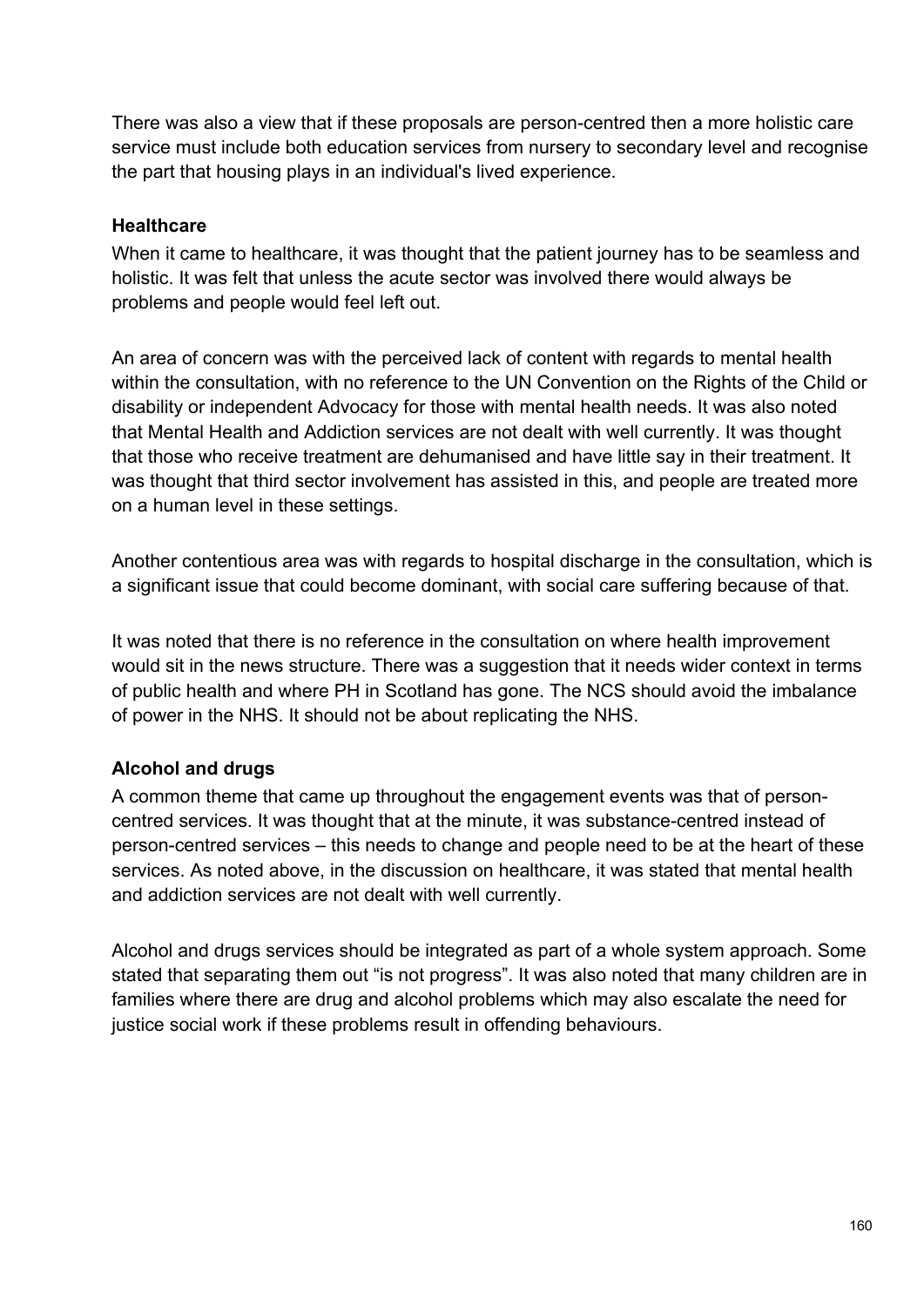There was also a view that if these proposals are person-centred then a more holistic care service must include both education services from nursery to secondary level and recognise the part that housing plays in an individual's lived experience.

**Healthcare**

When it came to healthcare, it was thought that the patient journey has to be seamless and holistic. It was felt that unless the acute sector was involved there would always be problems and people would feel left out.

An area of concern was with the perceived lack of content with regards to mental health within the consultation, with no reference to the UN Convention on the Rights of the Child or disability or independent Advocacy for those with mental health needs. It was also noted that Mental Health and Addiction services are not dealt with well currently. It was thought that those who receive treatment are dehumanised and have little say in their treatment. It was thought that third sector involvement has assisted in this, and people are treated more on a human level in these settings.

Another contentious area was with regards to hospital discharge in the consultation, which is a significant issue that could become dominant, with social care suffering because of that.

It was noted that there is no reference in the consultation on where health improvement would sit in the news structure. There was a suggestion that it needs wider context in terms of public health and where PH in Scotland has gone. The NCS should avoid the imbalance of power in the NHS. It should not be about replicating the NHS.

**Alcohol and drugs**

A common theme that came up throughout the engagement events was that of person-centred services. It was thought that at the minute, it was substance-centred instead of person-centred services – this needs to change and people need to be at the heart of these services. As noted above, in the discussion on healthcare, it was stated that mental health and addiction services are not dealt with well currently.

Alcohol and drugs services should be integrated as part of a whole system approach. Some stated that separating them out "is not progress". It was also noted that many children are in families where there are drug and alcohol problems which may also escalate the need for justice social work if these problems result in offending behaviours.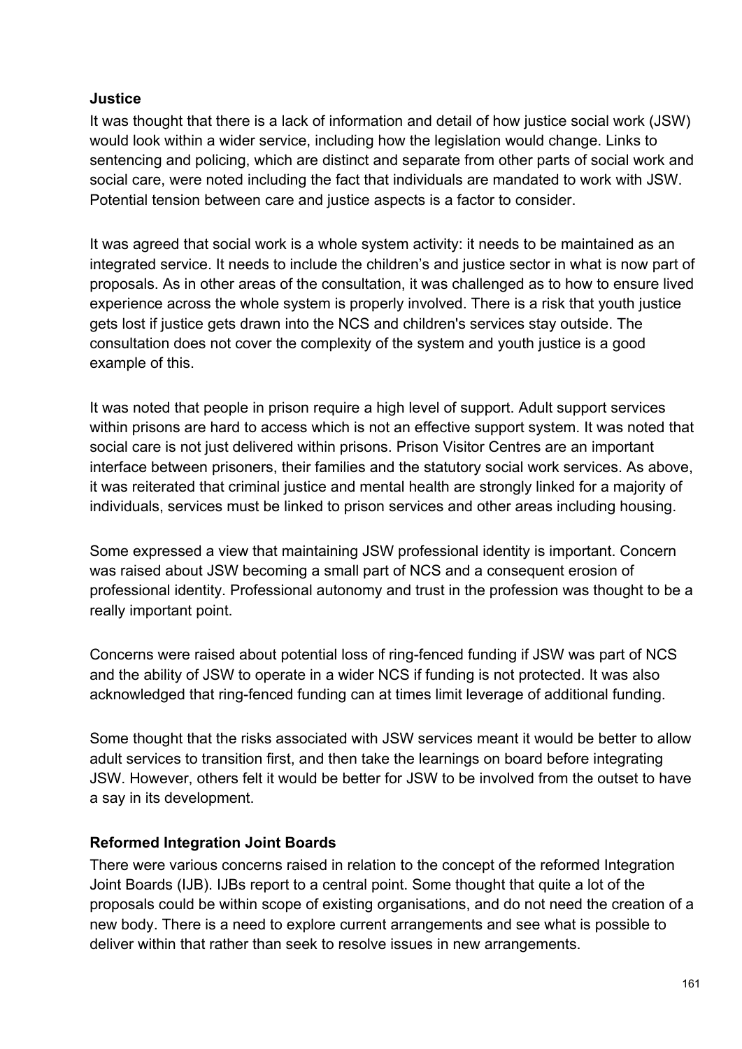**Justice**

It was thought that there is a lack of information and detail of how justice social work (JSW) would look within a wider service, including how the legislation would change. Links to sentencing and policing, which are distinct and separate from other parts of social work and social care, were noted including the fact that individuals are mandated to work with JSW. Potential tension between care and justice aspects is a factor to consider.

It was agreed that social work is a whole system activity: it needs to be maintained as an integrated service. It needs to include the children's and justice sector in what is now part of proposals. As in other areas of the consultation, it was challenged as to how to ensure lived experience across the whole system is properly involved. There is a risk that youth justice gets lost if justice gets drawn into the NCS and children's services stay outside. The consultation does not cover the complexity of the system and youth justice is a good example of this.

It was noted that people in prison require a high level of support. Adult support services within prisons are hard to access which is not an effective support system. It was noted that social care is not just delivered within prisons. Prison Visitor Centres are an important interface between prisoners, their families and the statutory social work services. As above, it was reiterated that criminal justice and mental health are strongly linked for a majority of individuals, services must be linked to prison services and other areas including housing.

Some expressed a view that maintaining JSW professional identity is important. Concern was raised about JSW becoming a small part of NCS and a consequent erosion of professional identity. Professional autonomy and trust in the profession was thought to be a really important point.

Concerns were raised about potential loss of ring-fenced funding if JSW was part of NCS and the ability of JSW to operate in a wider NCS if funding is not protected. It was also acknowledged that ring-fenced funding can at times limit leverage of additional funding.

Some thought that the risks associated with JSW services meant it would be better to allow adult services to transition first, and then take the learnings on board before integrating JSW. However, others felt it would be better for JSW to be involved from the outset to have a say in its development.

**Reformed Integration Joint Boards**

There were various concerns raised in relation to the concept of the reformed Integration Joint Boards (IJB). IJBs report to a central point. Some thought that quite a lot of the proposals could be within scope of existing organisations, and do not need the creation of a new body. There is a need to explore current arrangements and see what is possible to deliver within that rather than seek to resolve issues in new arrangements.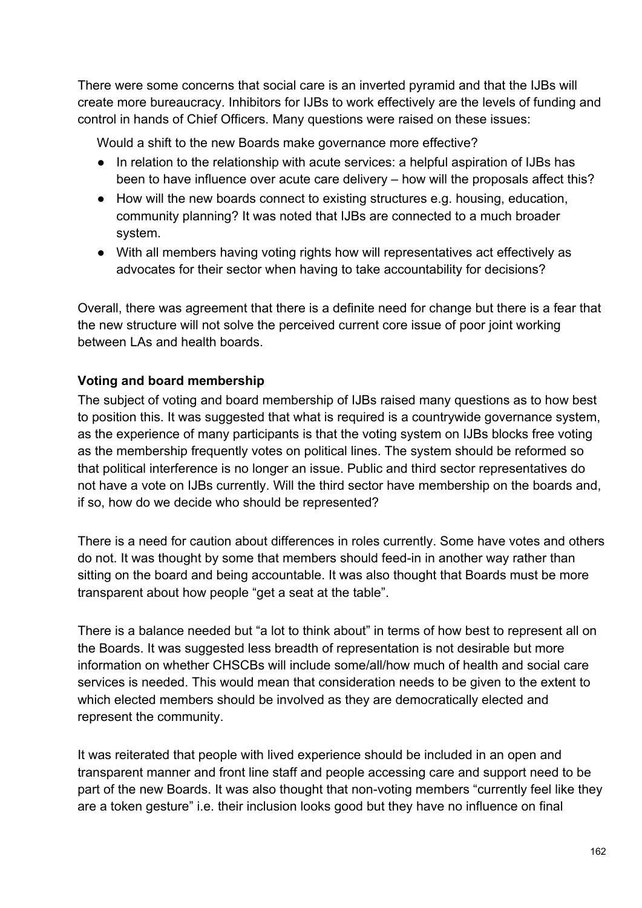There were some concerns that social care is an inverted pyramid and that the IJBs will create more bureaucracy. Inhibitors for IJBs to work effectively are the levels of funding and control in hands of Chief Officers. Many questions were raised on these issues:

Would a shift to the new Boards make governance more effective?

- In relation to the relationship with acute services: a helpful aspiration of IJBs has been to have influence over acute care delivery – how will the proposals affect this?
- How will the new boards connect to existing structures e.g. housing, education, community planning? It was noted that IJBs are connected to a much broader system.
- With all members having voting rights how will representatives act effectively as advocates for their sector when having to take accountability for decisions?

Overall, there was agreement that there is a definite need for change but there is a fear that the new structure will not solve the perceived current core issue of poor joint working between LAs and health boards.

**Voting and board membership**

The subject of voting and board membership of IJBs raised many questions as to how best to position this. It was suggested that what is required is a countrywide governance system, as the experience of many participants is that the voting system on IJBs blocks free voting as the membership frequently votes on political lines. The system should be reformed so that political interference is no longer an issue. Public and third sector representatives do not have a vote on IJBs currently. Will the third sector have membership on the boards and, if so, how do we decide who should be represented?

There is a need for caution about differences in roles currently. Some have votes and others do not. It was thought by some that members should feed-in in another way rather than sitting on the board and being accountable. It was also thought that Boards must be more transparent about how people "get a seat at the table".

There is a balance needed but "a lot to think about" in terms of how best to represent all on the Boards. It was suggested less breadth of representation is not desirable but more information on whether CHSCBs will include some/all/how much of health and social care services is needed. This would mean that consideration needs to be given to the extent to which elected members should be involved as they are democratically elected and represent the community.

It was reiterated that people with lived experience should be included in an open and transparent manner and front line staff and people accessing care and support need to be part of the new Boards. It was also thought that non-voting members "currently feel like they are a token gesture" i.e. their inclusion looks good but they have no influence on final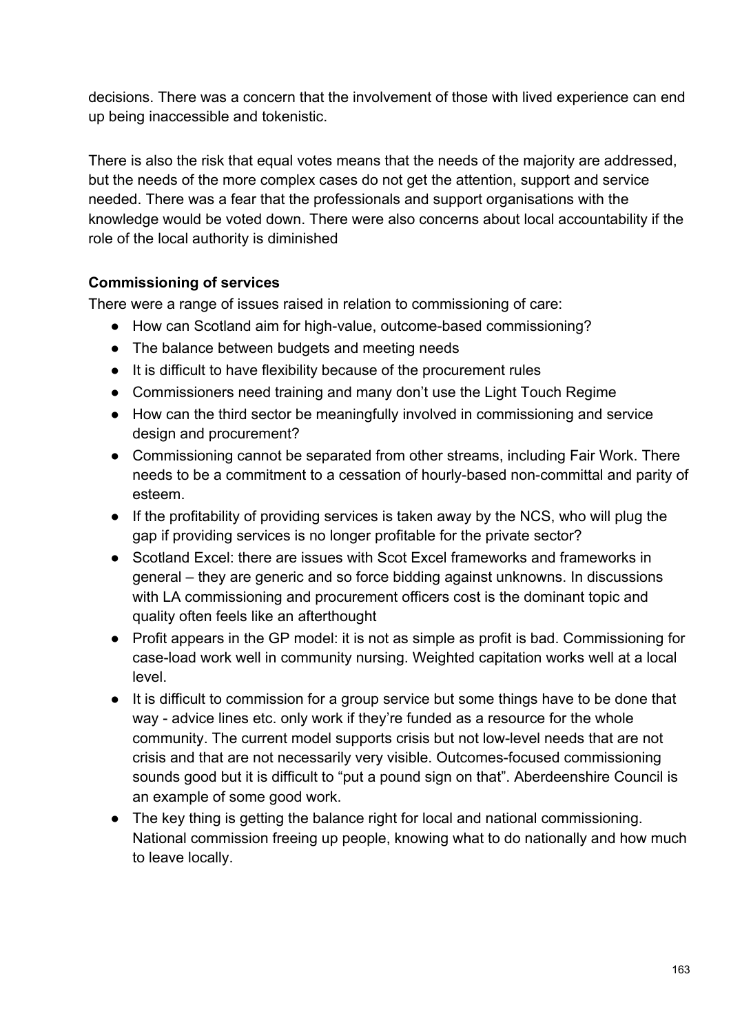decisions. There was a concern that the involvement of those with lived experience can end up being inaccessible and tokenistic.

There is also the risk that equal votes means that the needs of the majority are addressed, but the needs of the more complex cases do not get the attention, support and service needed. There was a fear that the professionals and support organisations with the knowledge would be voted down. There were also concerns about local accountability if the role of the local authority is diminished

**Commissioning of services**

There were a range of issues raised in relation to commissioning of care:

- How can Scotland aim for high-value, outcome-based commissioning?
- The balance between budgets and meeting needs
- It is difficult to have flexibility because of the procurement rules
- Commissioners need training and many don't use the Light Touch Regime
- How can the third sector be meaningfully involved in commissioning and service design and procurement?
- Commissioning cannot be separated from other streams, including Fair Work. There needs to be a commitment to a cessation of hourly-based non-committal and parity of esteem.
- If the profitability of providing services is taken away by the NCS, who will plug the gap if providing services is no longer profitable for the private sector?
- Scotland Excel: there are issues with Scot Excel frameworks and frameworks in general – they are generic and so force bidding against unknowns. In discussions with LA commissioning and procurement officers cost is the dominant topic and quality often feels like an afterthought
- Profit appears in the GP model: it is not as simple as profit is bad. Commissioning for case-load work well in community nursing. Weighted capitation works well at a local level.
- It is difficult to commission for a group service but some things have to be done that way - advice lines etc. only work if they're funded as a resource for the whole community. The current model supports crisis but not low-level needs that are not crisis and that are not necessarily very visible. Outcomes-focused commissioning sounds good but it is difficult to "put a pound sign on that". Aberdeenshire Council is an example of some good work.
- The key thing is getting the balance right for local and national commissioning. National commission freeing up people, knowing what to do nationally and how much to leave locally.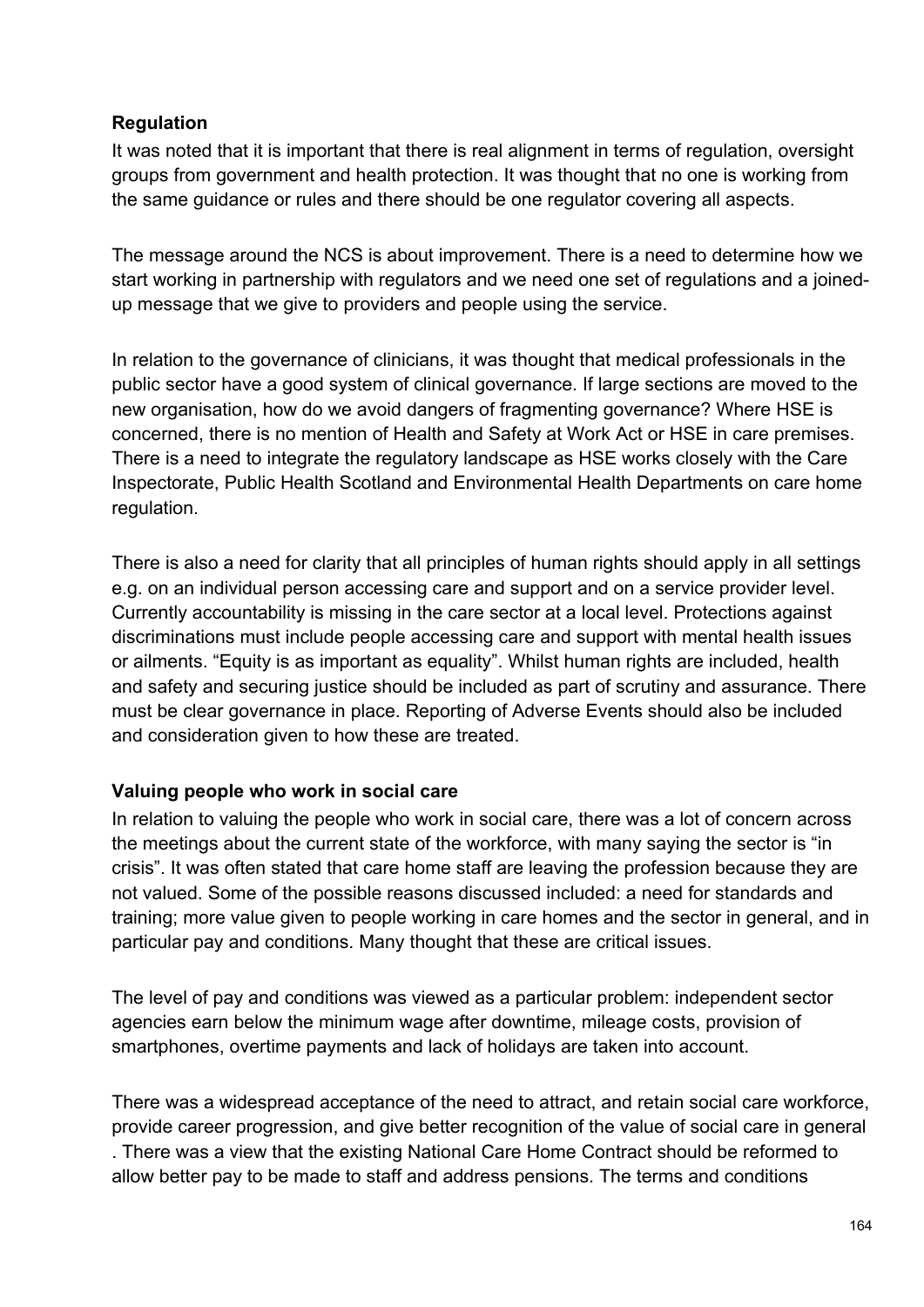**Regulation**

It was noted that it is important that there is real alignment in terms of regulation, oversight groups from government and health protection. It was thought that no one is working from the same guidance or rules and there should be one regulator covering all aspects.

The message around the NCS is about improvement. There is a need to determine how we start working in partnership with regulators and we need one set of regulations and a joined-up message that we give to providers and people using the service.

In relation to the governance of clinicians, it was thought that medical professionals in the public sector have a good system of clinical governance. If large sections are moved to the new organisation, how do we avoid dangers of fragmenting governance? Where HSE is concerned, there is no mention of Health and Safety at Work Act or HSE in care premises. There is a need to integrate the regulatory landscape as HSE works closely with the Care Inspectorate, Public Health Scotland and Environmental Health Departments on care home regulation.

There is also a need for clarity that all principles of human rights should apply in all settings e.g. on an individual person accessing care and support and on a service provider level. Currently accountability is missing in the care sector at a local level. Protections against discriminations must include people accessing care and support with mental health issues or ailments. "Equity is as important as equality". Whilst human rights are included, health and safety and securing justice should be included as part of scrutiny and assurance. There must be clear governance in place. Reporting of Adverse Events should also be included and consideration given to how these are treated.

**Valuing people who work in social care**

In relation to valuing the people who work in social care, there was a lot of concern across the meetings about the current state of the workforce, with many saying the sector is "in crisis". It was often stated that care home staff are leaving the profession because they are not valued. Some of the possible reasons discussed included: a need for standards and training; more value given to people working in care homes and the sector in general, and in particular pay and conditions. Many thought that these are critical issues.

The level of pay and conditions was viewed as a particular problem: independent sector agencies earn below the minimum wage after downtime, mileage costs, provision of smartphones, overtime payments and lack of holidays are taken into account.

There was a widespread acceptance of the need to attract, and retain social care workforce, provide career progression, and give better recognition of the value of social care in general . There was a view that the existing National Care Home Contract should be reformed to allow better pay to be made to staff and address pensions. The terms and conditions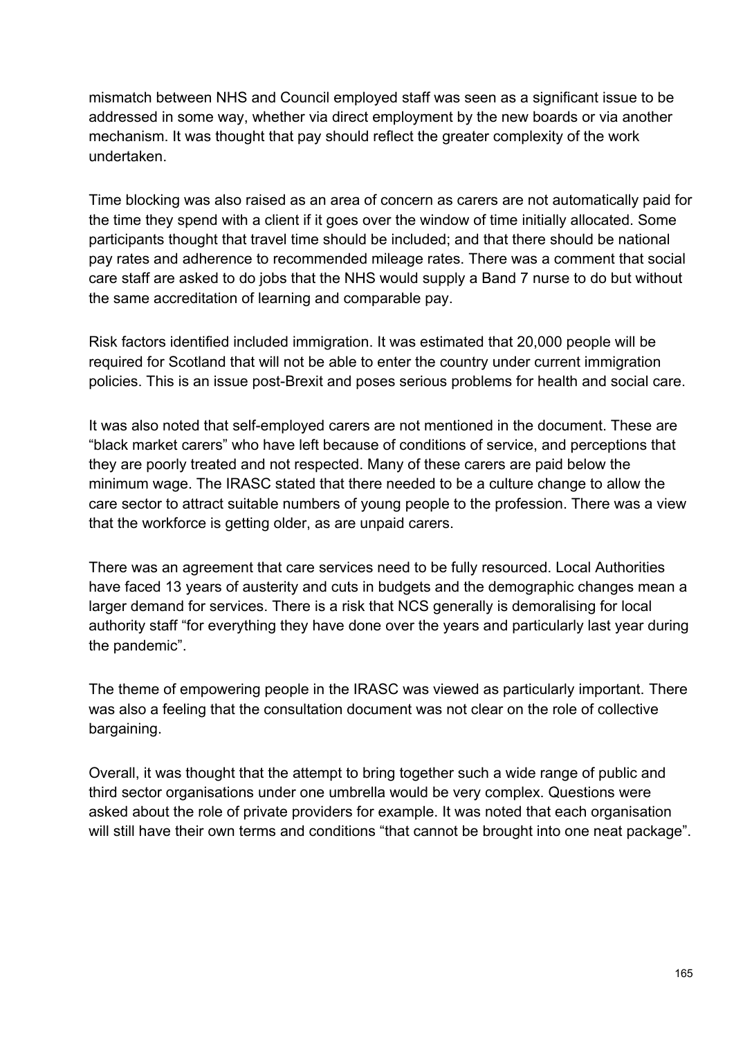mismatch between NHS and Council employed staff was seen as a significant issue to be addressed in some way, whether via direct employment by the new boards or via another mechanism. It was thought that pay should reflect the greater complexity of the work undertaken.

Time blocking was also raised as an area of concern as carers are not automatically paid for the time they spend with a client if it goes over the window of time initially allocated. Some participants thought that travel time should be included; and that there should be national pay rates and adherence to recommended mileage rates. There was a comment that social care staff are asked to do jobs that the NHS would supply a Band 7 nurse to do but without the same accreditation of learning and comparable pay.

Risk factors identified included immigration. It was estimated that 20,000 people will be required for Scotland that will not be able to enter the country under current immigration policies. This is an issue post-Brexit and poses serious problems for health and social care.

It was also noted that self-employed carers are not mentioned in the document. These are "black market carers" who have left because of conditions of service, and perceptions that they are poorly treated and not respected. Many of these carers are paid below the minimum wage. The IRASC stated that there needed to be a culture change to allow the care sector to attract suitable numbers of young people to the profession. There was a view that the workforce is getting older, as are unpaid carers.

There was an agreement that care services need to be fully resourced. Local Authorities have faced 13 years of austerity and cuts in budgets and the demographic changes mean a larger demand for services. There is a risk that NCS generally is demoralising for local authority staff "for everything they have done over the years and particularly last year during the pandemic".

The theme of empowering people in the IRASC was viewed as particularly important. There was also a feeling that the consultation document was not clear on the role of collective bargaining.

Overall, it was thought that the attempt to bring together such a wide range of public and third sector organisations under one umbrella would be very complex. Questions were asked about the role of private providers for example. It was noted that each organisation will still have their own terms and conditions "that cannot be brought into one neat package".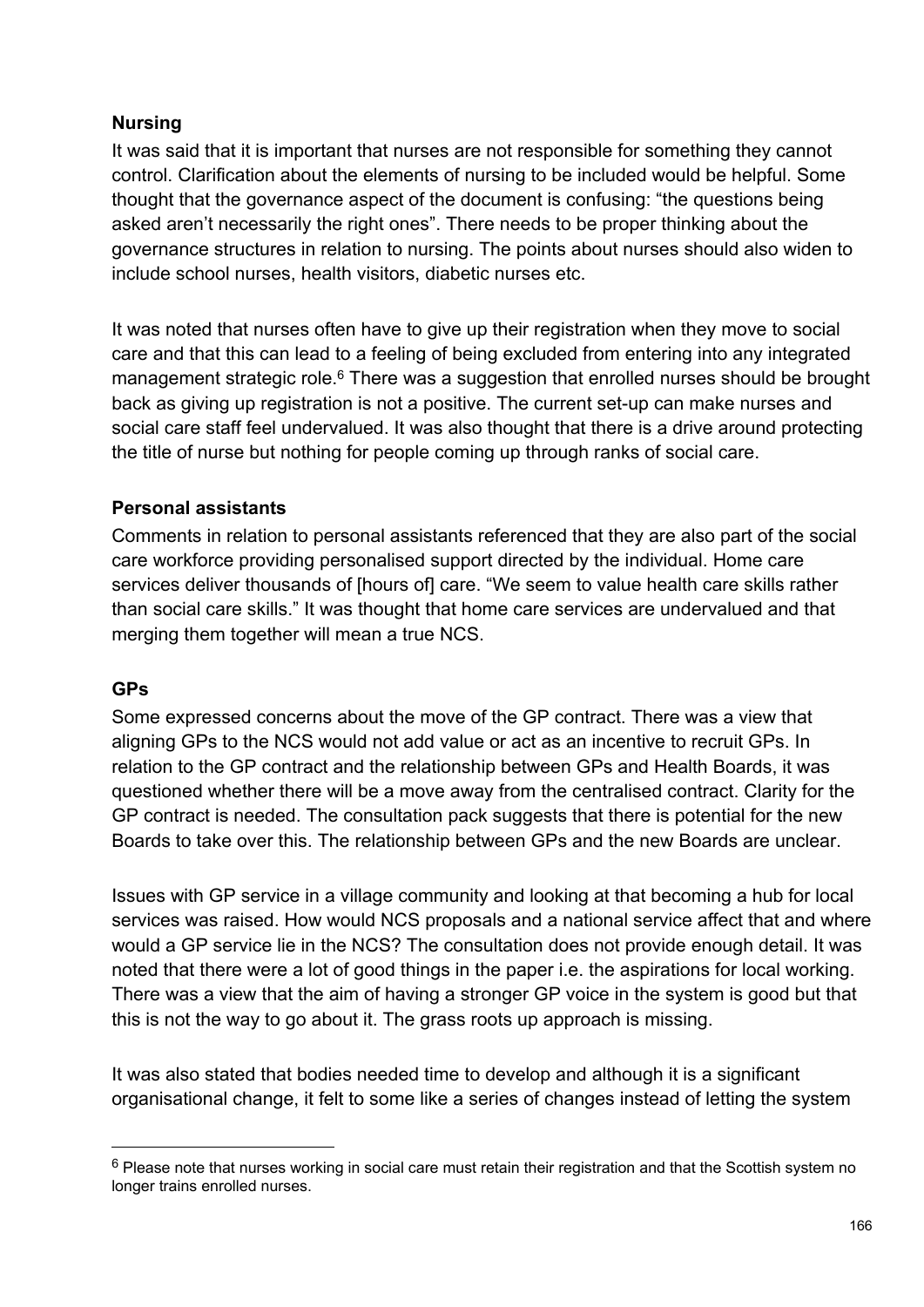**Nursing**

It was said that it is important that nurses are not responsible for something they cannot control. Clarification about the elements of nursing to be included would be helpful. Some thought that the governance aspect of the document is confusing: "the questions being asked aren't necessarily the right ones". There needs to be proper thinking about the governance structures in relation to nursing. The points about nurses should also widen to include school nurses, health visitors, diabetic nurses etc.

It was noted that nurses often have to give up their registration when they move to social care and that this can lead to a feeling of being excluded from entering into any integrated management strategic role.[6] There was a suggestion that enrolled nurses should be brought back as giving up registration is not a positive. The current set-up can make nurses and social care staff feel undervalued. It was also thought that there is a drive around protecting the title of nurse but nothing for people coming up through ranks of social care.

**Personal assistants**

Comments in relation to personal assistants referenced that they are also part of the social care workforce providing personalised support directed by the individual. Home care services deliver thousands of [hours of] care. "We seem to value health care skills rather than social care skills." It was thought that home care services are undervalued and that merging them together will mean a true NCS.

**GPs**

Some expressed concerns about the move of the GP contract. There was a view that aligning GPs to the NCS would not add value or act as an incentive to recruit GPs. In relation to the GP contract and the relationship between GPs and Health Boards, it was questioned whether there will be a move away from the centralised contract. Clarity for the GP contract is needed. The consultation pack suggests that there is potential for the new Boards to take over this. The relationship between GPs and the new Boards are unclear.

Issues with GP service in a village community and looking at that becoming a hub for local services was raised. How would NCS proposals and a national service affect that and where would a GP service lie in the NCS? The consultation does not provide enough detail. It was noted that there were a lot of good things in the paper i.e. the aspirations for local working. There was a view that the aim of having a stronger GP voice in the system is good but that this is not the way to go about it. The grass roots up approach is missing.

It was also stated that bodies needed time to develop and although it is a significant organisational change, it felt to some like a series of changes instead of letting the system

[6] Please note that nurses working in social care must retain their registration and that the Scottish system no longer trains enrolled nurses.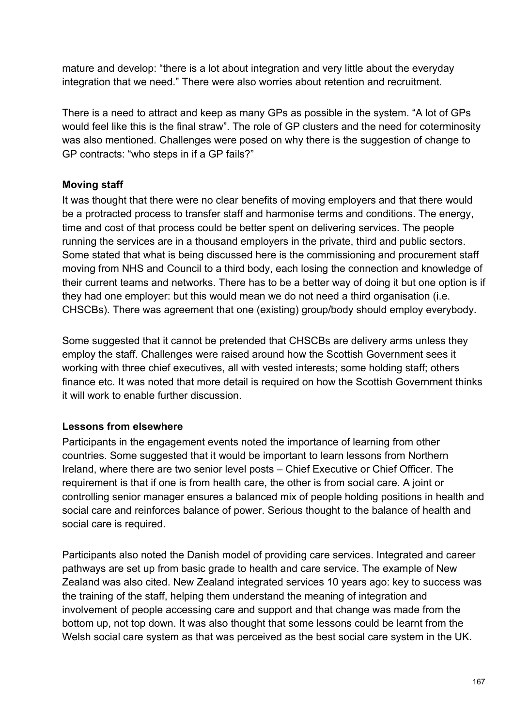mature and develop: "there is a lot about integration and very little about the everyday integration that we need." There were also worries about retention and recruitment.

There is a need to attract and keep as many GPs as possible in the system. "A lot of GPs would feel like this is the final straw". The role of GP clusters and the need for coterminosity was also mentioned. Challenges were posed on why there is the suggestion of change to GP contracts: "who steps in if a GP fails?"

**Moving staff**

It was thought that there were no clear benefits of moving employers and that there would be a protracted process to transfer staff and harmonise terms and conditions. The energy, time and cost of that process could be better spent on delivering services. The people running the services are in a thousand employers in the private, third and public sectors. Some stated that what is being discussed here is the commissioning and procurement staff moving from NHS and Council to a third body, each losing the connection and knowledge of their current teams and networks. There has to be a better way of doing it but one option is if they had one employer: but this would mean we do not need a third organisation (i.e. CHSCBs). There was agreement that one (existing) group/body should employ everybody.

Some suggested that it cannot be pretended that CHSCBs are delivery arms unless they employ the staff. Challenges were raised around how the Scottish Government sees it working with three chief executives, all with vested interests; some holding staff; others finance etc. It was noted that more detail is required on how the Scottish Government thinks it will work to enable further discussion.

**Lessons from elsewhere**

Participants in the engagement events noted the importance of learning from other countries. Some suggested that it would be important to learn lessons from Northern Ireland, where there are two senior level posts – Chief Executive or Chief Officer. The requirement is that if one is from health care, the other is from social care. A joint or controlling senior manager ensures a balanced mix of people holding positions in health and social care and reinforces balance of power. Serious thought to the balance of health and social care is required.

Participants also noted the Danish model of providing care services. Integrated and career pathways are set up from basic grade to health and care service. The example of New Zealand was also cited. New Zealand integrated services 10 years ago: key to success was the training of the staff, helping them understand the meaning of integration and involvement of people accessing care and support and that change was made from the bottom up, not top down. It was also thought that some lessons could be learnt from the Welsh social care system as that was perceived as the best social care system in the UK.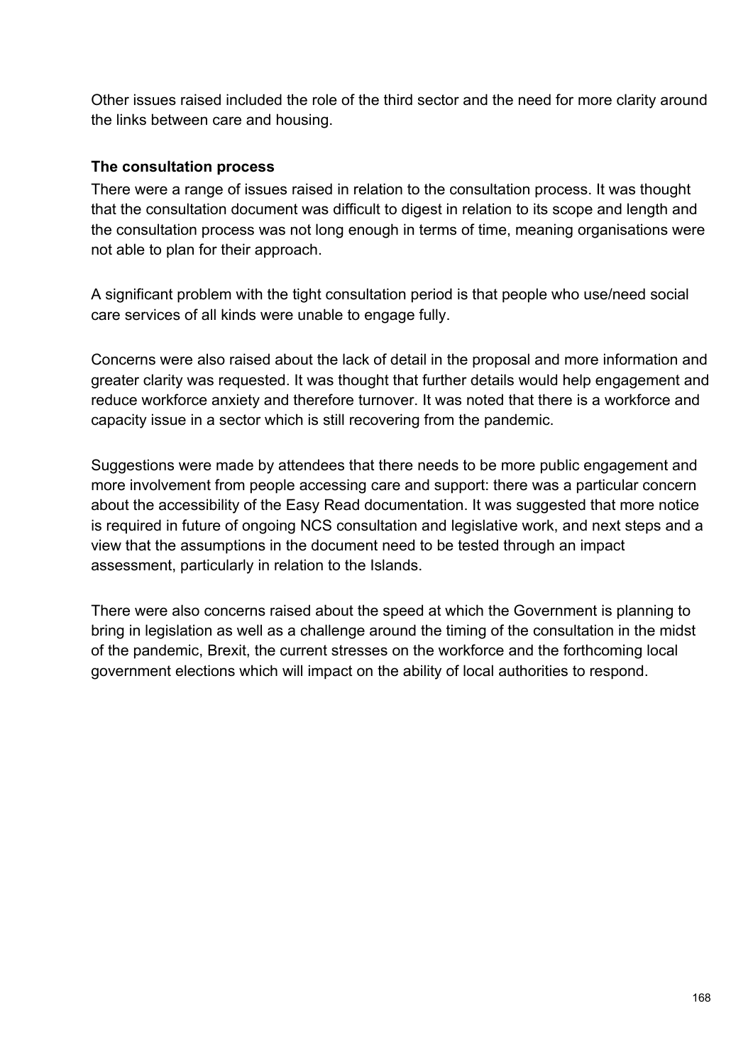Other issues raised included the role of the third sector and the need for more clarity around the links between care and housing.

**The consultation process**

There were a range of issues raised in relation to the consultation process. It was thought that the consultation document was difficult to digest in relation to its scope and length and the consultation process was not long enough in terms of time, meaning organisations were not able to plan for their approach.

A significant problem with the tight consultation period is that people who use/need social care services of all kinds were unable to engage fully.

Concerns were also raised about the lack of detail in the proposal and more information and greater clarity was requested. It was thought that further details would help engagement and reduce workforce anxiety and therefore turnover. It was noted that there is a workforce and capacity issue in a sector which is still recovering from the pandemic.

Suggestions were made by attendees that there needs to be more public engagement and more involvement from people accessing care and support: there was a particular concern about the accessibility of the Easy Read documentation. It was suggested that more notice is required in future of ongoing NCS consultation and legislative work, and next steps and a view that the assumptions in the document need to be tested through an impact assessment, particularly in relation to the Islands.

There were also concerns raised about the speed at which the Government is planning to bring in legislation as well as a challenge around the timing of the consultation in the midst of the pandemic, Brexit, the current stresses on the workforce and the forthcoming local government elections which will impact on the ability of local authorities to respond.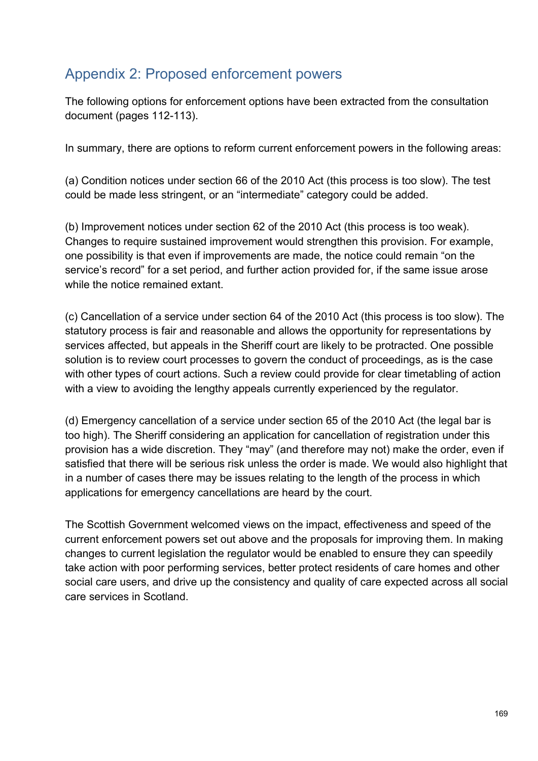## Appendix 2: Proposed enforcement powers

The following options for enforcement options have been extracted from the consultation document (pages 112-113).

In summary, there are options to reform current enforcement powers in the following areas:

(a) Condition notices under section 66 of the 2010 Act (this process is too slow). The test could be made less stringent, or an "intermediate" category could be added.

(b) Improvement notices under section 62 of the 2010 Act (this process is too weak). Changes to require sustained improvement would strengthen this provision. For example, one possibility is that even if improvements are made, the notice could remain "on the service's record" for a set period, and further action provided for, if the same issue arose while the notice remained extant.

(c) Cancellation of a service under section 64 of the 2010 Act (this process is too slow). The statutory process is fair and reasonable and allows the opportunity for representations by services affected, but appeals in the Sheriff court are likely to be protracted. One possible solution is to review court processes to govern the conduct of proceedings, as is the case with other types of court actions. Such a review could provide for clear timetabling of action with a view to avoiding the lengthy appeals currently experienced by the regulator.

(d) Emergency cancellation of a service under section 65 of the 2010 Act (the legal bar is too high). The Sheriff considering an application for cancellation of registration under this provision has a wide discretion. They "may" (and therefore may not) make the order, even if satisfied that there will be serious risk unless the order is made. We would also highlight that in a number of cases there may be issues relating to the length of the process in which applications for emergency cancellations are heard by the court.

The Scottish Government welcomed views on the impact, effectiveness and speed of the current enforcement powers set out above and the proposals for improving them. In making changes to current legislation the regulator would be enabled to ensure they can speedily take action with poor performing services, better protect residents of care homes and other social care users, and drive up the consistency and quality of care expected across all social care services in Scotland.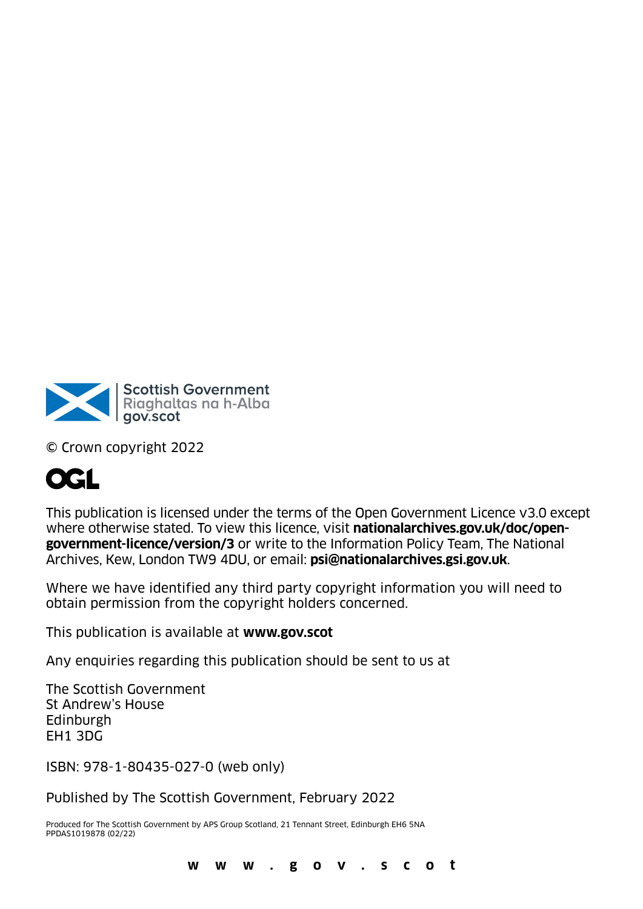Scottish Government
Riaghaltas na h-Alba
gov.scot

© Crown copyright 2022

OGL

This publication is licensed under the terms of the Open Government Licence v3.0 except where otherwise stated. To view this licence, visit **nationalarchives.gov.uk/doc/open-government-licence/version/3** or write to the Information Policy Team, The National Archives, Kew, London TW9 4DU, or email: **psi@nationalarchives.gsi.gov.uk**.

Where we have identified any third party copyright information you will need to obtain permission from the copyright holders concerned.

This publication is available at **www.gov.scot**

Any enquiries regarding this publication should be sent to us at

The Scottish Government
St Andrew's House
Edinburgh
EH1 3DG

ISBN: 978-1-80435-027-0 (web only)

Published by The Scottish Government, February 2022

Produced for The Scottish Government by APS Group Scotland, 21 Tennant Street, Edinburgh EH6 5NA
PPDAS1019878 (02/22)

**w w w . g o v . s c o t**